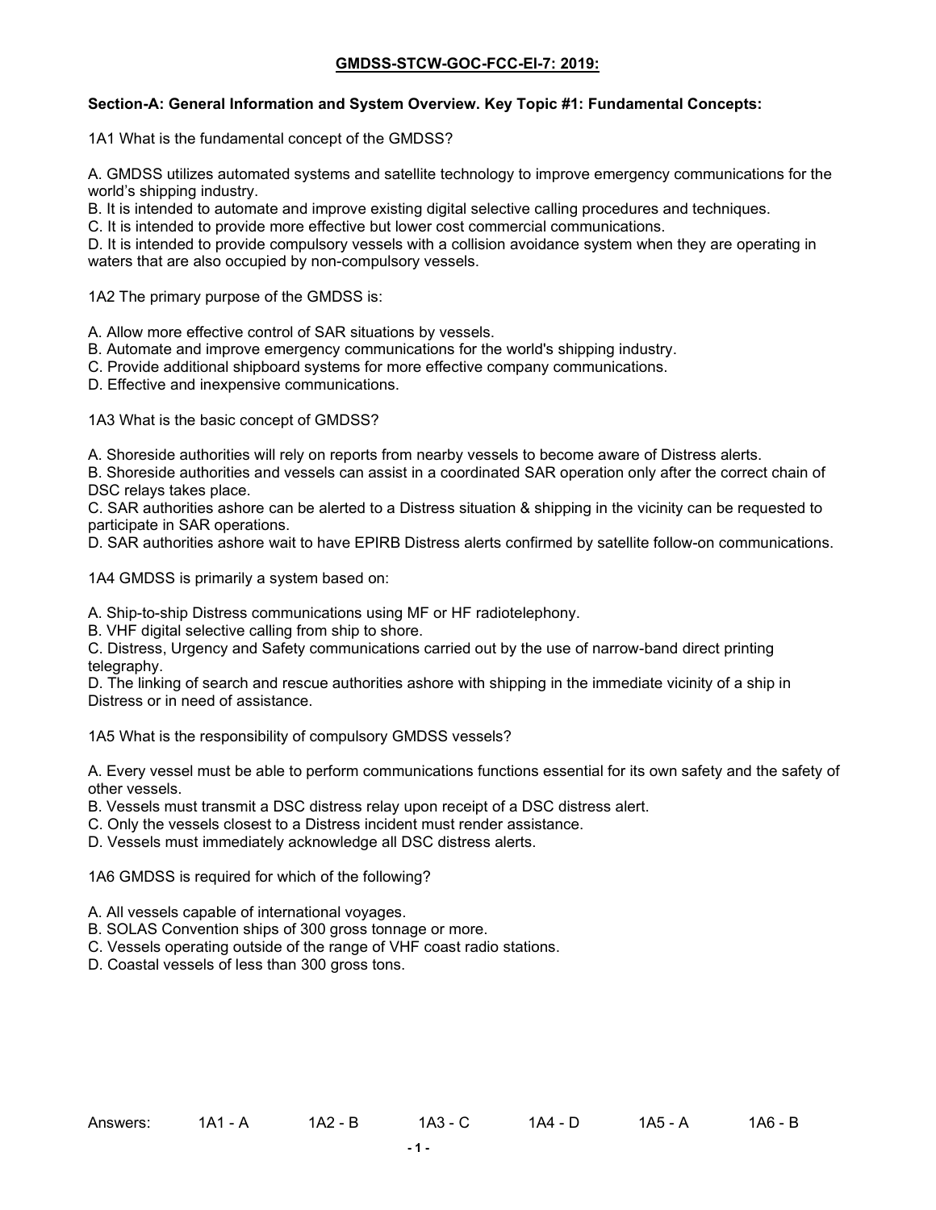## GMDSS-STCW-GOC-FCC-EI-7: 2019:

**Section-A: General Information and System Overview. Key Topic #1: Fundamental Concepts:**

1A1 What is the fundamental concept of the GMDSS?

A. GMDSS utilizes automated systems and satellite technology to improve emergency communications for the world's shipping industry.
B. It is intended to automate and improve existing digital selective calling procedures and techniques.
C. It is intended to provide more effective but lower cost commercial communications.
D. It is intended to provide compulsory vessels with a collision avoidance system when they are operating in waters that are also occupied by non-compulsory vessels.

1A2 The primary purpose of the GMDSS is:

A. Allow more effective control of SAR situations by vessels.
B. Automate and improve emergency communications for the world's shipping industry.
C. Provide additional shipboard systems for more effective company communications.
D. Effective and inexpensive communications.

1A3 What is the basic concept of GMDSS?

A. Shoreside authorities will rely on reports from nearby vessels to become aware of Distress alerts.
B. Shoreside authorities and vessels can assist in a coordinated SAR operation only after the correct chain of DSC relays takes place.
C. SAR authorities ashore can be alerted to a Distress situation & shipping in the vicinity can be requested to participate in SAR operations.
D. SAR authorities ashore wait to have EPIRB Distress alerts confirmed by satellite follow-on communications.

1A4 GMDSS is primarily a system based on:

A. Ship-to-ship Distress communications using MF or HF radiotelephony.
B. VHF digital selective calling from ship to shore.
C. Distress, Urgency and Safety communications carried out by the use of narrow-band direct printing telegraphy.
D. The linking of search and rescue authorities ashore with shipping in the immediate vicinity of a ship in Distress or in need of assistance.

1A5 What is the responsibility of compulsory GMDSS vessels?

A. Every vessel must be able to perform communications functions essential for its own safety and the safety of other vessels.
B. Vessels must transmit a DSC distress relay upon receipt of a DSC distress alert.
C. Only the vessels closest to a Distress incident must render assistance.
D. Vessels must immediately acknowledge all DSC distress alerts.

1A6 GMDSS is required for which of the following?

A. All vessels capable of international voyages.
B. SOLAS Convention ships of 300 gross tonnage or more.
C. Vessels operating outside of the range of VHF coast radio stations.
D. Coastal vessels of less than 300 gross tons.

Answers: 1A1 - A 1A2 - B 1A3 - C 1A4 - D 1A5 - A 1A6 - B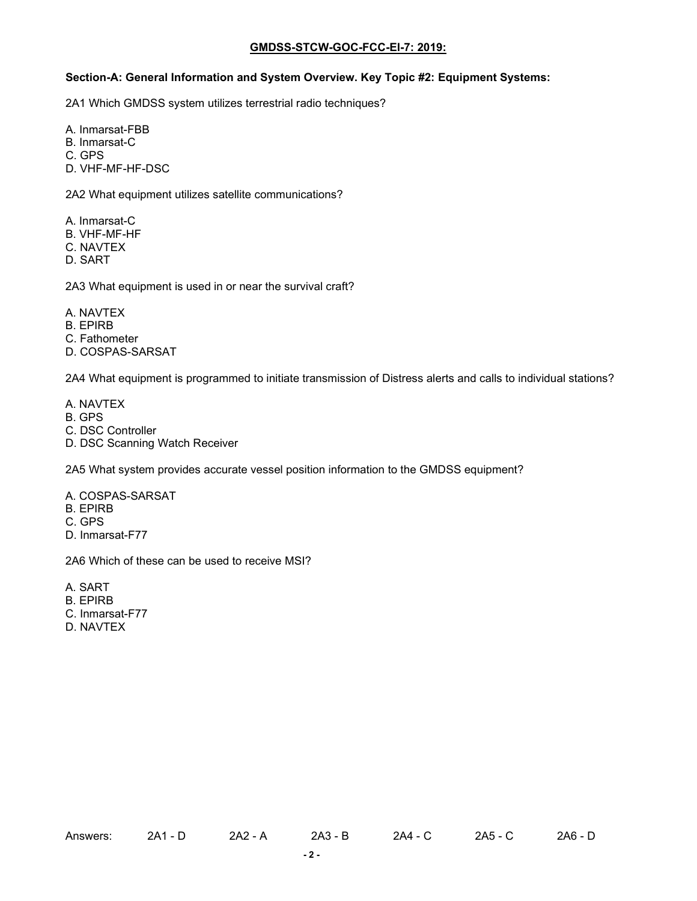# GMDSS-STCW-GOC-FCC-EI-7: 2019:

**Section-A: General Information and System Overview. Key Topic #2: Equipment Systems:**

2A1 Which GMDSS system utilizes terrestrial radio techniques?

A. Inmarsat-FBB
B. Inmarsat-C
C. GPS
D. VHF-MF-HF-DSC

2A2 What equipment utilizes satellite communications?

A. Inmarsat-C
B. VHF-MF-HF
C. NAVTEX
D. SART

2A3 What equipment is used in or near the survival craft?

A. NAVTEX
B. EPIRB
C. Fathometer
D. COSPAS-SARSAT

2A4 What equipment is programmed to initiate transmission of Distress alerts and calls to individual stations?

A. NAVTEX
B. GPS
C. DSC Controller
D. DSC Scanning Watch Receiver

2A5 What system provides accurate vessel position information to the GMDSS equipment?

A. COSPAS-SARSAT
B. EPIRB
C. GPS
D. Inmarsat-F77

2A6 Which of these can be used to receive MSI?

A. SART
B. EPIRB
C. Inmarsat-F77
D. NAVTEX

Answers: 2A1 - D 2A2 - A 2A3 - B 2A4 - C 2A5 - C 2A6 - D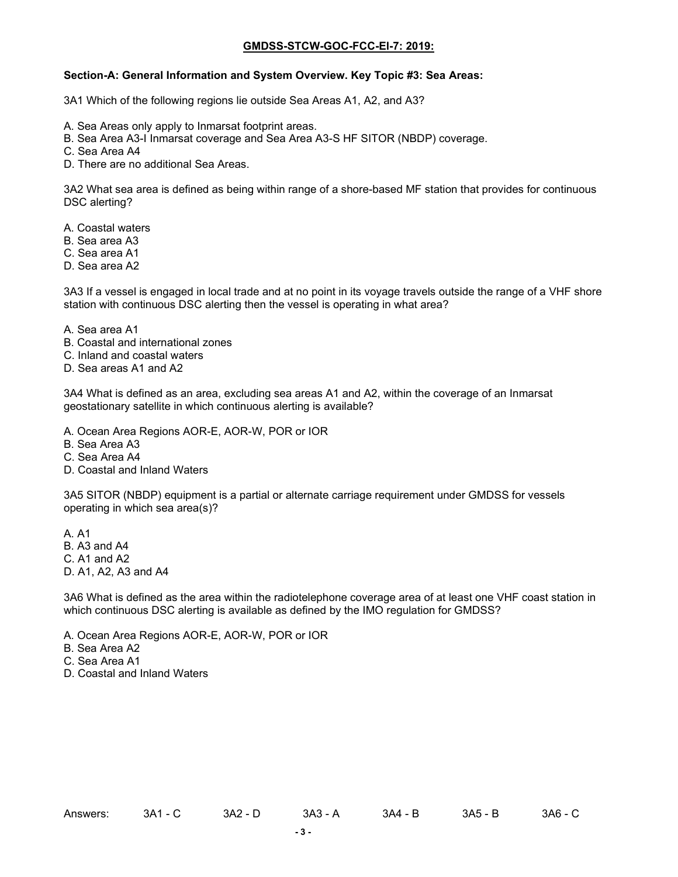**GMDSS-STCW-GOC-FCC-El-7: 2019:**

**Section-A: General Information and System Overview. Key Topic #3: Sea Areas:**

3A1 Which of the following regions lie outside Sea Areas A1, A2, and A3?

A. Sea Areas only apply to Inmarsat footprint areas.
B. Sea Area A3-I Inmarsat coverage and Sea Area A3-S HF SITOR (NBDP) coverage.
C. Sea Area A4
D. There are no additional Sea Areas.

3A2 What sea area is defined as being within range of a shore-based MF station that provides for continuous DSC alerting?

A. Coastal waters
B. Sea area A3
C. Sea area A1
D. Sea area A2

3A3 If a vessel is engaged in local trade and at no point in its voyage travels outside the range of a VHF shore station with continuous DSC alerting then the vessel is operating in what area?

A. Sea area A1
B. Coastal and international zones
C. Inland and coastal waters
D. Sea areas A1 and A2

3A4 What is defined as an area, excluding sea areas A1 and A2, within the coverage of an Inmarsat geostationary satellite in which continuous alerting is available?

A. Ocean Area Regions AOR-E, AOR-W, POR or IOR
B. Sea Area A3
C. Sea Area A4
D. Coastal and Inland Waters

3A5 SITOR (NBDP) equipment is a partial or alternate carriage requirement under GMDSS for vessels operating in which sea area(s)?

A. A1
B. A3 and A4
C. A1 and A2
D. A1, A2, A3 and A4

3A6 What is defined as the area within the radiotelephone coverage area of at least one VHF coast station in which continuous DSC alerting is available as defined by the IMO regulation for GMDSS?

A. Ocean Area Regions AOR-E, AOR-W, POR or IOR
B. Sea Area A2
C. Sea Area A1
D. Coastal and Inland Waters

Answers: 3A1 - C 3A2 - D 3A3 - A 3A4 - B 3A5 - B 3A6 - C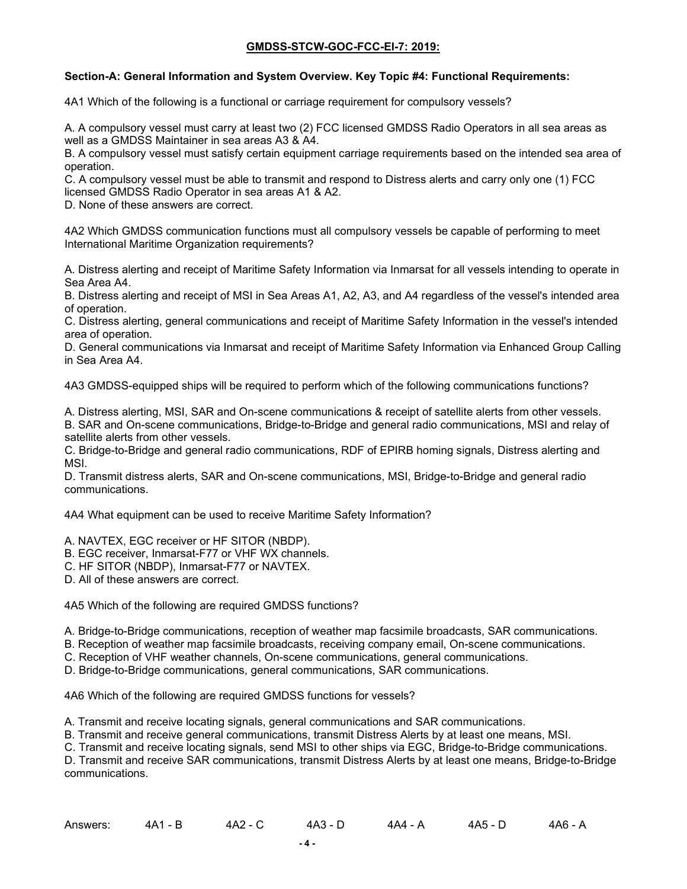**GMDSS-STCW-GOC-FCC-EI-7: 2019:**

**Section-A: General Information and System Overview. Key Topic #4: Functional Requirements:**

4A1 Which of the following is a functional or carriage requirement for compulsory vessels?

A. A compulsory vessel must carry at least two (2) FCC licensed GMDSS Radio Operators in all sea areas as well as a GMDSS Maintainer in sea areas A3 & A4.
B. A compulsory vessel must satisfy certain equipment carriage requirements based on the intended sea area of operation.
C. A compulsory vessel must be able to transmit and respond to Distress alerts and carry only one (1) FCC licensed GMDSS Radio Operator in sea areas A1 & A2.
D. None of these answers are correct.

4A2 Which GMDSS communication functions must all compulsory vessels be capable of performing to meet International Maritime Organization requirements?

A. Distress alerting and receipt of Maritime Safety Information via Inmarsat for all vessels intending to operate in Sea Area A4.
B. Distress alerting and receipt of MSI in Sea Areas A1, A2, A3, and A4 regardless of the vessel's intended area of operation.
C. Distress alerting, general communications and receipt of Maritime Safety Information in the vessel's intended area of operation.
D. General communications via Inmarsat and receipt of Maritime Safety Information via Enhanced Group Calling in Sea Area A4.

4A3 GMDSS-equipped ships will be required to perform which of the following communications functions?

A. Distress alerting, MSI, SAR and On-scene communications & receipt of satellite alerts from other vessels.
B. SAR and On-scene communications, Bridge-to-Bridge and general radio communications, MSI and relay of satellite alerts from other vessels.
C. Bridge-to-Bridge and general radio communications, RDF of EPIRB homing signals, Distress alerting and MSI.
D. Transmit distress alerts, SAR and On-scene communications, MSI, Bridge-to-Bridge and general radio communications.

4A4 What equipment can be used to receive Maritime Safety Information?

A. NAVTEX, EGC receiver or HF SITOR (NBDP).
B. EGC receiver, Inmarsat-F77 or VHF WX channels.
C. HF SITOR (NBDP), Inmarsat-F77 or NAVTEX.
D. All of these answers are correct.

4A5 Which of the following are required GMDSS functions?

A. Bridge-to-Bridge communications, reception of weather map facsimile broadcasts, SAR communications.
B. Reception of weather map facsimile broadcasts, receiving company email, On-scene communications.
C. Reception of VHF weather channels, On-scene communications, general communications.
D. Bridge-to-Bridge communications, general communications, SAR communications.

4A6 Which of the following are required GMDSS functions for vessels?

A. Transmit and receive locating signals, general communications and SAR communications.
B. Transmit and receive general communications, transmit Distress Alerts by at least one means, MSI.
C. Transmit and receive locating signals, send MSI to other ships via EGC, Bridge-to-Bridge communications.
D. Transmit and receive SAR communications, transmit Distress Alerts by at least one means, Bridge-to-Bridge communications.

Answers: 4A1 - B 4A2 - C 4A3 - D 4A4 - A 4A5 - D 4A6 - A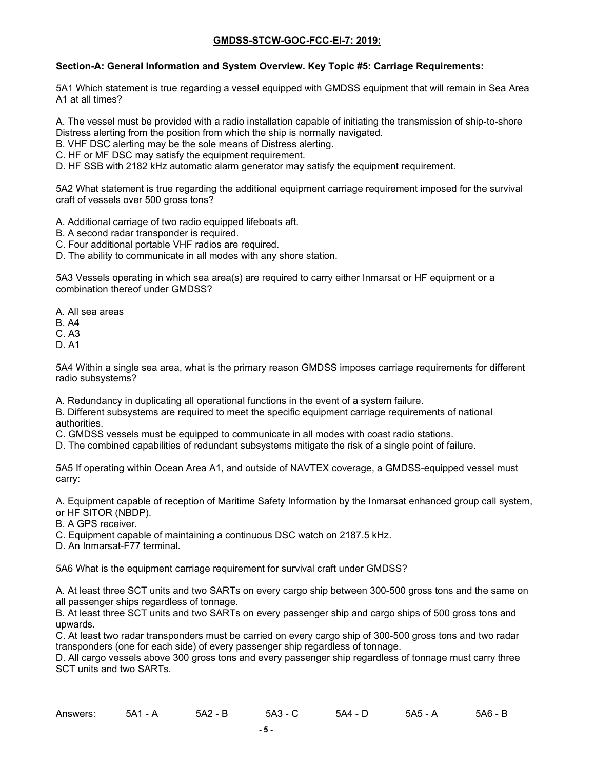**GMDSS-STCW-GOC-FCC-EI-7: 2019:**

**Section-A: General Information and System Overview. Key Topic #5: Carriage Requirements:**

5A1 Which statement is true regarding a vessel equipped with GMDSS equipment that will remain in Sea Area A1 at all times?

A. The vessel must be provided with a radio installation capable of initiating the transmission of ship-to-shore Distress alerting from the position from which the ship is normally navigated.
B. VHF DSC alerting may be the sole means of Distress alerting.
C. HF or MF DSC may satisfy the equipment requirement.
D. HF SSB with 2182 kHz automatic alarm generator may satisfy the equipment requirement.

5A2 What statement is true regarding the additional equipment carriage requirement imposed for the survival craft of vessels over 500 gross tons?

A. Additional carriage of two radio equipped lifeboats aft.
B. A second radar transponder is required.
C. Four additional portable VHF radios are required.
D. The ability to communicate in all modes with any shore station.

5A3 Vessels operating in which sea area(s) are required to carry either Inmarsat or HF equipment or a combination thereof under GMDSS?

A. All sea areas
B. A4
C. A3
D. A1

5A4 Within a single sea area, what is the primary reason GMDSS imposes carriage requirements for different radio subsystems?

A. Redundancy in duplicating all operational functions in the event of a system failure.
B. Different subsystems are required to meet the specific equipment carriage requirements of national authorities.
C. GMDSS vessels must be equipped to communicate in all modes with coast radio stations.
D. The combined capabilities of redundant subsystems mitigate the risk of a single point of failure.

5A5 If operating within Ocean Area A1, and outside of NAVTEX coverage, a GMDSS-equipped vessel must carry:

A. Equipment capable of reception of Maritime Safety Information by the Inmarsat enhanced group call system, or HF SITOR (NBDP).
B. A GPS receiver.
C. Equipment capable of maintaining a continuous DSC watch on 2187.5 kHz.
D. An Inmarsat-F77 terminal.

5A6 What is the equipment carriage requirement for survival craft under GMDSS?

A. At least three SCT units and two SARTs on every cargo ship between 300-500 gross tons and the same on all passenger ships regardless of tonnage.
B. At least three SCT units and two SARTs on every passenger ship and cargo ships of 500 gross tons and upwards.
C. At least two radar transponders must be carried on every cargo ship of 300-500 gross tons and two radar transponders (one for each side) of every passenger ship regardless of tonnage.
D. All cargo vessels above 300 gross tons and every passenger ship regardless of tonnage must carry three SCT units and two SARTs.

Answers: 5A1 - A 5A2 - B 5A3 - C 5A4 - D 5A5 - A 5A6 - B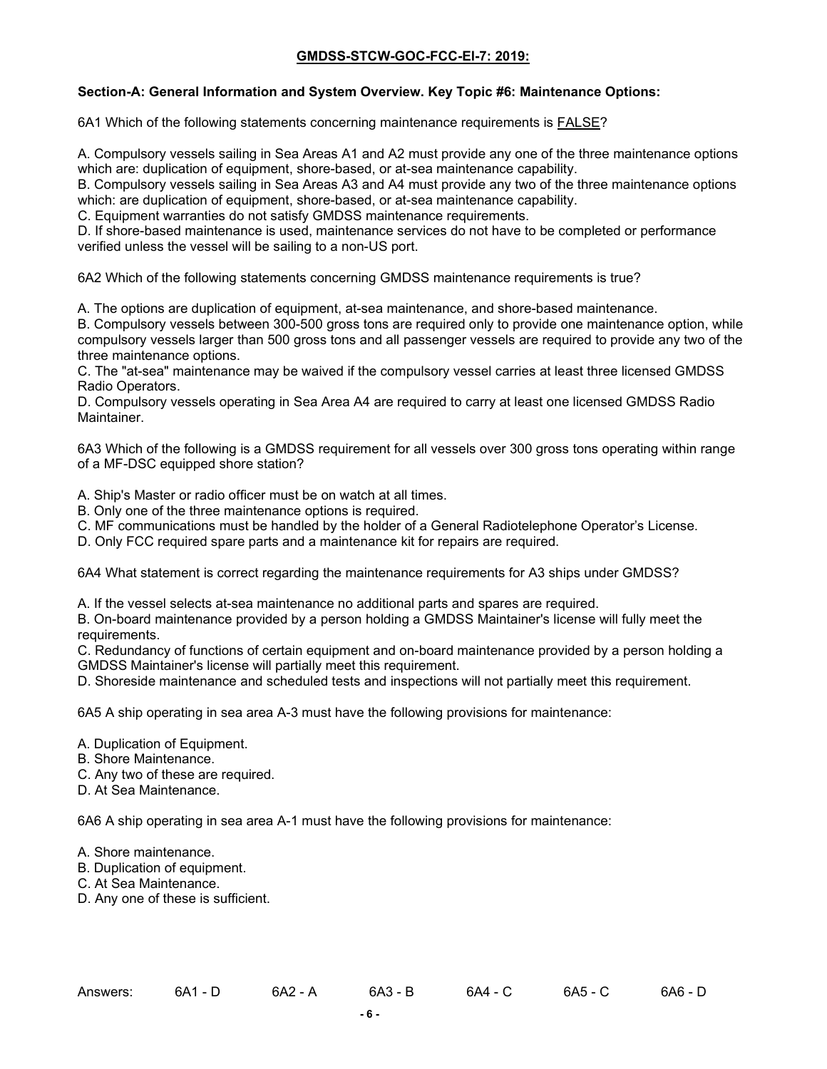**GMDSS-STCW-GOC-FCC-EI-7: 2019:**

**Section-A: General Information and System Overview. Key Topic #6: Maintenance Options:**

6A1 Which of the following statements concerning maintenance requirements is FALSE?

A. Compulsory vessels sailing in Sea Areas A1 and A2 must provide any one of the three maintenance options which are: duplication of equipment, shore-based, or at-sea maintenance capability.
B. Compulsory vessels sailing in Sea Areas A3 and A4 must provide any two of the three maintenance options which: are duplication of equipment, shore-based, or at-sea maintenance capability.
C. Equipment warranties do not satisfy GMDSS maintenance requirements.
D. If shore-based maintenance is used, maintenance services do not have to be completed or performance verified unless the vessel will be sailing to a non-US port.

6A2 Which of the following statements concerning GMDSS maintenance requirements is true?

A. The options are duplication of equipment, at-sea maintenance, and shore-based maintenance.
B. Compulsory vessels between 300-500 gross tons are required only to provide one maintenance option, while compulsory vessels larger than 500 gross tons and all passenger vessels are required to provide any two of the three maintenance options.
C. The "at-sea" maintenance may be waived if the compulsory vessel carries at least three licensed GMDSS Radio Operators.
D. Compulsory vessels operating in Sea Area A4 are required to carry at least one licensed GMDSS Radio Maintainer.

6A3 Which of the following is a GMDSS requirement for all vessels over 300 gross tons operating within range of a MF-DSC equipped shore station?

A. Ship's Master or radio officer must be on watch at all times.
B. Only one of the three maintenance options is required.
C. MF communications must be handled by the holder of a General Radiotelephone Operator's License.
D. Only FCC required spare parts and a maintenance kit for repairs are required.

6A4 What statement is correct regarding the maintenance requirements for A3 ships under GMDSS?

A. If the vessel selects at-sea maintenance no additional parts and spares are required.
B. On-board maintenance provided by a person holding a GMDSS Maintainer's license will fully meet the requirements.
C. Redundancy of functions of certain equipment and on-board maintenance provided by a person holding a GMDSS Maintainer's license will partially meet this requirement.
D. Shoreside maintenance and scheduled tests and inspections will not partially meet this requirement.

6A5 A ship operating in sea area A-3 must have the following provisions for maintenance:

A. Duplication of Equipment.
B. Shore Maintenance.
C. Any two of these are required.
D. At Sea Maintenance.

6A6 A ship operating in sea area A-1 must have the following provisions for maintenance:

A. Shore maintenance.
B. Duplication of equipment.
C. At Sea Maintenance.
D. Any one of these is sufficient.

Answers: 6A1 - D 6A2 - A 6A3 - B 6A4 - C 6A5 - C 6A6 - D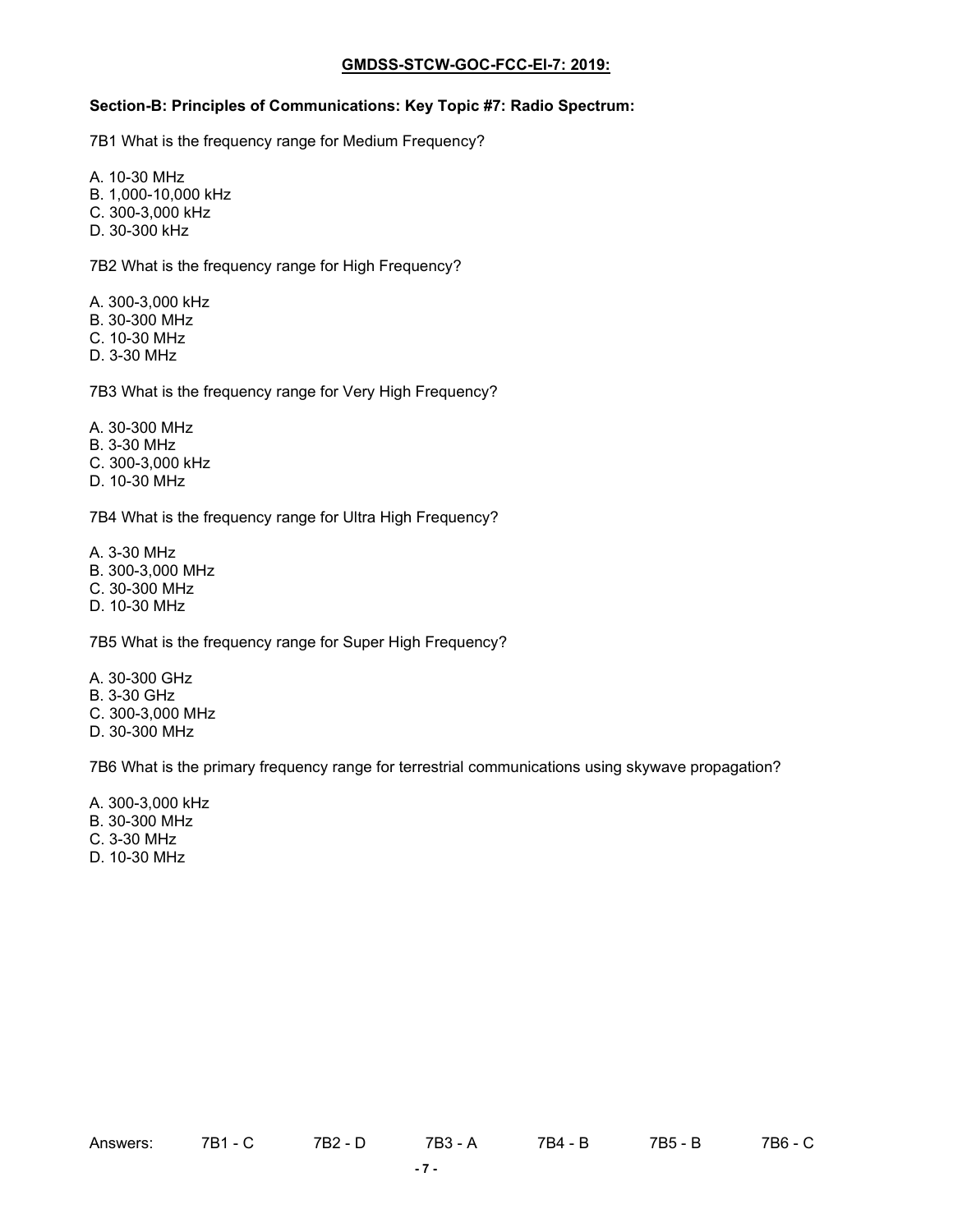**GMDSS-STCW-GOC-FCC-EI-7: 2019:**

**Section-B: Principles of Communications: Key Topic #7: Radio Spectrum:**

7B1 What is the frequency range for Medium Frequency?

A. 10-30 MHz
B. 1,000-10,000 kHz
C. 300-3,000 kHz
D. 30-300 kHz

7B2 What is the frequency range for High Frequency?

A. 300-3,000 kHz
B. 30-300 MHz
C. 10-30 MHz
D. 3-30 MHz

7B3 What is the frequency range for Very High Frequency?

A. 30-300 MHz
B. 3-30 MHz
C. 300-3,000 kHz
D. 10-30 MHz

7B4 What is the frequency range for Ultra High Frequency?

A. 3-30 MHz
B. 300-3,000 MHz
C. 30-300 MHz
D. 10-30 MHz

7B5 What is the frequency range for Super High Frequency?

A. 30-300 GHz
B. 3-30 GHz
C. 300-3,000 MHz
D. 30-300 MHz

7B6 What is the primary frequency range for terrestrial communications using skywave propagation?

A. 300-3,000 kHz
B. 30-300 MHz
C. 3-30 MHz
D. 10-30 MHz

Answers: 7B1 - C 7B2 - D 7B3 - A 7B4 - B 7B5 - B 7B6 - C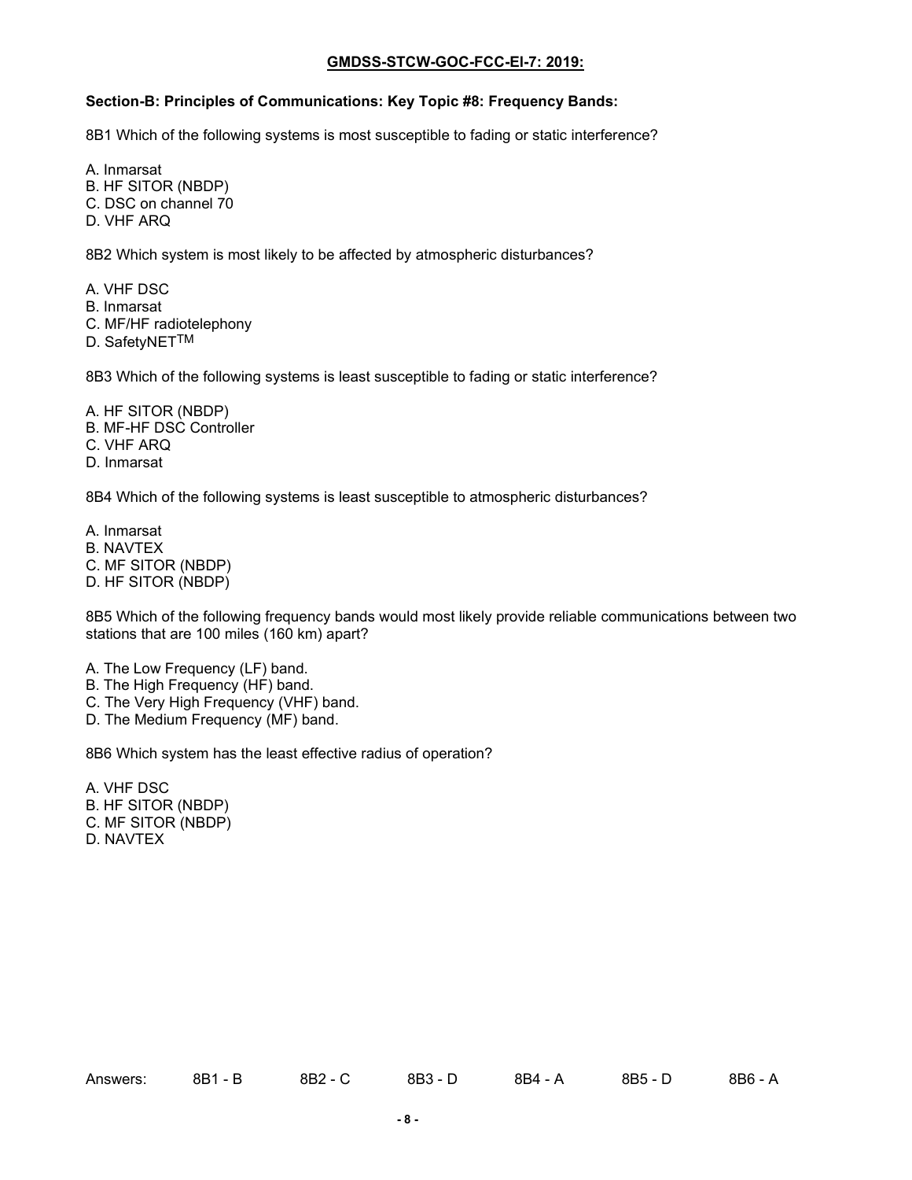**GMDSS-STCW-GOC-FCC-EI-7: 2019:**

**Section-B: Principles of Communications: Key Topic #8: Frequency Bands:**

8B1 Which of the following systems is most susceptible to fading or static interference?

A. Inmarsat
B. HF SITOR (NBDP)
C. DSC on channel 70
D. VHF ARQ

8B2 Which system is most likely to be affected by atmospheric disturbances?

A. VHF DSC
B. Inmarsat
C. MF/HF radiotelephony
D. SafetyNET[TM]

8B3 Which of the following systems is least susceptible to fading or static interference?

A. HF SITOR (NBDP)
B. MF-HF DSC Controller
C. VHF ARQ
D. Inmarsat

8B4 Which of the following systems is least susceptible to atmospheric disturbances?

A. Inmarsat
B. NAVTEX
C. MF SITOR (NBDP)
D. HF SITOR (NBDP)

8B5 Which of the following frequency bands would most likely provide reliable communications between two stations that are 100 miles (160 km) apart?

A. The Low Frequency (LF) band.
B. The High Frequency (HF) band.
C. The Very High Frequency (VHF) band.
D. The Medium Frequency (MF) band.

8B6 Which system has the least effective radius of operation?

A. VHF DSC
B. HF SITOR (NBDP)
C. MF SITOR (NBDP)
D. NAVTEX

Answers: 8B1 - B 8B2 - C 8B3 - D 8B4 - A 8B5 - D 8B6 - A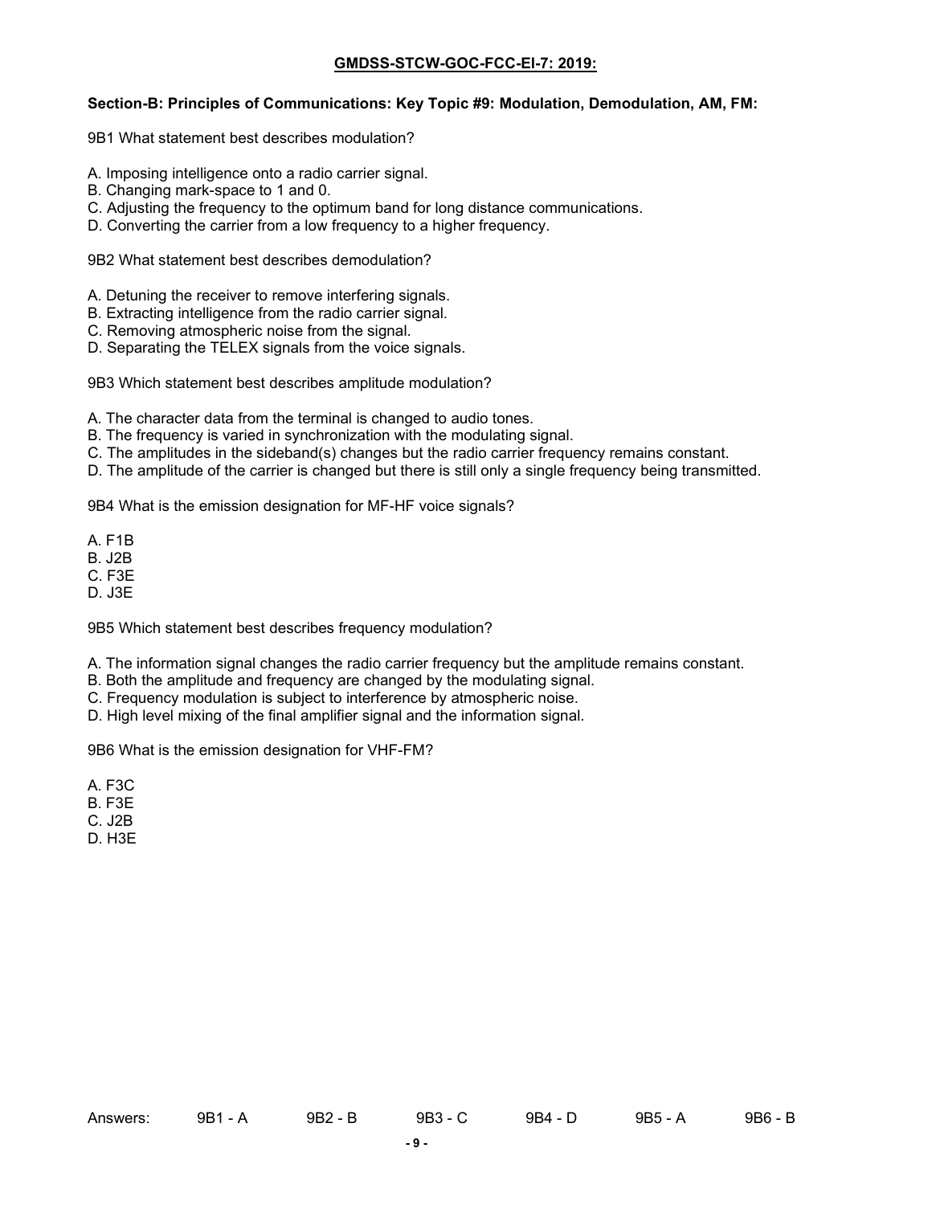**GMDSS-STCW-GOC-FCC-EI-7: 2019:**

**Section-B: Principles of Communications: Key Topic #9: Modulation, Demodulation, AM, FM:**

9B1 What statement best describes modulation?

A. Imposing intelligence onto a radio carrier signal.
B. Changing mark-space to 1 and 0.
C. Adjusting the frequency to the optimum band for long distance communications.
D. Converting the carrier from a low frequency to a higher frequency.

9B2 What statement best describes demodulation?

A. Detuning the receiver to remove interfering signals.
B. Extracting intelligence from the radio carrier signal.
C. Removing atmospheric noise from the signal.
D. Separating the TELEX signals from the voice signals.

9B3 Which statement best describes amplitude modulation?

A. The character data from the terminal is changed to audio tones.
B. The frequency is varied in synchronization with the modulating signal.
C. The amplitudes in the sideband(s) changes but the radio carrier frequency remains constant.
D. The amplitude of the carrier is changed but there is still only a single frequency being transmitted.

9B4 What is the emission designation for MF-HF voice signals?

A. F1B
B. J2B
C. F3E
D. J3E

9B5 Which statement best describes frequency modulation?

A. The information signal changes the radio carrier frequency but the amplitude remains constant.
B. Both the amplitude and frequency are changed by the modulating signal.
C. Frequency modulation is subject to interference by atmospheric noise.
D. High level mixing of the final amplifier signal and the information signal.

9B6 What is the emission designation for VHF-FM?

A. F3C
B. F3E
C. J2B
D. H3E

Answers: 9B1 - A 9B2 - B 9B3 - C 9B4 - D 9B5 - A 9B6 - B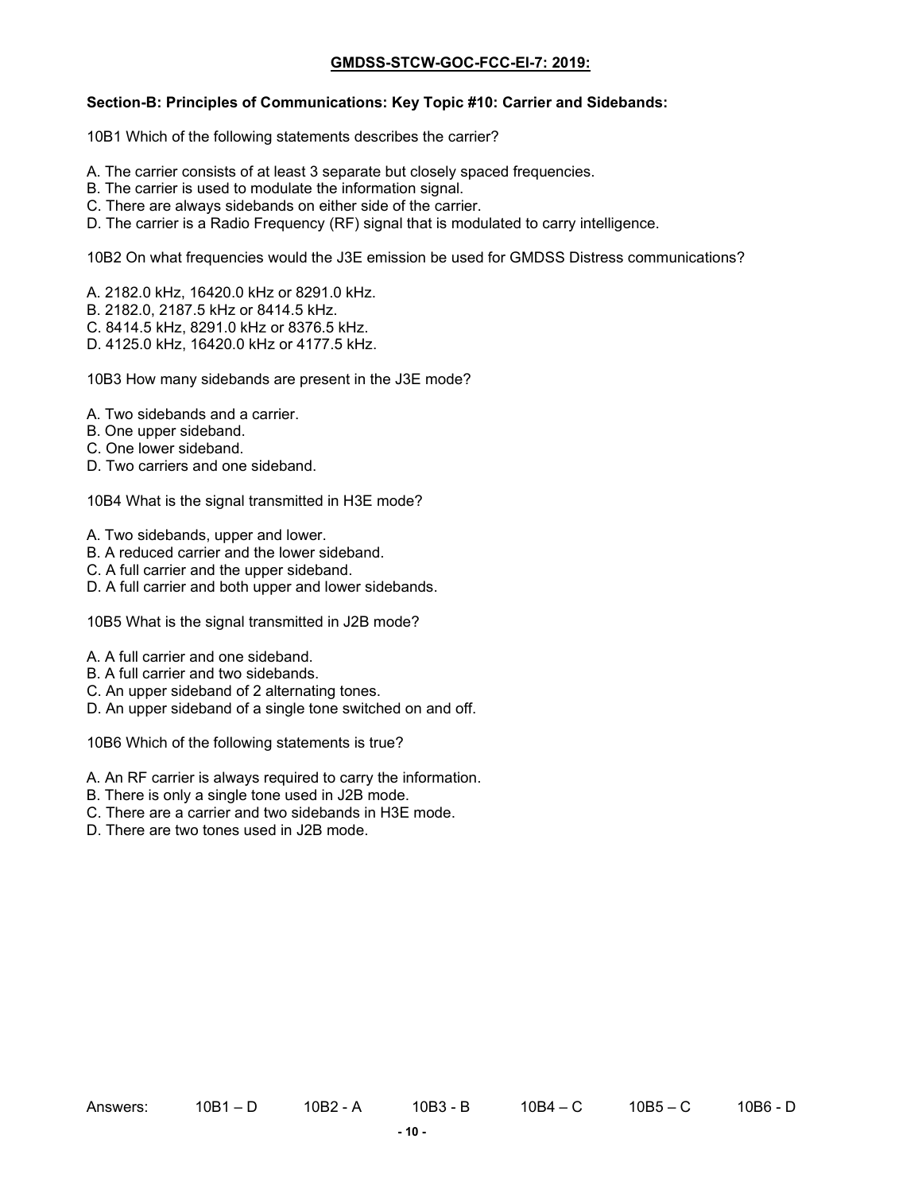**GMDSS-STCW-GOC-FCC-EI-7: 2019:**

**Section-B: Principles of Communications: Key Topic #10: Carrier and Sidebands:**

10B1 Which of the following statements describes the carrier?

A. The carrier consists of at least 3 separate but closely spaced frequencies.
B. The carrier is used to modulate the information signal.
C. There are always sidebands on either side of the carrier.
D. The carrier is a Radio Frequency (RF) signal that is modulated to carry intelligence.

10B2 On what frequencies would the J3E emission be used for GMDSS Distress communications?

A. 2182.0 kHz, 16420.0 kHz or 8291.0 kHz.
B. 2182.0, 2187.5 kHz or 8414.5 kHz.
C. 8414.5 kHz, 8291.0 kHz or 8376.5 kHz.
D. 4125.0 kHz, 16420.0 kHz or 4177.5 kHz.

10B3 How many sidebands are present in the J3E mode?

A. Two sidebands and a carrier.
B. One upper sideband.
C. One lower sideband.
D. Two carriers and one sideband.

10B4 What is the signal transmitted in H3E mode?

A. Two sidebands, upper and lower.
B. A reduced carrier and the lower sideband.
C. A full carrier and the upper sideband.
D. A full carrier and both upper and lower sidebands.

10B5 What is the signal transmitted in J2B mode?

A. A full carrier and one sideband.
B. A full carrier and two sidebands.
C. An upper sideband of 2 alternating tones.
D. An upper sideband of a single tone switched on and off.

10B6 Which of the following statements is true?

A. An RF carrier is always required to carry the information.
B. There is only a single tone used in J2B mode.
C. There are a carrier and two sidebands in H3E mode.
D. There are two tones used in J2B mode.

Answers: 10B1 – D 10B2 - A 10B3 - B 10B4 – C 10B5 – C 10B6 - D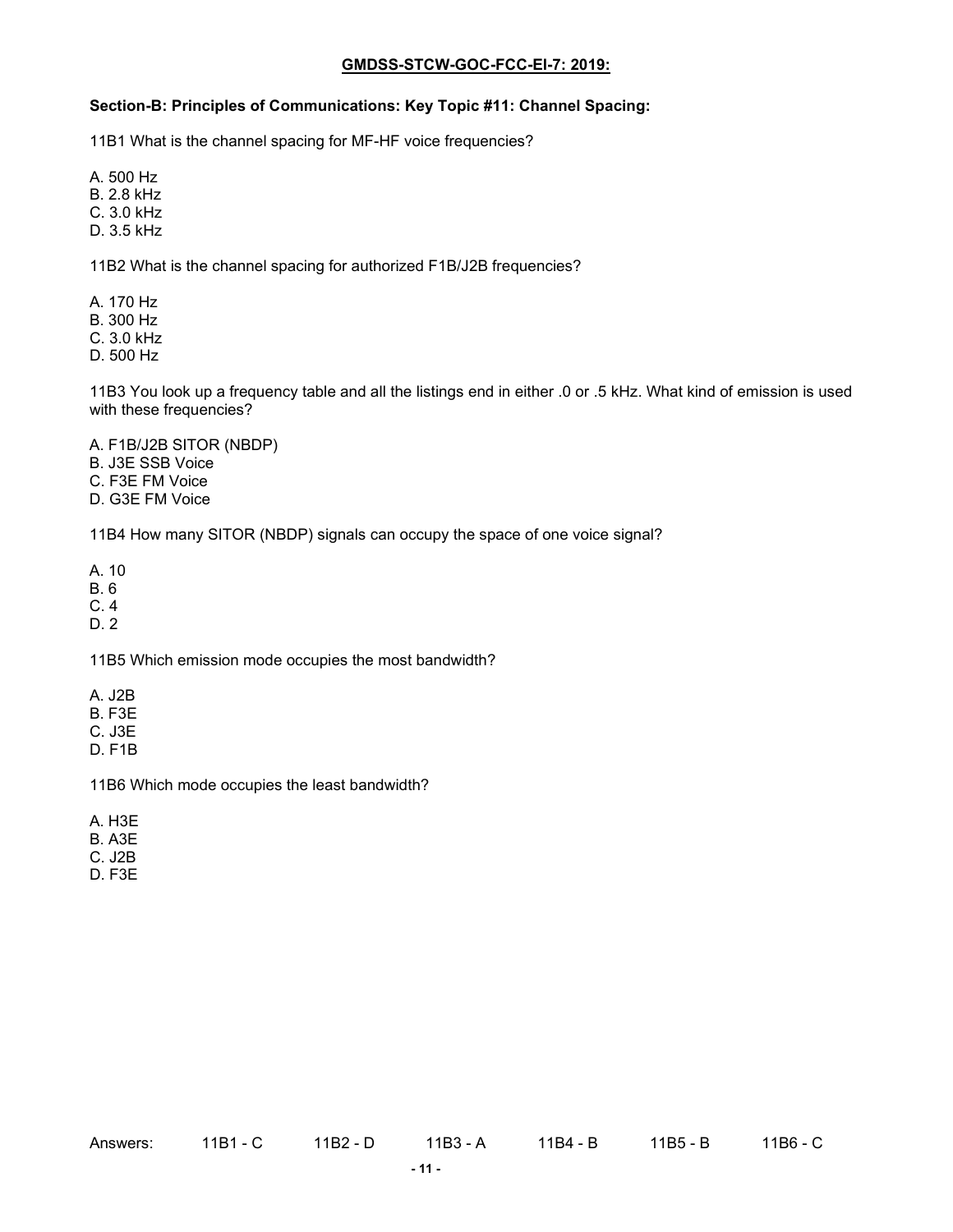**GMDSS-STCW-GOC-FCC-EI-7: 2019:**

**Section-B: Principles of Communications: Key Topic #11: Channel Spacing:**

11B1 What is the channel spacing for MF-HF voice frequencies?

A. 500 Hz
B. 2.8 kHz
C. 3.0 kHz
D. 3.5 kHz

11B2 What is the channel spacing for authorized F1B/J2B frequencies?

A. 170 Hz
B. 300 Hz
C. 3.0 kHz
D. 500 Hz

11B3 You look up a frequency table and all the listings end in either .0 or .5 kHz. What kind of emission is used with these frequencies?

A. F1B/J2B SITOR (NBDP)
B. J3E SSB Voice
C. F3E FM Voice
D. G3E FM Voice

11B4 How many SITOR (NBDP) signals can occupy the space of one voice signal?

A. 10
B. 6
C. 4
D. 2

11B5 Which emission mode occupies the most bandwidth?

A. J2B
B. F3E
C. J3E
D. F1B

11B6 Which mode occupies the least bandwidth?

A. H3E
B. A3E
C. J2B
D. F3E

Answers: 11B1 - C 11B2 - D 11B3 - A 11B4 - B 11B5 - B 11B6 - C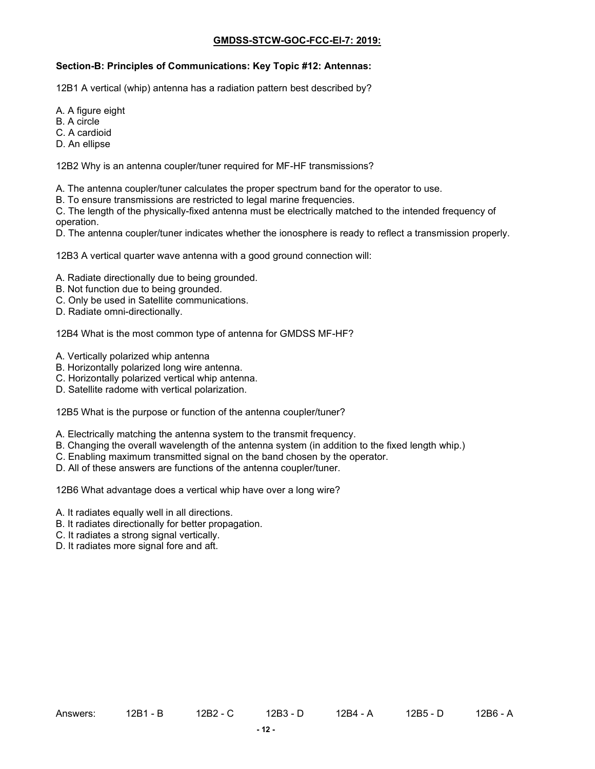**GMDSS-STCW-GOC-FCC-EI-7: 2019:**

**Section-B: Principles of Communications: Key Topic #12: Antennas:**

12B1 A vertical (whip) antenna has a radiation pattern best described by?

A. A figure eight
B. A circle
C. A cardioid
D. An ellipse

12B2 Why is an antenna coupler/tuner required for MF-HF transmissions?

A. The antenna coupler/tuner calculates the proper spectrum band for the operator to use.
B. To ensure transmissions are restricted to legal marine frequencies.
C. The length of the physically-fixed antenna must be electrically matched to the intended frequency of operation.
D. The antenna coupler/tuner indicates whether the ionosphere is ready to reflect a transmission properly.

12B3 A vertical quarter wave antenna with a good ground connection will:

A. Radiate directionally due to being grounded.
B. Not function due to being grounded.
C. Only be used in Satellite communications.
D. Radiate omni-directionally.

12B4 What is the most common type of antenna for GMDSS MF-HF?

A. Vertically polarized whip antenna
B. Horizontally polarized long wire antenna.
C. Horizontally polarized vertical whip antenna.
D. Satellite radome with vertical polarization.

12B5 What is the purpose or function of the antenna coupler/tuner?

A. Electrically matching the antenna system to the transmit frequency.
B. Changing the overall wavelength of the antenna system (in addition to the fixed length whip.)
C. Enabling maximum transmitted signal on the band chosen by the operator.
D. All of these answers are functions of the antenna coupler/tuner.

12B6 What advantage does a vertical whip have over a long wire?

A. It radiates equally well in all directions.
B. It radiates directionally for better propagation.
C. It radiates a strong signal vertically.
D. It radiates more signal fore and aft.

Answers: 12B1 - B 12B2 - C 12B3 - D 12B4 - A 12B5 - D 12B6 - A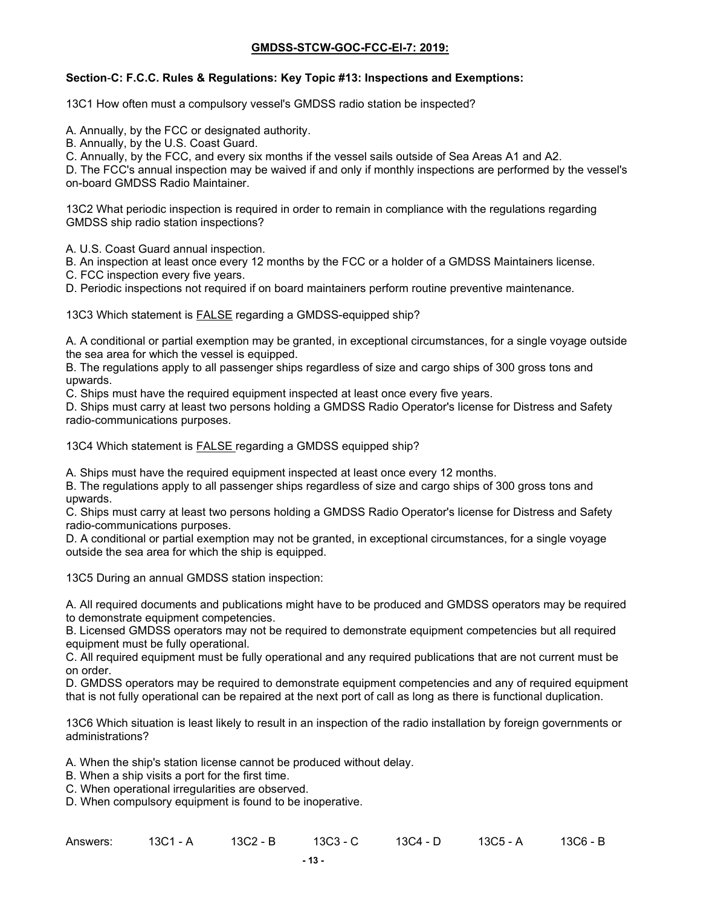**GMDSS-STCW-GOC-FCC-EI-7: 2019:**

**Section-C: F.C.C. Rules & Regulations: Key Topic #13: Inspections and Exemptions:**

13C1 How often must a compulsory vessel's GMDSS radio station be inspected?

A. Annually, by the FCC or designated authority.
B. Annually, by the U.S. Coast Guard.
C. Annually, by the FCC, and every six months if the vessel sails outside of Sea Areas A1 and A2.
D. The FCC's annual inspection may be waived if and only if monthly inspections are performed by the vessel's on-board GMDSS Radio Maintainer.

13C2 What periodic inspection is required in order to remain in compliance with the regulations regarding GMDSS ship radio station inspections?

A. U.S. Coast Guard annual inspection.
B. An inspection at least once every 12 months by the FCC or a holder of a GMDSS Maintainers license.
C. FCC inspection every five years.
D. Periodic inspections not required if on board maintainers perform routine preventive maintenance.

13C3 Which statement is <u>FALSE</u> regarding a GMDSS-equipped ship?

A. A conditional or partial exemption may be granted, in exceptional circumstances, for a single voyage outside the sea area for which the vessel is equipped.
B. The regulations apply to all passenger ships regardless of size and cargo ships of 300 gross tons and upwards.
C. Ships must have the required equipment inspected at least once every five years.
D. Ships must carry at least two persons holding a GMDSS Radio Operator's license for Distress and Safety radio-communications purposes.

13C4 Which statement is <u>FALSE</u> regarding a GMDSS equipped ship?

A. Ships must have the required equipment inspected at least once every 12 months.
B. The regulations apply to all passenger ships regardless of size and cargo ships of 300 gross tons and upwards.
C. Ships must carry at least two persons holding a GMDSS Radio Operator's license for Distress and Safety radio-communications purposes.
D. A conditional or partial exemption may not be granted, in exceptional circumstances, for a single voyage outside the sea area for which the ship is equipped.

13C5 During an annual GMDSS station inspection:

A. All required documents and publications might have to be produced and GMDSS operators may be required to demonstrate equipment competencies.
B. Licensed GMDSS operators may not be required to demonstrate equipment competencies but all required equipment must be fully operational.
C. All required equipment must be fully operational and any required publications that are not current must be on order.
D. GMDSS operators may be required to demonstrate equipment competencies and any of required equipment that is not fully operational can be repaired at the next port of call as long as there is functional duplication.

13C6 Which situation is least likely to result in an inspection of the radio installation by foreign governments or administrations?

A. When the ship's station license cannot be produced without delay.
B. When a ship visits a port for the first time.
C. When operational irregularities are observed.
D. When compulsory equipment is found to be inoperative.

Answers: 13C1 - A 13C2 - B 13C3 - C 13C4 - D 13C5 - A 13C6 - B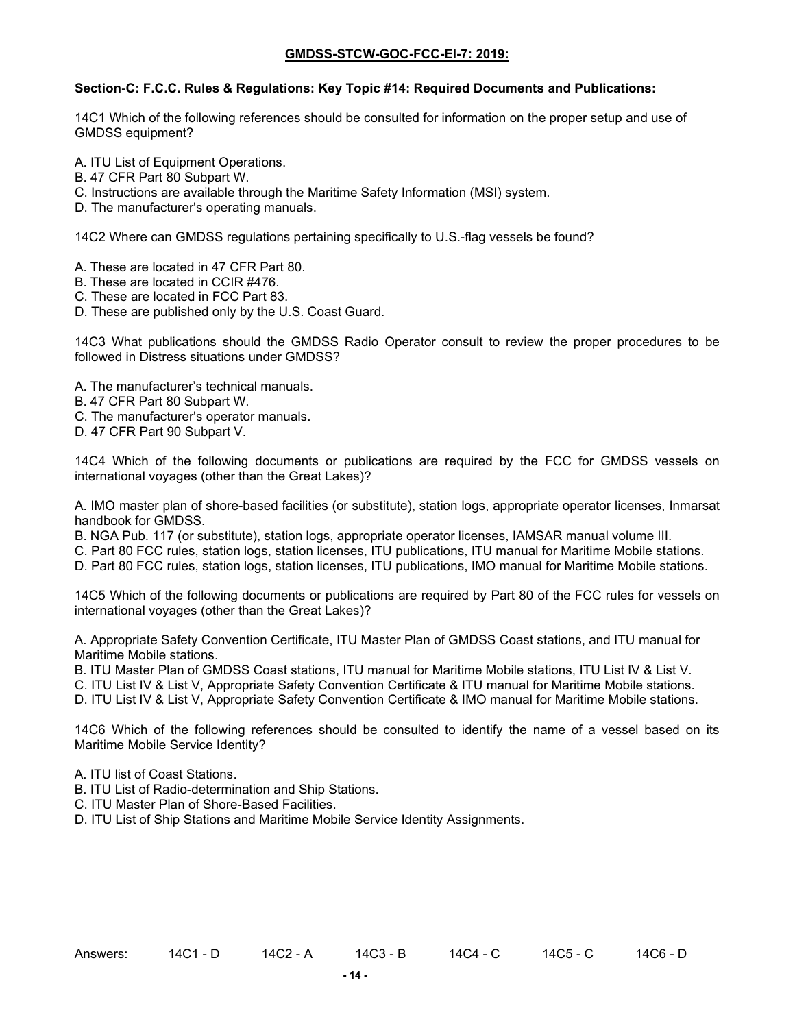**GMDSS-STCW-GOC-FCC-EI-7: 2019:**

**Section-C: F.C.C. Rules & Regulations: Key Topic #14: Required Documents and Publications:**

14C1 Which of the following references should be consulted for information on the proper setup and use of GMDSS equipment?

A. ITU List of Equipment Operations.
B. 47 CFR Part 80 Subpart W.
C. Instructions are available through the Maritime Safety Information (MSI) system.
D. The manufacturer's operating manuals.

14C2 Where can GMDSS regulations pertaining specifically to U.S.-flag vessels be found?

A. These are located in 47 CFR Part 80.
B. These are located in CCIR #476.
C. These are located in FCC Part 83.
D. These are published only by the U.S. Coast Guard.

14C3 What publications should the GMDSS Radio Operator consult to review the proper procedures to be followed in Distress situations under GMDSS?

A. The manufacturer's technical manuals.
B. 47 CFR Part 80 Subpart W.
C. The manufacturer's operator manuals.
D. 47 CFR Part 90 Subpart V.

14C4 Which of the following documents or publications are required by the FCC for GMDSS vessels on international voyages (other than the Great Lakes)?

A. IMO master plan of shore-based facilities (or substitute), station logs, appropriate operator licenses, Inmarsat handbook for GMDSS.
B. NGA Pub. 117 (or substitute), station logs, appropriate operator licenses, IAMSAR manual volume III.
C. Part 80 FCC rules, station logs, station licenses, ITU publications, ITU manual for Maritime Mobile stations.
D. Part 80 FCC rules, station logs, station licenses, ITU publications, IMO manual for Maritime Mobile stations.

14C5 Which of the following documents or publications are required by Part 80 of the FCC rules for vessels on international voyages (other than the Great Lakes)?

A. Appropriate Safety Convention Certificate, ITU Master Plan of GMDSS Coast stations, and ITU manual for Maritime Mobile stations.
B. ITU Master Plan of GMDSS Coast stations, ITU manual for Maritime Mobile stations, ITU List IV & List V.
C. ITU List IV & List V, Appropriate Safety Convention Certificate & ITU manual for Maritime Mobile stations.
D. ITU List IV & List V, Appropriate Safety Convention Certificate & IMO manual for Maritime Mobile stations.

14C6 Which of the following references should be consulted to identify the name of a vessel based on its Maritime Mobile Service Identity?

A. ITU list of Coast Stations.
B. ITU List of Radio-determination and Ship Stations.
C. ITU Master Plan of Shore-Based Facilities.
D. ITU List of Ship Stations and Maritime Mobile Service Identity Assignments.

Answers: 14C1 - D 14C2 - A 14C3 - B 14C4 - C 14C5 - C 14C6 - D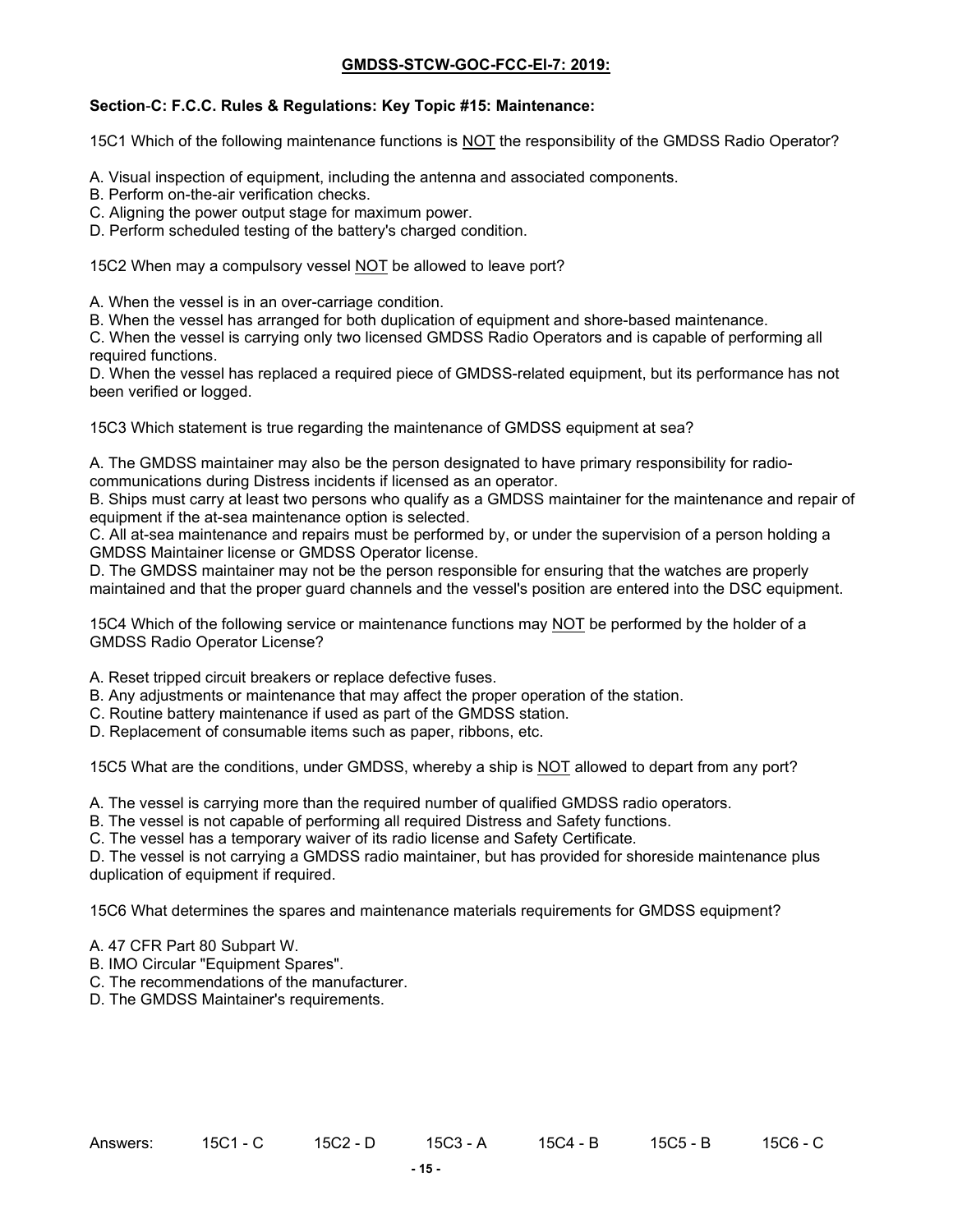**GMDSS-STCW-GOC-FCC-EI-7: 2019:**

**Section-C: F.C.C. Rules & Regulations: Key Topic #15: Maintenance:**

15C1 Which of the following maintenance functions is <u>NOT</u> the responsibility of the GMDSS Radio Operator?

A. Visual inspection of equipment, including the antenna and associated components.
B. Perform on-the-air verification checks.
C. Aligning the power output stage for maximum power.
D. Perform scheduled testing of the battery's charged condition.

15C2 When may a compulsory vessel <u>NOT</u> be allowed to leave port?

A. When the vessel is in an over-carriage condition.
B. When the vessel has arranged for both duplication of equipment and shore-based maintenance.
C. When the vessel is carrying only two licensed GMDSS Radio Operators and is capable of performing all required functions.
D. When the vessel has replaced a required piece of GMDSS-related equipment, but its performance has not been verified or logged.

15C3 Which statement is true regarding the maintenance of GMDSS equipment at sea?

A. The GMDSS maintainer may also be the person designated to have primary responsibility for radio-communications during Distress incidents if licensed as an operator.
B. Ships must carry at least two persons who qualify as a GMDSS maintainer for the maintenance and repair of equipment if the at-sea maintenance option is selected.
C. All at-sea maintenance and repairs must be performed by, or under the supervision of a person holding a GMDSS Maintainer license or GMDSS Operator license.
D. The GMDSS maintainer may not be the person responsible for ensuring that the watches are properly maintained and that the proper guard channels and the vessel's position are entered into the DSC equipment.

15C4 Which of the following service or maintenance functions may <u>NOT</u> be performed by the holder of a GMDSS Radio Operator License?

A. Reset tripped circuit breakers or replace defective fuses.
B. Any adjustments or maintenance that may affect the proper operation of the station.
C. Routine battery maintenance if used as part of the GMDSS station.
D. Replacement of consumable items such as paper, ribbons, etc.

15C5 What are the conditions, under GMDSS, whereby a ship is <u>NOT</u> allowed to depart from any port?

A. The vessel is carrying more than the required number of qualified GMDSS radio operators.
B. The vessel is not capable of performing all required Distress and Safety functions.
C. The vessel has a temporary waiver of its radio license and Safety Certificate.
D. The vessel is not carrying a GMDSS radio maintainer, but has provided for shoreside maintenance plus duplication of equipment if required.

15C6 What determines the spares and maintenance materials requirements for GMDSS equipment?

A. 47 CFR Part 80 Subpart W.
B. IMO Circular "Equipment Spares".
C. The recommendations of the manufacturer.
D. The GMDSS Maintainer's requirements.

Answers: 15C1 - C 15C2 - D 15C3 - A 15C4 - B 15C5 - B 15C6 - C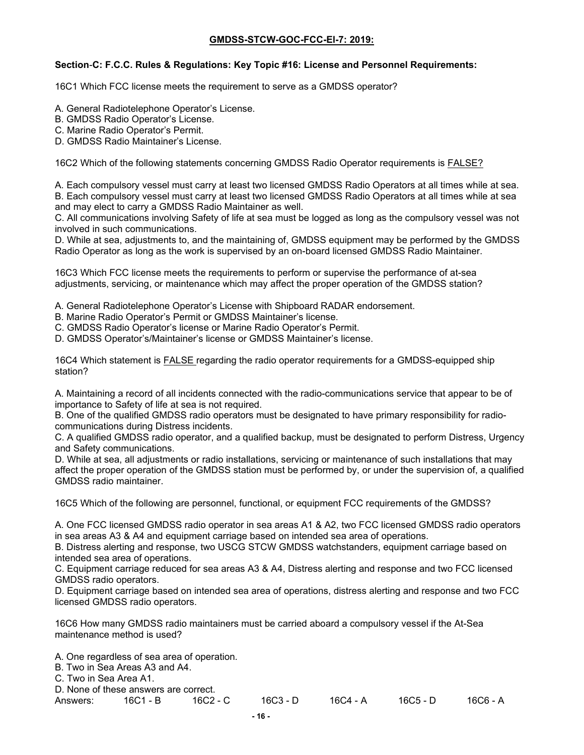**GMDSS-STCW-GOC-FCC-EI-7: 2019:**

**Section-C: F.C.C. Rules & Regulations: Key Topic #16: License and Personnel Requirements:**

16C1 Which FCC license meets the requirement to serve as a GMDSS operator?

A. General Radiotelephone Operator's License.
B. GMDSS Radio Operator's License.
C. Marine Radio Operator's Permit.
D. GMDSS Radio Maintainer's License.

16C2 Which of the following statements concerning GMDSS Radio Operator requirements is FALSE?

A. Each compulsory vessel must carry at least two licensed GMDSS Radio Operators at all times while at sea.
B. Each compulsory vessel must carry at least two licensed GMDSS Radio Operators at all times while at sea and may elect to carry a GMDSS Radio Maintainer as well.
C. All communications involving Safety of life at sea must be logged as long as the compulsory vessel was not involved in such communications.
D. While at sea, adjustments to, and the maintaining of, GMDSS equipment may be performed by the GMDSS Radio Operator as long as the work is supervised by an on-board licensed GMDSS Radio Maintainer.

16C3 Which FCC license meets the requirements to perform or supervise the performance of at-sea adjustments, servicing, or maintenance which may affect the proper operation of the GMDSS station?

A. General Radiotelephone Operator's License with Shipboard RADAR endorsement.
B. Marine Radio Operator's Permit or GMDSS Maintainer's license.
C. GMDSS Radio Operator's license or Marine Radio Operator's Permit.
D. GMDSS Operator's/Maintainer's license or GMDSS Maintainer's license.

16C4 Which statement is FALSE regarding the radio operator requirements for a GMDSS-equipped ship station?

A. Maintaining a record of all incidents connected with the radio-communications service that appear to be of importance to Safety of life at sea is not required.
B. One of the qualified GMDSS radio operators must be designated to have primary responsibility for radio-communications during Distress incidents.
C. A qualified GMDSS radio operator, and a qualified backup, must be designated to perform Distress, Urgency and Safety communications.
D. While at sea, all adjustments or radio installations, servicing or maintenance of such installations that may affect the proper operation of the GMDSS station must be performed by, or under the supervision of, a qualified GMDSS radio maintainer.

16C5 Which of the following are personnel, functional, or equipment FCC requirements of the GMDSS?

A. One FCC licensed GMDSS radio operator in sea areas A1 & A2, two FCC licensed GMDSS radio operators in sea areas A3 & A4 and equipment carriage based on intended sea area of operations.
B. Distress alerting and response, two USCG STCW GMDSS watchstanders, equipment carriage based on intended sea area of operations.
C. Equipment carriage reduced for sea areas A3 & A4, Distress alerting and response and two FCC licensed GMDSS radio operators.
D. Equipment carriage based on intended sea area of operations, distress alerting and response and two FCC licensed GMDSS radio operators.

16C6 How many GMDSS radio maintainers must be carried aboard a compulsory vessel if the At-Sea maintenance method is used?

A. One regardless of sea area of operation.
B. Two in Sea Areas A3 and A4.
C. Two in Sea Area A1.
D. None of these answers are correct.

Answers: 16C1 - B 16C2 - C 16C3 - D 16C4 - A 16C5 - D 16C6 - A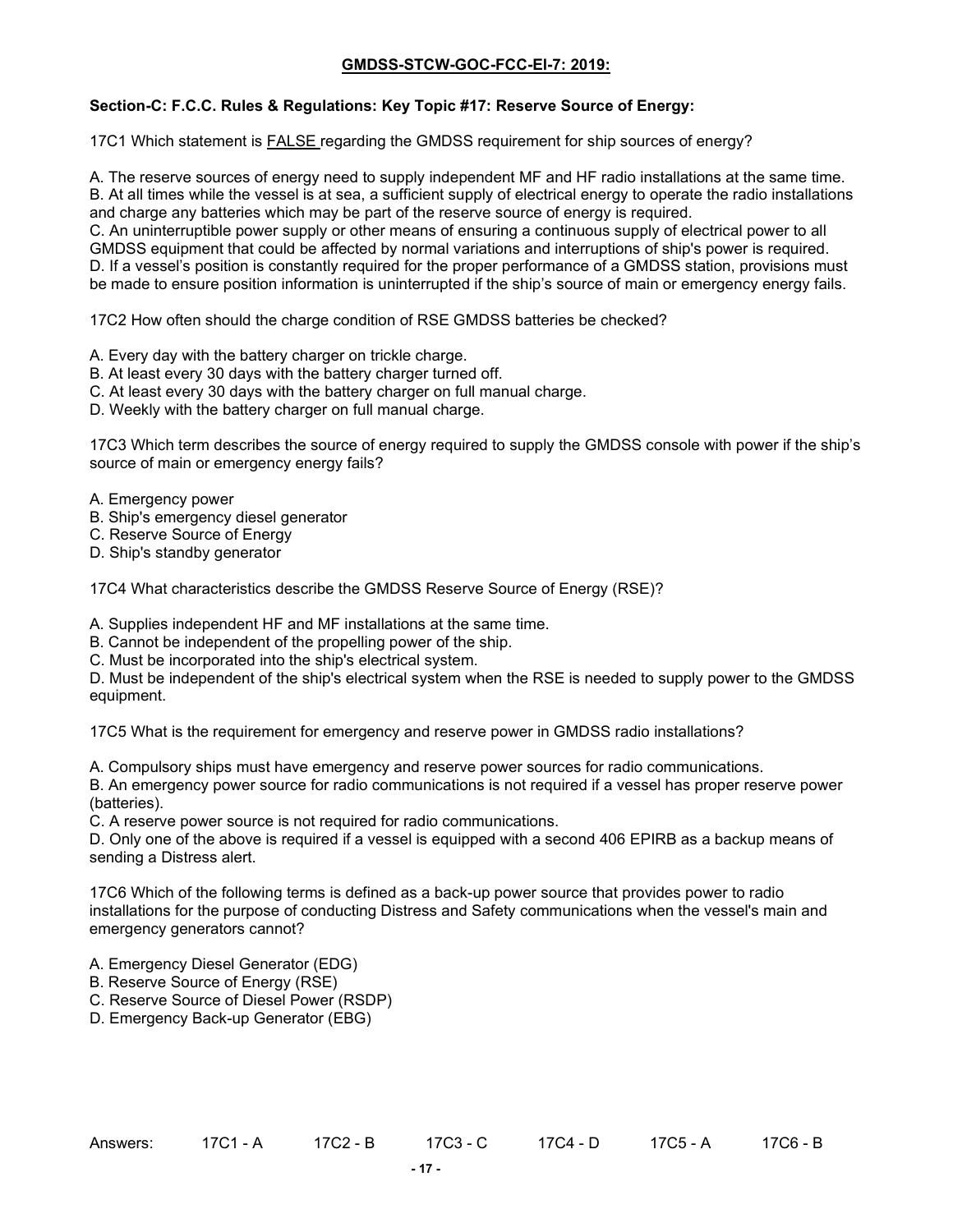**GMDSS-STCW-GOC-FCC-EI-7: 2019:**

**Section-C: F.C.C. Rules & Regulations: Key Topic #17: Reserve Source of Energy:**

17C1 Which statement is <u>FALSE</u> regarding the GMDSS requirement for ship sources of energy?

A. The reserve sources of energy need to supply independent MF and HF radio installations at the same time.
B. At all times while the vessel is at sea, a sufficient supply of electrical energy to operate the radio installations and charge any batteries which may be part of the reserve source of energy is required.
C. An uninterruptible power supply or other means of ensuring a continuous supply of electrical power to all GMDSS equipment that could be affected by normal variations and interruptions of ship's power is required.
D. If a vessel's position is constantly required for the proper performance of a GMDSS station, provisions must be made to ensure position information is uninterrupted if the ship's source of main or emergency energy fails.

17C2 How often should the charge condition of RSE GMDSS batteries be checked?

A. Every day with the battery charger on trickle charge.
B. At least every 30 days with the battery charger turned off.
C. At least every 30 days with the battery charger on full manual charge.
D. Weekly with the battery charger on full manual charge.

17C3 Which term describes the source of energy required to supply the GMDSS console with power if the ship's source of main or emergency energy fails?

A. Emergency power
B. Ship's emergency diesel generator
C. Reserve Source of Energy
D. Ship's standby generator

17C4 What characteristics describe the GMDSS Reserve Source of Energy (RSE)?

A. Supplies independent HF and MF installations at the same time.
B. Cannot be independent of the propelling power of the ship.
C. Must be incorporated into the ship's electrical system.
D. Must be independent of the ship's electrical system when the RSE is needed to supply power to the GMDSS equipment.

17C5 What is the requirement for emergency and reserve power in GMDSS radio installations?

A. Compulsory ships must have emergency and reserve power sources for radio communications.
B. An emergency power source for radio communications is not required if a vessel has proper reserve power (batteries).
C. A reserve power source is not required for radio communications.
D. Only one of the above is required if a vessel is equipped with a second 406 EPIRB as a backup means of sending a Distress alert.

17C6 Which of the following terms is defined as a back-up power source that provides power to radio installations for the purpose of conducting Distress and Safety communications when the vessel's main and emergency generators cannot?

A. Emergency Diesel Generator (EDG)
B. Reserve Source of Energy (RSE)
C. Reserve Source of Diesel Power (RSDP)
D. Emergency Back-up Generator (EBG)

Answers: 17C1 - A 17C2 - B 17C3 - C 17C4 - D 17C5 - A 17C6 - B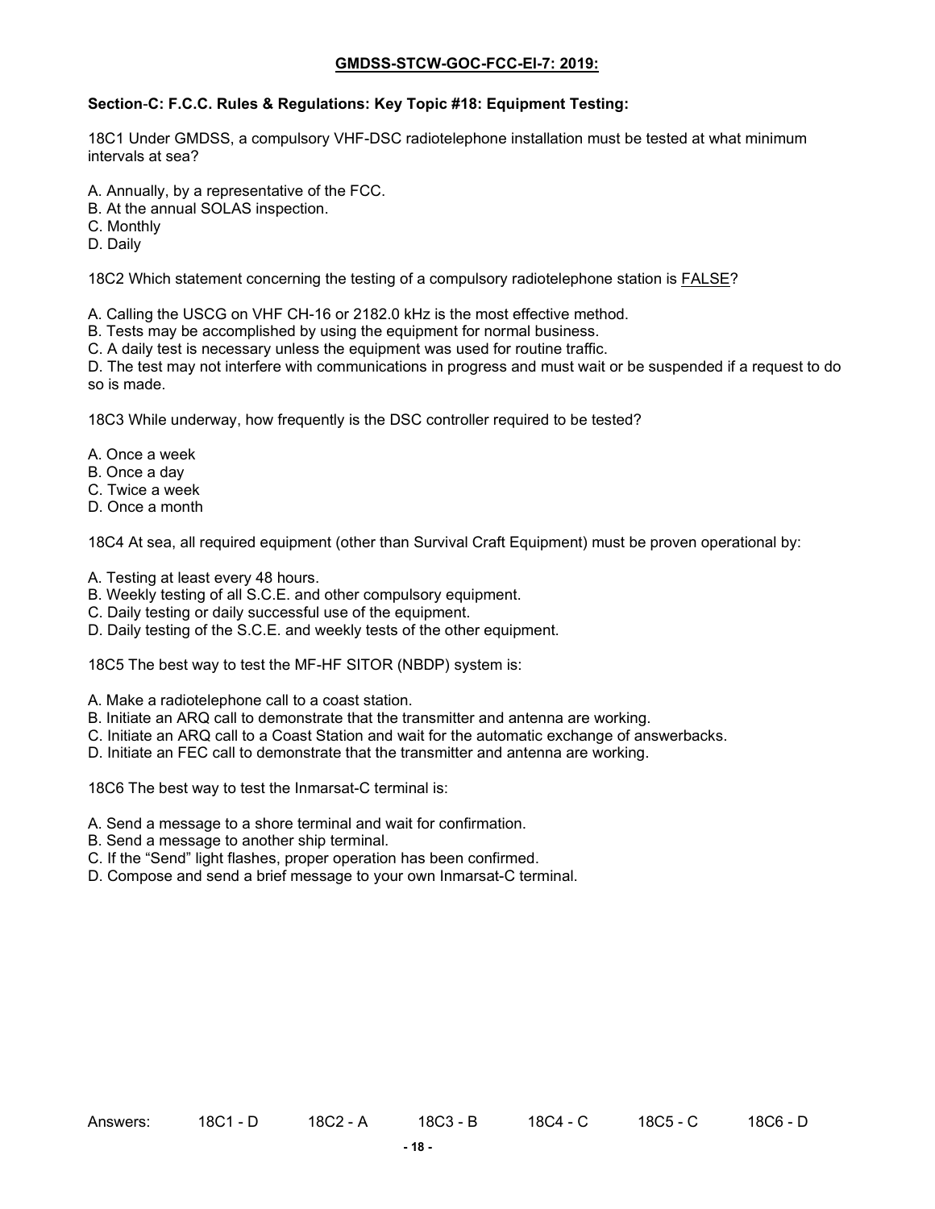**GMDSS-STCW-GOC-FCC-EI-7: 2019:**

**Section-C: F.C.C. Rules & Regulations: Key Topic #18: Equipment Testing:**

18C1 Under GMDSS, a compulsory VHF-DSC radiotelephone installation must be tested at what minimum intervals at sea?

A. Annually, by a representative of the FCC.
B. At the annual SOLAS inspection.
C. Monthly
D. Daily

18C2 Which statement concerning the testing of a compulsory radiotelephone station is FALSE?

A. Calling the USCG on VHF CH-16 or 2182.0 kHz is the most effective method.
B. Tests may be accomplished by using the equipment for normal business.
C. A daily test is necessary unless the equipment was used for routine traffic.
D. The test may not interfere with communications in progress and must wait or be suspended if a request to do so is made.

18C3 While underway, how frequently is the DSC controller required to be tested?

A. Once a week
B. Once a day
C. Twice a week
D. Once a month

18C4 At sea, all required equipment (other than Survival Craft Equipment) must be proven operational by:

A. Testing at least every 48 hours.
B. Weekly testing of all S.C.E. and other compulsory equipment.
C. Daily testing or daily successful use of the equipment.
D. Daily testing of the S.C.E. and weekly tests of the other equipment.

18C5 The best way to test the MF-HF SITOR (NBDP) system is:

A. Make a radiotelephone call to a coast station.
B. Initiate an ARQ call to demonstrate that the transmitter and antenna are working.
C. Initiate an ARQ call to a Coast Station and wait for the automatic exchange of answerbacks.
D. Initiate an FEC call to demonstrate that the transmitter and antenna are working.

18C6 The best way to test the Inmarsat-C terminal is:

A. Send a message to a shore terminal and wait for confirmation.
B. Send a message to another ship terminal.
C. If the "Send" light flashes, proper operation has been confirmed.
D. Compose and send a brief message to your own Inmarsat-C terminal.

Answers: 18C1 - D 18C2 - A 18C3 - B 18C4 - C 18C5 - C 18C6 - D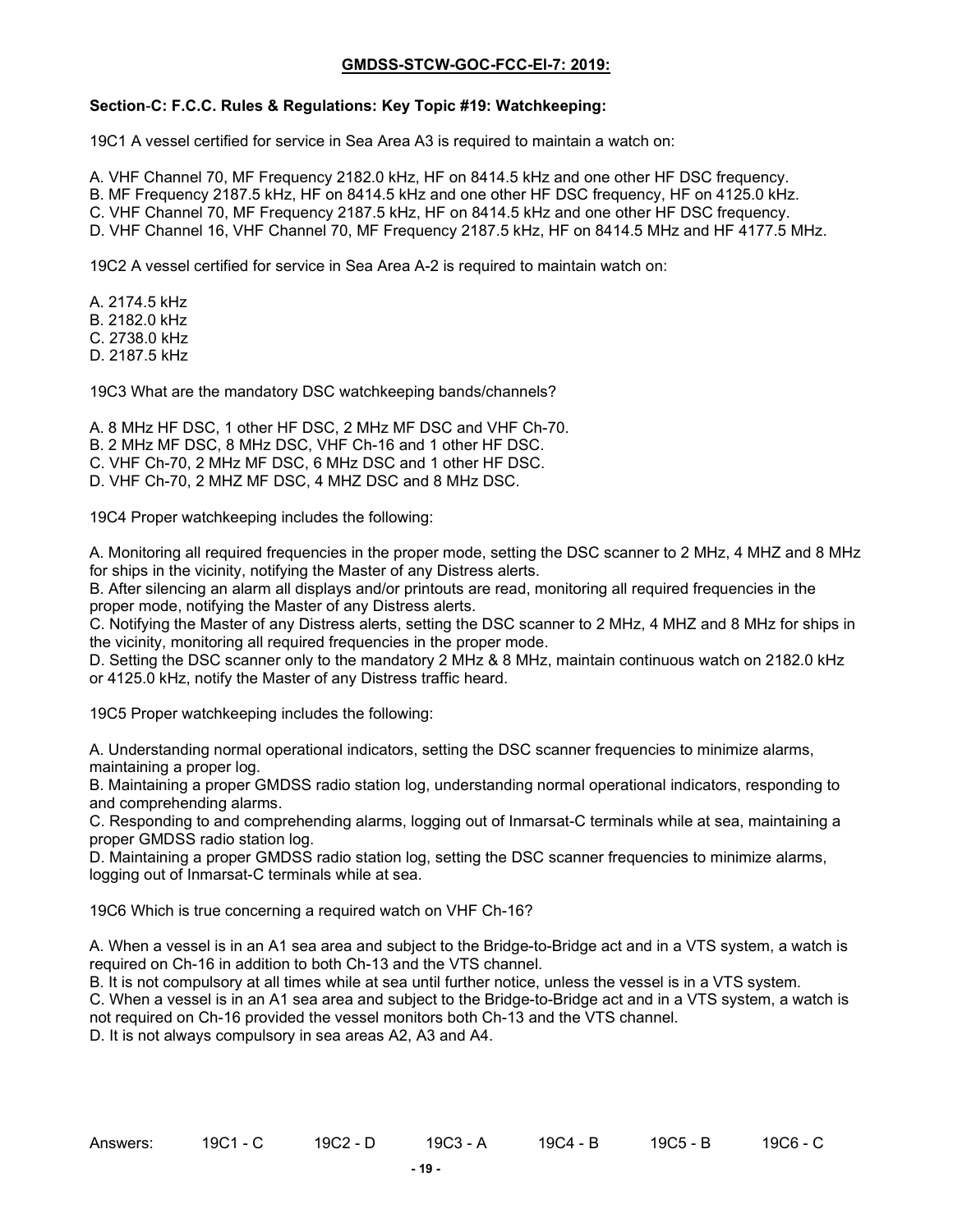**GMDSS-STCW-GOC-FCC-El-7: 2019:**

**Section-C: F.C.C. Rules & Regulations: Key Topic #19: Watchkeeping:**

19C1 A vessel certified for service in Sea Area A3 is required to maintain a watch on:

A. VHF Channel 70, MF Frequency 2182.0 kHz, HF on 8414.5 kHz and one other HF DSC frequency.
B. MF Frequency 2187.5 kHz, HF on 8414.5 kHz and one other HF DSC frequency, HF on 4125.0 kHz.
C. VHF Channel 70, MF Frequency 2187.5 kHz, HF on 8414.5 kHz and one other HF DSC frequency.
D. VHF Channel 16, VHF Channel 70, MF Frequency 2187.5 kHz, HF on 8414.5 MHz and HF 4177.5 MHz.

19C2 A vessel certified for service in Sea Area A-2 is required to maintain watch on:

A. 2174.5 kHz
B. 2182.0 kHz
C. 2738.0 kHz
D. 2187.5 kHz

19C3 What are the mandatory DSC watchkeeping bands/channels?

A. 8 MHz HF DSC, 1 other HF DSC, 2 MHz MF DSC and VHF Ch-70.
B. 2 MHz MF DSC, 8 MHz DSC, VHF Ch-16 and 1 other HF DSC.
C. VHF Ch-70, 2 MHz MF DSC, 6 MHz DSC and 1 other HF DSC.
D. VHF Ch-70, 2 MHZ MF DSC, 4 MHZ DSC and 8 MHz DSC.

19C4 Proper watchkeeping includes the following:

A. Monitoring all required frequencies in the proper mode, setting the DSC scanner to 2 MHz, 4 MHZ and 8 MHz for ships in the vicinity, notifying the Master of any Distress alerts.
B. After silencing an alarm all displays and/or printouts are read, monitoring all required frequencies in the proper mode, notifying the Master of any Distress alerts.
C. Notifying the Master of any Distress alerts, setting the DSC scanner to 2 MHz, 4 MHZ and 8 MHz for ships in the vicinity, monitoring all required frequencies in the proper mode.
D. Setting the DSC scanner only to the mandatory 2 MHz & 8 MHz, maintain continuous watch on 2182.0 kHz or 4125.0 kHz, notify the Master of any Distress traffic heard.

19C5 Proper watchkeeping includes the following:

A. Understanding normal operational indicators, setting the DSC scanner frequencies to minimize alarms, maintaining a proper log.
B. Maintaining a proper GMDSS radio station log, understanding normal operational indicators, responding to and comprehending alarms.
C. Responding to and comprehending alarms, logging out of Inmarsat-C terminals while at sea, maintaining a proper GMDSS radio station log.
D. Maintaining a proper GMDSS radio station log, setting the DSC scanner frequencies to minimize alarms, logging out of Inmarsat-C terminals while at sea.

19C6 Which is true concerning a required watch on VHF Ch-16?

A. When a vessel is in an A1 sea area and subject to the Bridge-to-Bridge act and in a VTS system, a watch is required on Ch-16 in addition to both Ch-13 and the VTS channel.
B. It is not compulsory at all times while at sea until further notice, unless the vessel is in a VTS system.
C. When a vessel is in an A1 sea area and subject to the Bridge-to-Bridge act and in a VTS system, a watch is not required on Ch-16 provided the vessel monitors both Ch-13 and the VTS channel.
D. It is not always compulsory in sea areas A2, A3 and A4.

Answers: 19C1 - C 19C2 - D 19C3 - A 19C4 - B 19C5 - B 19C6 - C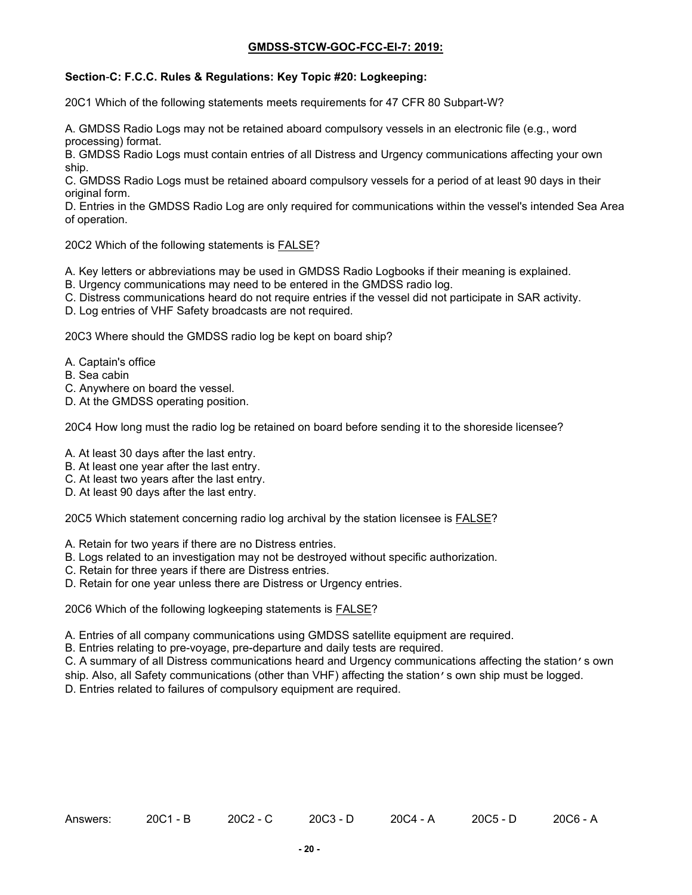**GMDSS-STCW-GOC-FCC-EI-7: 2019:**

**Section-C: F.C.C. Rules & Regulations: Key Topic #20: Logkeeping:**

20C1 Which of the following statements meets requirements for 47 CFR 80 Subpart-W?

A. GMDSS Radio Logs may not be retained aboard compulsory vessels in an electronic file (e.g., word processing) format.
B. GMDSS Radio Logs must contain entries of all Distress and Urgency communications affecting your own ship.
C. GMDSS Radio Logs must be retained aboard compulsory vessels for a period of at least 90 days in their original form.
D. Entries in the GMDSS Radio Log are only required for communications within the vessel's intended Sea Area of operation.

20C2 Which of the following statements is <u>FALSE</u>?

A. Key letters or abbreviations may be used in GMDSS Radio Logbooks if their meaning is explained.
B. Urgency communications may need to be entered in the GMDSS radio log.
C. Distress communications heard do not require entries if the vessel did not participate in SAR activity.
D. Log entries of VHF Safety broadcasts are not required.

20C3 Where should the GMDSS radio log be kept on board ship?

A. Captain's office
B. Sea cabin
C. Anywhere on board the vessel.
D. At the GMDSS operating position.

20C4 How long must the radio log be retained on board before sending it to the shoreside licensee?

A. At least 30 days after the last entry.
B. At least one year after the last entry.
C. At least two years after the last entry.
D. At least 90 days after the last entry.

20C5 Which statement concerning radio log archival by the station licensee is <u>FALSE</u>?

A. Retain for two years if there are no Distress entries.
B. Logs related to an investigation may not be destroyed without specific authorization.
C. Retain for three years if there are Distress entries.
D. Retain for one year unless there are Distress or Urgency entries.

20C6 Which of the following logkeeping statements is <u>FALSE</u>?

A. Entries of all company communications using GMDSS satellite equipment are required.
B. Entries relating to pre-voyage, pre-departure and daily tests are required.
C. A summary of all Distress communications heard and Urgency communications affecting the station's own ship. Also, all Safety communications (other than VHF) affecting the station's own ship must be logged.
D. Entries related to failures of compulsory equipment are required.

Answers: 20C1 - B 20C2 - C 20C3 - D 20C4 - A 20C5 - D 20C6 - A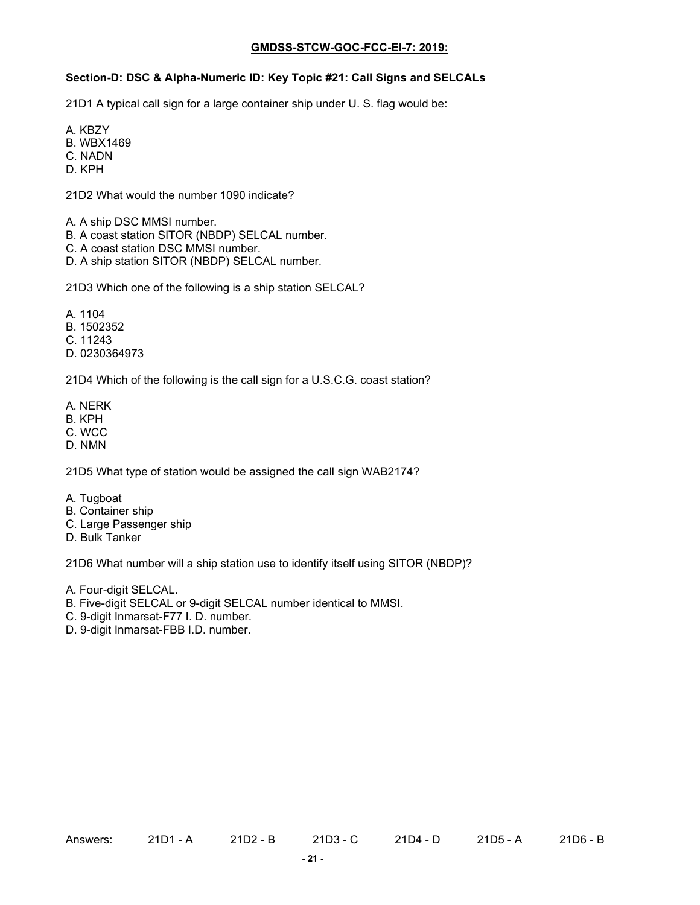## GMDSS-STCW-GOC-FCC-EI-7: 2019:

### Section-D: DSC & Alpha-Numeric ID: Key Topic #21: Call Signs and SELCALs

21D1 A typical call sign for a large container ship under U. S. flag would be:

A. KBZY
B. WBX1469
C. NADN
D. KPH

21D2 What would the number 1090 indicate?

A. A ship DSC MMSI number.
B. A coast station SITOR (NBDP) SELCAL number.
C. A coast station DSC MMSI number.
D. A ship station SITOR (NBDP) SELCAL number.

21D3 Which one of the following is a ship station SELCAL?

A. 1104
B. 1502352
C. 11243
D. 0230364973

21D4 Which of the following is the call sign for a U.S.C.G. coast station?

A. NERK
B. KPH
C. WCC
D. NMN

21D5 What type of station would be assigned the call sign WAB2174?

A. Tugboat
B. Container ship
C. Large Passenger ship
D. Bulk Tanker

21D6 What number will a ship station use to identify itself using SITOR (NBDP)?

A. Four-digit SELCAL.
B. Five-digit SELCAL or 9-digit SELCAL number identical to MMSI.
C. 9-digit Inmarsat-F77 I. D. number.
D. 9-digit Inmarsat-FBB I.D. number.

Answers: 21D1 - A 21D2 - B 21D3 - C 21D4 - D 21D5 - A 21D6 - B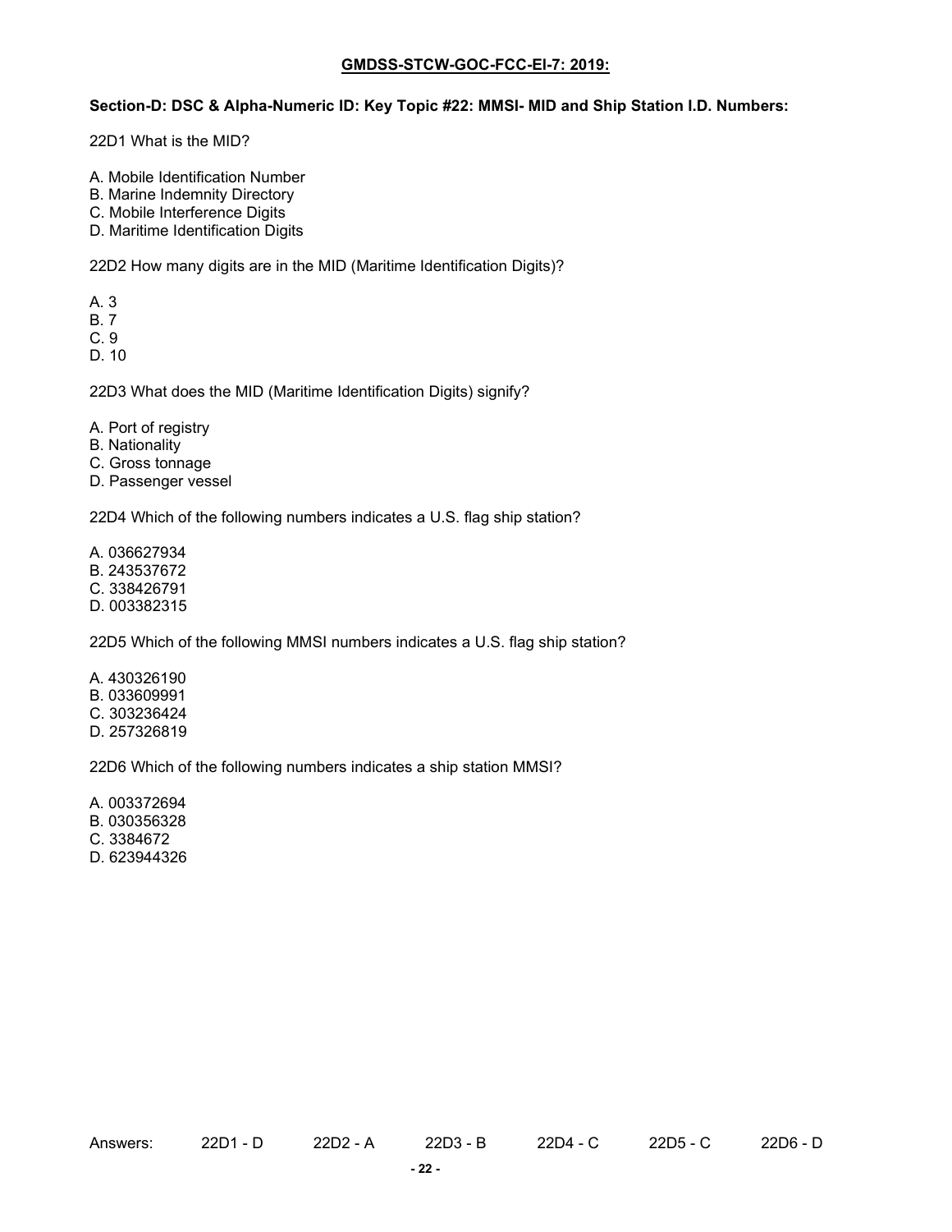**GMDSS-STCW-GOC-FCC-EI-7: 2019:**

**Section-D: DSC & Alpha-Numeric ID: Key Topic #22: MMSI- MID and Ship Station I.D. Numbers:**

22D1 What is the MID?

A. Mobile Identification Number
B. Marine Indemnity Directory
C. Mobile Interference Digits
D. Maritime Identification Digits

22D2 How many digits are in the MID (Maritime Identification Digits)?

A. 3
B. 7
C. 9
D. 10

22D3 What does the MID (Maritime Identification Digits) signify?

A. Port of registry
B. Nationality
C. Gross tonnage
D. Passenger vessel

22D4 Which of the following numbers indicates a U.S. flag ship station?

A. 036627934
B. 243537672
C. 338426791
D. 003382315

22D5 Which of the following MMSI numbers indicates a U.S. flag ship station?

A. 430326190
B. 033609991
C. 303236424
D. 257326819

22D6 Which of the following numbers indicates a ship station MMSI?

A. 003372694
B. 030356328
C. 3384672
D. 623944326

Answers: 22D1 - D 22D2 - A 22D3 - B 22D4 - C 22D5 - C 22D6 - D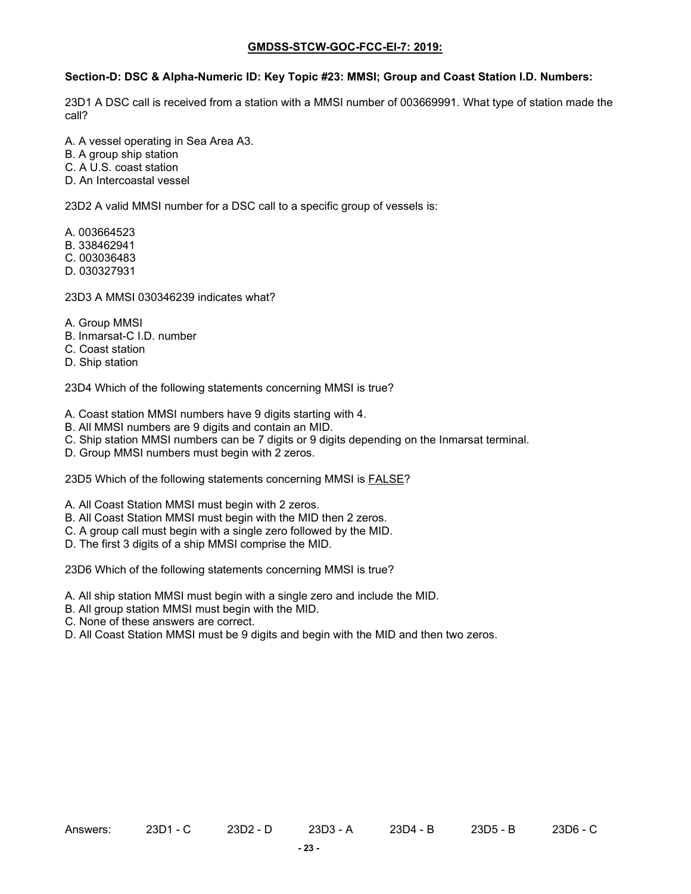## GMDSS-STCW-GOC-FCC-EI-7: 2019:

**Section-D: DSC & Alpha-Numeric ID: Key Topic #23: MMSI; Group and Coast Station I.D. Numbers:**

23D1 A DSC call is received from a station with a MMSI number of 003669991. What type of station made the call?

A. A vessel operating in Sea Area A3.
B. A group ship station
C. A U.S. coast station
D. An Intercoastal vessel

23D2 A valid MMSI number for a DSC call to a specific group of vessels is:

A. 003664523
B. 338462941
C. 003036483
D. 030327931

23D3 A MMSI 030346239 indicates what?

A. Group MMSI
B. Inmarsat-C I.D. number
C. Coast station
D. Ship station

23D4 Which of the following statements concerning MMSI is true?

A. Coast station MMSI numbers have 9 digits starting with 4.
B. All MMSI numbers are 9 digits and contain an MID.
C. Ship station MMSI numbers can be 7 digits or 9 digits depending on the Inmarsat terminal.
D. Group MMSI numbers must begin with 2 zeros.

23D5 Which of the following statements concerning MMSI is FALSE?

A. All Coast Station MMSI must begin with 2 zeros.
B. All Coast Station MMSI must begin with the MID then 2 zeros.
C. A group call must begin with a single zero followed by the MID.
D. The first 3 digits of a ship MMSI comprise the MID.

23D6 Which of the following statements concerning MMSI is true?

A. All ship station MMSI must begin with a single zero and include the MID.
B. All group station MMSI must begin with the MID.
C. None of these answers are correct.
D. All Coast Station MMSI must be 9 digits and begin with the MID and then two zeros.

Answers: 23D1 - C 23D2 - D 23D3 - A 23D4 - B 23D5 - B 23D6 - C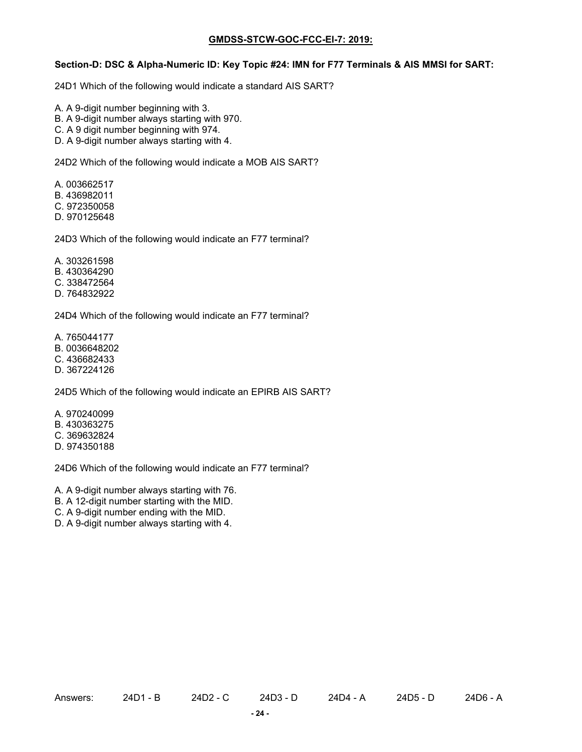**GMDSS-STCW-GOC-FCC-EI-7: 2019:**

**Section-D: DSC & Alpha-Numeric ID: Key Topic #24: IMN for F77 Terminals & AIS MMSI for SART:**

24D1 Which of the following would indicate a standard AIS SART?

A. A 9-digit number beginning with 3.
B. A 9-digit number always starting with 970.
C. A 9 digit number beginning with 974.
D. A 9-digit number always starting with 4.

24D2 Which of the following would indicate a MOB AIS SART?

A. 003662517
B. 436982011
C. 972350058
D. 970125648

24D3 Which of the following would indicate an F77 terminal?

A. 303261598
B. 430364290
C. 338472564
D. 764832922

24D4 Which of the following would indicate an F77 terminal?

A. 765044177
B. 0036648202
C. 436682433
D. 367224126

24D5 Which of the following would indicate an EPIRB AIS SART?

A. 970240099
B. 430363275
C. 369632824
D. 974350188

24D6 Which of the following would indicate an F77 terminal?

A. A 9-digit number always starting with 76.
B. A 12-digit number starting with the MID.
C. A 9-digit number ending with the MID.
D. A 9-digit number always starting with 4.

Answers: 24D1 - B 24D2 - C 24D3 - D 24D4 - A 24D5 - D 24D6 - A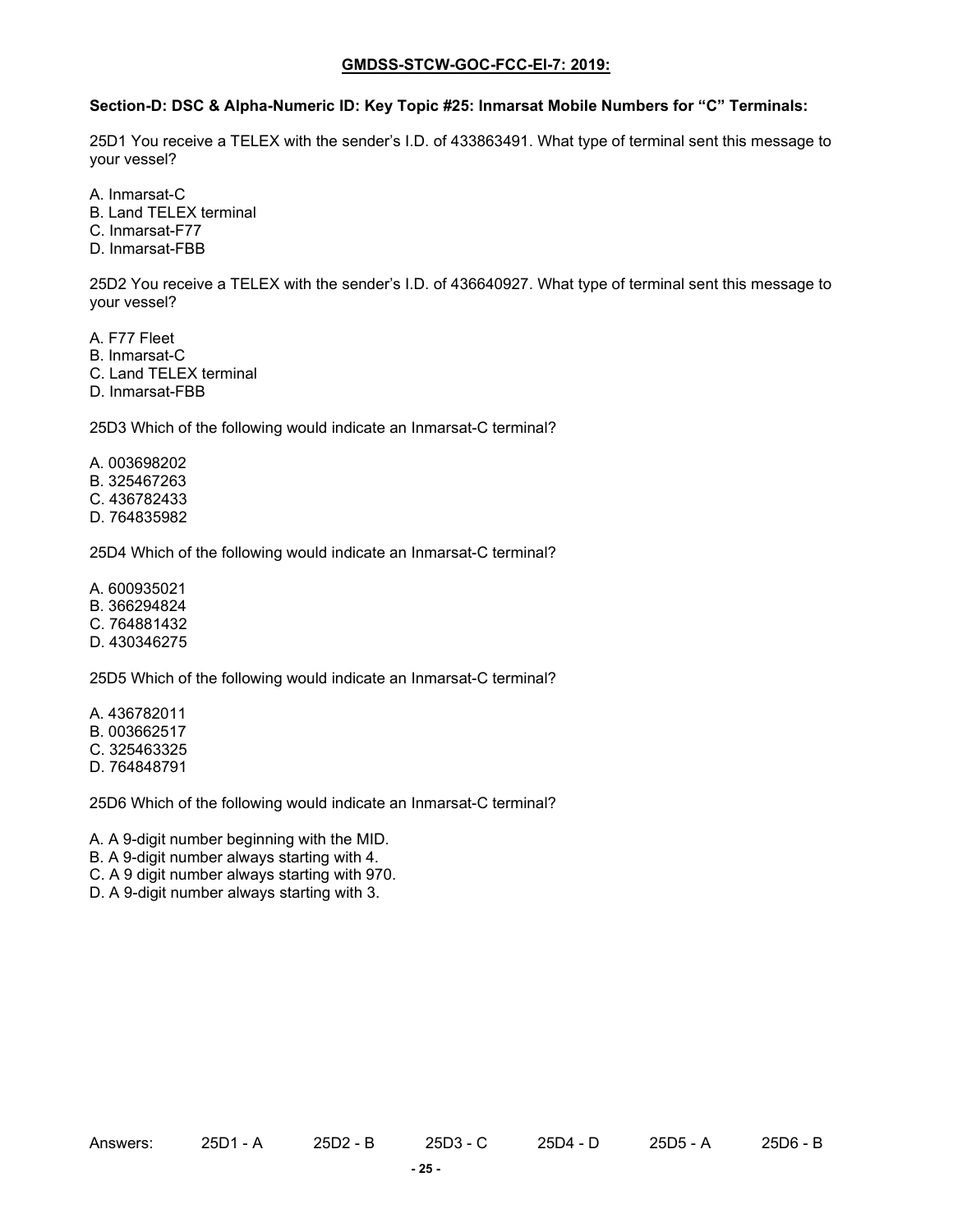**GMDSS-STCW-GOC-FCC-EI-7: 2019:**

**Section-D: DSC & Alpha-Numeric ID: Key Topic #25: Inmarsat Mobile Numbers for "C" Terminals:**

25D1 You receive a TELEX with the sender's I.D. of 433863491. What type of terminal sent this message to your vessel?

A. Inmarsat-C
B. Land TELEX terminal
C. Inmarsat-F77
D. Inmarsat-FBB

25D2 You receive a TELEX with the sender's I.D. of 436640927. What type of terminal sent this message to your vessel?

A. F77 Fleet
B. Inmarsat-C
C. Land TELEX terminal
D. Inmarsat-FBB

25D3 Which of the following would indicate an Inmarsat-C terminal?

A. 003698202
B. 325467263
C. 436782433
D. 764835982

25D4 Which of the following would indicate an Inmarsat-C terminal?

A. 600935021
B. 366294824
C. 764881432
D. 430346275

25D5 Which of the following would indicate an Inmarsat-C terminal?

A. 436782011
B. 003662517
C. 325463325
D. 764848791

25D6 Which of the following would indicate an Inmarsat-C terminal?

A. A 9-digit number beginning with the MID.
B. A 9-digit number always starting with 4.
C. A 9 digit number always starting with 970.
D. A 9-digit number always starting with 3.

Answers: 25D1 - A 25D2 - B 25D3 - C 25D4 - D 25D5 - A 25D6 - B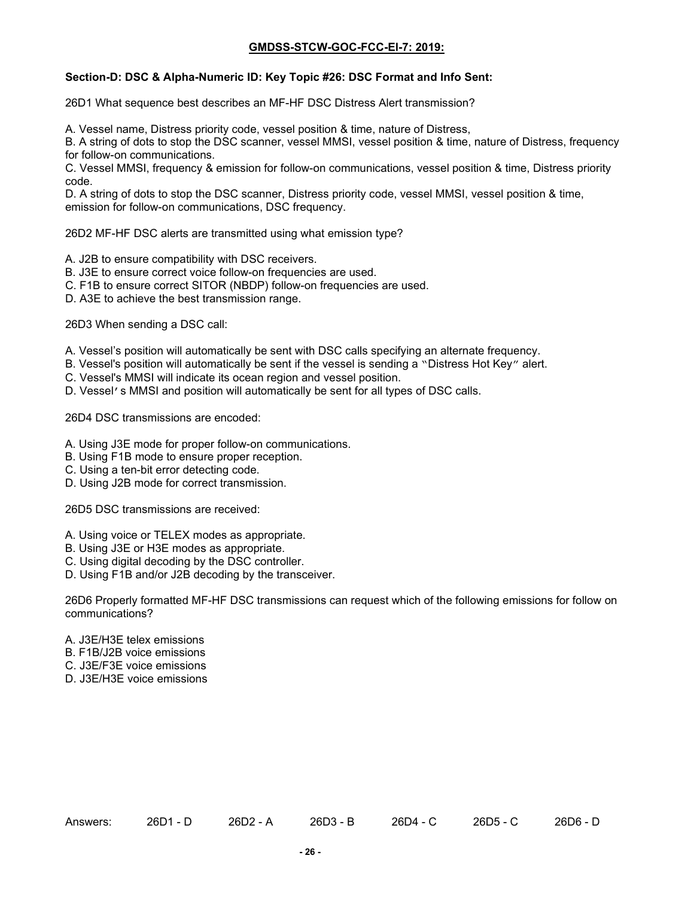**GMDSS-STCW-GOC-FCC-EI-7: 2019:**

**Section-D: DSC & Alpha-Numeric ID: Key Topic #26: DSC Format and Info Sent:**

26D1 What sequence best describes an MF-HF DSC Distress Alert transmission?

A. Vessel name, Distress priority code, vessel position & time, nature of Distress,
B. A string of dots to stop the DSC scanner, vessel MMSI, vessel position & time, nature of Distress, frequency for follow-on communications.
C. Vessel MMSI, frequency & emission for follow-on communications, vessel position & time, Distress priority code.
D. A string of dots to stop the DSC scanner, Distress priority code, vessel MMSI, vessel position & time, emission for follow-on communications, DSC frequency.

26D2 MF-HF DSC alerts are transmitted using what emission type?

A. J2B to ensure compatibility with DSC receivers.
B. J3E to ensure correct voice follow-on frequencies are used.
C. F1B to ensure correct SITOR (NBDP) follow-on frequencies are used.
D. A3E to achieve the best transmission range.

26D3 When sending a DSC call:

A. Vessel's position will automatically be sent with DSC calls specifying an alternate frequency.
B. Vessel's position will automatically be sent if the vessel is sending a "Distress Hot Key" alert.
C. Vessel's MMSI will indicate its ocean region and vessel position.
D. Vessel's MMSI and position will automatically be sent for all types of DSC calls.

26D4 DSC transmissions are encoded:

A. Using J3E mode for proper follow-on communications.
B. Using F1B mode to ensure proper reception.
C. Using a ten-bit error detecting code.
D. Using J2B mode for correct transmission.

26D5 DSC transmissions are received:

A. Using voice or TELEX modes as appropriate.
B. Using J3E or H3E modes as appropriate.
C. Using digital decoding by the DSC controller.
D. Using F1B and/or J2B decoding by the transceiver.

26D6 Properly formatted MF-HF DSC transmissions can request which of the following emissions for follow on communications?

A. J3E/H3E telex emissions
B. F1B/J2B voice emissions
C. J3E/F3E voice emissions
D. J3E/H3E voice emissions

Answers: 26D1 - D 26D2 - A 26D3 - B 26D4 - C 26D5 - C 26D6 - D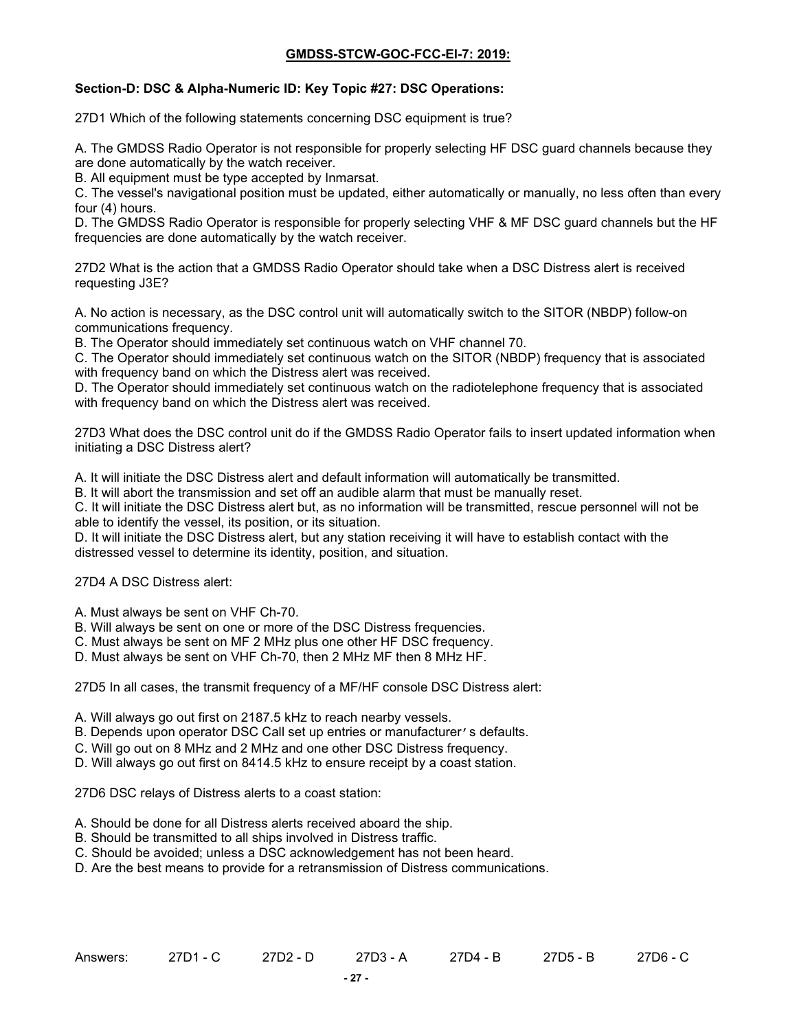**GMDSS-STCW-GOC-FCC-EI-7: 2019:**

**Section-D: DSC & Alpha-Numeric ID: Key Topic #27: DSC Operations:**

27D1 Which of the following statements concerning DSC equipment is true?

A. The GMDSS Radio Operator is not responsible for properly selecting HF DSC guard channels because they are done automatically by the watch receiver.
B. All equipment must be type accepted by Inmarsat.
C. The vessel's navigational position must be updated, either automatically or manually, no less often than every four (4) hours.
D. The GMDSS Radio Operator is responsible for properly selecting VHF & MF DSC guard channels but the HF frequencies are done automatically by the watch receiver.

27D2 What is the action that a GMDSS Radio Operator should take when a DSC Distress alert is received requesting J3E?

A. No action is necessary, as the DSC control unit will automatically switch to the SITOR (NBDP) follow-on communications frequency.
B. The Operator should immediately set continuous watch on VHF channel 70.
C. The Operator should immediately set continuous watch on the SITOR (NBDP) frequency that is associated with frequency band on which the Distress alert was received.
D. The Operator should immediately set continuous watch on the radiotelephone frequency that is associated with frequency band on which the Distress alert was received.

27D3 What does the DSC control unit do if the GMDSS Radio Operator fails to insert updated information when initiating a DSC Distress alert?

A. It will initiate the DSC Distress alert and default information will automatically be transmitted.
B. It will abort the transmission and set off an audible alarm that must be manually reset.
C. It will initiate the DSC Distress alert but, as no information will be transmitted, rescue personnel will not be able to identify the vessel, its position, or its situation.
D. It will initiate the DSC Distress alert, but any station receiving it will have to establish contact with the distressed vessel to determine its identity, position, and situation.

27D4 A DSC Distress alert:

A. Must always be sent on VHF Ch-70.
B. Will always be sent on one or more of the DSC Distress frequencies.
C. Must always be sent on MF 2 MHz plus one other HF DSC frequency.
D. Must always be sent on VHF Ch-70, then 2 MHz MF then 8 MHz HF.

27D5 In all cases, the transmit frequency of a MF/HF console DSC Distress alert:

A. Will always go out first on 2187.5 kHz to reach nearby vessels.
B. Depends upon operator DSC Call set up entries or manufacturer's defaults.
C. Will go out on 8 MHz and 2 MHz and one other DSC Distress frequency.
D. Will always go out first on 8414.5 kHz to ensure receipt by a coast station.

27D6 DSC relays of Distress alerts to a coast station:

A. Should be done for all Distress alerts received aboard the ship.
B. Should be transmitted to all ships involved in Distress traffic.
C. Should be avoided; unless a DSC acknowledgement has not been heard.
D. Are the best means to provide for a retransmission of Distress communications.

Answers: 27D1 - C 27D2 - D 27D3 - A 27D4 - B 27D5 - B 27D6 - C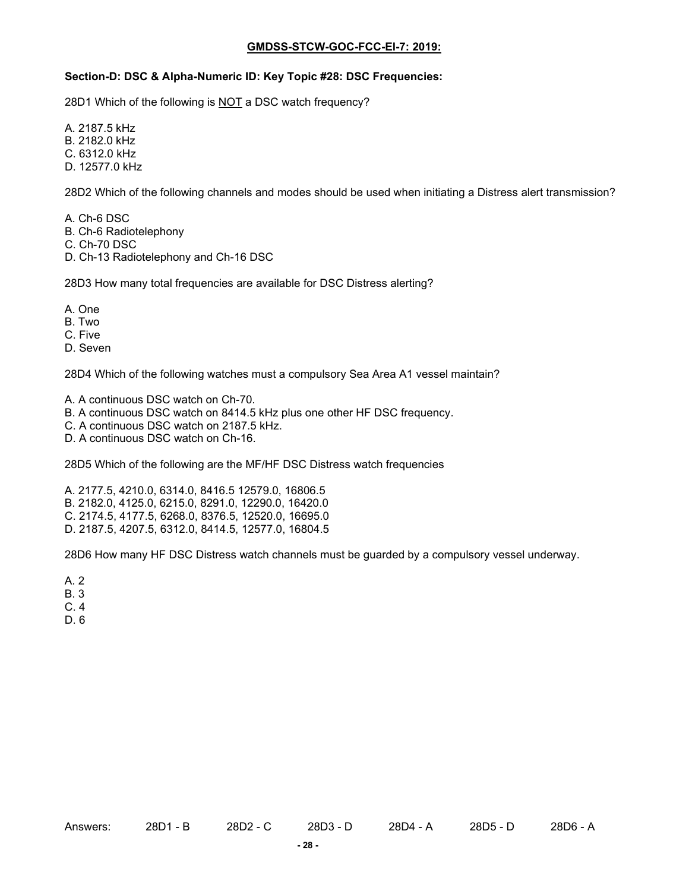**GMDSS-STCW-GOC-FCC-EI-7: 2019:**

**Section-D: DSC & Alpha-Numeric ID: Key Topic #28: DSC Frequencies:**

28D1 Which of the following is NOT a DSC watch frequency?

A. 2187.5 kHz
B. 2182.0 kHz
C. 6312.0 kHz
D. 12577.0 kHz

28D2 Which of the following channels and modes should be used when initiating a Distress alert transmission?

A. Ch-6 DSC
B. Ch-6 Radiotelephony
C. Ch-70 DSC
D. Ch-13 Radiotelephony and Ch-16 DSC

28D3 How many total frequencies are available for DSC Distress alerting?

A. One
B. Two
C. Five
D. Seven

28D4 Which of the following watches must a compulsory Sea Area A1 vessel maintain?

A. A continuous DSC watch on Ch-70.
B. A continuous DSC watch on 8414.5 kHz plus one other HF DSC frequency.
C. A continuous DSC watch on 2187.5 kHz.
D. A continuous DSC watch on Ch-16.

28D5 Which of the following are the MF/HF DSC Distress watch frequencies

A. 2177.5, 4210.0, 6314.0, 8416.5 12579.0, 16806.5
B. 2182.0, 4125.0, 6215.0, 8291.0, 12290.0, 16420.0
C. 2174.5, 4177.5, 6268.0, 8376.5, 12520.0, 16695.0
D. 2187.5, 4207.5, 6312.0, 8414.5, 12577.0, 16804.5

28D6 How many HF DSC Distress watch channels must be guarded by a compulsory vessel underway.

A. 2
B. 3
C. 4
D. 6

Answers: 28D1 - B 28D2 - C 28D3 - D 28D4 - A 28D5 - D 28D6 - A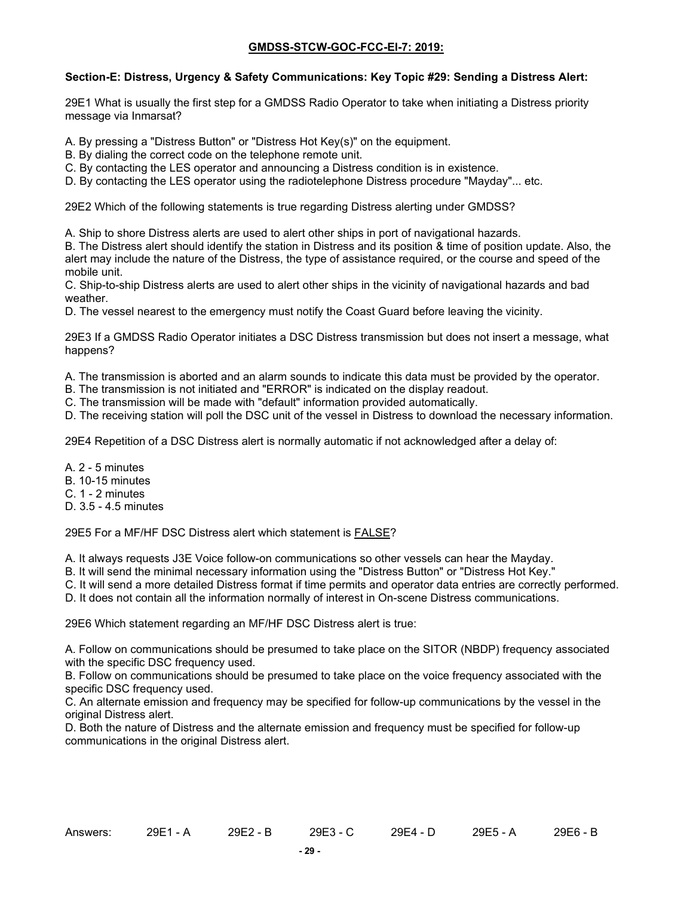**GMDSS-STCW-GOC-FCC-EI-7: 2019:**

**Section-E: Distress, Urgency & Safety Communications: Key Topic #29: Sending a Distress Alert:**

29E1 What is usually the first step for a GMDSS Radio Operator to take when initiating a Distress priority message via Inmarsat?

A. By pressing a "Distress Button" or "Distress Hot Key(s)" on the equipment.
B. By dialing the correct code on the telephone remote unit.
C. By contacting the LES operator and announcing a Distress condition is in existence.
D. By contacting the LES operator using the radiotelephone Distress procedure "Mayday"... etc.

29E2 Which of the following statements is true regarding Distress alerting under GMDSS?

A. Ship to shore Distress alerts are used to alert other ships in port of navigational hazards.
B. The Distress alert should identify the station in Distress and its position & time of position update. Also, the alert may include the nature of the Distress, the type of assistance required, or the course and speed of the mobile unit.
C. Ship-to-ship Distress alerts are used to alert other ships in the vicinity of navigational hazards and bad weather.
D. The vessel nearest to the emergency must notify the Coast Guard before leaving the vicinity.

29E3 If a GMDSS Radio Operator initiates a DSC Distress transmission but does not insert a message, what happens?

A. The transmission is aborted and an alarm sounds to indicate this data must be provided by the operator.
B. The transmission is not initiated and "ERROR" is indicated on the display readout.
C. The transmission will be made with "default" information provided automatically.
D. The receiving station will poll the DSC unit of the vessel in Distress to download the necessary information.

29E4 Repetition of a DSC Distress alert is normally automatic if not acknowledged after a delay of:

A. 2 - 5 minutes
B. 10-15 minutes
C. 1 - 2 minutes
D. 3.5 - 4.5 minutes

29E5 For a MF/HF DSC Distress alert which statement is <u>FALSE</u>?

A. It always requests J3E Voice follow-on communications so other vessels can hear the Mayday.
B. It will send the minimal necessary information using the "Distress Button" or "Distress Hot Key."
C. It will send a more detailed Distress format if time permits and operator data entries are correctly performed.
D. It does not contain all the information normally of interest in On-scene Distress communications.

29E6 Which statement regarding an MF/HF DSC Distress alert is true:

A. Follow on communications should be presumed to take place on the SITOR (NBDP) frequency associated with the specific DSC frequency used.
B. Follow on communications should be presumed to take place on the voice frequency associated with the specific DSC frequency used.
C. An alternate emission and frequency may be specified for follow-up communications by the vessel in the original Distress alert.
D. Both the nature of Distress and the alternate emission and frequency must be specified for follow-up communications in the original Distress alert.

Answers: 29E1 - A 29E2 - B 29E3 - C 29E4 - D 29E5 - A 29E6 - B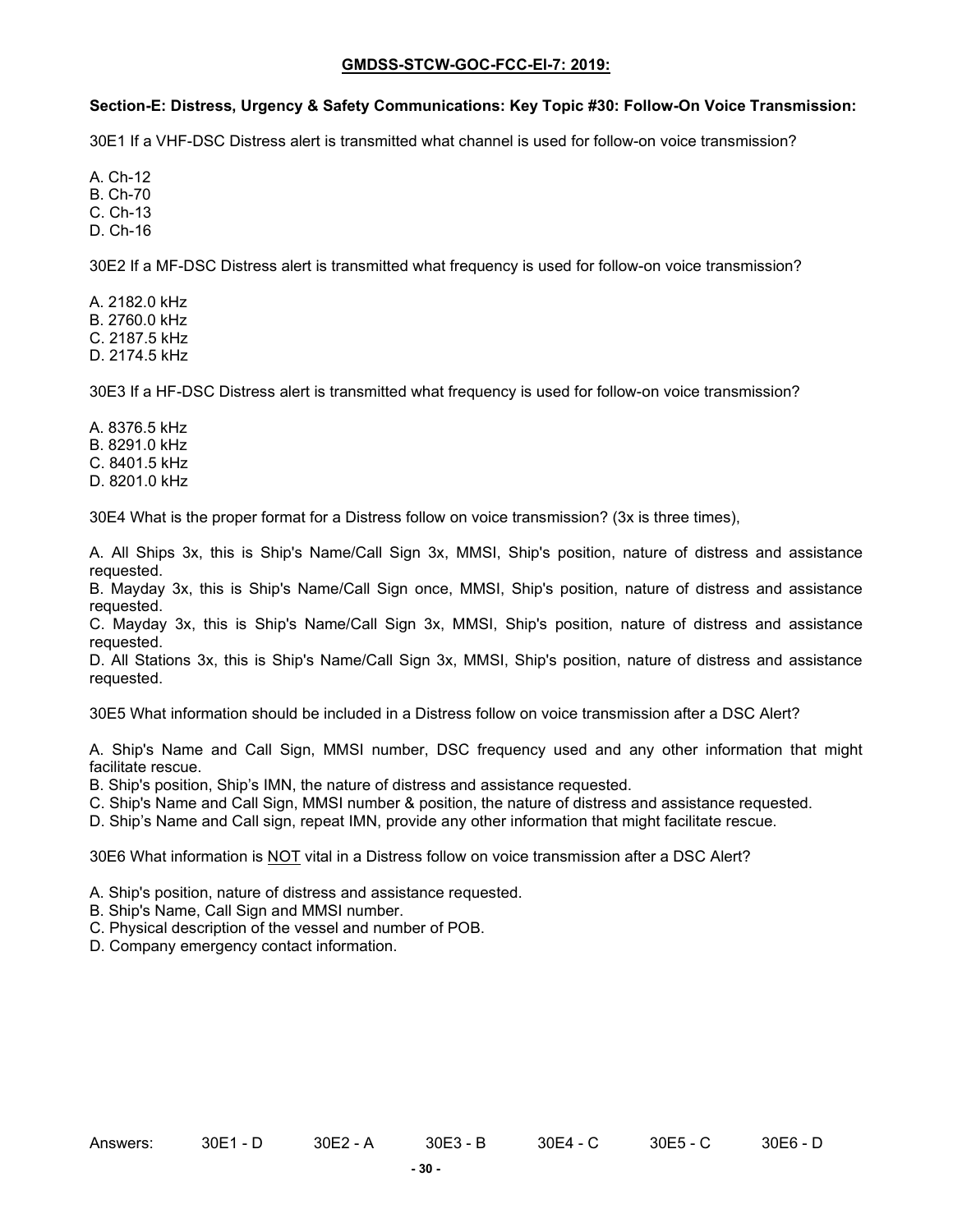**GMDSS-STCW-GOC-FCC-EI-7: 2019:**

**Section-E: Distress, Urgency & Safety Communications: Key Topic #30: Follow-On Voice Transmission:**

30E1 If a VHF-DSC Distress alert is transmitted what channel is used for follow-on voice transmission?

A. Ch-12
B. Ch-70
C. Ch-13
D. Ch-16

30E2 If a MF-DSC Distress alert is transmitted what frequency is used for follow-on voice transmission?

A. 2182.0 kHz
B. 2760.0 kHz
C. 2187.5 kHz
D. 2174.5 kHz

30E3 If a HF-DSC Distress alert is transmitted what frequency is used for follow-on voice transmission?

A. 8376.5 kHz
B. 8291.0 kHz
C. 8401.5 kHz
D. 8201.0 kHz

30E4 What is the proper format for a Distress follow on voice transmission? (3x is three times),

A. All Ships 3x, this is Ship's Name/Call Sign 3x, MMSI, Ship's position, nature of distress and assistance requested.
B. Mayday 3x, this is Ship's Name/Call Sign once, MMSI, Ship's position, nature of distress and assistance requested.
C. Mayday 3x, this is Ship's Name/Call Sign 3x, MMSI, Ship's position, nature of distress and assistance requested.
D. All Stations 3x, this is Ship's Name/Call Sign 3x, MMSI, Ship's position, nature of distress and assistance requested.

30E5 What information should be included in a Distress follow on voice transmission after a DSC Alert?

A. Ship's Name and Call Sign, MMSI number, DSC frequency used and any other information that might facilitate rescue.
B. Ship's position, Ship's IMN, the nature of distress and assistance requested.
C. Ship's Name and Call Sign, MMSI number & position, the nature of distress and assistance requested.
D. Ship's Name and Call sign, repeat IMN, provide any other information that might facilitate rescue.

30E6 What information is <u>NOT</u> vital in a Distress follow on voice transmission after a DSC Alert?

A. Ship's position, nature of distress and assistance requested.
B. Ship's Name, Call Sign and MMSI number.
C. Physical description of the vessel and number of POB.
D. Company emergency contact information.

Answers: 30E1 - D 30E2 - A 30E3 - B 30E4 - C 30E5 - C 30E6 - D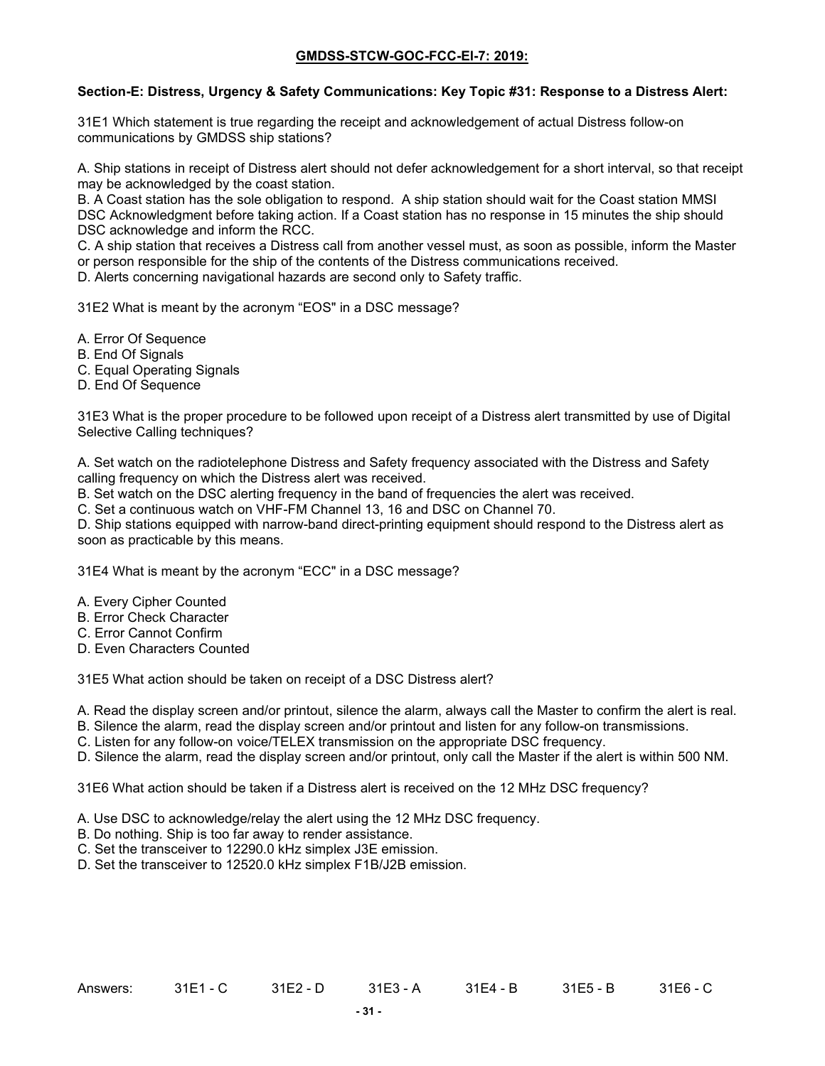**GMDSS-STCW-GOC-FCC-EI-7: 2019:**

**Section-E: Distress, Urgency & Safety Communications: Key Topic #31: Response to a Distress Alert:**

31E1 Which statement is true regarding the receipt and acknowledgement of actual Distress follow-on communications by GMDSS ship stations?

A. Ship stations in receipt of Distress alert should not defer acknowledgement for a short interval, so that receipt may be acknowledged by the coast station.
B. A Coast station has the sole obligation to respond. A ship station should wait for the Coast station MMSI DSC Acknowledgment before taking action. If a Coast station has no response in 15 minutes the ship should DSC acknowledge and inform the RCC.
C. A ship station that receives a Distress call from another vessel must, as soon as possible, inform the Master or person responsible for the ship of the contents of the Distress communications received.
D. Alerts concerning navigational hazards are second only to Safety traffic.

31E2 What is meant by the acronym "EOS" in a DSC message?

A. Error Of Sequence
B. End Of Signals
C. Equal Operating Signals
D. End Of Sequence

31E3 What is the proper procedure to be followed upon receipt of a Distress alert transmitted by use of Digital Selective Calling techniques?

A. Set watch on the radiotelephone Distress and Safety frequency associated with the Distress and Safety calling frequency on which the Distress alert was received.
B. Set watch on the DSC alerting frequency in the band of frequencies the alert was received.
C. Set a continuous watch on VHF-FM Channel 13, 16 and DSC on Channel 70.
D. Ship stations equipped with narrow-band direct-printing equipment should respond to the Distress alert as soon as practicable by this means.

31E4 What is meant by the acronym "ECC" in a DSC message?

A. Every Cipher Counted
B. Error Check Character
C. Error Cannot Confirm
D. Even Characters Counted

31E5 What action should be taken on receipt of a DSC Distress alert?

A. Read the display screen and/or printout, silence the alarm, always call the Master to confirm the alert is real.
B. Silence the alarm, read the display screen and/or printout and listen for any follow-on transmissions.
C. Listen for any follow-on voice/TELEX transmission on the appropriate DSC frequency.
D. Silence the alarm, read the display screen and/or printout, only call the Master if the alert is within 500 NM.

31E6 What action should be taken if a Distress alert is received on the 12 MHz DSC frequency?

A. Use DSC to acknowledge/relay the alert using the 12 MHz DSC frequency.
B. Do nothing. Ship is too far away to render assistance.
C. Set the transceiver to 12290.0 kHz simplex J3E emission.
D. Set the transceiver to 12520.0 kHz simplex F1B/J2B emission.

Answers: 31E1 - C 31E2 - D 31E3 - A 31E4 - B 31E5 - B 31E6 - C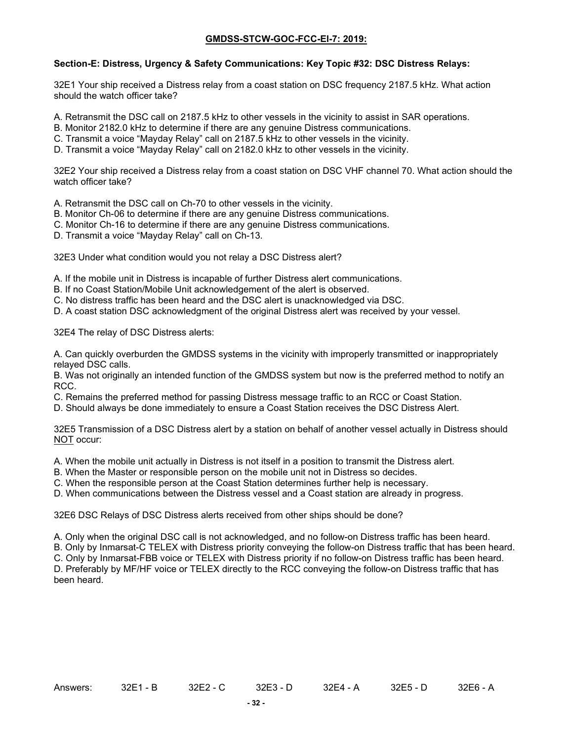**GMDSS-STCW-GOC-FCC-El-7: 2019:**

**Section-E: Distress, Urgency & Safety Communications: Key Topic #32: DSC Distress Relays:**

32E1 Your ship received a Distress relay from a coast station on DSC frequency 2187.5 kHz. What action should the watch officer take?

A. Retransmit the DSC call on 2187.5 kHz to other vessels in the vicinity to assist in SAR operations.
B. Monitor 2182.0 kHz to determine if there are any genuine Distress communications.
C. Transmit a voice "Mayday Relay" call on 2187.5 kHz to other vessels in the vicinity.
D. Transmit a voice "Mayday Relay" call on 2182.0 kHz to other vessels in the vicinity.

32E2 Your ship received a Distress relay from a coast station on DSC VHF channel 70. What action should the watch officer take?

A. Retransmit the DSC call on Ch-70 to other vessels in the vicinity.
B. Monitor Ch-06 to determine if there are any genuine Distress communications.
C. Monitor Ch-16 to determine if there are any genuine Distress communications.
D. Transmit a voice "Mayday Relay" call on Ch-13.

32E3 Under what condition would you not relay a DSC Distress alert?

A. If the mobile unit in Distress is incapable of further Distress alert communications.
B. If no Coast Station/Mobile Unit acknowledgement of the alert is observed.
C. No distress traffic has been heard and the DSC alert is unacknowledged via DSC.
D. A coast station DSC acknowledgment of the original Distress alert was received by your vessel.

32E4 The relay of DSC Distress alerts:

A. Can quickly overburden the GMDSS systems in the vicinity with improperly transmitted or inappropriately relayed DSC calls.
B. Was not originally an intended function of the GMDSS system but now is the preferred method to notify an RCC.
C. Remains the preferred method for passing Distress message traffic to an RCC or Coast Station.
D. Should always be done immediately to ensure a Coast Station receives the DSC Distress Alert.

32E5 Transmission of a DSC Distress alert by a station on behalf of another vessel actually in Distress should <u>NOT</u> occur:

A. When the mobile unit actually in Distress is not itself in a position to transmit the Distress alert.
B. When the Master or responsible person on the mobile unit not in Distress so decides.
C. When the responsible person at the Coast Station determines further help is necessary.
D. When communications between the Distress vessel and a Coast station are already in progress.

32E6 DSC Relays of DSC Distress alerts received from other ships should be done?

A. Only when the original DSC call is not acknowledged, and no follow-on Distress traffic has been heard.
B. Only by Inmarsat-C TELEX with Distress priority conveying the follow-on Distress traffic that has been heard.
C. Only by Inmarsat-FBB voice or TELEX with Distress priority if no follow-on Distress traffic has been heard.
D. Preferably by MF/HF voice or TELEX directly to the RCC conveying the follow-on Distress traffic that has been heard.

Answers: 32E1 - B 32E2 - C 32E3 - D 32E4 - A 32E5 - D 32E6 - A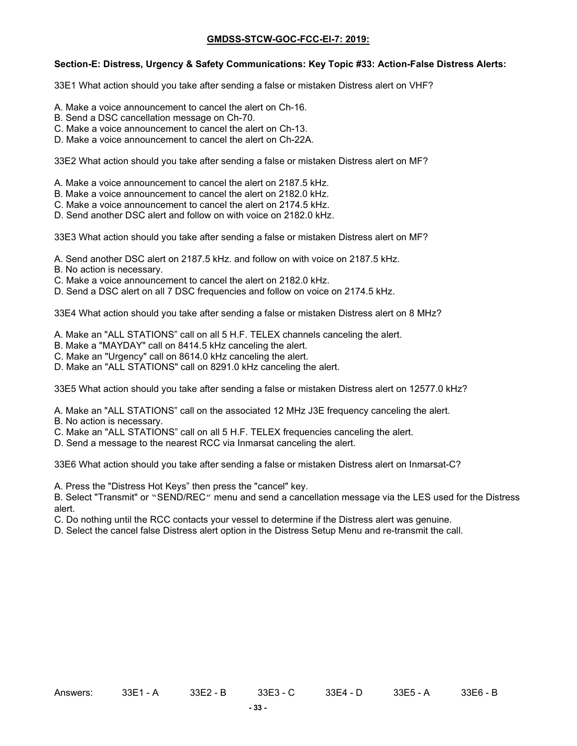**GMDSS-STCW-GOC-FCC-EI-7: 2019:**

**Section-E: Distress, Urgency & Safety Communications: Key Topic #33: Action-False Distress Alerts:**

33E1 What action should you take after sending a false or mistaken Distress alert on VHF?

A. Make a voice announcement to cancel the alert on Ch-16.
B. Send a DSC cancellation message on Ch-70.
C. Make a voice announcement to cancel the alert on Ch-13.
D. Make a voice announcement to cancel the alert on Ch-22A.

33E2 What action should you take after sending a false or mistaken Distress alert on MF?

A. Make a voice announcement to cancel the alert on 2187.5 kHz.
B. Make a voice announcement to cancel the alert on 2182.0 kHz.
C. Make a voice announcement to cancel the alert on 2174.5 kHz.
D. Send another DSC alert and follow on with voice on 2182.0 kHz.

33E3 What action should you take after sending a false or mistaken Distress alert on MF?

A. Send another DSC alert on 2187.5 kHz. and follow on with voice on 2187.5 kHz.
B. No action is necessary.
C. Make a voice announcement to cancel the alert on 2182.0 kHz.
D. Send a DSC alert on all 7 DSC frequencies and follow on voice on 2174.5 kHz.

33E4 What action should you take after sending a false or mistaken Distress alert on 8 MHz?

A. Make an "ALL STATIONS" call on all 5 H.F. TELEX channels canceling the alert.
B. Make a "MAYDAY" call on 8414.5 kHz canceling the alert.
C. Make an "Urgency" call on 8614.0 kHz canceling the alert.
D. Make an "ALL STATIONS" call on 8291.0 kHz canceling the alert.

33E5 What action should you take after sending a false or mistaken Distress alert on 12577.0 kHz?

A. Make an "ALL STATIONS" call on the associated 12 MHz J3E frequency canceling the alert.
B. No action is necessary.
C. Make an "ALL STATIONS" call on all 5 H.F. TELEX frequencies canceling the alert.
D. Send a message to the nearest RCC via Inmarsat canceling the alert.

33E6 What action should you take after sending a false or mistaken Distress alert on Inmarsat-C?

A. Press the "Distress Hot Keys" then press the "cancel" key.
B. Select "Transmit" or "SEND/REC" menu and send a cancellation message via the LES used for the Distress alert.
C. Do nothing until the RCC contacts your vessel to determine if the Distress alert was genuine.
D. Select the cancel false Distress alert option in the Distress Setup Menu and re-transmit the call.

Answers: 33E1 - A 33E2 - B 33E3 - C 33E4 - D 33E5 - A 33E6 - B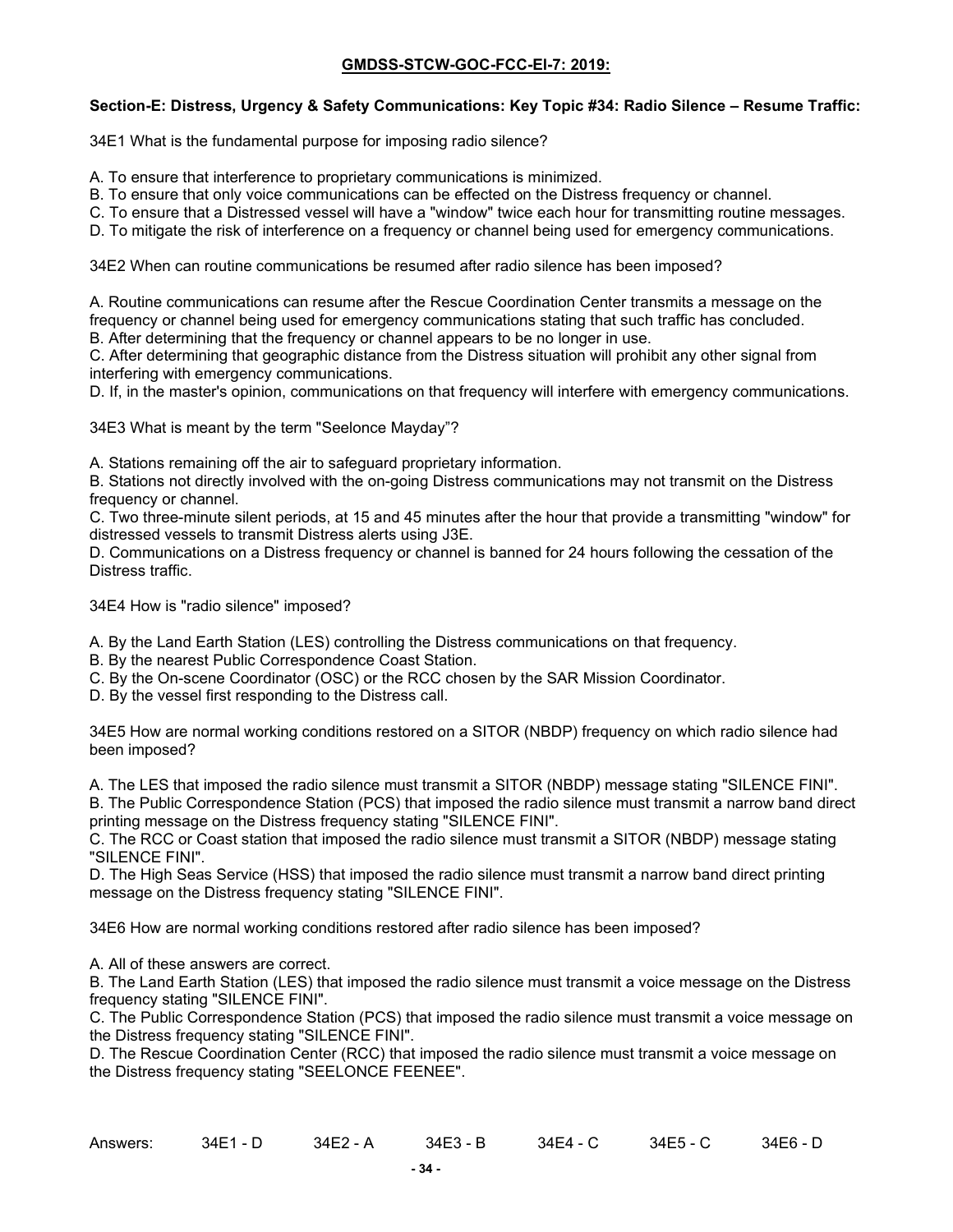**GMDSS-STCW-GOC-FCC-EI-7: 2019:**

**Section-E: Distress, Urgency & Safety Communications: Key Topic #34: Radio Silence – Resume Traffic:**

34E1 What is the fundamental purpose for imposing radio silence?

A. To ensure that interference to proprietary communications is minimized.
B. To ensure that only voice communications can be effected on the Distress frequency or channel.
C. To ensure that a Distressed vessel will have a "window" twice each hour for transmitting routine messages.
D. To mitigate the risk of interference on a frequency or channel being used for emergency communications.

34E2 When can routine communications be resumed after radio silence has been imposed?

A. Routine communications can resume after the Rescue Coordination Center transmits a message on the frequency or channel being used for emergency communications stating that such traffic has concluded.
B. After determining that the frequency or channel appears to be no longer in use.
C. After determining that geographic distance from the Distress situation will prohibit any other signal from interfering with emergency communications.
D. If, in the master's opinion, communications on that frequency will interfere with emergency communications.

34E3 What is meant by the term "Seelonce Mayday"?

A. Stations remaining off the air to safeguard proprietary information.
B. Stations not directly involved with the on-going Distress communications may not transmit on the Distress frequency or channel.
C. Two three-minute silent periods, at 15 and 45 minutes after the hour that provide a transmitting "window" for distressed vessels to transmit Distress alerts using J3E.
D. Communications on a Distress frequency or channel is banned for 24 hours following the cessation of the Distress traffic.

34E4 How is "radio silence" imposed?

A. By the Land Earth Station (LES) controlling the Distress communications on that frequency.
B. By the nearest Public Correspondence Coast Station.
C. By the On-scene Coordinator (OSC) or the RCC chosen by the SAR Mission Coordinator.
D. By the vessel first responding to the Distress call.

34E5 How are normal working conditions restored on a SITOR (NBDP) frequency on which radio silence had been imposed?

A. The LES that imposed the radio silence must transmit a SITOR (NBDP) message stating "SILENCE FINI".
B. The Public Correspondence Station (PCS) that imposed the radio silence must transmit a narrow band direct printing message on the Distress frequency stating "SILENCE FINI".
C. The RCC or Coast station that imposed the radio silence must transmit a SITOR (NBDP) message stating "SILENCE FINI".
D. The High Seas Service (HSS) that imposed the radio silence must transmit a narrow band direct printing message on the Distress frequency stating "SILENCE FINI".

34E6 How are normal working conditions restored after radio silence has been imposed?

A. All of these answers are correct.
B. The Land Earth Station (LES) that imposed the radio silence must transmit a voice message on the Distress frequency stating "SILENCE FINI".
C. The Public Correspondence Station (PCS) that imposed the radio silence must transmit a voice message on the Distress frequency stating "SILENCE FINI".
D. The Rescue Coordination Center (RCC) that imposed the radio silence must transmit a voice message on the Distress frequency stating "SEELONCE FEENEE".

Answers: 34E1 - D 34E2 - A 34E3 - B 34E4 - C 34E5 - C 34E6 - D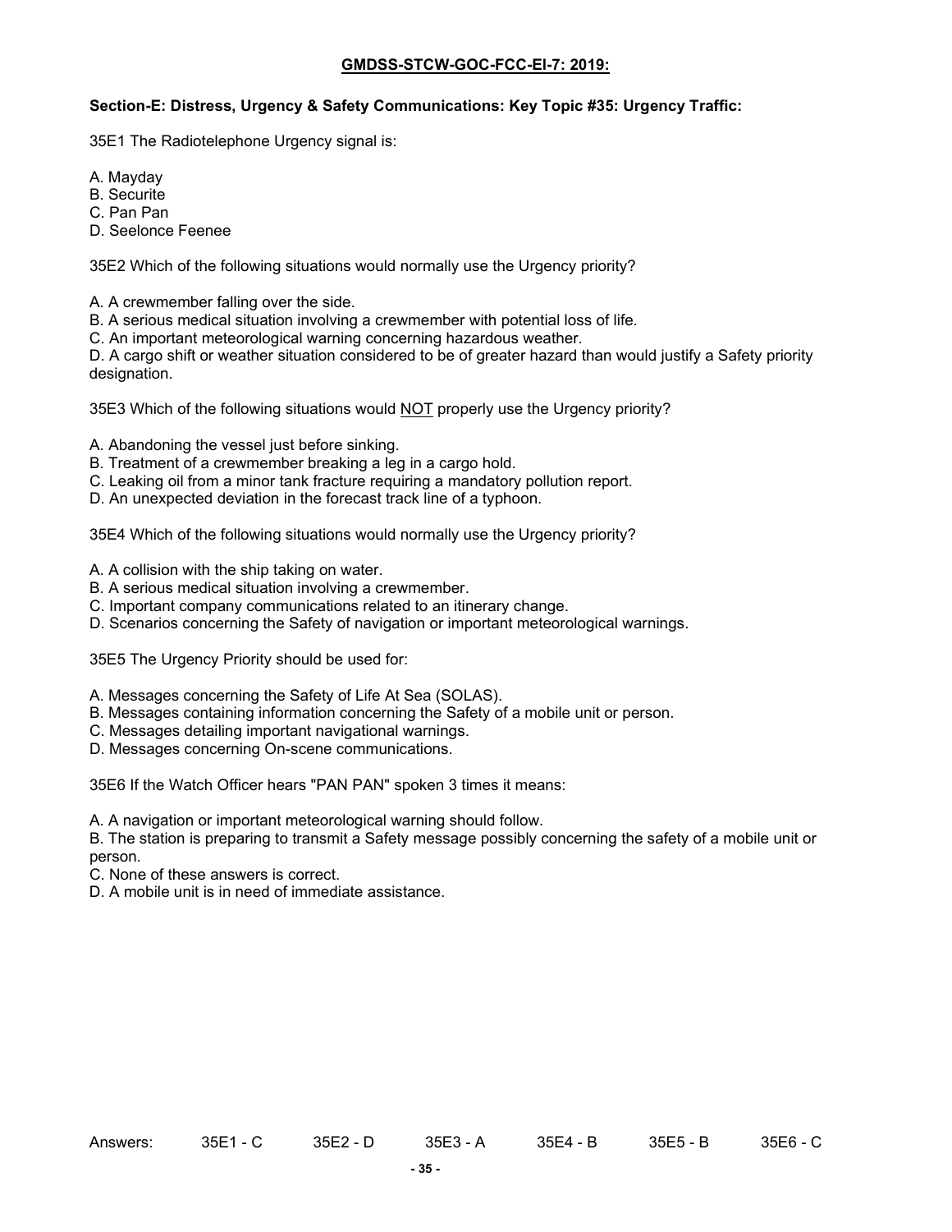**GMDSS-STCW-GOC-FCC-El-7: 2019:**

**Section-E: Distress, Urgency & Safety Communications: Key Topic #35: Urgency Traffic:**

35E1 The Radiotelephone Urgency signal is:

A. Mayday
B. Securite
C. Pan Pan
D. Seelonce Feenee

35E2 Which of the following situations would normally use the Urgency priority?

A. A crewmember falling over the side.
B. A serious medical situation involving a crewmember with potential loss of life.
C. An important meteorological warning concerning hazardous weather.
D. A cargo shift or weather situation considered to be of greater hazard than would justify a Safety priority designation.

35E3 Which of the following situations would NOT properly use the Urgency priority?

A. Abandoning the vessel just before sinking.
B. Treatment of a crewmember breaking a leg in a cargo hold.
C. Leaking oil from a minor tank fracture requiring a mandatory pollution report.
D. An unexpected deviation in the forecast track line of a typhoon.

35E4 Which of the following situations would normally use the Urgency priority?

A. A collision with the ship taking on water.
B. A serious medical situation involving a crewmember.
C. Important company communications related to an itinerary change.
D. Scenarios concerning the Safety of navigation or important meteorological warnings.

35E5 The Urgency Priority should be used for:

A. Messages concerning the Safety of Life At Sea (SOLAS).
B. Messages containing information concerning the Safety of a mobile unit or person.
C. Messages detailing important navigational warnings.
D. Messages concerning On-scene communications.

35E6 If the Watch Officer hears "PAN PAN" spoken 3 times it means:

A. A navigation or important meteorological warning should follow.
B. The station is preparing to transmit a Safety message possibly concerning the safety of a mobile unit or person.
C. None of these answers is correct.
D. A mobile unit is in need of immediate assistance.

Answers: 35E1 - C 35E2 - D 35E3 - A 35E4 - B 35E5 - B 35E6 - C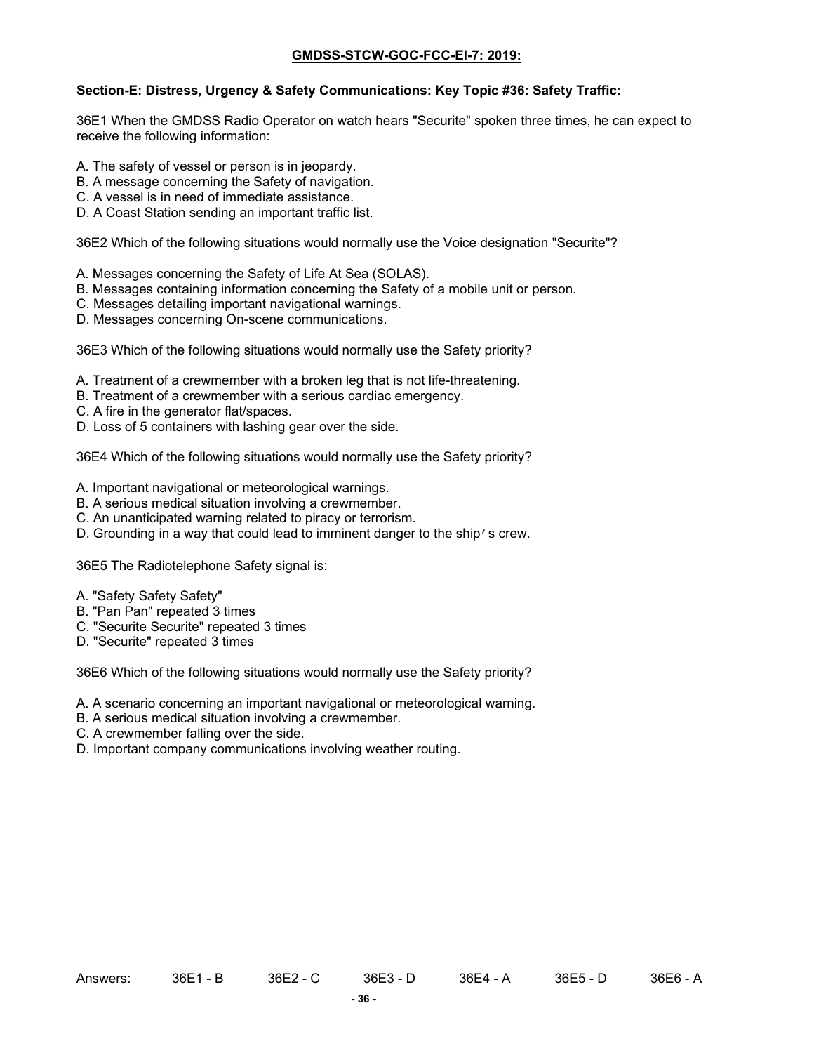**GMDSS-STCW-GOC-FCC-EI-7: 2019:**

**Section-E: Distress, Urgency & Safety Communications: Key Topic #36: Safety Traffic:**

36E1 When the GMDSS Radio Operator on watch hears "Securite" spoken three times, he can expect to receive the following information:

A. The safety of vessel or person is in jeopardy.
B. A message concerning the Safety of navigation.
C. A vessel is in need of immediate assistance.
D. A Coast Station sending an important traffic list.

36E2 Which of the following situations would normally use the Voice designation "Securite"?

A. Messages concerning the Safety of Life At Sea (SOLAS).
B. Messages containing information concerning the Safety of a mobile unit or person.
C. Messages detailing important navigational warnings.
D. Messages concerning On-scene communications.

36E3 Which of the following situations would normally use the Safety priority?

A. Treatment of a crewmember with a broken leg that is not life-threatening.
B. Treatment of a crewmember with a serious cardiac emergency.
C. A fire in the generator flat/spaces.
D. Loss of 5 containers with lashing gear over the side.

36E4 Which of the following situations would normally use the Safety priority?

A. Important navigational or meteorological warnings.
B. A serious medical situation involving a crewmember.
C. An unanticipated warning related to piracy or terrorism.
D. Grounding in a way that could lead to imminent danger to the ship's crew.

36E5 The Radiotelephone Safety signal is:

A. "Safety Safety Safety"
B. "Pan Pan" repeated 3 times
C. "Securite Securite" repeated 3 times
D. "Securite" repeated 3 times

36E6 Which of the following situations would normally use the Safety priority?

A. A scenario concerning an important navigational or meteorological warning.
B. A serious medical situation involving a crewmember.
C. A crewmember falling over the side.
D. Important company communications involving weather routing.

Answers: 36E1 - B 36E2 - C 36E3 - D 36E4 - A 36E5 - D 36E6 - A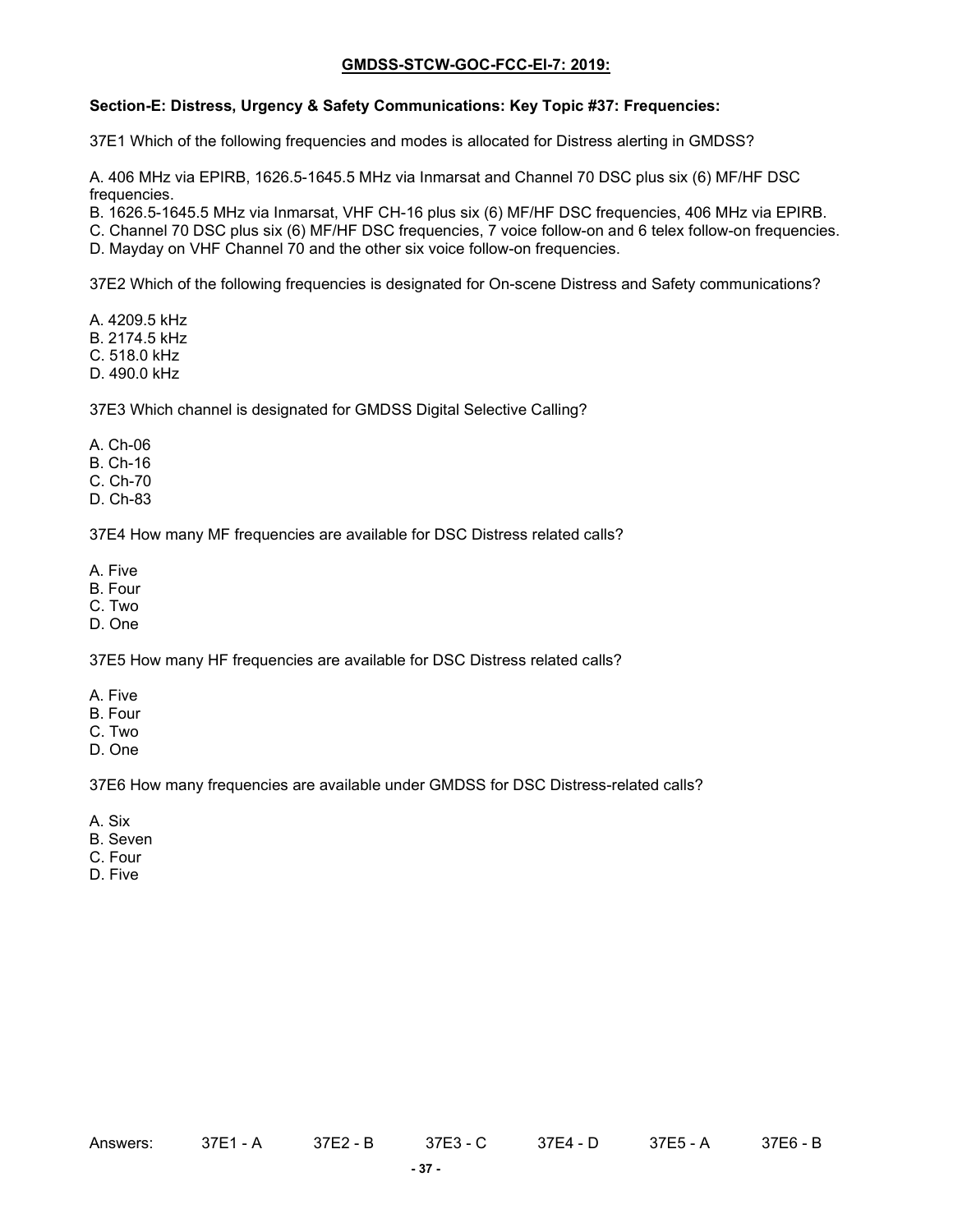**GMDSS-STCW-GOC-FCC-EI-7: 2019:**

**Section-E: Distress, Urgency & Safety Communications: Key Topic #37: Frequencies:**

37E1 Which of the following frequencies and modes is allocated for Distress alerting in GMDSS?

A. 406 MHz via EPIRB, 1626.5-1645.5 MHz via Inmarsat and Channel 70 DSC plus six (6) MF/HF DSC frequencies.
B. 1626.5-1645.5 MHz via Inmarsat, VHF CH-16 plus six (6) MF/HF DSC frequencies, 406 MHz via EPIRB.
C. Channel 70 DSC plus six (6) MF/HF DSC frequencies, 7 voice follow-on and 6 telex follow-on frequencies.
D. Mayday on VHF Channel 70 and the other six voice follow-on frequencies.

37E2 Which of the following frequencies is designated for On-scene Distress and Safety communications?

A. 4209.5 kHz
B. 2174.5 kHz
C. 518.0 kHz
D. 490.0 kHz

37E3 Which channel is designated for GMDSS Digital Selective Calling?

A. Ch-06
B. Ch-16
C. Ch-70
D. Ch-83

37E4 How many MF frequencies are available for DSC Distress related calls?

A. Five
B. Four
C. Two
D. One

37E5 How many HF frequencies are available for DSC Distress related calls?

A. Five
B. Four
C. Two
D. One

37E6 How many frequencies are available under GMDSS for DSC Distress-related calls?

A. Six
B. Seven
C. Four
D. Five

Answers: 37E1 - A 37E2 - B 37E3 - C 37E4 - D 37E5 - A 37E6 - B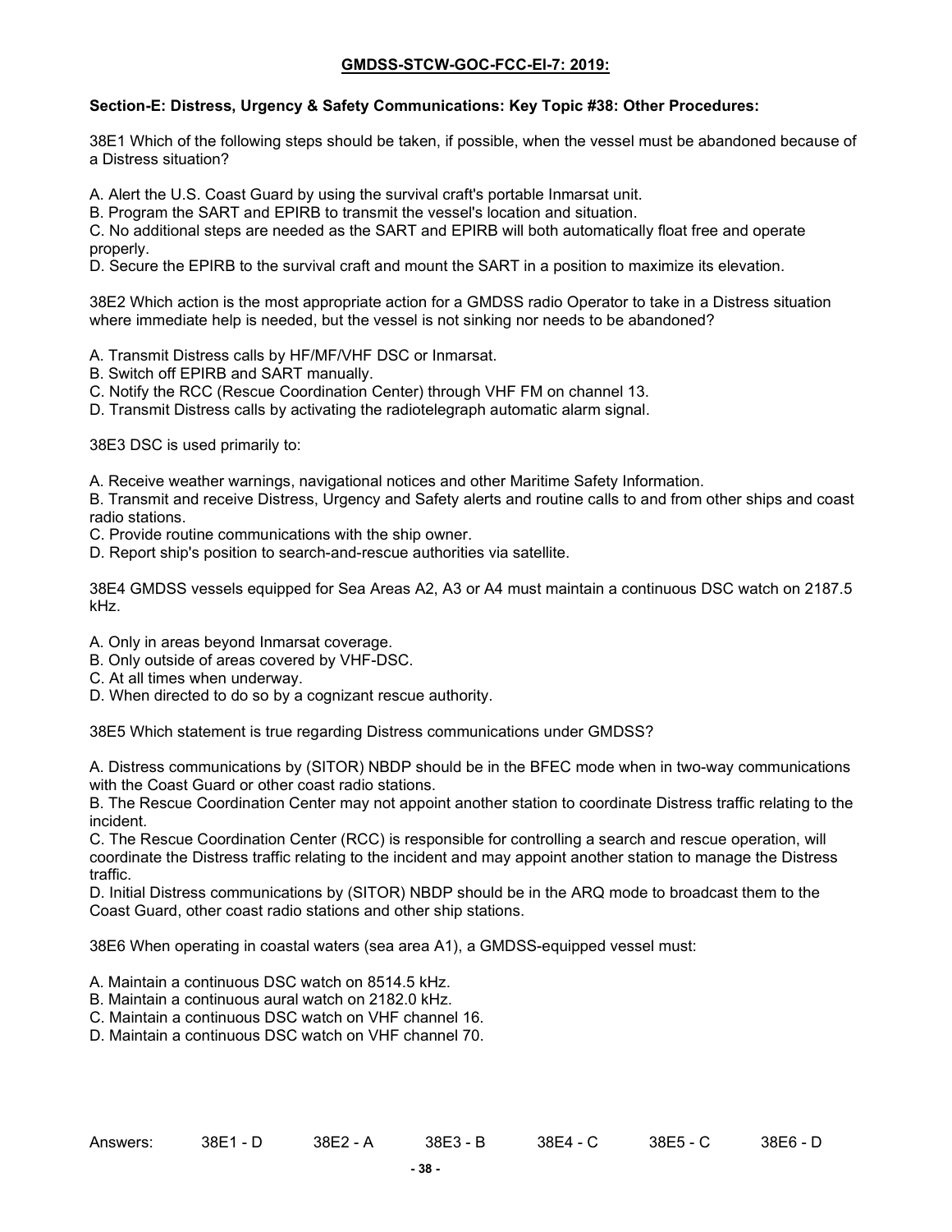**GMDSS-STCW-GOC-FCC-EI-7: 2019:**

**Section-E: Distress, Urgency & Safety Communications: Key Topic #38: Other Procedures:**

38E1 Which of the following steps should be taken, if possible, when the vessel must be abandoned because of a Distress situation?

A. Alert the U.S. Coast Guard by using the survival craft's portable Inmarsat unit.
B. Program the SART and EPIRB to transmit the vessel's location and situation.
C. No additional steps are needed as the SART and EPIRB will both automatically float free and operate properly.
D. Secure the EPIRB to the survival craft and mount the SART in a position to maximize its elevation.

38E2 Which action is the most appropriate action for a GMDSS radio Operator to take in a Distress situation where immediate help is needed, but the vessel is not sinking nor needs to be abandoned?

A. Transmit Distress calls by HF/MF/VHF DSC or Inmarsat.
B. Switch off EPIRB and SART manually.
C. Notify the RCC (Rescue Coordination Center) through VHF FM on channel 13.
D. Transmit Distress calls by activating the radiotelegraph automatic alarm signal.

38E3 DSC is used primarily to:

A. Receive weather warnings, navigational notices and other Maritime Safety Information.
B. Transmit and receive Distress, Urgency and Safety alerts and routine calls to and from other ships and coast radio stations.
C. Provide routine communications with the ship owner.
D. Report ship's position to search-and-rescue authorities via satellite.

38E4 GMDSS vessels equipped for Sea Areas A2, A3 or A4 must maintain a continuous DSC watch on 2187.5 kHz.

A. Only in areas beyond Inmarsat coverage.
B. Only outside of areas covered by VHF-DSC.
C. At all times when underway.
D. When directed to do so by a cognizant rescue authority.

38E5 Which statement is true regarding Distress communications under GMDSS?

A. Distress communications by (SITOR) NBDP should be in the BFEC mode when in two-way communications with the Coast Guard or other coast radio stations.
B. The Rescue Coordination Center may not appoint another station to coordinate Distress traffic relating to the incident.
C. The Rescue Coordination Center (RCC) is responsible for controlling a search and rescue operation, will coordinate the Distress traffic relating to the incident and may appoint another station to manage the Distress traffic.
D. Initial Distress communications by (SITOR) NBDP should be in the ARQ mode to broadcast them to the Coast Guard, other coast radio stations and other ship stations.

38E6 When operating in coastal waters (sea area A1), a GMDSS-equipped vessel must:

A. Maintain a continuous DSC watch on 8514.5 kHz.
B. Maintain a continuous aural watch on 2182.0 kHz.
C. Maintain a continuous DSC watch on VHF channel 16.
D. Maintain a continuous DSC watch on VHF channel 70.

Answers: 38E1 - D 38E2 - A 38E3 - B 38E4 - C 38E5 - C 38E6 - D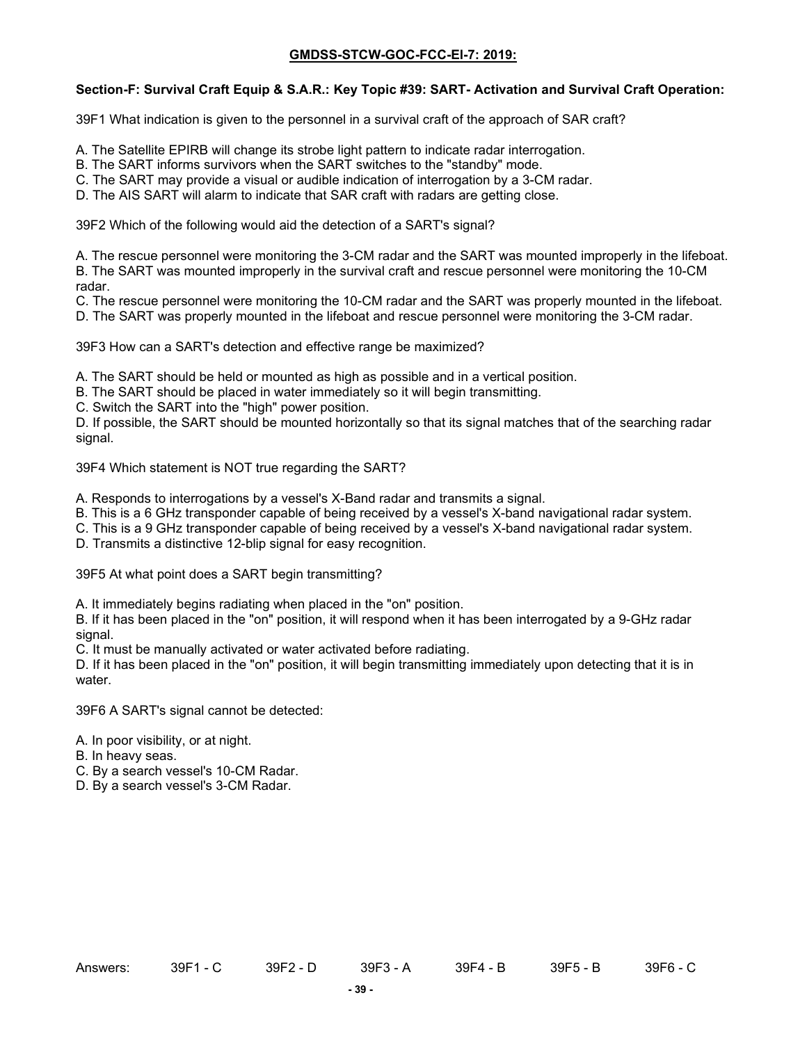**GMDSS-STCW-GOC-FCC-El-7: 2019:**

**Section-F: Survival Craft Equip & S.A.R.: Key Topic #39: SART- Activation and Survival Craft Operation:**

39F1 What indication is given to the personnel in a survival craft of the approach of SAR craft?

A. The Satellite EPIRB will change its strobe light pattern to indicate radar interrogation.
B. The SART informs survivors when the SART switches to the "standby" mode.
C. The SART may provide a visual or audible indication of interrogation by a 3-CM radar.
D. The AIS SART will alarm to indicate that SAR craft with radars are getting close.

39F2 Which of the following would aid the detection of a SART's signal?

A. The rescue personnel were monitoring the 3-CM radar and the SART was mounted improperly in the lifeboat.
B. The SART was mounted improperly in the survival craft and rescue personnel were monitoring the 10-CM radar.
C. The rescue personnel were monitoring the 10-CM radar and the SART was properly mounted in the lifeboat.
D. The SART was properly mounted in the lifeboat and rescue personnel were monitoring the 3-CM radar.

39F3 How can a SART's detection and effective range be maximized?

A. The SART should be held or mounted as high as possible and in a vertical position.
B. The SART should be placed in water immediately so it will begin transmitting.
C. Switch the SART into the "high" power position.
D. If possible, the SART should be mounted horizontally so that its signal matches that of the searching radar signal.

39F4 Which statement is NOT true regarding the SART?

A. Responds to interrogations by a vessel's X-Band radar and transmits a signal.
B. This is a 6 GHz transponder capable of being received by a vessel's X-band navigational radar system.
C. This is a 9 GHz transponder capable of being received by a vessel's X-band navigational radar system.
D. Transmits a distinctive 12-blip signal for easy recognition.

39F5 At what point does a SART begin transmitting?

A. It immediately begins radiating when placed in the "on" position.
B. If it has been placed in the "on" position, it will respond when it has been interrogated by a 9-GHz radar signal.
C. It must be manually activated or water activated before radiating.
D. If it has been placed in the "on" position, it will begin transmitting immediately upon detecting that it is in water.

39F6 A SART's signal cannot be detected:

A. In poor visibility, or at night.
B. In heavy seas.
C. By a search vessel's 10-CM Radar.
D. By a search vessel's 3-CM Radar.

Answers: 39F1 - C 39F2 - D 39F3 - A 39F4 - B 39F5 - B 39F6 - C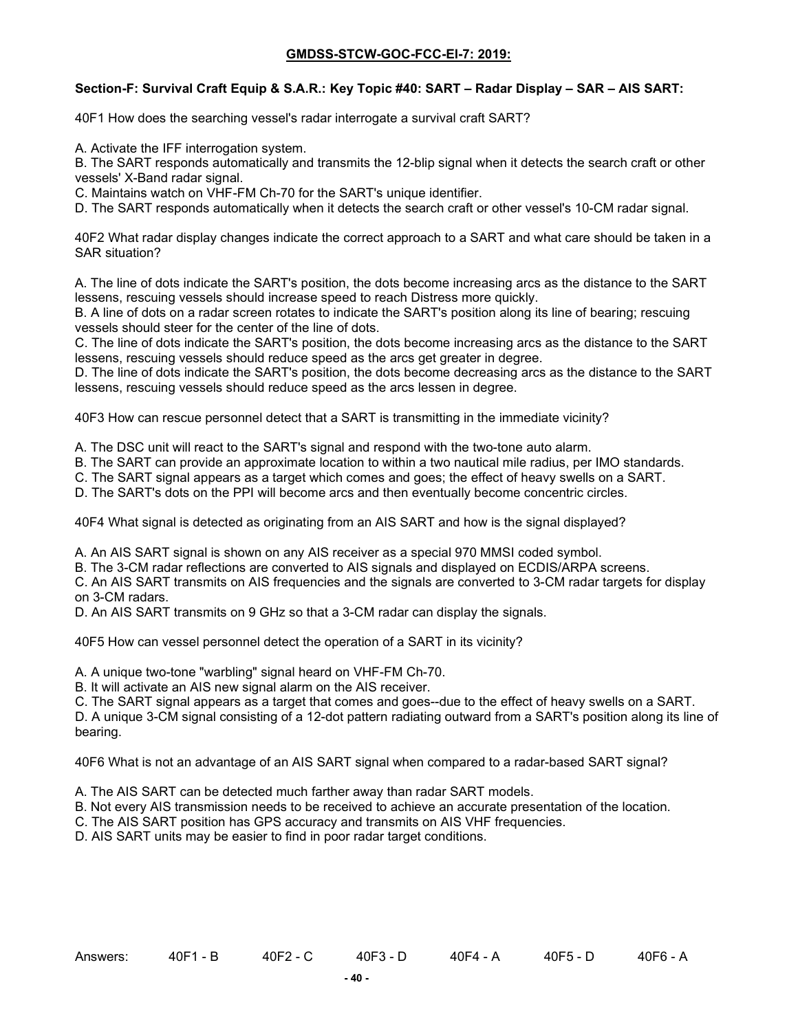**GMDSS-STCW-GOC-FCC-El-7: 2019:**

**Section-F: Survival Craft Equip & S.A.R.: Key Topic #40: SART – Radar Display – SAR – AIS SART:**

40F1 How does the searching vessel's radar interrogate a survival craft SART?

A. Activate the IFF interrogation system.
B. The SART responds automatically and transmits the 12-blip signal when it detects the search craft or other vessels' X-Band radar signal.
C. Maintains watch on VHF-FM Ch-70 for the SART's unique identifier.
D. The SART responds automatically when it detects the search craft or other vessel's 10-CM radar signal.

40F2 What radar display changes indicate the correct approach to a SART and what care should be taken in a SAR situation?

A. The line of dots indicate the SART's position, the dots become increasing arcs as the distance to the SART lessens, rescuing vessels should increase speed to reach Distress more quickly.
B. A line of dots on a radar screen rotates to indicate the SART's position along its line of bearing; rescuing vessels should steer for the center of the line of dots.
C. The line of dots indicate the SART's position, the dots become increasing arcs as the distance to the SART lessens, rescuing vessels should reduce speed as the arcs get greater in degree.
D. The line of dots indicate the SART's position, the dots become decreasing arcs as the distance to the SART lessens, rescuing vessels should reduce speed as the arcs lessen in degree.

40F3 How can rescue personnel detect that a SART is transmitting in the immediate vicinity?

A. The DSC unit will react to the SART's signal and respond with the two-tone auto alarm.
B. The SART can provide an approximate location to within a two nautical mile radius, per IMO standards.
C. The SART signal appears as a target which comes and goes; the effect of heavy swells on a SART.
D. The SART's dots on the PPI will become arcs and then eventually become concentric circles.

40F4 What signal is detected as originating from an AIS SART and how is the signal displayed?

A. An AIS SART signal is shown on any AIS receiver as a special 970 MMSI coded symbol.
B. The 3-CM radar reflections are converted to AIS signals and displayed on ECDIS/ARPA screens.
C. An AIS SART transmits on AIS frequencies and the signals are converted to 3-CM radar targets for display on 3-CM radars.
D. An AIS SART transmits on 9 GHz so that a 3-CM radar can display the signals.

40F5 How can vessel personnel detect the operation of a SART in its vicinity?

A. A unique two-tone "warbling" signal heard on VHF-FM Ch-70.
B. It will activate an AIS new signal alarm on the AIS receiver.
C. The SART signal appears as a target that comes and goes--due to the effect of heavy swells on a SART.
D. A unique 3-CM signal consisting of a 12-dot pattern radiating outward from a SART's position along its line of bearing.

40F6 What is not an advantage of an AIS SART signal when compared to a radar-based SART signal?

A. The AIS SART can be detected much farther away than radar SART models.
B. Not every AIS transmission needs to be received to achieve an accurate presentation of the location.
C. The AIS SART position has GPS accuracy and transmits on AIS VHF frequencies.
D. AIS SART units may be easier to find in poor radar target conditions.

Answers: 40F1 - B 40F2 - C 40F3 - D 40F4 - A 40F5 - D 40F6 - A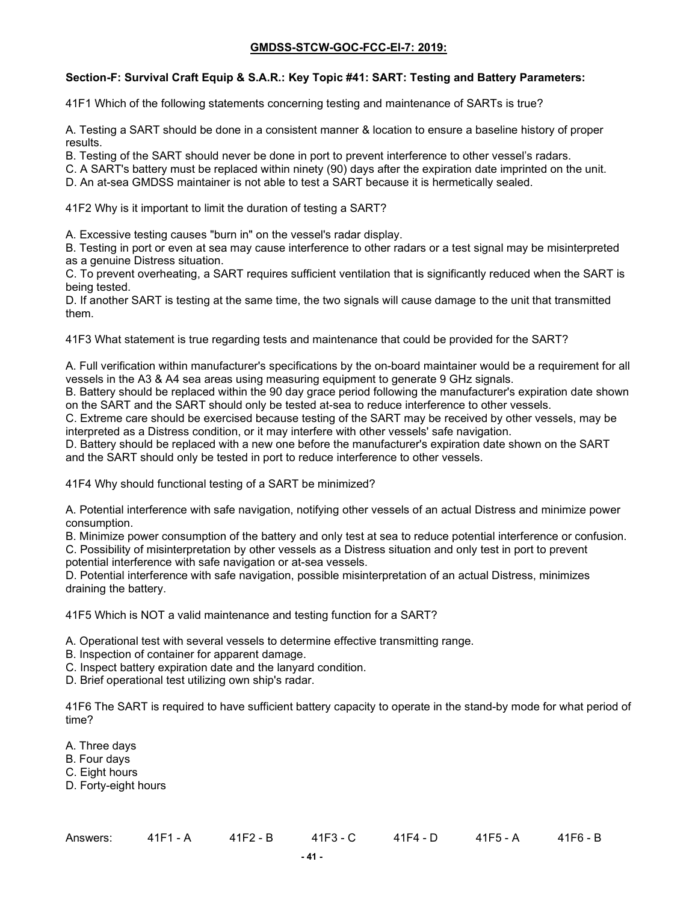## GMDSS-STCW-GOC-FCC-EI-7: 2019:

**Section-F: Survival Craft Equip & S.A.R.: Key Topic #41: SART: Testing and Battery Parameters:**

41F1 Which of the following statements concerning testing and maintenance of SARTs is true?

A. Testing a SART should be done in a consistent manner & location to ensure a baseline history of proper results.
B. Testing of the SART should never be done in port to prevent interference to other vessel's radars.
C. A SART's battery must be replaced within ninety (90) days after the expiration date imprinted on the unit.
D. An at-sea GMDSS maintainer is not able to test a SART because it is hermetically sealed.

41F2 Why is it important to limit the duration of testing a SART?

A. Excessive testing causes "burn in" on the vessel's radar display.
B. Testing in port or even at sea may cause interference to other radars or a test signal may be misinterpreted as a genuine Distress situation.
C. To prevent overheating, a SART requires sufficient ventilation that is significantly reduced when the SART is being tested.
D. If another SART is testing at the same time, the two signals will cause damage to the unit that transmitted them.

41F3 What statement is true regarding tests and maintenance that could be provided for the SART?

A. Full verification within manufacturer's specifications by the on-board maintainer would be a requirement for all vessels in the A3 & A4 sea areas using measuring equipment to generate 9 GHz signals.
B. Battery should be replaced within the 90 day grace period following the manufacturer's expiration date shown on the SART and the SART should only be tested at-sea to reduce interference to other vessels.
C. Extreme care should be exercised because testing of the SART may be received by other vessels, may be interpreted as a Distress condition, or it may interfere with other vessels' safe navigation.
D. Battery should be replaced with a new one before the manufacturer's expiration date shown on the SART and the SART should only be tested in port to reduce interference to other vessels.

41F4 Why should functional testing of a SART be minimized?

A. Potential interference with safe navigation, notifying other vessels of an actual Distress and minimize power consumption.
B. Minimize power consumption of the battery and only test at sea to reduce potential interference or confusion.
C. Possibility of misinterpretation by other vessels as a Distress situation and only test in port to prevent potential interference with safe navigation or at-sea vessels.
D. Potential interference with safe navigation, possible misinterpretation of an actual Distress, minimizes draining the battery.

41F5 Which is NOT a valid maintenance and testing function for a SART?

A. Operational test with several vessels to determine effective transmitting range.
B. Inspection of container for apparent damage.
C. Inspect battery expiration date and the lanyard condition.
D. Brief operational test utilizing own ship's radar.

41F6 The SART is required to have sufficient battery capacity to operate in the stand-by mode for what period of time?

A. Three days
B. Four days
C. Eight hours
D. Forty-eight hours

Answers: 41F1 - A 41F2 - B 41F3 - C 41F4 - D 41F5 - A 41F6 - B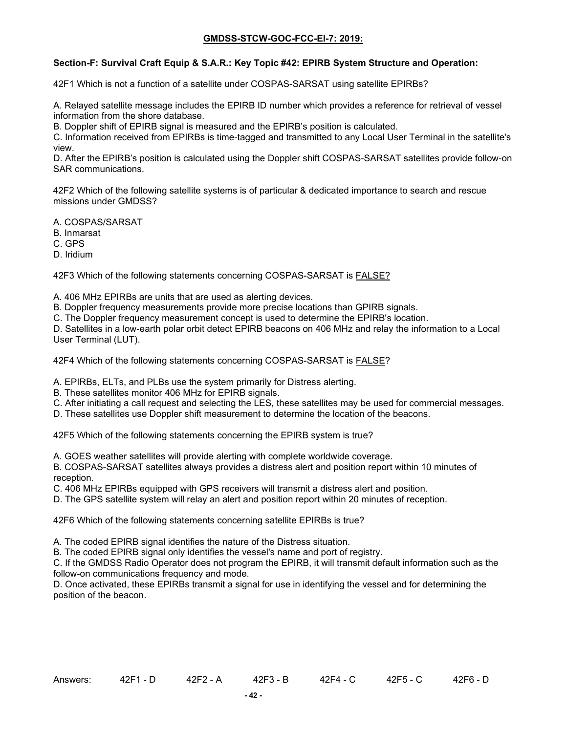**GMDSS-STCW-GOC-FCC-EI-7: 2019:**

**Section-F: Survival Craft Equip & S.A.R.: Key Topic #42: EPIRB System Structure and Operation:**

42F1 Which is not a function of a satellite under COSPAS-SARSAT using satellite EPIRBs?

A. Relayed satellite message includes the EPIRB ID number which provides a reference for retrieval of vessel information from the shore database.
B. Doppler shift of EPIRB signal is measured and the EPIRB's position is calculated.
C. Information received from EPIRBs is time-tagged and transmitted to any Local User Terminal in the satellite's view.
D. After the EPIRB's position is calculated using the Doppler shift COSPAS-SARSAT satellites provide follow-on SAR communications.

42F2 Which of the following satellite systems is of particular & dedicated importance to search and rescue missions under GMDSS?

A. COSPAS/SARSAT
B. Inmarsat
C. GPS
D. Iridium

42F3 Which of the following statements concerning COSPAS-SARSAT is <u>FALSE?</u>

A. 406 MHz EPIRBs are units that are used as alerting devices.
B. Doppler frequency measurements provide more precise locations than GPIRB signals.
C. The Doppler frequency measurement concept is used to determine the EPIRB's location.
D. Satellites in a low-earth polar orbit detect EPIRB beacons on 406 MHz and relay the information to a Local User Terminal (LUT).

42F4 Which of the following statements concerning COSPAS-SARSAT is <u>FALSE</u>?

A. EPIRBs, ELTs, and PLBs use the system primarily for Distress alerting.
B. These satellites monitor 406 MHz for EPIRB signals.
C. After initiating a call request and selecting the LES, these satellites may be used for commercial messages.
D. These satellites use Doppler shift measurement to determine the location of the beacons.

42F5 Which of the following statements concerning the EPIRB system is true?

A. GOES weather satellites will provide alerting with complete worldwide coverage.
B. COSPAS-SARSAT satellites always provides a distress alert and position report within 10 minutes of reception.
C. 406 MHz EPIRBs equipped with GPS receivers will transmit a distress alert and position.
D. The GPS satellite system will relay an alert and position report within 20 minutes of reception.

42F6 Which of the following statements concerning satellite EPIRBs is true?

A. The coded EPIRB signal identifies the nature of the Distress situation.
B. The coded EPIRB signal only identifies the vessel's name and port of registry.
C. If the GMDSS Radio Operator does not program the EPIRB, it will transmit default information such as the follow-on communications frequency and mode.
D. Once activated, these EPIRBs transmit a signal for use in identifying the vessel and for determining the position of the beacon.

Answers: 42F1 - D 42F2 - A 42F3 - B 42F4 - C 42F5 - C 42F6 - D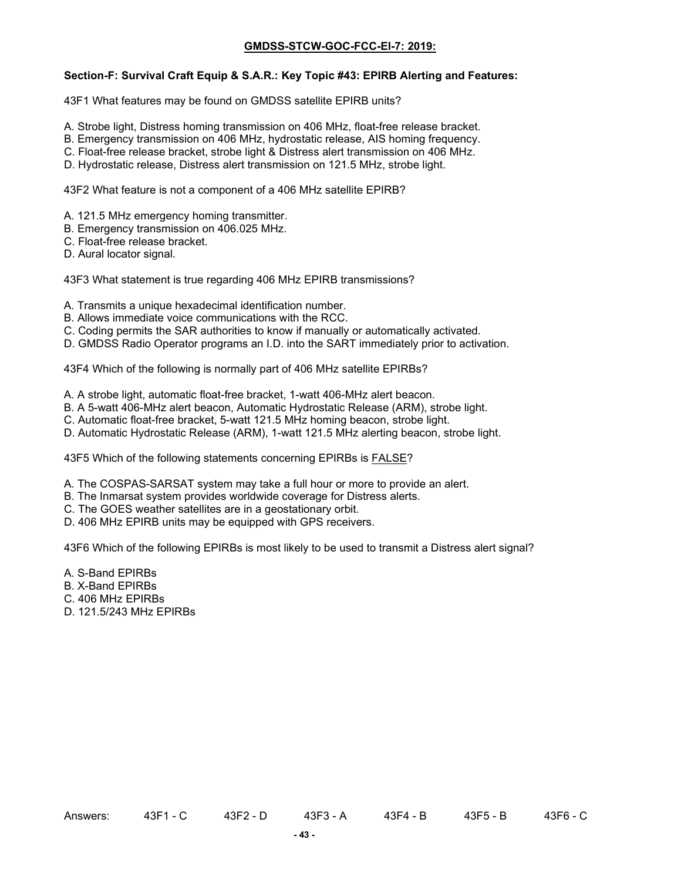**GMDSS-STCW-GOC-FCC-El-7: 2019:**

**Section-F: Survival Craft Equip & S.A.R.: Key Topic #43: EPIRB Alerting and Features:**

43F1 What features may be found on GMDSS satellite EPIRB units?

A. Strobe light, Distress homing transmission on 406 MHz, float-free release bracket.
B. Emergency transmission on 406 MHz, hydrostatic release, AIS homing frequency.
C. Float-free release bracket, strobe light & Distress alert transmission on 406 MHz.
D. Hydrostatic release, Distress alert transmission on 121.5 MHz, strobe light.

43F2 What feature is not a component of a 406 MHz satellite EPIRB?

A. 121.5 MHz emergency homing transmitter.
B. Emergency transmission on 406.025 MHz.
C. Float-free release bracket.
D. Aural locator signal.

43F3 What statement is true regarding 406 MHz EPIRB transmissions?

A. Transmits a unique hexadecimal identification number.
B. Allows immediate voice communications with the RCC.
C. Coding permits the SAR authorities to know if manually or automatically activated.
D. GMDSS Radio Operator programs an I.D. into the SART immediately prior to activation.

43F4 Which of the following is normally part of 406 MHz satellite EPIRBs?

A. A strobe light, automatic float-free bracket, 1-watt 406-MHz alert beacon.
B. A 5-watt 406-MHz alert beacon, Automatic Hydrostatic Release (ARM), strobe light.
C. Automatic float-free bracket, 5-watt 121.5 MHz homing beacon, strobe light.
D. Automatic Hydrostatic Release (ARM), 1-watt 121.5 MHz alerting beacon, strobe light.

43F5 Which of the following statements concerning EPIRBs is FALSE?

A. The COSPAS-SARSAT system may take a full hour or more to provide an alert.
B. The Inmarsat system provides worldwide coverage for Distress alerts.
C. The GOES weather satellites are in a geostationary orbit.
D. 406 MHz EPIRB units may be equipped with GPS receivers.

43F6 Which of the following EPIRBs is most likely to be used to transmit a Distress alert signal?

A. S-Band EPIRBs
B. X-Band EPIRBs
C. 406 MHz EPIRBs
D. 121.5/243 MHz EPIRBs

Answers: 43F1 - C 43F2 - D 43F3 - A 43F4 - B 43F5 - B 43F6 - C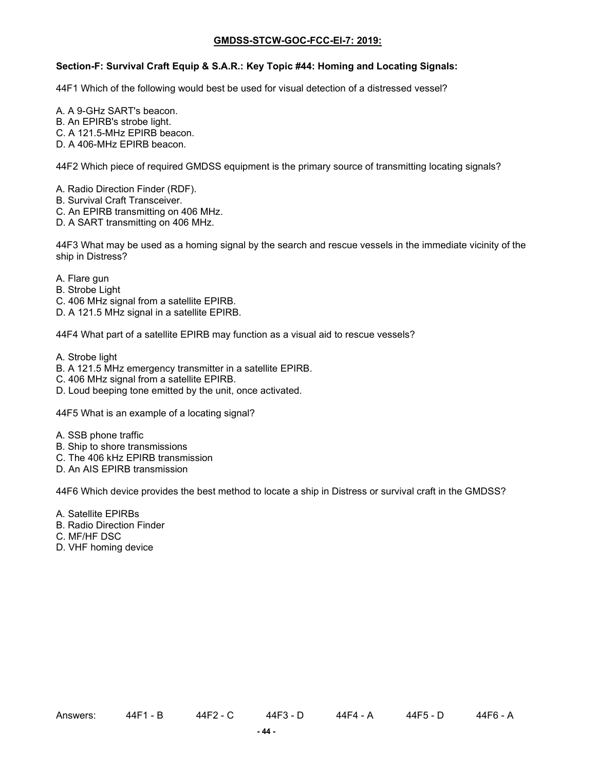**GMDSS-STCW-GOC-FCC-EI-7: 2019:**

**Section-F: Survival Craft Equip & S.A.R.: Key Topic #44: Homing and Locating Signals:**

44F1 Which of the following would best be used for visual detection of a distressed vessel?

A. A 9-GHz SART's beacon.
B. An EPIRB's strobe light.
C. A 121.5-MHz EPIRB beacon.
D. A 406-MHz EPIRB beacon.

44F2 Which piece of required GMDSS equipment is the primary source of transmitting locating signals?

A. Radio Direction Finder (RDF).
B. Survival Craft Transceiver.
C. An EPIRB transmitting on 406 MHz.
D. A SART transmitting on 406 MHz.

44F3 What may be used as a homing signal by the search and rescue vessels in the immediate vicinity of the ship in Distress?

A. Flare gun
B. Strobe Light
C. 406 MHz signal from a satellite EPIRB.
D. A 121.5 MHz signal in a satellite EPIRB.

44F4 What part of a satellite EPIRB may function as a visual aid to rescue vessels?

A. Strobe light
B. A 121.5 MHz emergency transmitter in a satellite EPIRB.
C. 406 MHz signal from a satellite EPIRB.
D. Loud beeping tone emitted by the unit, once activated.

44F5 What is an example of a locating signal?

A. SSB phone traffic
B. Ship to shore transmissions
C. The 406 kHz EPIRB transmission
D. An AIS EPIRB transmission

44F6 Which device provides the best method to locate a ship in Distress or survival craft in the GMDSS?

A. Satellite EPIRBs
B. Radio Direction Finder
C. MF/HF DSC
D. VHF homing device

Answers: 44F1 - B 44F2 - C 44F3 - D 44F4 - A 44F5 - D 44F6 - A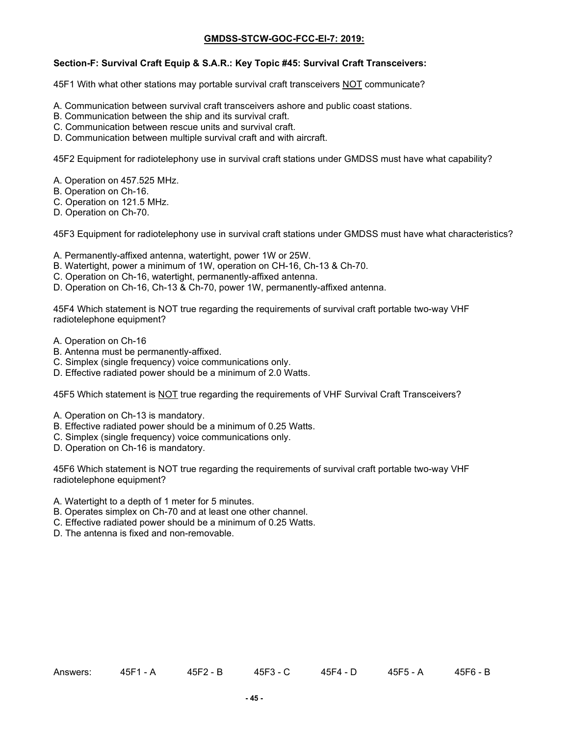**GMDSS-STCW-GOC-FCC-El-7: 2019:**

**Section-F: Survival Craft Equip & S.A.R.: Key Topic #45: Survival Craft Transceivers:**

45F1 With what other stations may portable survival craft transceivers <u>NOT</u> communicate?

A. Communication between survival craft transceivers ashore and public coast stations.
B. Communication between the ship and its survival craft.
C. Communication between rescue units and survival craft.
D. Communication between multiple survival craft and with aircraft.

45F2 Equipment for radiotelephony use in survival craft stations under GMDSS must have what capability?

A. Operation on 457.525 MHz.
B. Operation on Ch-16.
C. Operation on 121.5 MHz.
D. Operation on Ch-70.

45F3 Equipment for radiotelephony use in survival craft stations under GMDSS must have what characteristics?

A. Permanently-affixed antenna, watertight, power 1W or 25W.
B. Watertight, power a minimum of 1W, operation on CH-16, Ch-13 & Ch-70.
C. Operation on Ch-16, watertight, permanently-affixed antenna.
D. Operation on Ch-16, Ch-13 & Ch-70, power 1W, permanently-affixed antenna.

45F4 Which statement is NOT true regarding the requirements of survival craft portable two-way VHF radiotelephone equipment?

A. Operation on Ch-16
B. Antenna must be permanently-affixed.
C. Simplex (single frequency) voice communications only.
D. Effective radiated power should be a minimum of 2.0 Watts.

45F5 Which statement is <u>NOT</u> true regarding the requirements of VHF Survival Craft Transceivers?

A. Operation on Ch-13 is mandatory.
B. Effective radiated power should be a minimum of 0.25 Watts.
C. Simplex (single frequency) voice communications only.
D. Operation on Ch-16 is mandatory.

45F6 Which statement is NOT true regarding the requirements of survival craft portable two-way VHF radiotelephone equipment?

A. Watertight to a depth of 1 meter for 5 minutes.
B. Operates simplex on Ch-70 and at least one other channel.
C. Effective radiated power should be a minimum of 0.25 Watts.
D. The antenna is fixed and non-removable.

Answers: 45F1 - A 45F2 - B 45F3 - C 45F4 - D 45F5 - A 45F6 - B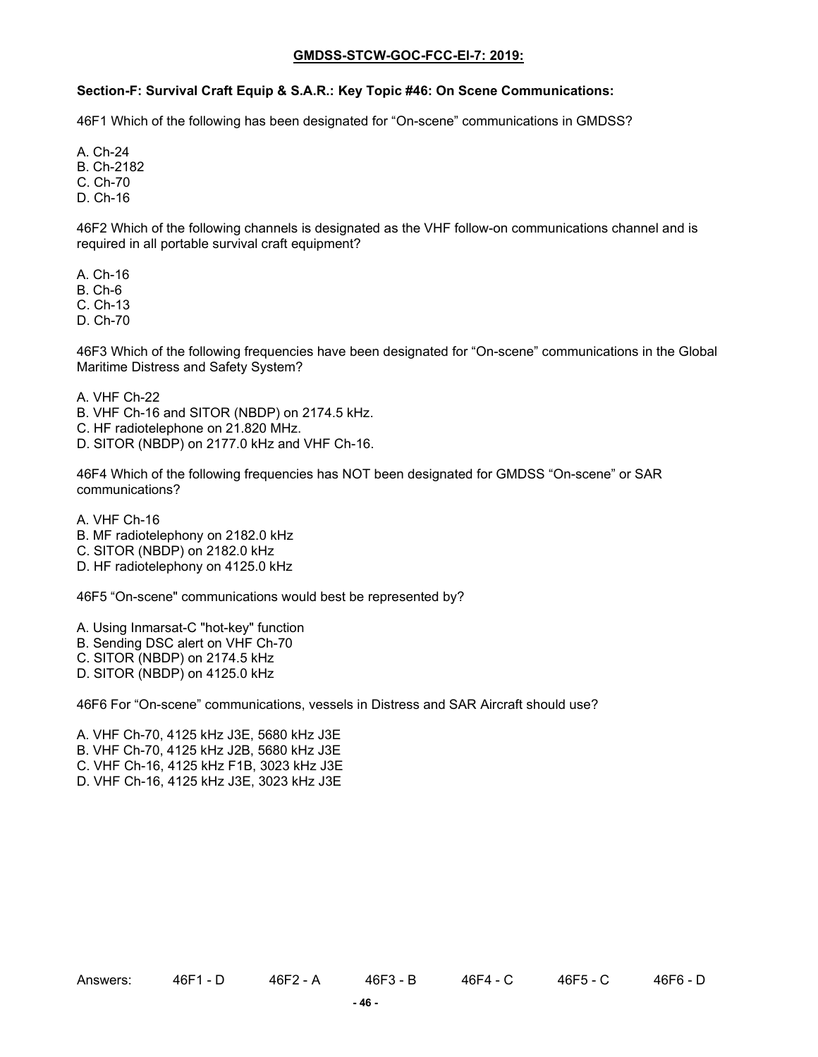**GMDSS-STCW-GOC-FCC-EI-7: 2019:**

**Section-F: Survival Craft Equip & S.A.R.: Key Topic #46: On Scene Communications:**

46F1 Which of the following has been designated for “On-scene” communications in GMDSS?

A. Ch-24
B. Ch-2182
C. Ch-70
D. Ch-16

46F2 Which of the following channels is designated as the VHF follow-on communications channel and is required in all portable survival craft equipment?

A. Ch-16
B. Ch-6
C. Ch-13
D. Ch-70

46F3 Which of the following frequencies have been designated for “On-scene” communications in the Global Maritime Distress and Safety System?

A. VHF Ch-22
B. VHF Ch-16 and SITOR (NBDP) on 2174.5 kHz.
C. HF radiotelephone on 21.820 MHz.
D. SITOR (NBDP) on 2177.0 kHz and VHF Ch-16.

46F4 Which of the following frequencies has NOT been designated for GMDSS “On-scene” or SAR communications?

A. VHF Ch-16
B. MF radiotelephony on 2182.0 kHz
C. SITOR (NBDP) on 2182.0 kHz
D. HF radiotelephony on 4125.0 kHz

46F5 “On-scene" communications would best be represented by?

A. Using Inmarsat-C "hot-key" function
B. Sending DSC alert on VHF Ch-70
C. SITOR (NBDP) on 2174.5 kHz
D. SITOR (NBDP) on 4125.0 kHz

46F6 For “On-scene” communications, vessels in Distress and SAR Aircraft should use?

A. VHF Ch-70, 4125 kHz J3E, 5680 kHz J3E
B. VHF Ch-70, 4125 kHz J2B, 5680 kHz J3E
C. VHF Ch-16, 4125 kHz F1B, 3023 kHz J3E
D. VHF Ch-16, 4125 kHz J3E, 3023 kHz J3E

Answers: 46F1 - D 46F2 - A 46F3 - B 46F4 - C 46F5 - C 46F6 - D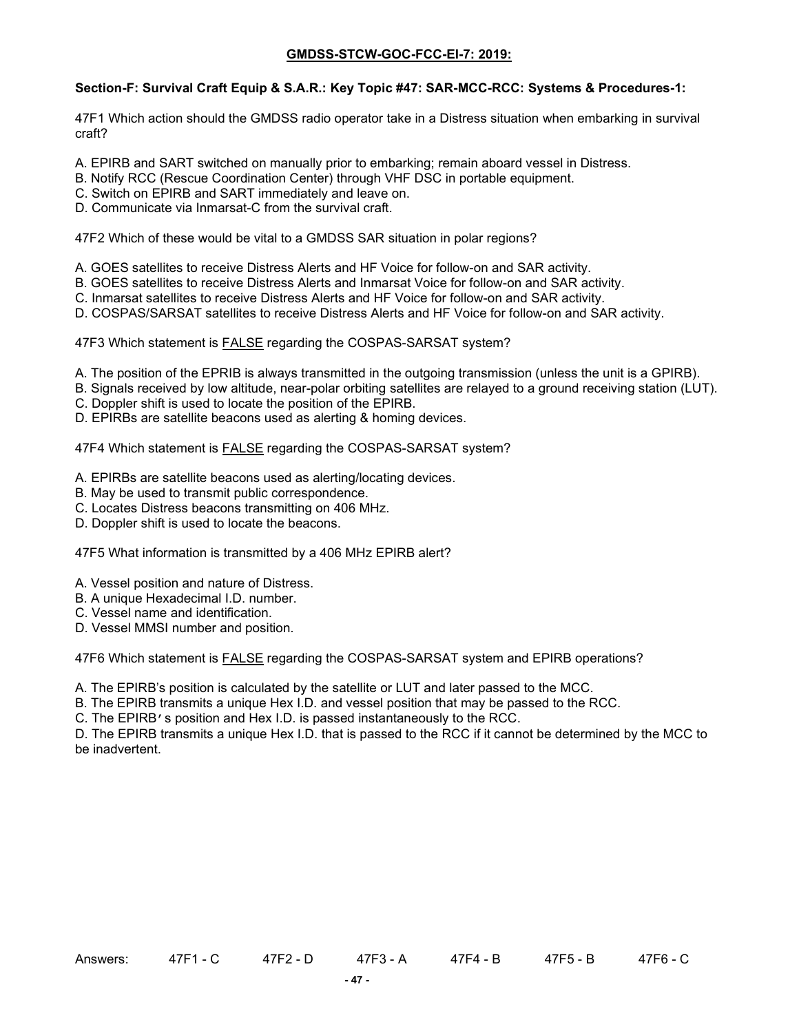**GMDSS-STCW-GOC-FCC-EI-7: 2019:**

**Section-F: Survival Craft Equip & S.A.R.: Key Topic #47: SAR-MCC-RCC: Systems & Procedures-1:**

47F1 Which action should the GMDSS radio operator take in a Distress situation when embarking in survival craft?

A. EPIRB and SART switched on manually prior to embarking; remain aboard vessel in Distress.
B. Notify RCC (Rescue Coordination Center) through VHF DSC in portable equipment.
C. Switch on EPIRB and SART immediately and leave on.
D. Communicate via Inmarsat-C from the survival craft.

47F2 Which of these would be vital to a GMDSS SAR situation in polar regions?

A. GOES satellites to receive Distress Alerts and HF Voice for follow-on and SAR activity.
B. GOES satellites to receive Distress Alerts and Inmarsat Voice for follow-on and SAR activity.
C. Inmarsat satellites to receive Distress Alerts and HF Voice for follow-on and SAR activity.
D. COSPAS/SARSAT satellites to receive Distress Alerts and HF Voice for follow-on and SAR activity.

47F3 Which statement is FALSE regarding the COSPAS-SARSAT system?

A. The position of the EPRIB is always transmitted in the outgoing transmission (unless the unit is a GPIRB).
B. Signals received by low altitude, near-polar orbiting satellites are relayed to a ground receiving station (LUT).
C. Doppler shift is used to locate the position of the EPIRB.
D. EPIRBs are satellite beacons used as alerting & homing devices.

47F4 Which statement is FALSE regarding the COSPAS-SARSAT system?

A. EPIRBs are satellite beacons used as alerting/locating devices.
B. May be used to transmit public correspondence.
C. Locates Distress beacons transmitting on 406 MHz.
D. Doppler shift is used to locate the beacons.

47F5 What information is transmitted by a 406 MHz EPIRB alert?

A. Vessel position and nature of Distress.
B. A unique Hexadecimal I.D. number.
C. Vessel name and identification.
D. Vessel MMSI number and position.

47F6 Which statement is FALSE regarding the COSPAS-SARSAT system and EPIRB operations?

A. The EPIRB's position is calculated by the satellite or LUT and later passed to the MCC.
B. The EPIRB transmits a unique Hex I.D. and vessel position that may be passed to the RCC.
C. The EPIRB's position and Hex I.D. is passed instantaneously to the RCC.
D. The EPIRB transmits a unique Hex I.D. that is passed to the RCC if it cannot be determined by the MCC to be inadvertent.

Answers: 47F1 - C 47F2 - D 47F3 - A 47F4 - B 47F5 - B 47F6 - C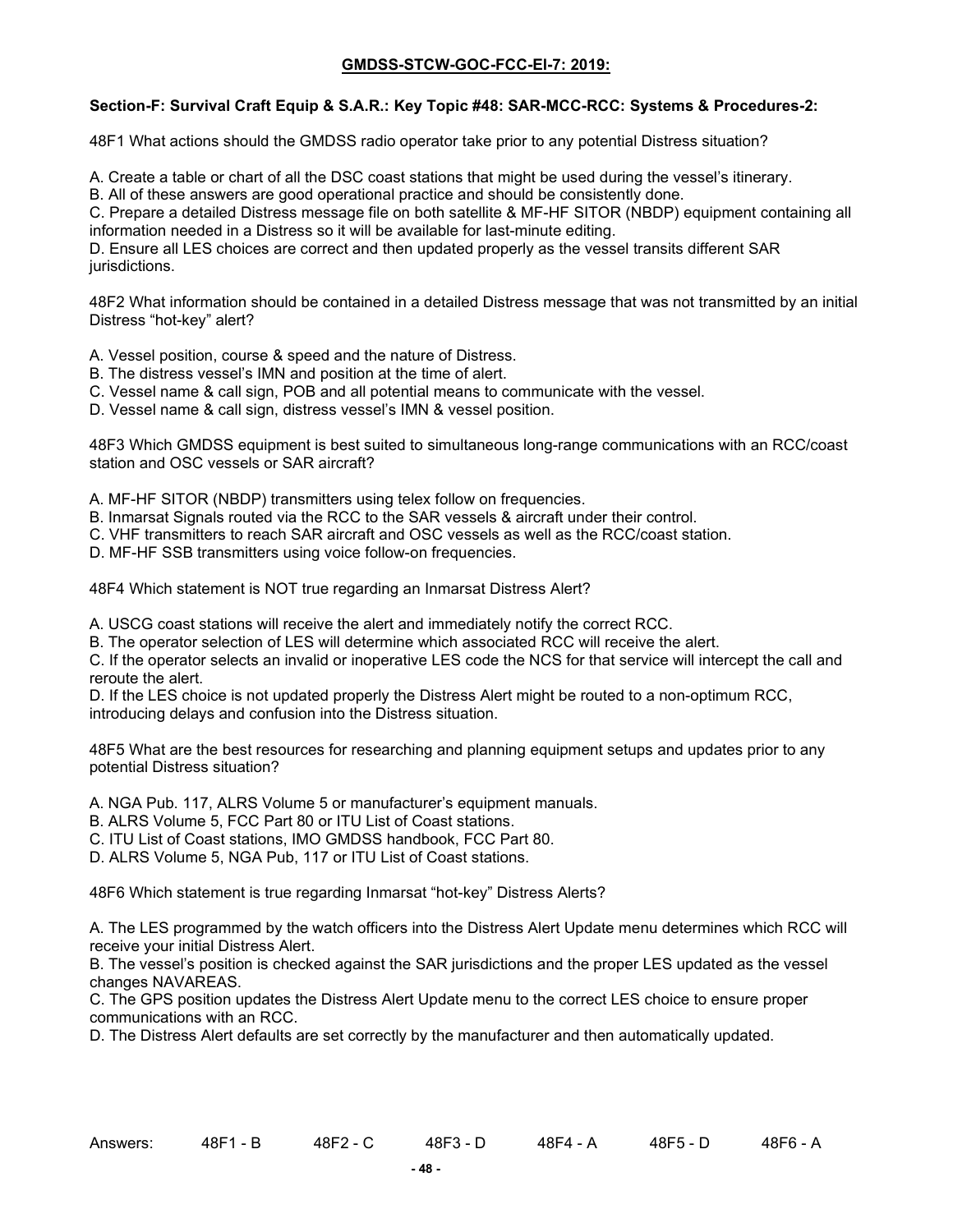**GMDSS-STCW-GOC-FCC-El-7: 2019:**

**Section-F: Survival Craft Equip & S.A.R.: Key Topic #48: SAR-MCC-RCC: Systems & Procedures-2:**

48F1 What actions should the GMDSS radio operator take prior to any potential Distress situation?

A. Create a table or chart of all the DSC coast stations that might be used during the vessel's itinerary.
B. All of these answers are good operational practice and should be consistently done.
C. Prepare a detailed Distress message file on both satellite & MF-HF SITOR (NBDP) equipment containing all information needed in a Distress so it will be available for last-minute editing.
D. Ensure all LES choices are correct and then updated properly as the vessel transits different SAR jurisdictions.

48F2 What information should be contained in a detailed Distress message that was not transmitted by an initial Distress "hot-key" alert?

A. Vessel position, course & speed and the nature of Distress.
B. The distress vessel's IMN and position at the time of alert.
C. Vessel name & call sign, POB and all potential means to communicate with the vessel.
D. Vessel name & call sign, distress vessel's IMN & vessel position.

48F3 Which GMDSS equipment is best suited to simultaneous long-range communications with an RCC/coast station and OSC vessels or SAR aircraft?

A. MF-HF SITOR (NBDP) transmitters using telex follow on frequencies.
B. Inmarsat Signals routed via the RCC to the SAR vessels & aircraft under their control.
C. VHF transmitters to reach SAR aircraft and OSC vessels as well as the RCC/coast station.
D. MF-HF SSB transmitters using voice follow-on frequencies.

48F4 Which statement is NOT true regarding an Inmarsat Distress Alert?

A. USCG coast stations will receive the alert and immediately notify the correct RCC.
B. The operator selection of LES will determine which associated RCC will receive the alert.
C. If the operator selects an invalid or inoperative LES code the NCS for that service will intercept the call and reroute the alert.
D. If the LES choice is not updated properly the Distress Alert might be routed to a non-optimum RCC, introducing delays and confusion into the Distress situation.

48F5 What are the best resources for researching and planning equipment setups and updates prior to any potential Distress situation?

A. NGA Pub. 117, ALRS Volume 5 or manufacturer's equipment manuals.
B. ALRS Volume 5, FCC Part 80 or ITU List of Coast stations.
C. ITU List of Coast stations, IMO GMDSS handbook, FCC Part 80.
D. ALRS Volume 5, NGA Pub, 117 or ITU List of Coast stations.

48F6 Which statement is true regarding Inmarsat "hot-key" Distress Alerts?

A. The LES programmed by the watch officers into the Distress Alert Update menu determines which RCC will receive your initial Distress Alert.
B. The vessel's position is checked against the SAR jurisdictions and the proper LES updated as the vessel changes NAVAREAS.
C. The GPS position updates the Distress Alert Update menu to the correct LES choice to ensure proper communications with an RCC.
D. The Distress Alert defaults are set correctly by the manufacturer and then automatically updated.

Answers: 48F1 - B 48F2 - C 48F3 - D 48F4 - A 48F5 - D 48F6 - A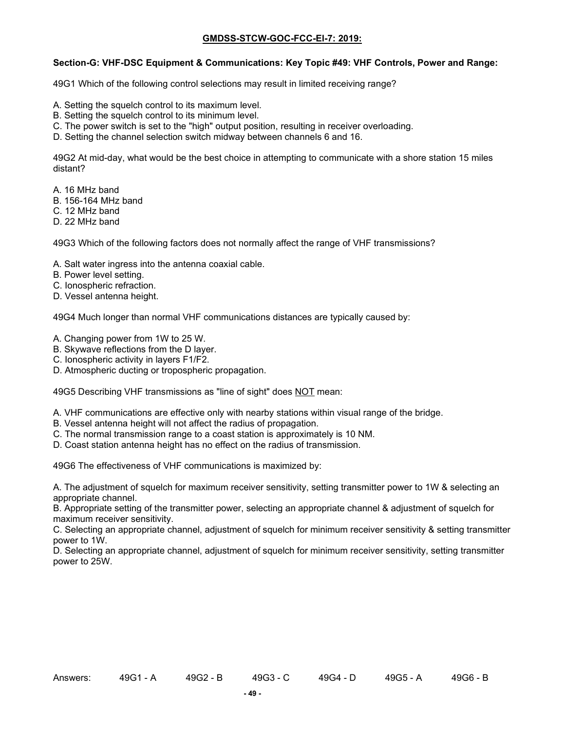**GMDSS-STCW-GOC-FCC-El-7: 2019:**

**Section-G: VHF-DSC Equipment & Communications: Key Topic #49: VHF Controls, Power and Range:**

49G1 Which of the following control selections may result in limited receiving range?

A. Setting the squelch control to its maximum level.
B. Setting the squelch control to its minimum level.
C. The power switch is set to the "high" output position, resulting in receiver overloading.
D. Setting the channel selection switch midway between channels 6 and 16.

49G2 At mid-day, what would be the best choice in attempting to communicate with a shore station 15 miles distant?

A. 16 MHz band
B. 156-164 MHz band
C. 12 MHz band
D. 22 MHz band

49G3 Which of the following factors does not normally affect the range of VHF transmissions?

A. Salt water ingress into the antenna coaxial cable.
B. Power level setting.
C. Ionospheric refraction.
D. Vessel antenna height.

49G4 Much longer than normal VHF communications distances are typically caused by:

A. Changing power from 1W to 25 W.
B. Skywave reflections from the D layer.
C. Ionospheric activity in layers F1/F2.
D. Atmospheric ducting or tropospheric propagation.

49G5 Describing VHF transmissions as "line of sight" does <u>NOT</u> mean:

A. VHF communications are effective only with nearby stations within visual range of the bridge.
B. Vessel antenna height will not affect the radius of propagation.
C. The normal transmission range to a coast station is approximately is 10 NM.
D. Coast station antenna height has no effect on the radius of transmission.

49G6 The effectiveness of VHF communications is maximized by:

A. The adjustment of squelch for maximum receiver sensitivity, setting transmitter power to 1W & selecting an appropriate channel.
B. Appropriate setting of the transmitter power, selecting an appropriate channel & adjustment of squelch for maximum receiver sensitivity.
C. Selecting an appropriate channel, adjustment of squelch for minimum receiver sensitivity & setting transmitter power to 1W.
D. Selecting an appropriate channel, adjustment of squelch for minimum receiver sensitivity, setting transmitter power to 25W.

Answers: 49G1 - A 49G2 - B 49G3 - C 49G4 - D 49G5 - A 49G6 - B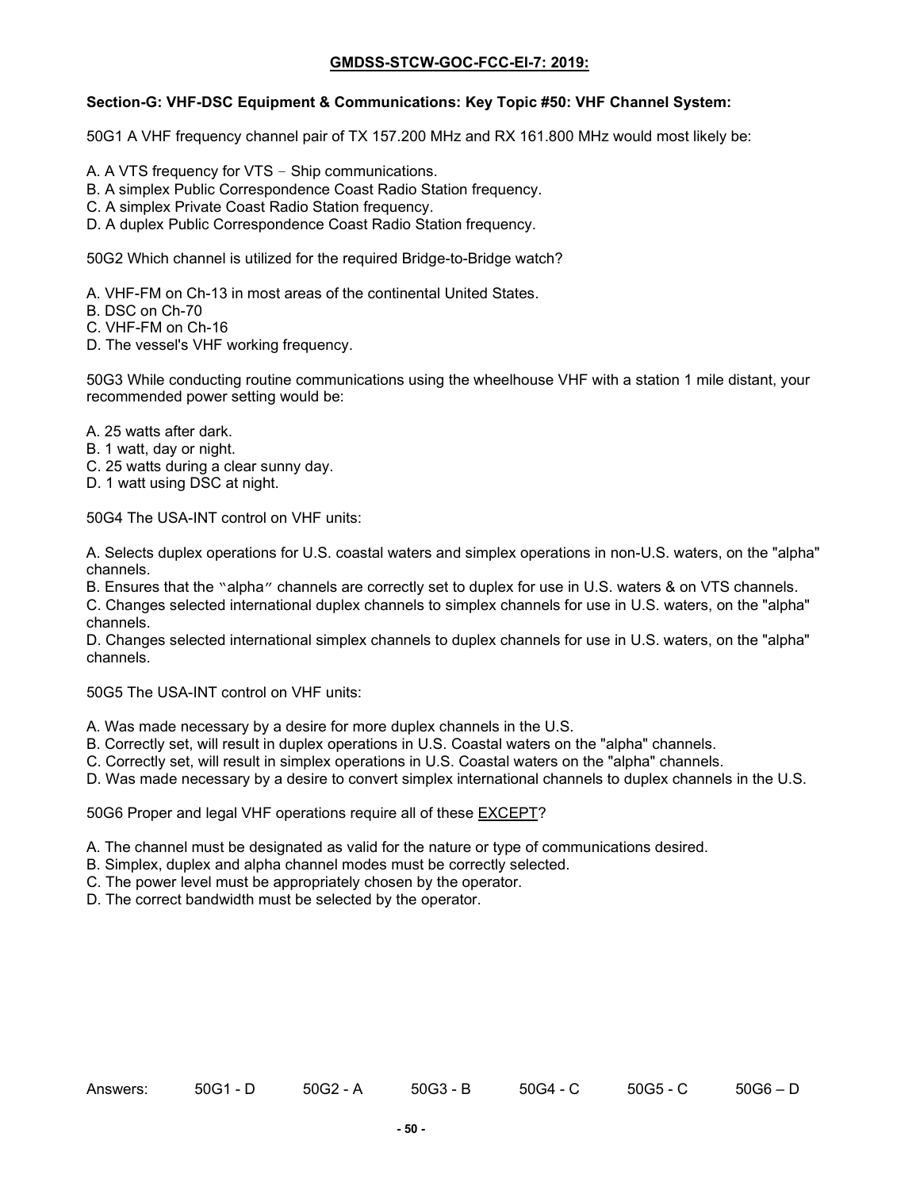**GMDSS-STCW-GOC-FCC-El-7: 2019:**

**Section-G: VHF-DSC Equipment & Communications: Key Topic #50: VHF Channel System:**

50G1 A VHF frequency channel pair of TX 157.200 MHz and RX 161.800 MHz would most likely be:

A. A VTS frequency for VTS – Ship communications.
B. A simplex Public Correspondence Coast Radio Station frequency.
C. A simplex Private Coast Radio Station frequency.
D. A duplex Public Correspondence Coast Radio Station frequency.

50G2 Which channel is utilized for the required Bridge-to-Bridge watch?

A. VHF-FM on Ch-13 in most areas of the continental United States.
B. DSC on Ch-70
C. VHF-FM on Ch-16
D. The vessel's VHF working frequency.

50G3 While conducting routine communications using the wheelhouse VHF with a station 1 mile distant, your recommended power setting would be:

A. 25 watts after dark.
B. 1 watt, day or night.
C. 25 watts during a clear sunny day.
D. 1 watt using DSC at night.

50G4 The USA-INT control on VHF units:

A. Selects duplex operations for U.S. coastal waters and simplex operations in non-U.S. waters, on the "alpha" channels.
B. Ensures that the "alpha" channels are correctly set to duplex for use in U.S. waters & on VTS channels.
C. Changes selected international duplex channels to simplex channels for use in U.S. waters, on the "alpha" channels.
D. Changes selected international simplex channels to duplex channels for use in U.S. waters, on the "alpha" channels.

50G5 The USA-INT control on VHF units:

A. Was made necessary by a desire for more duplex channels in the U.S.
B. Correctly set, will result in duplex operations in U.S. Coastal waters on the "alpha" channels.
C. Correctly set, will result in simplex operations in U.S. Coastal waters on the "alpha" channels.
D. Was made necessary by a desire to convert simplex international channels to duplex channels in the U.S.

50G6 Proper and legal VHF operations require all of these <u>EXCEPT</u>?

A. The channel must be designated as valid for the nature or type of communications desired.
B. Simplex, duplex and alpha channel modes must be correctly selected.
C. The power level must be appropriately chosen by the operator.
D. The correct bandwidth must be selected by the operator.

Answers: 50G1 - D 50G2 - A 50G3 - B 50G4 - C 50G5 - C 50G6 – D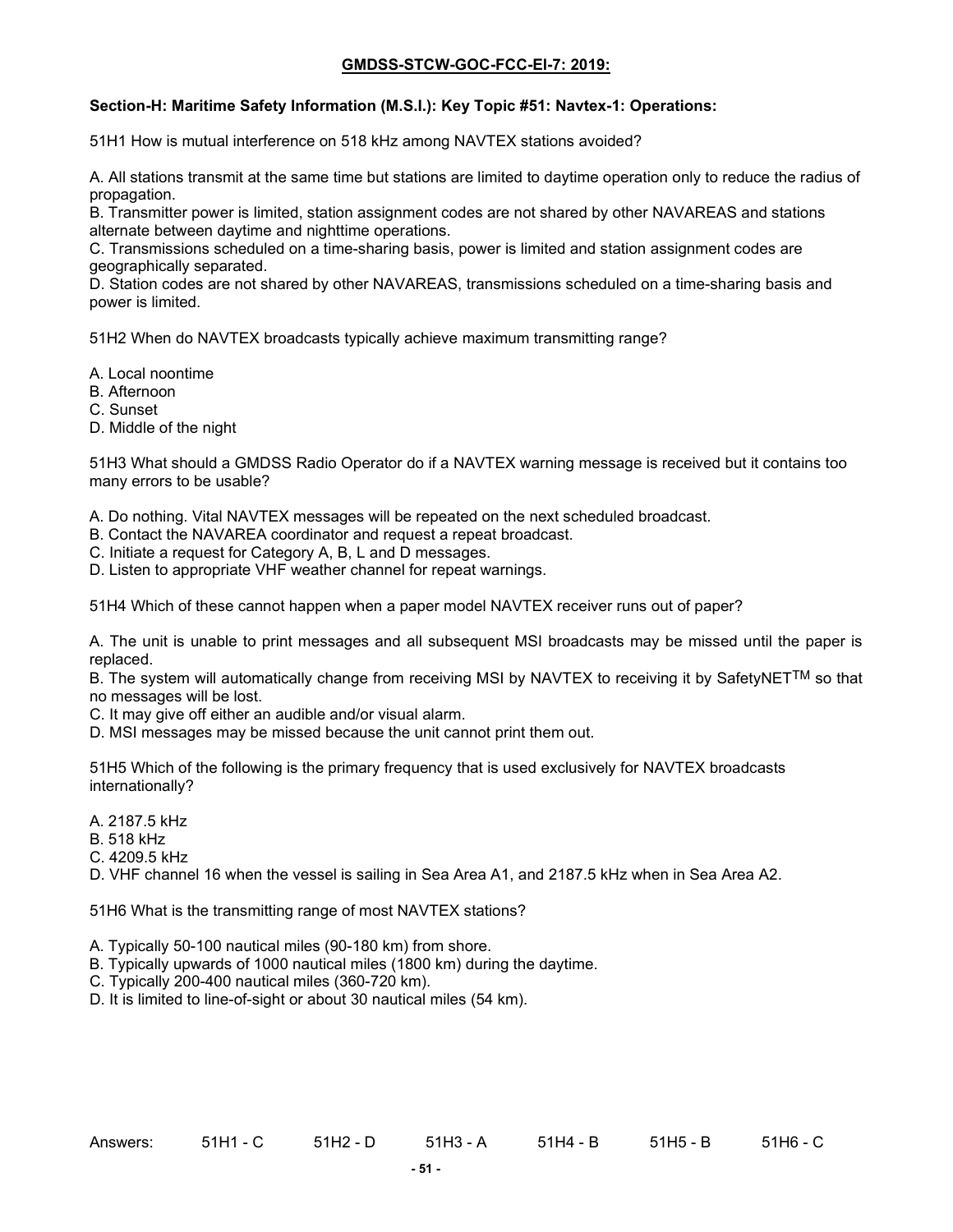**GMDSS-STCW-GOC-FCC-EI-7: 2019:**

**Section-H: Maritime Safety Information (M.S.I.): Key Topic #51: Navtex-1: Operations:**

51H1 How is mutual interference on 518 kHz among NAVTEX stations avoided?

A. All stations transmit at the same time but stations are limited to daytime operation only to reduce the radius of propagation.
B. Transmitter power is limited, station assignment codes are not shared by other NAVAREAS and stations alternate between daytime and nighttime operations.
C. Transmissions scheduled on a time-sharing basis, power is limited and station assignment codes are geographically separated.
D. Station codes are not shared by other NAVAREAS, transmissions scheduled on a time-sharing basis and power is limited.

51H2 When do NAVTEX broadcasts typically achieve maximum transmitting range?

A. Local noontime
B. Afternoon
C. Sunset
D. Middle of the night

51H3 What should a GMDSS Radio Operator do if a NAVTEX warning message is received but it contains too many errors to be usable?

A. Do nothing. Vital NAVTEX messages will be repeated on the next scheduled broadcast.
B. Contact the NAVAREA coordinator and request a repeat broadcast.
C. Initiate a request for Category A, B, L and D messages.
D. Listen to appropriate VHF weather channel for repeat warnings.

51H4 Which of these cannot happen when a paper model NAVTEX receiver runs out of paper?

A. The unit is unable to print messages and all subsequent MSI broadcasts may be missed until the paper is replaced.
B. The system will automatically change from receiving MSI by NAVTEX to receiving it by SafetyNET™ so that no messages will be lost.
C. It may give off either an audible and/or visual alarm.
D. MSI messages may be missed because the unit cannot print them out.

51H5 Which of the following is the primary frequency that is used exclusively for NAVTEX broadcasts internationally?

A. 2187.5 kHz
B. 518 kHz
C. 4209.5 kHz
D. VHF channel 16 when the vessel is sailing in Sea Area A1, and 2187.5 kHz when in Sea Area A2.

51H6 What is the transmitting range of most NAVTEX stations?

A. Typically 50-100 nautical miles (90-180 km) from shore.
B. Typically upwards of 1000 nautical miles (1800 km) during the daytime.
C. Typically 200-400 nautical miles (360-720 km).
D. It is limited to line-of-sight or about 30 nautical miles (54 km).

Answers: 51H1 - C 51H2 - D 51H3 - A 51H4 - B 51H5 - B 51H6 - C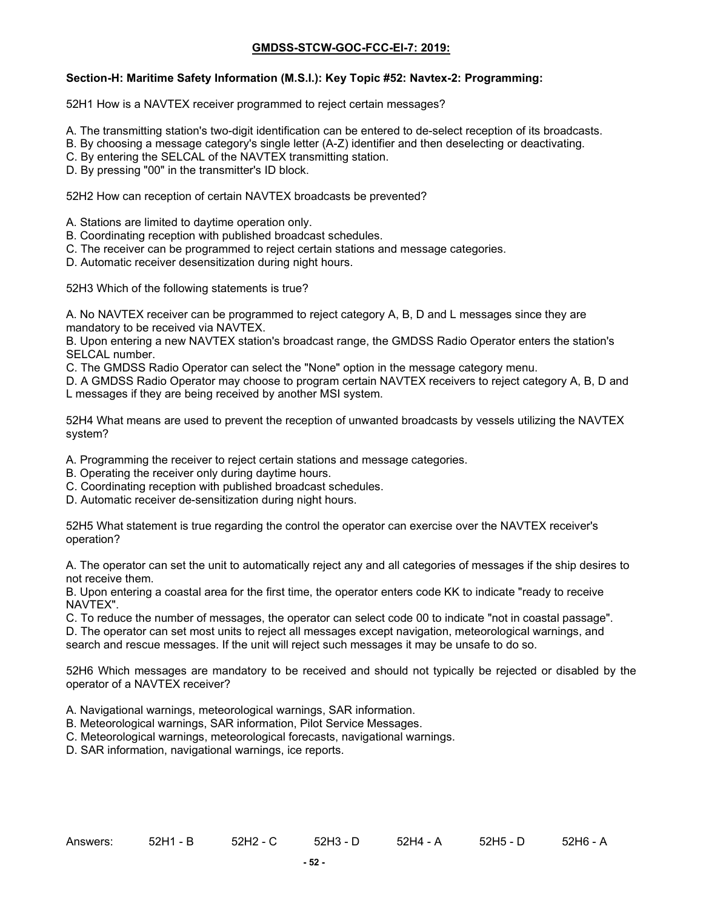**GMDSS-STCW-GOC-FCC-El-7: 2019:**

**Section-H: Maritime Safety Information (M.S.I.): Key Topic #52: Navtex-2: Programming:**

52H1 How is a NAVTEX receiver programmed to reject certain messages?

A. The transmitting station's two-digit identification can be entered to de-select reception of its broadcasts.
B. By choosing a message category's single letter (A-Z) identifier and then deselecting or deactivating.
C. By entering the SELCAL of the NAVTEX transmitting station.
D. By pressing "00" in the transmitter's ID block.

52H2 How can reception of certain NAVTEX broadcasts be prevented?

A. Stations are limited to daytime operation only.
B. Coordinating reception with published broadcast schedules.
C. The receiver can be programmed to reject certain stations and message categories.
D. Automatic receiver desensitization during night hours.

52H3 Which of the following statements is true?

A. No NAVTEX receiver can be programmed to reject category A, B, D and L messages since they are mandatory to be received via NAVTEX.
B. Upon entering a new NAVTEX station's broadcast range, the GMDSS Radio Operator enters the station's SELCAL number.
C. The GMDSS Radio Operator can select the "None" option in the message category menu.
D. A GMDSS Radio Operator may choose to program certain NAVTEX receivers to reject category A, B, D and L messages if they are being received by another MSI system.

52H4 What means are used to prevent the reception of unwanted broadcasts by vessels utilizing the NAVTEX system?

A. Programming the receiver to reject certain stations and message categories.
B. Operating the receiver only during daytime hours.
C. Coordinating reception with published broadcast schedules.
D. Automatic receiver de-sensitization during night hours.

52H5 What statement is true regarding the control the operator can exercise over the NAVTEX receiver's operation?

A. The operator can set the unit to automatically reject any and all categories of messages if the ship desires to not receive them.
B. Upon entering a coastal area for the first time, the operator enters code KK to indicate "ready to receive NAVTEX".
C. To reduce the number of messages, the operator can select code 00 to indicate "not in coastal passage".
D. The operator can set most units to reject all messages except navigation, meteorological warnings, and search and rescue messages. If the unit will reject such messages it may be unsafe to do so.

52H6 Which messages are mandatory to be received and should not typically be rejected or disabled by the operator of a NAVTEX receiver?

A. Navigational warnings, meteorological warnings, SAR information.
B. Meteorological warnings, SAR information, Pilot Service Messages.
C. Meteorological warnings, meteorological forecasts, navigational warnings.
D. SAR information, navigational warnings, ice reports.

Answers: 52H1 - B 52H2 - C 52H3 - D 52H4 - A 52H5 - D 52H6 - A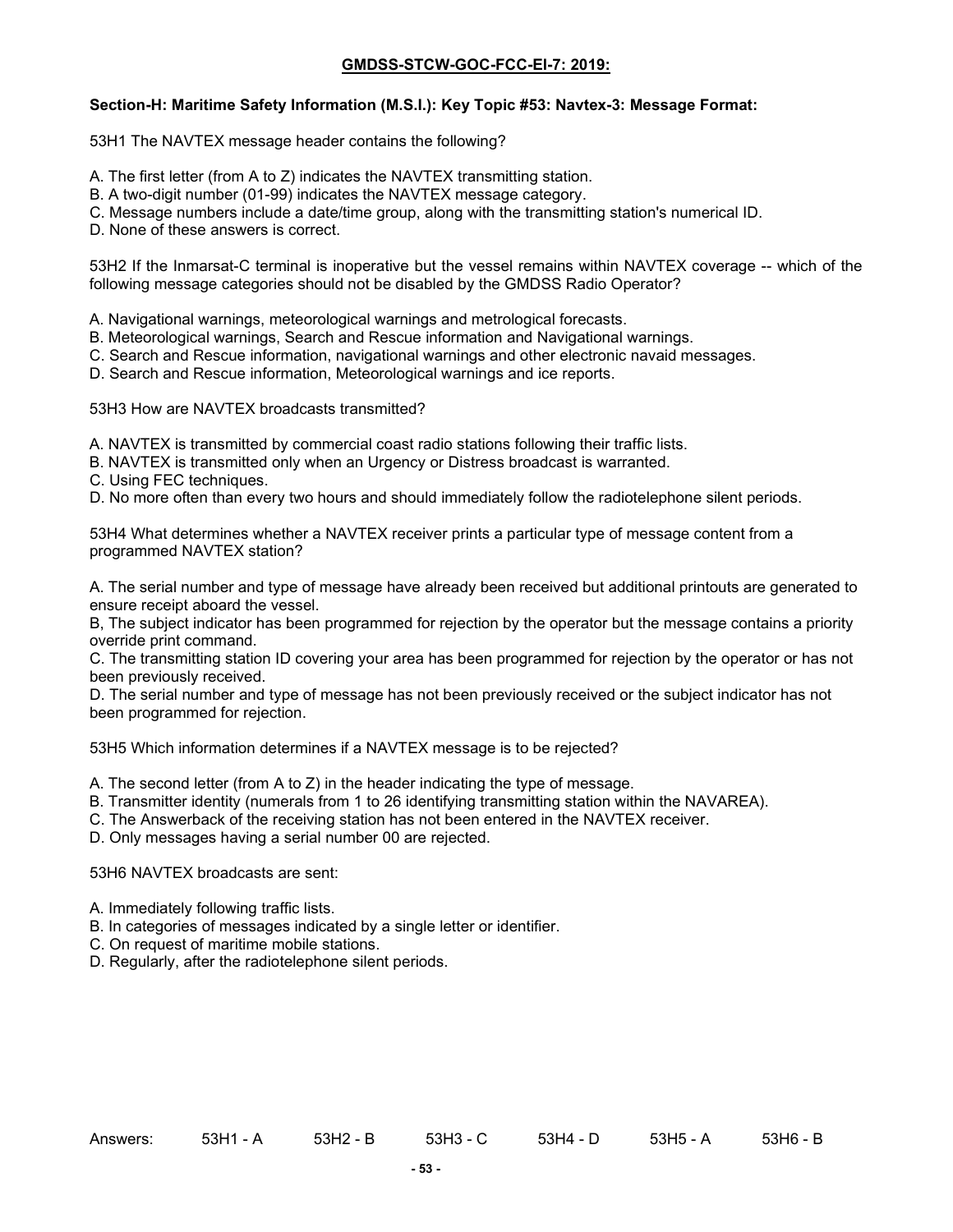**GMDSS-STCW-GOC-FCC-El-7: 2019:**

**Section-H: Maritime Safety Information (M.S.I.): Key Topic #53: Navtex-3: Message Format:**

53H1 The NAVTEX message header contains the following?

A. The first letter (from A to Z) indicates the NAVTEX transmitting station.
B. A two-digit number (01-99) indicates the NAVTEX message category.
C. Message numbers include a date/time group, along with the transmitting station's numerical ID.
D. None of these answers is correct.

53H2 If the Inmarsat-C terminal is inoperative but the vessel remains within NAVTEX coverage -- which of the following message categories should not be disabled by the GMDSS Radio Operator?

A. Navigational warnings, meteorological warnings and metrological forecasts.
B. Meteorological warnings, Search and Rescue information and Navigational warnings.
C. Search and Rescue information, navigational warnings and other electronic navaid messages.
D. Search and Rescue information, Meteorological warnings and ice reports.

53H3 How are NAVTEX broadcasts transmitted?

A. NAVTEX is transmitted by commercial coast radio stations following their traffic lists.
B. NAVTEX is transmitted only when an Urgency or Distress broadcast is warranted.
C. Using FEC techniques.
D. No more often than every two hours and should immediately follow the radiotelephone silent periods.

53H4 What determines whether a NAVTEX receiver prints a particular type of message content from a programmed NAVTEX station?

A. The serial number and type of message have already been received but additional printouts are generated to ensure receipt aboard the vessel.
B, The subject indicator has been programmed for rejection by the operator but the message contains a priority override print command.
C. The transmitting station ID covering your area has been programmed for rejection by the operator or has not been previously received.
D. The serial number and type of message has not been previously received or the subject indicator has not been programmed for rejection.

53H5 Which information determines if a NAVTEX message is to be rejected?

A. The second letter (from A to Z) in the header indicating the type of message.
B. Transmitter identity (numerals from 1 to 26 identifying transmitting station within the NAVAREA).
C. The Answerback of the receiving station has not been entered in the NAVTEX receiver.
D. Only messages having a serial number 00 are rejected.

53H6 NAVTEX broadcasts are sent:

A. Immediately following traffic lists.
B. In categories of messages indicated by a single letter or identifier.
C. On request of maritime mobile stations.
D. Regularly, after the radiotelephone silent periods.

Answers: 53H1 - A 53H2 - B 53H3 - C 53H4 - D 53H5 - A 53H6 - B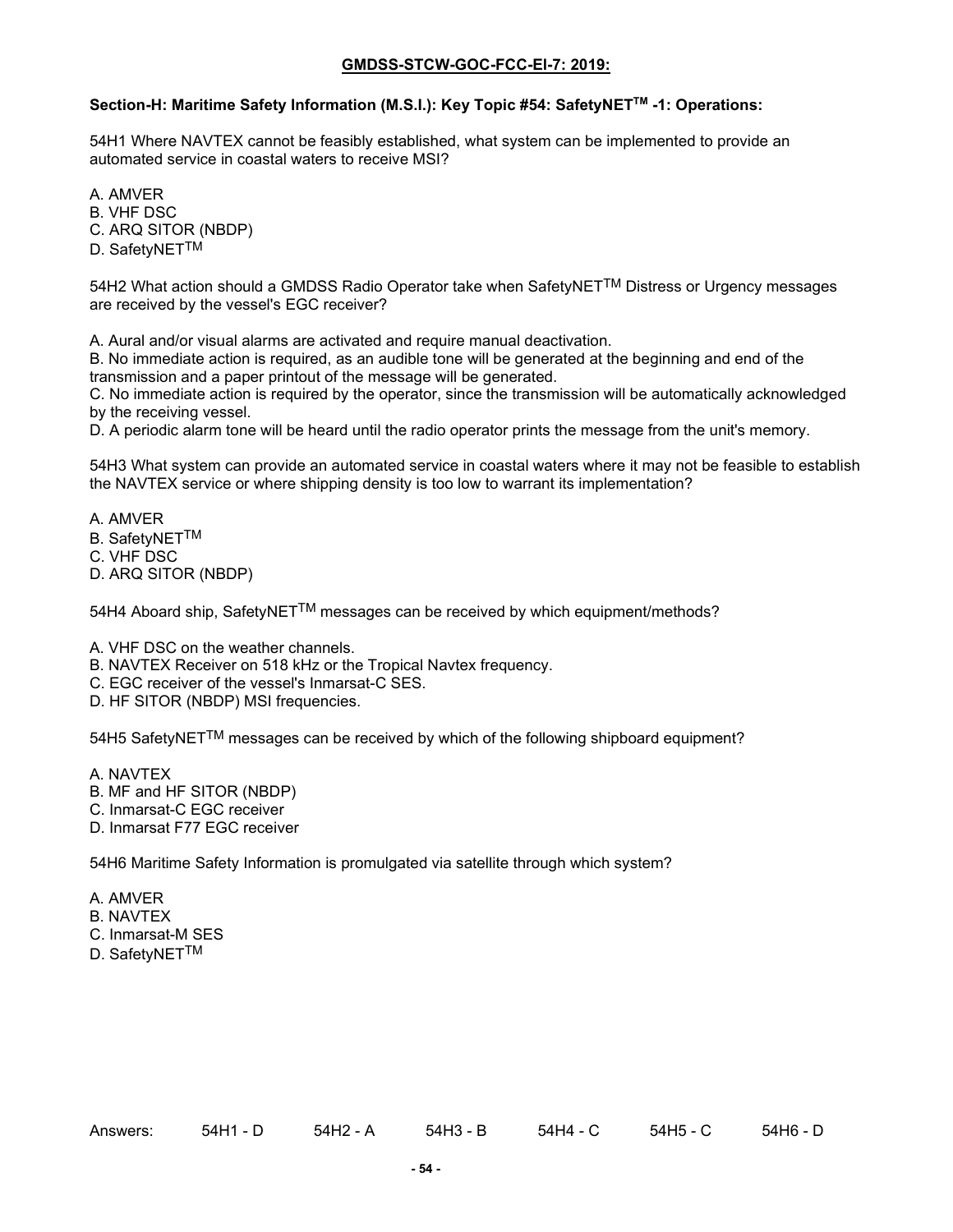**GMDSS-STCW-GOC-FCC-EI-7: 2019:**

**Section-H: Maritime Safety Information (M.S.I.): Key Topic #54: SafetyNET™ -1: Operations:**

54H1 Where NAVTEX cannot be feasibly established, what system can be implemented to provide an automated service in coastal waters to receive MSI?

A. AMVER
B. VHF DSC
C. ARQ SITOR (NBDP)
D. SafetyNET™

54H2 What action should a GMDSS Radio Operator take when SafetyNET™ Distress or Urgency messages are received by the vessel's EGC receiver?

A. Aural and/or visual alarms are activated and require manual deactivation.
B. No immediate action is required, as an audible tone will be generated at the beginning and end of the transmission and a paper printout of the message will be generated.
C. No immediate action is required by the operator, since the transmission will be automatically acknowledged by the receiving vessel.
D. A periodic alarm tone will be heard until the radio operator prints the message from the unit's memory.

54H3 What system can provide an automated service in coastal waters where it may not be feasible to establish the NAVTEX service or where shipping density is too low to warrant its implementation?

A. AMVER
B. SafetyNET™
C. VHF DSC
D. ARQ SITOR (NBDP)

54H4 Aboard ship, SafetyNET™ messages can be received by which equipment/methods?

A. VHF DSC on the weather channels.
B. NAVTEX Receiver on 518 kHz or the Tropical Navtex frequency.
C. EGC receiver of the vessel's Inmarsat-C SES.
D. HF SITOR (NBDP) MSI frequencies.

54H5 SafetyNET™ messages can be received by which of the following shipboard equipment?

A. NAVTEX
B. MF and HF SITOR (NBDP)
C. Inmarsat-C EGC receiver
D. Inmarsat F77 EGC receiver

54H6 Maritime Safety Information is promulgated via satellite through which system?

A. AMVER
B. NAVTEX
C. Inmarsat-M SES
D. SafetyNET™

Answers: 54H1 - D 54H2 - A 54H3 - B 54H4 - C 54H5 - C 54H6 - D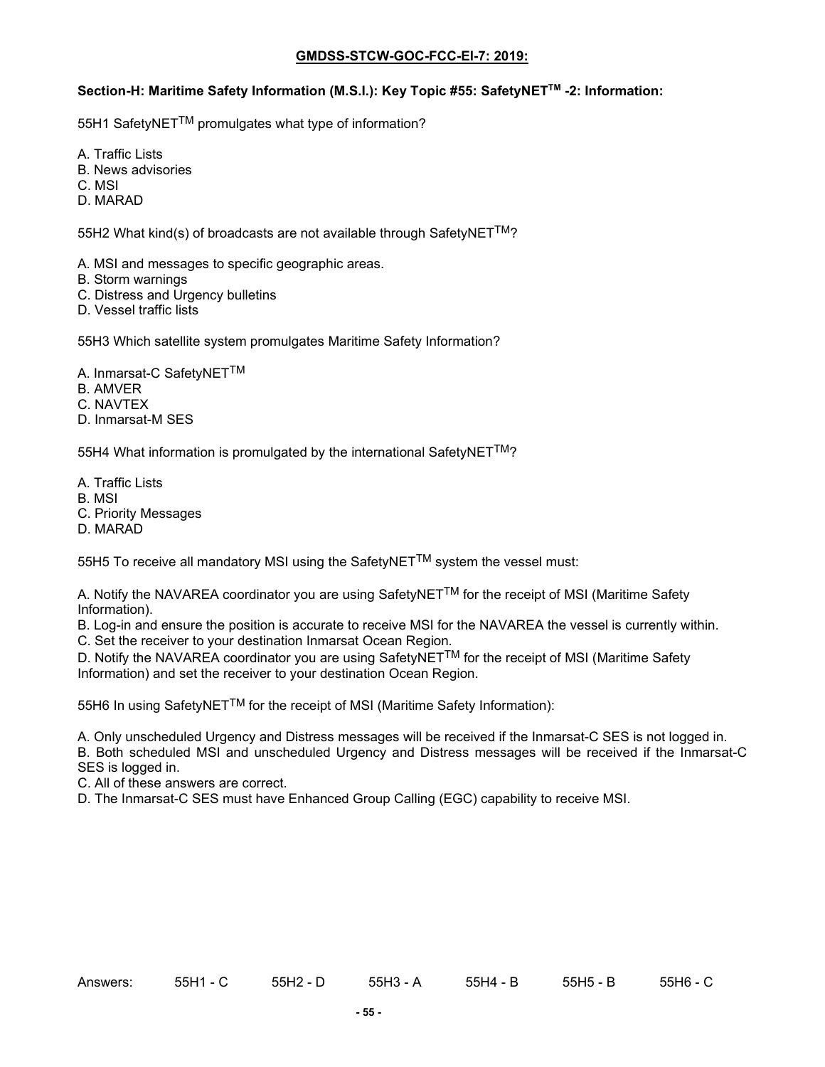**GMDSS-STCW-GOC-FCC-EI-7: 2019:**

**Section-H: Maritime Safety Information (M.S.I.): Key Topic #55: SafetyNETTM -2: Information:**

55H1 SafetyNETTM promulgates what type of information?

A. Traffic Lists
B. News advisories
C. MSI
D. MARAD

55H2 What kind(s) of broadcasts are not available through SafetyNETTM?

A. MSI and messages to specific geographic areas.
B. Storm warnings
C. Distress and Urgency bulletins
D. Vessel traffic lists

55H3 Which satellite system promulgates Maritime Safety Information?

A. Inmarsat-C SafetyNETTM
B. AMVER
C. NAVTEX
D. Inmarsat-M SES

55H4 What information is promulgated by the international SafetyNETTM?

A. Traffic Lists
B. MSI
C. Priority Messages
D. MARAD

55H5 To receive all mandatory MSI using the SafetyNETTM system the vessel must:

A. Notify the NAVAREA coordinator you are using SafetyNETTM for the receipt of MSI (Maritime Safety Information).
B. Log-in and ensure the position is accurate to receive MSI for the NAVAREA the vessel is currently within.
C. Set the receiver to your destination Inmarsat Ocean Region.
D. Notify the NAVAREA coordinator you are using SafetyNETTM for the receipt of MSI (Maritime Safety Information) and set the receiver to your destination Ocean Region.

55H6 In using SafetyNETTM for the receipt of MSI (Maritime Safety Information):

A. Only unscheduled Urgency and Distress messages will be received if the Inmarsat-C SES is not logged in.
B. Both scheduled MSI and unscheduled Urgency and Distress messages will be received if the Inmarsat-C SES is logged in.
C. All of these answers are correct.
D. The Inmarsat-C SES must have Enhanced Group Calling (EGC) capability to receive MSI.

Answers: 55H1 - C 55H2 - D 55H3 - A 55H4 - B 55H5 - B 55H6 - C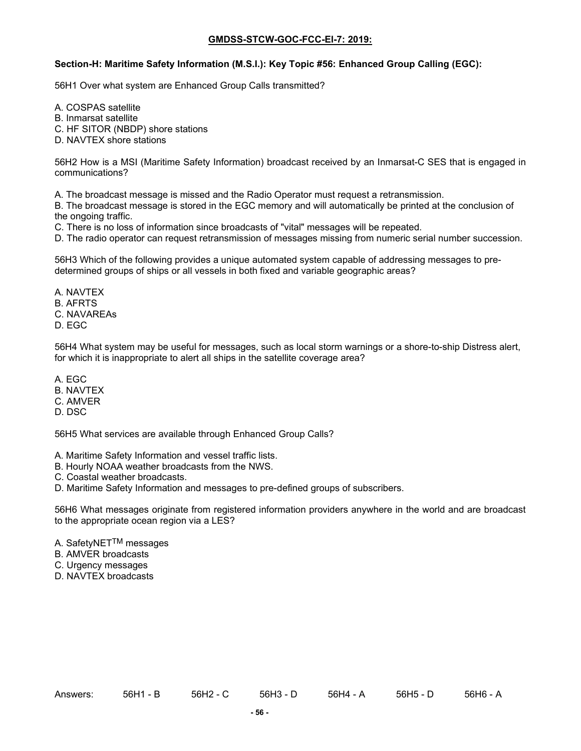**GMDSS-STCW-GOC-FCC-EI-7: 2019:**

**Section-H: Maritime Safety Information (M.S.I.): Key Topic #56: Enhanced Group Calling (EGC):**

56H1 Over what system are Enhanced Group Calls transmitted?

A. COSPAS satellite
B. Inmarsat satellite
C. HF SITOR (NBDP) shore stations
D. NAVTEX shore stations

56H2 How is a MSI (Maritime Safety Information) broadcast received by an Inmarsat-C SES that is engaged in communications?

A. The broadcast message is missed and the Radio Operator must request a retransmission.
B. The broadcast message is stored in the EGC memory and will automatically be printed at the conclusion of the ongoing traffic.
C. There is no loss of information since broadcasts of "vital" messages will be repeated.
D. The radio operator can request retransmission of messages missing from numeric serial number succession.

56H3 Which of the following provides a unique automated system capable of addressing messages to pre-determined groups of ships or all vessels in both fixed and variable geographic areas?

A. NAVTEX
B. AFRTS
C. NAVAREAs
D. EGC

56H4 What system may be useful for messages, such as local storm warnings or a shore-to-ship Distress alert, for which it is inappropriate to alert all ships in the satellite coverage area?

A. EGC
B. NAVTEX
C. AMVER
D. DSC

56H5 What services are available through Enhanced Group Calls?

A. Maritime Safety Information and vessel traffic lists.
B. Hourly NOAA weather broadcasts from the NWS.
C. Coastal weather broadcasts.
D. Maritime Safety Information and messages to pre-defined groups of subscribers.

56H6 What messages originate from registered information providers anywhere in the world and are broadcast to the appropriate ocean region via a LES?

A. SafetyNET™ messages
B. AMVER broadcasts
C. Urgency messages
D. NAVTEX broadcasts

Answers: 56H1 - B 56H2 - C 56H3 - D 56H4 - A 56H5 - D 56H6 - A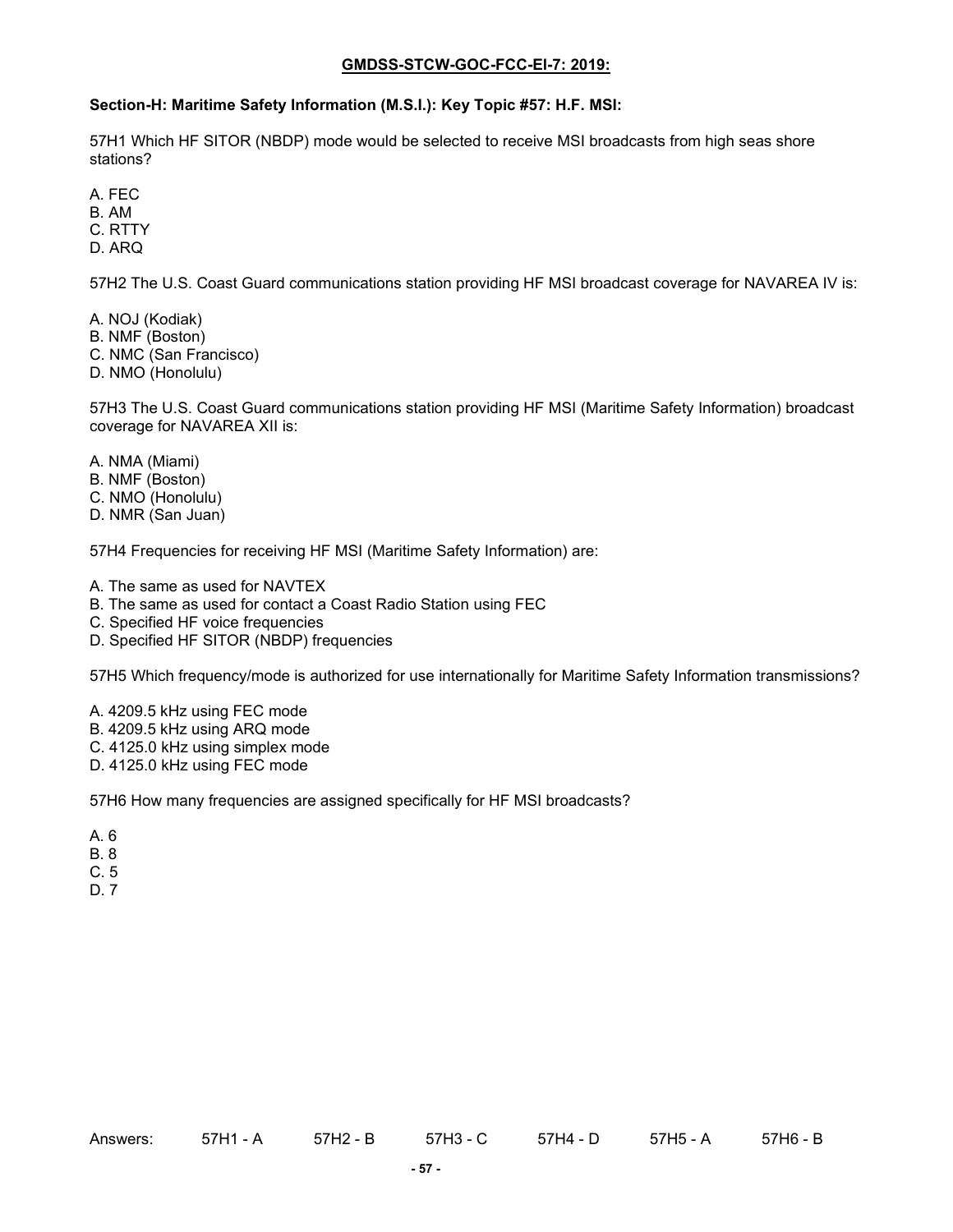**GMDSS-STCW-GOC-FCC-EI-7: 2019:**

**Section-H: Maritime Safety Information (M.S.I.): Key Topic #57: H.F. MSI:**

57H1 Which HF SITOR (NBDP) mode would be selected to receive MSI broadcasts from high seas shore stations?

A. FEC
B. AM
C. RTTY
D. ARQ

57H2 The U.S. Coast Guard communications station providing HF MSI broadcast coverage for NAVAREA IV is:

A. NOJ (Kodiak)
B. NMF (Boston)
C. NMC (San Francisco)
D. NMO (Honolulu)

57H3 The U.S. Coast Guard communications station providing HF MSI (Maritime Safety Information) broadcast coverage for NAVAREA XII is:

A. NMA (Miami)
B. NMF (Boston)
C. NMO (Honolulu)
D. NMR (San Juan)

57H4 Frequencies for receiving HF MSI (Maritime Safety Information) are:

A. The same as used for NAVTEX
B. The same as used for contact a Coast Radio Station using FEC
C. Specified HF voice frequencies
D. Specified HF SITOR (NBDP) frequencies

57H5 Which frequency/mode is authorized for use internationally for Maritime Safety Information transmissions?

A. 4209.5 kHz using FEC mode
B. 4209.5 kHz using ARQ mode
C. 4125.0 kHz using simplex mode
D. 4125.0 kHz using FEC mode

57H6 How many frequencies are assigned specifically for HF MSI broadcasts?

A. 6
B. 8
C. 5
D. 7

Answers: 57H1 - A 57H2 - B 57H3 - C 57H4 - D 57H5 - A 57H6 - B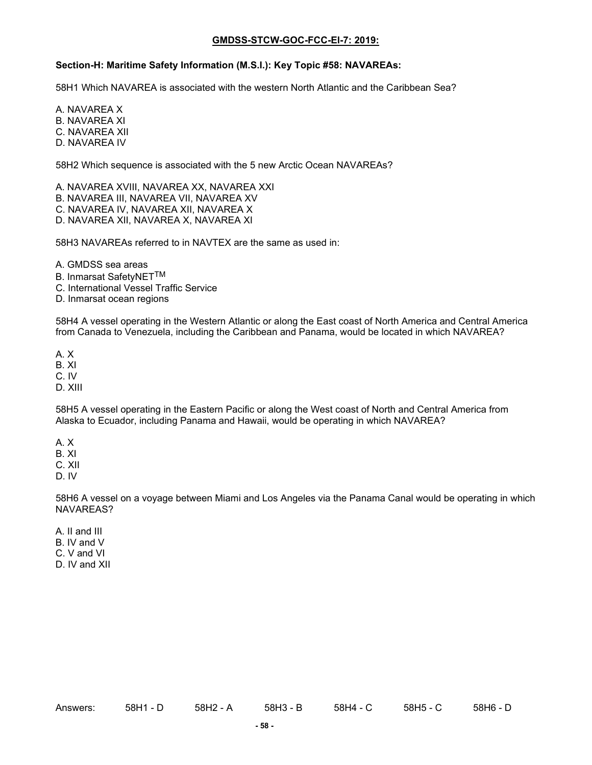**GMDSS-STCW-GOC-FCC-El-7: 2019:**

**Section-H: Maritime Safety Information (M.S.I.): Key Topic #58: NAVAREAs:**

58H1 Which NAVAREA is associated with the western North Atlantic and the Caribbean Sea?

A. NAVAREA X
B. NAVAREA XI
C. NAVAREA XII
D. NAVAREA IV

58H2 Which sequence is associated with the 5 new Arctic Ocean NAVAREAs?

A. NAVAREA XVIII, NAVAREA XX, NAVAREA XXI
B. NAVAREA III, NAVAREA VII, NAVAREA XV
C. NAVAREA IV, NAVAREA XII, NAVAREA X
D. NAVAREA XII, NAVAREA X, NAVAREA XI

58H3 NAVAREAs referred to in NAVTEX are the same as used in:

A. GMDSS sea areas
B. Inmarsat SafetyNET™
C. International Vessel Traffic Service
D. Inmarsat ocean regions

58H4 A vessel operating in the Western Atlantic or along the East coast of North America and Central America from Canada to Venezuela, including the Caribbean and Panama, would be located in which NAVAREA?

A. X
B. XI
C. IV
D. XIII

58H5 A vessel operating in the Eastern Pacific or along the West coast of North and Central America from Alaska to Ecuador, including Panama and Hawaii, would be operating in which NAVAREA?

A. X
B. XI
C. XII
D. IV

58H6 A vessel on a voyage between Miami and Los Angeles via the Panama Canal would be operating in which NAVAREAS?

A. II and III
B. IV and V
C. V and VI
D. IV and XII

Answers: 58H1 - D 58H2 - A 58H3 - B 58H4 - C 58H5 - C 58H6 - D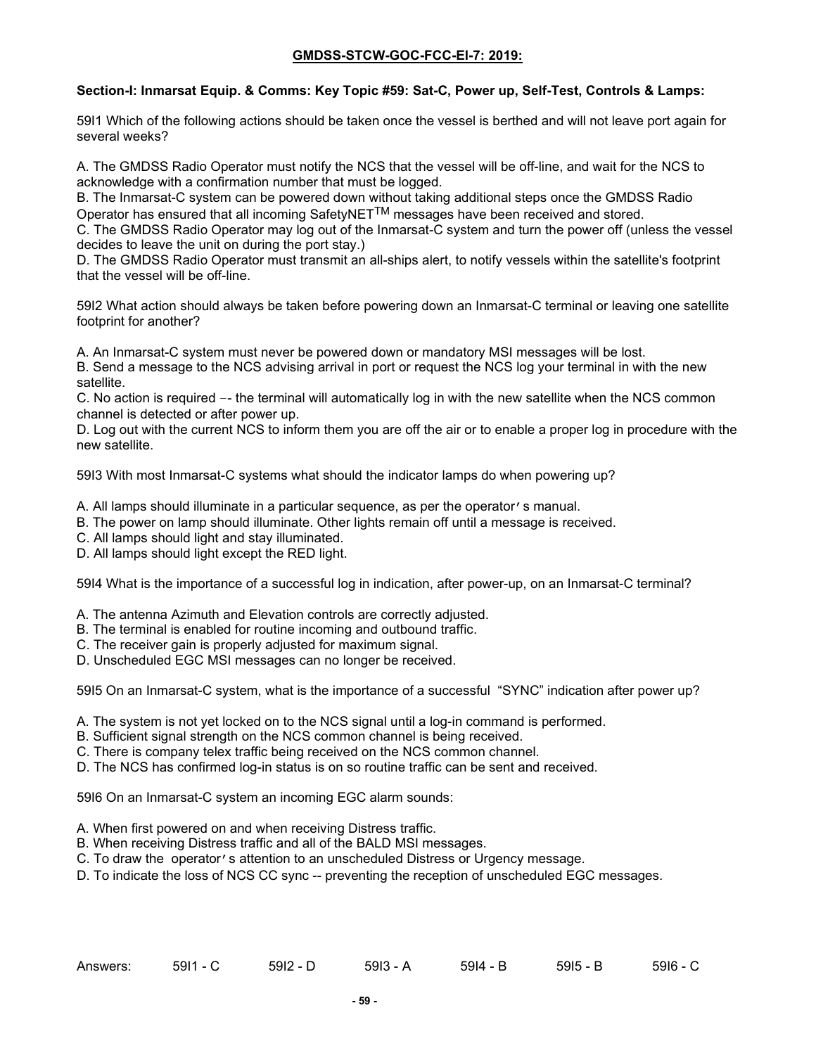**GMDSS-STCW-GOC-FCC-EI-7: 2019:**

**Section-I: Inmarsat Equip. & Comms: Key Topic #59: Sat-C, Power up, Self-Test, Controls & Lamps:**

59I1 Which of the following actions should be taken once the vessel is berthed and will not leave port again for several weeks?

A. The GMDSS Radio Operator must notify the NCS that the vessel will be off-line, and wait for the NCS to acknowledge with a confirmation number that must be logged.
B. The Inmarsat-C system can be powered down without taking additional steps once the GMDSS Radio Operator has ensured that all incoming SafetyNET™ messages have been received and stored.
C. The GMDSS Radio Operator may log out of the Inmarsat-C system and turn the power off (unless the vessel decides to leave the unit on during the port stay.)
D. The GMDSS Radio Operator must transmit an all-ships alert, to notify vessels within the satellite's footprint that the vessel will be off-line.

59I2 What action should always be taken before powering down an Inmarsat-C terminal or leaving one satellite footprint for another?

A. An Inmarsat-C system must never be powered down or mandatory MSI messages will be lost.
B. Send a message to the NCS advising arrival in port or request the NCS log your terminal in with the new satellite.
C. No action is required –- the terminal will automatically log in with the new satellite when the NCS common channel is detected or after power up.
D. Log out with the current NCS to inform them you are off the air or to enable a proper log in procedure with the new satellite.

59I3 With most Inmarsat-C systems what should the indicator lamps do when powering up?

A. All lamps should illuminate in a particular sequence, as per the operator's manual.
B. The power on lamp should illuminate. Other lights remain off until a message is received.
C. All lamps should light and stay illuminated.
D. All lamps should light except the RED light.

59I4 What is the importance of a successful log in indication, after power-up, on an Inmarsat-C terminal?

A. The antenna Azimuth and Elevation controls are correctly adjusted.
B. The terminal is enabled for routine incoming and outbound traffic.
C. The receiver gain is properly adjusted for maximum signal.
D. Unscheduled EGC MSI messages can no longer be received.

59I5 On an Inmarsat-C system, what is the importance of a successful "SYNC" indication after power up?

A. The system is not yet locked on to the NCS signal until a log-in command is performed.
B. Sufficient signal strength on the NCS common channel is being received.
C. There is company telex traffic being received on the NCS common channel.
D. The NCS has confirmed log-in status is on so routine traffic can be sent and received.

59I6 On an Inmarsat-C system an incoming EGC alarm sounds:

A. When first powered on and when receiving Distress traffic.
B. When receiving Distress traffic and all of the BALD MSI messages.
C. To draw the operator's attention to an unscheduled Distress or Urgency message.
D. To indicate the loss of NCS CC sync -- preventing the reception of unscheduled EGC messages.

Answers: 59I1 - C 59I2 - D 59I3 - A 59I4 - B 59I5 - B 59I6 - C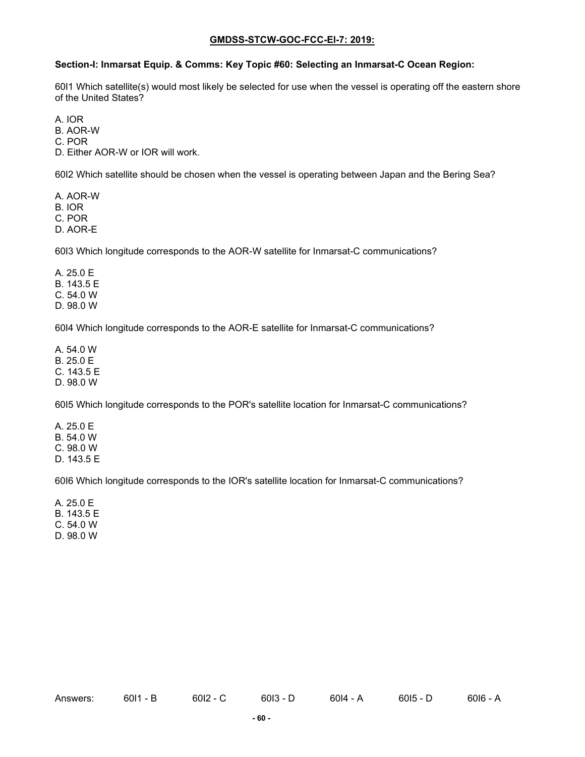**GMDSS-STCW-GOC-FCC-EI-7: 2019:**

**Section-I: Inmarsat Equip. & Comms: Key Topic #60: Selecting an Inmarsat-C Ocean Region:**

60I1 Which satellite(s) would most likely be selected for use when the vessel is operating off the eastern shore of the United States?

A. IOR
B. AOR-W
C. POR
D. Either AOR-W or IOR will work.

60I2 Which satellite should be chosen when the vessel is operating between Japan and the Bering Sea?

A. AOR-W
B. IOR
C. POR
D. AOR-E

60I3 Which longitude corresponds to the AOR-W satellite for Inmarsat-C communications?

A. 25.0 E
B. 143.5 E
C. 54.0 W
D. 98.0 W

60I4 Which longitude corresponds to the AOR-E satellite for Inmarsat-C communications?

A. 54.0 W
B. 25.0 E
C. 143.5 E
D. 98.0 W

60I5 Which longitude corresponds to the POR's satellite location for Inmarsat-C communications?

A. 25.0 E
B. 54.0 W
C. 98.0 W
D. 143.5 E

60I6 Which longitude corresponds to the IOR's satellite location for Inmarsat-C communications?

A. 25.0 E
B. 143.5 E
C. 54.0 W
D. 98.0 W

Answers: 60I1 - B 60I2 - C 60I3 - D 60I4 - A 60I5 - D 60I6 - A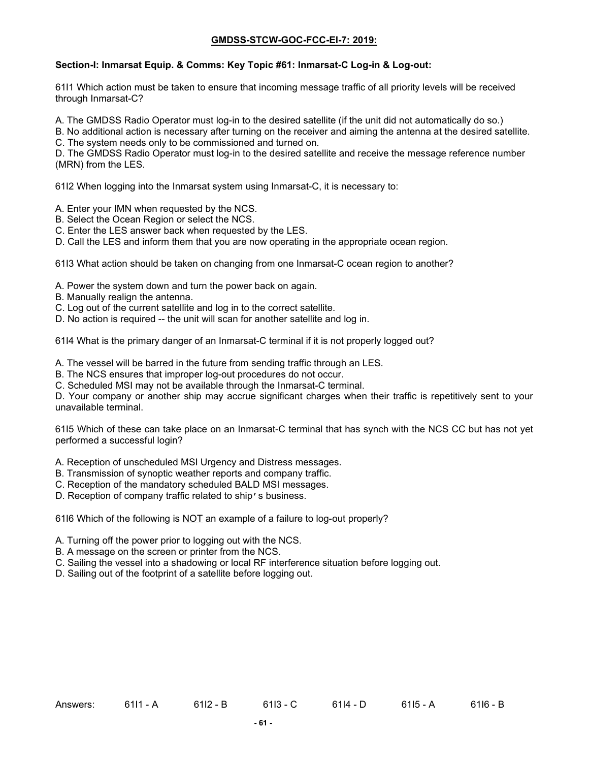**GMDSS-STCW-GOC-FCC-EI-7: 2019:**

**Section-I: Inmarsat Equip. & Comms: Key Topic #61: Inmarsat-C Log-in & Log-out:**

61I1 Which action must be taken to ensure that incoming message traffic of all priority levels will be received through Inmarsat-C?

A. The GMDSS Radio Operator must log-in to the desired satellite (if the unit did not automatically do so.)
B. No additional action is necessary after turning on the receiver and aiming the antenna at the desired satellite.
C. The system needs only to be commissioned and turned on.
D. The GMDSS Radio Operator must log-in to the desired satellite and receive the message reference number (MRN) from the LES.

61I2 When logging into the Inmarsat system using Inmarsat-C, it is necessary to:

A. Enter your IMN when requested by the NCS.
B. Select the Ocean Region or select the NCS.
C. Enter the LES answer back when requested by the LES.
D. Call the LES and inform them that you are now operating in the appropriate ocean region.

61I3 What action should be taken on changing from one Inmarsat-C ocean region to another?

A. Power the system down and turn the power back on again.
B. Manually realign the antenna.
C. Log out of the current satellite and log in to the correct satellite.
D. No action is required -- the unit will scan for another satellite and log in.

61I4 What is the primary danger of an Inmarsat-C terminal if it is not properly logged out?

A. The vessel will be barred in the future from sending traffic through an LES.
B. The NCS ensures that improper log-out procedures do not occur.
C. Scheduled MSI may not be available through the Inmarsat-C terminal.
D. Your company or another ship may accrue significant charges when their traffic is repetitively sent to your unavailable terminal.

61I5 Which of these can take place on an Inmarsat-C terminal that has synch with the NCS CC but has not yet performed a successful login?

A. Reception of unscheduled MSI Urgency and Distress messages.
B. Transmission of synoptic weather reports and company traffic.
C. Reception of the mandatory scheduled BALD MSI messages.
D. Reception of company traffic related to ship's business.

61I6 Which of the following is <u>NOT</u> an example of a failure to log-out properly?

A. Turning off the power prior to logging out with the NCS.
B. A message on the screen or printer from the NCS.
C. Sailing the vessel into a shadowing or local RF interference situation before logging out.
D. Sailing out of the footprint of a satellite before logging out.

Answers: 61I1 - A 61I2 - B 61I3 - C 61I4 - D 61I5 - A 61I6 - B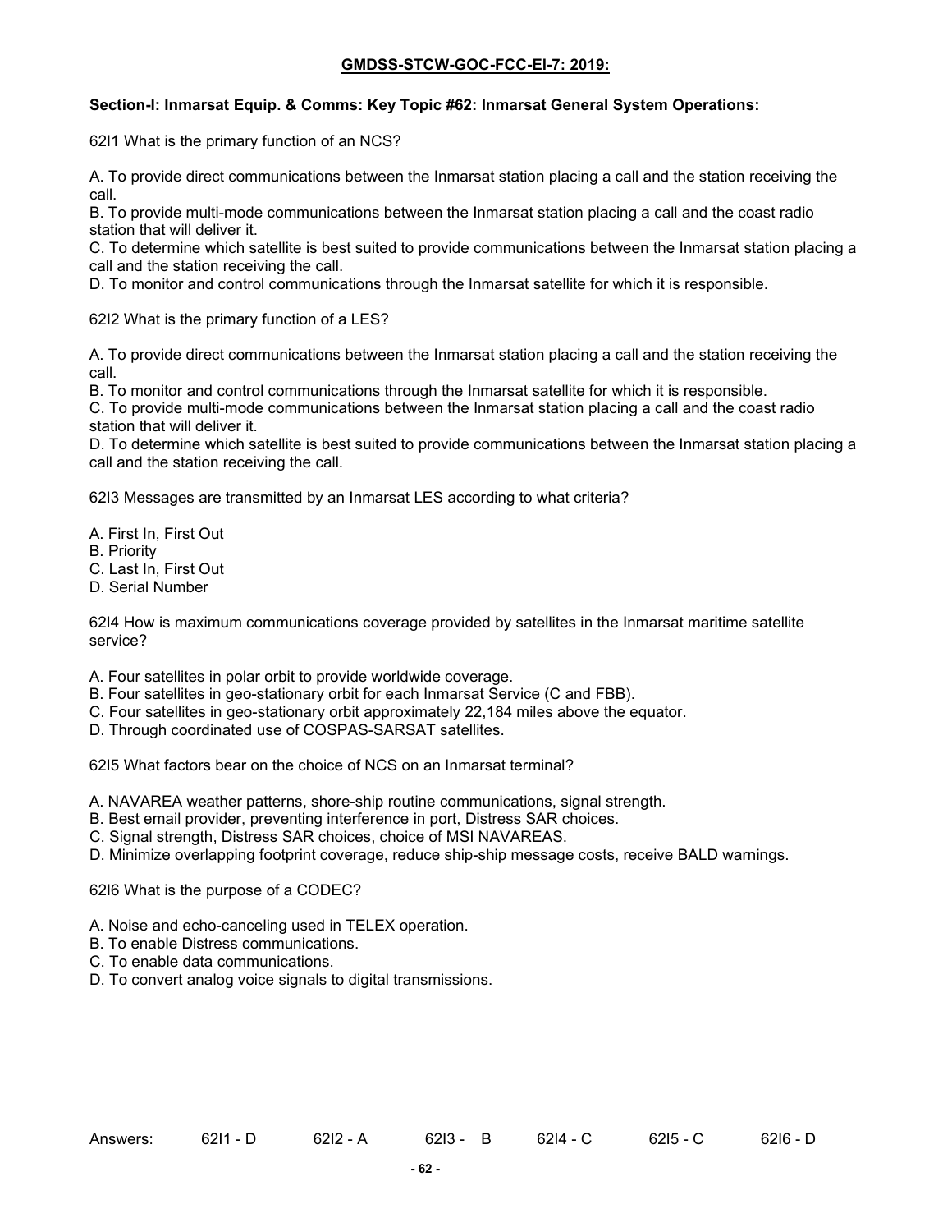## GMDSS-STCW-GOC-FCC-EI-7: 2019:

### Section-I: Inmarsat Equip. & Comms: Key Topic #62: Inmarsat General System Operations:

62I1 What is the primary function of an NCS?

A. To provide direct communications between the Inmarsat station placing a call and the station receiving the call.
B. To provide multi-mode communications between the Inmarsat station placing a call and the coast radio station that will deliver it.
C. To determine which satellite is best suited to provide communications between the Inmarsat station placing a call and the station receiving the call.
D. To monitor and control communications through the Inmarsat satellite for which it is responsible.

62I2 What is the primary function of a LES?

A. To provide direct communications between the Inmarsat station placing a call and the station receiving the call.
B. To monitor and control communications through the Inmarsat satellite for which it is responsible.
C. To provide multi-mode communications between the Inmarsat station placing a call and the coast radio station that will deliver it.
D. To determine which satellite is best suited to provide communications between the Inmarsat station placing a call and the station receiving the call.

62I3 Messages are transmitted by an Inmarsat LES according to what criteria?

A. First In, First Out
B. Priority
C. Last In, First Out
D. Serial Number

62I4 How is maximum communications coverage provided by satellites in the Inmarsat maritime satellite service?

A. Four satellites in polar orbit to provide worldwide coverage.
B. Four satellites in geo-stationary orbit for each Inmarsat Service (C and FBB).
C. Four satellites in geo-stationary orbit approximately 22,184 miles above the equator.
D. Through coordinated use of COSPAS-SARSAT satellites.

62I5 What factors bear on the choice of NCS on an Inmarsat terminal?

A. NAVAREA weather patterns, shore-ship routine communications, signal strength.
B. Best email provider, preventing interference in port, Distress SAR choices.
C. Signal strength, Distress SAR choices, choice of MSI NAVAREAS.
D. Minimize overlapping footprint coverage, reduce ship-ship message costs, receive BALD warnings.

62I6 What is the purpose of a CODEC?

A. Noise and echo-canceling used in TELEX operation.
B. To enable Distress communications.
C. To enable data communications.
D. To convert analog voice signals to digital transmissions.

Answers: 62I1 - D 62I2 - A 62I3 - B 62I4 - C 62I5 - C 62I6 - D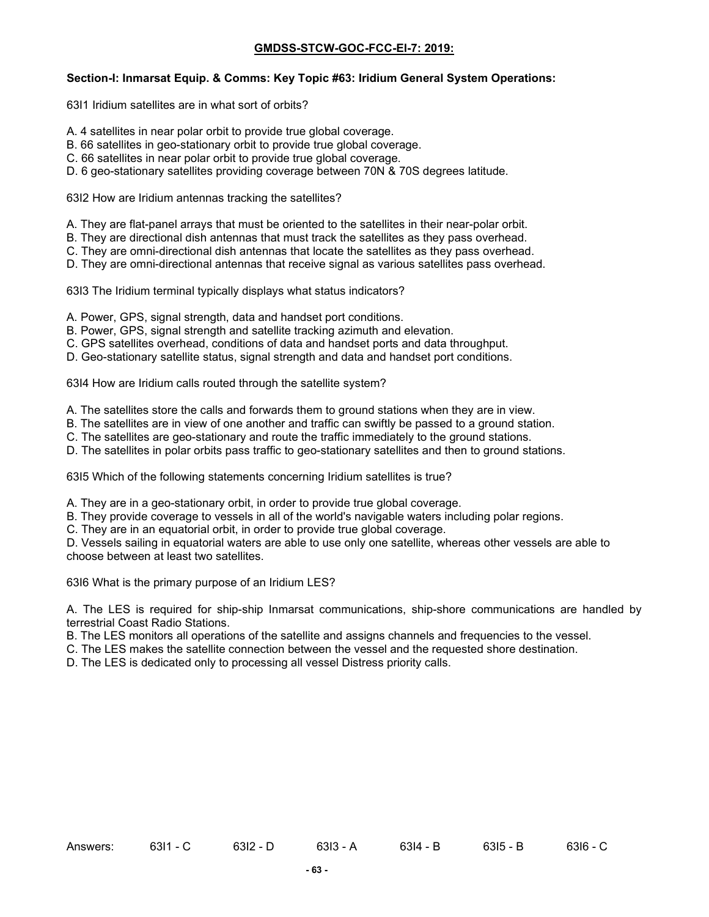**GMDSS-STCW-GOC-FCC-EI-7: 2019:**

**Section-I: Inmarsat Equip. & Comms: Key Topic #63: Iridium General System Operations:**

63I1 Iridium satellites are in what sort of orbits?

A. 4 satellites in near polar orbit to provide true global coverage.
B. 66 satellites in geo-stationary orbit to provide true global coverage.
C. 66 satellites in near polar orbit to provide true global coverage.
D. 6 geo-stationary satellites providing coverage between 70N & 70S degrees latitude.

63I2 How are Iridium antennas tracking the satellites?

A. They are flat-panel arrays that must be oriented to the satellites in their near-polar orbit.
B. They are directional dish antennas that must track the satellites as they pass overhead.
C. They are omni-directional dish antennas that locate the satellites as they pass overhead.
D. They are omni-directional antennas that receive signal as various satellites pass overhead.

63I3 The Iridium terminal typically displays what status indicators?

A. Power, GPS, signal strength, data and handset port conditions.
B. Power, GPS, signal strength and satellite tracking azimuth and elevation.
C. GPS satellites overhead, conditions of data and handset ports and data throughput.
D. Geo-stationary satellite status, signal strength and data and handset port conditions.

63I4 How are Iridium calls routed through the satellite system?

A. The satellites store the calls and forwards them to ground stations when they are in view.
B. The satellites are in view of one another and traffic can swiftly be passed to a ground station.
C. The satellites are geo-stationary and route the traffic immediately to the ground stations.
D. The satellites in polar orbits pass traffic to geo-stationary satellites and then to ground stations.

63I5 Which of the following statements concerning Iridium satellites is true?

A. They are in a geo-stationary orbit, in order to provide true global coverage.
B. They provide coverage to vessels in all of the world's navigable waters including polar regions.
C. They are in an equatorial orbit, in order to provide true global coverage.
D. Vessels sailing in equatorial waters are able to use only one satellite, whereas other vessels are able to choose between at least two satellites.

63I6 What is the primary purpose of an Iridium LES?

A. The LES is required for ship-ship Inmarsat communications, ship-shore communications are handled by terrestrial Coast Radio Stations.
B. The LES monitors all operations of the satellite and assigns channels and frequencies to the vessel.
C. The LES makes the satellite connection between the vessel and the requested shore destination.
D. The LES is dedicated only to processing all vessel Distress priority calls.

Answers: 63I1 - C 63I2 - D 63I3 - A 63I4 - B 63I5 - B 63I6 - C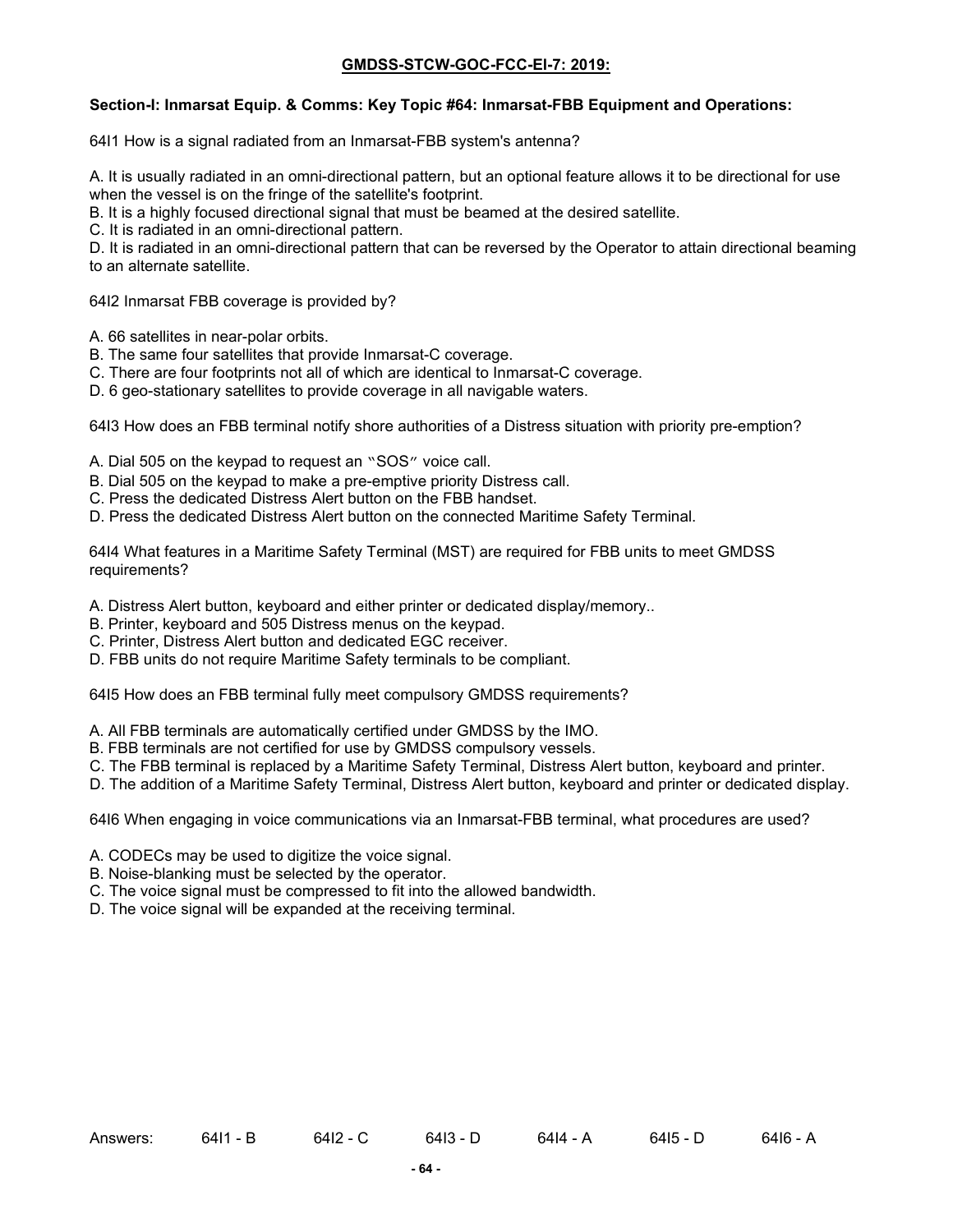**GMDSS-STCW-GOC-FCC-EI-7: 2019:**

**Section-I: Inmarsat Equip. & Comms: Key Topic #64: Inmarsat-FBB Equipment and Operations:**

64I1 How is a signal radiated from an Inmarsat-FBB system's antenna?

A. It is usually radiated in an omni-directional pattern, but an optional feature allows it to be directional for use when the vessel is on the fringe of the satellite's footprint.
B. It is a highly focused directional signal that must be beamed at the desired satellite.
C. It is radiated in an omni-directional pattern.
D. It is radiated in an omni-directional pattern that can be reversed by the Operator to attain directional beaming to an alternate satellite.

64I2 Inmarsat FBB coverage is provided by?

A. 66 satellites in near-polar orbits.
B. The same four satellites that provide Inmarsat-C coverage.
C. There are four footprints not all of which are identical to Inmarsat-C coverage.
D. 6 geo-stationary satellites to provide coverage in all navigable waters.

64I3 How does an FBB terminal notify shore authorities of a Distress situation with priority pre-emption?

A. Dial 505 on the keypad to request an "SOS" voice call.
B. Dial 505 on the keypad to make a pre-emptive priority Distress call.
C. Press the dedicated Distress Alert button on the FBB handset.
D. Press the dedicated Distress Alert button on the connected Maritime Safety Terminal.

64I4 What features in a Maritime Safety Terminal (MST) are required for FBB units to meet GMDSS requirements?

A. Distress Alert button, keyboard and either printer or dedicated display/memory..
B. Printer, keyboard and 505 Distress menus on the keypad.
C. Printer, Distress Alert button and dedicated EGC receiver.
D. FBB units do not require Maritime Safety terminals to be compliant.

64I5 How does an FBB terminal fully meet compulsory GMDSS requirements?

A. All FBB terminals are automatically certified under GMDSS by the IMO.
B. FBB terminals are not certified for use by GMDSS compulsory vessels.
C. The FBB terminal is replaced by a Maritime Safety Terminal, Distress Alert button, keyboard and printer.
D. The addition of a Maritime Safety Terminal, Distress Alert button, keyboard and printer or dedicated display.

64I6 When engaging in voice communications via an Inmarsat-FBB terminal, what procedures are used?

A. CODECs may be used to digitize the voice signal.
B. Noise-blanking must be selected by the operator.
C. The voice signal must be compressed to fit into the allowed bandwidth.
D. The voice signal will be expanded at the receiving terminal.

Answers: 64I1 - B 64I2 - C 64I3 - D 64I4 - A 64I5 - D 64I6 - A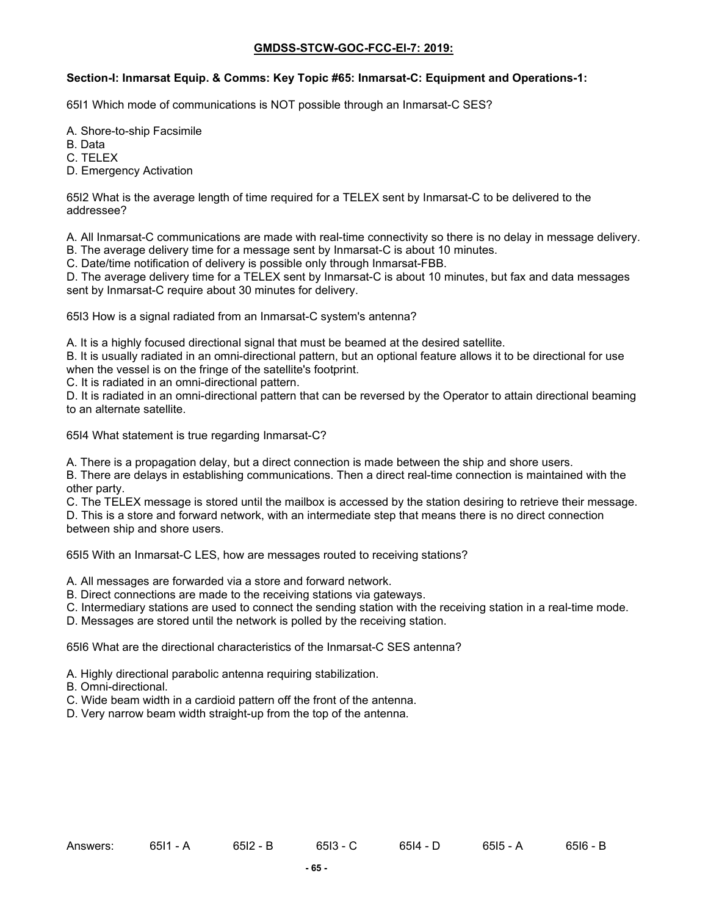**GMDSS-STCW-GOC-FCC-EI-7: 2019:**

**Section-I: Inmarsat Equip. & Comms: Key Topic #65: Inmarsat-C: Equipment and Operations-1:**

65I1 Which mode of communications is NOT possible through an Inmarsat-C SES?

A. Shore-to-ship Facsimile
B. Data
C. TELEX
D. Emergency Activation

65I2 What is the average length of time required for a TELEX sent by Inmarsat-C to be delivered to the addressee?

A. All Inmarsat-C communications are made with real-time connectivity so there is no delay in message delivery.
B. The average delivery time for a message sent by Inmarsat-C is about 10 minutes.
C. Date/time notification of delivery is possible only through Inmarsat-FBB.
D. The average delivery time for a TELEX sent by Inmarsat-C is about 10 minutes, but fax and data messages sent by Inmarsat-C require about 30 minutes for delivery.

65I3 How is a signal radiated from an Inmarsat-C system's antenna?

A. It is a highly focused directional signal that must be beamed at the desired satellite.
B. It is usually radiated in an omni-directional pattern, but an optional feature allows it to be directional for use when the vessel is on the fringe of the satellite's footprint.
C. It is radiated in an omni-directional pattern.
D. It is radiated in an omni-directional pattern that can be reversed by the Operator to attain directional beaming to an alternate satellite.

65I4 What statement is true regarding Inmarsat-C?

A. There is a propagation delay, but a direct connection is made between the ship and shore users.
B. There are delays in establishing communications. Then a direct real-time connection is maintained with the other party.
C. The TELEX message is stored until the mailbox is accessed by the station desiring to retrieve their message.
D. This is a store and forward network, with an intermediate step that means there is no direct connection between ship and shore users.

65I5 With an Inmarsat-C LES, how are messages routed to receiving stations?

A. All messages are forwarded via a store and forward network.
B. Direct connections are made to the receiving stations via gateways.
C. Intermediary stations are used to connect the sending station with the receiving station in a real-time mode.
D. Messages are stored until the network is polled by the receiving station.

65I6 What are the directional characteristics of the Inmarsat-C SES antenna?

A. Highly directional parabolic antenna requiring stabilization.
B. Omni-directional.
C. Wide beam width in a cardioid pattern off the front of the antenna.
D. Very narrow beam width straight-up from the top of the antenna.

Answers: 65I1 - A 65I2 - B 65I3 - C 65I4 - D 65I5 - A 65I6 - B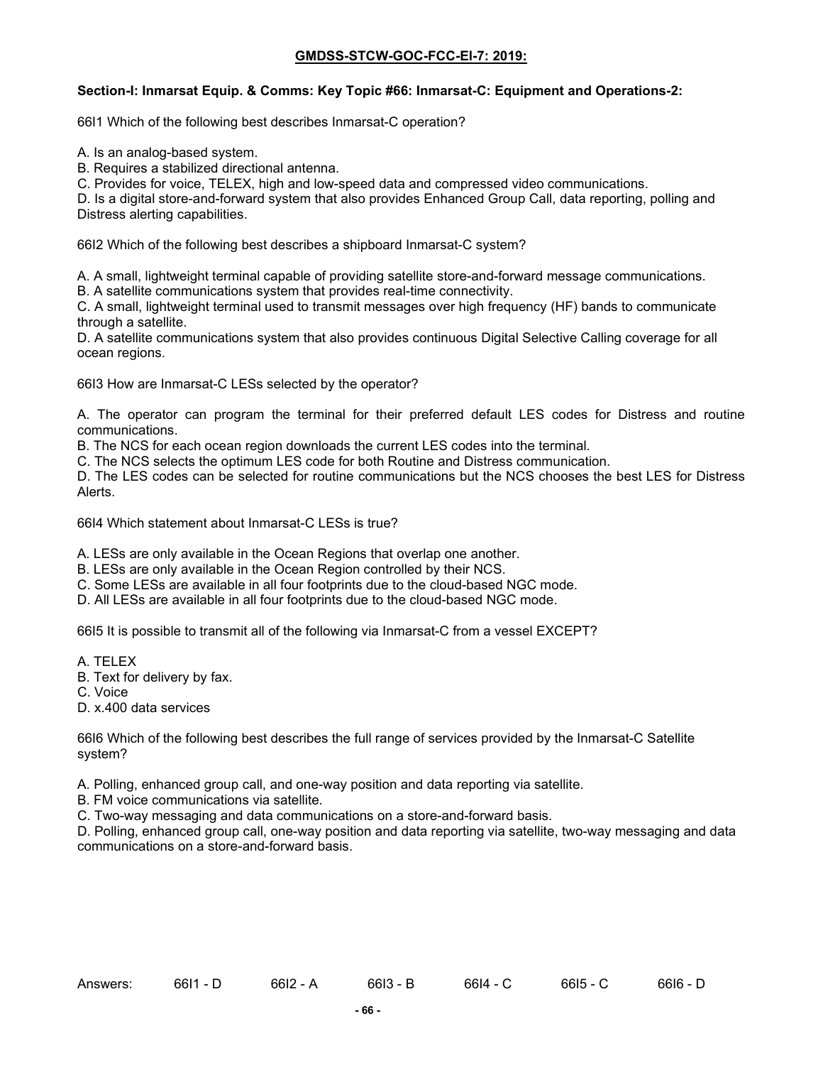**GMDSS-STCW-GOC-FCC-El-7: 2019:**

**Section-I: Inmarsat Equip. & Comms: Key Topic #66: Inmarsat-C: Equipment and Operations-2:**

66I1 Which of the following best describes Inmarsat-C operation?

A. Is an analog-based system.
B. Requires a stabilized directional antenna.
C. Provides for voice, TELEX, high and low-speed data and compressed video communications.
D. Is a digital store-and-forward system that also provides Enhanced Group Call, data reporting, polling and Distress alerting capabilities.

66I2 Which of the following best describes a shipboard Inmarsat-C system?

A. A small, lightweight terminal capable of providing satellite store-and-forward message communications.
B. A satellite communications system that provides real-time connectivity.
C. A small, lightweight terminal used to transmit messages over high frequency (HF) bands to communicate through a satellite.
D. A satellite communications system that also provides continuous Digital Selective Calling coverage for all ocean regions.

66I3 How are Inmarsat-C LESs selected by the operator?

A. The operator can program the terminal for their preferred default LES codes for Distress and routine communications.
B. The NCS for each ocean region downloads the current LES codes into the terminal.
C. The NCS selects the optimum LES code for both Routine and Distress communication.
D. The LES codes can be selected for routine communications but the NCS chooses the best LES for Distress Alerts.

66I4 Which statement about Inmarsat-C LESs is true?

A. LESs are only available in the Ocean Regions that overlap one another.
B. LESs are only available in the Ocean Region controlled by their NCS.
C. Some LESs are available in all four footprints due to the cloud-based NGC mode.
D. All LESs are available in all four footprints due to the cloud-based NGC mode.

66I5 It is possible to transmit all of the following via Inmarsat-C from a vessel EXCEPT?

A. TELEX
B. Text for delivery by fax.
C. Voice
D. x.400 data services

66I6 Which of the following best describes the full range of services provided by the Inmarsat-C Satellite system?

A. Polling, enhanced group call, and one-way position and data reporting via satellite.
B. FM voice communications via satellite.
C. Two-way messaging and data communications on a store-and-forward basis.
D. Polling, enhanced group call, one-way position and data reporting via satellite, two-way messaging and data communications on a store-and-forward basis.

Answers: 66I1 - D 66I2 - A 66I3 - B 66I4 - C 66I5 - C 66I6 - D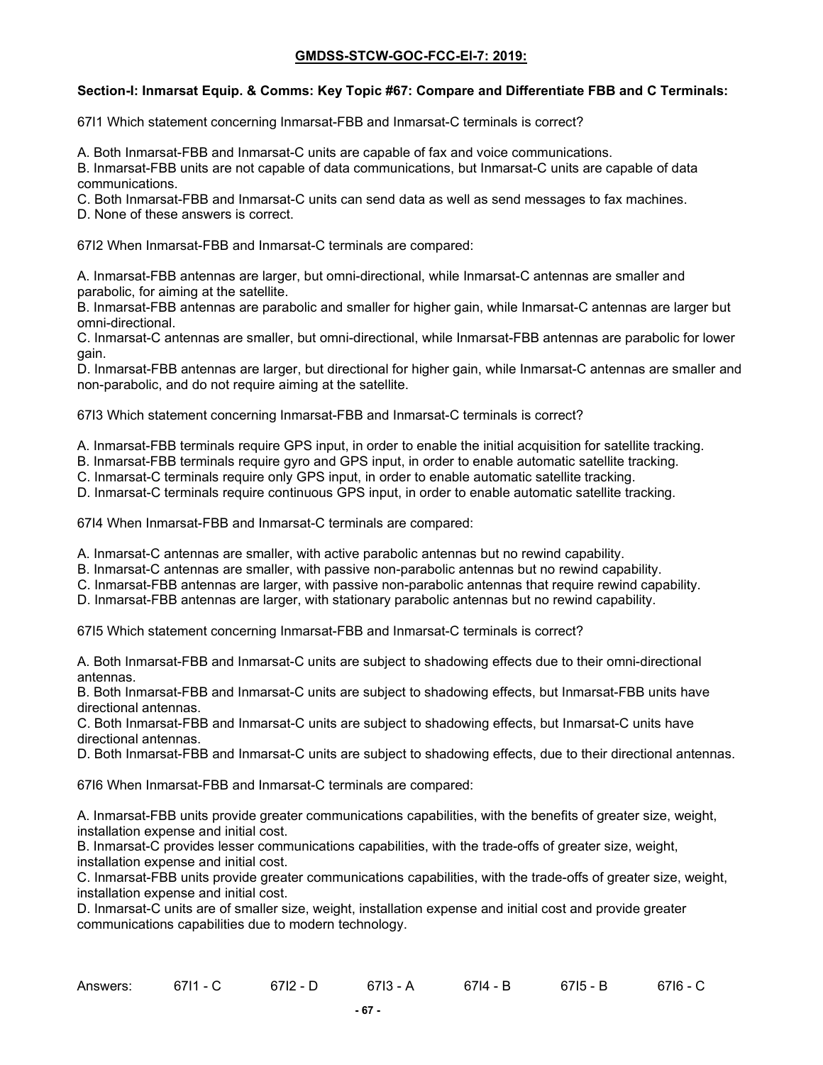## GMDSS-STCW-GOC-FCC-EI-7: 2019:

### Section-I: Inmarsat Equip. & Comms: Key Topic #67: Compare and Differentiate FBB and C Terminals:

67I1 Which statement concerning Inmarsat-FBB and Inmarsat-C terminals is correct?

A. Both Inmarsat-FBB and Inmarsat-C units are capable of fax and voice communications.
B. Inmarsat-FBB units are not capable of data communications, but Inmarsat-C units are capable of data communications.
C. Both Inmarsat-FBB and Inmarsat-C units can send data as well as send messages to fax machines.
D. None of these answers is correct.

67I2 When Inmarsat-FBB and Inmarsat-C terminals are compared:

A. Inmarsat-FBB antennas are larger, but omni-directional, while Inmarsat-C antennas are smaller and parabolic, for aiming at the satellite.
B. Inmarsat-FBB antennas are parabolic and smaller for higher gain, while Inmarsat-C antennas are larger but omni-directional.
C. Inmarsat-C antennas are smaller, but omni-directional, while Inmarsat-FBB antennas are parabolic for lower gain.
D. Inmarsat-FBB antennas are larger, but directional for higher gain, while Inmarsat-C antennas are smaller and non-parabolic, and do not require aiming at the satellite.

67I3 Which statement concerning Inmarsat-FBB and Inmarsat-C terminals is correct?

A. Inmarsat-FBB terminals require GPS input, in order to enable the initial acquisition for satellite tracking.
B. Inmarsat-FBB terminals require gyro and GPS input, in order to enable automatic satellite tracking.
C. Inmarsat-C terminals require only GPS input, in order to enable automatic satellite tracking.
D. Inmarsat-C terminals require continuous GPS input, in order to enable automatic satellite tracking.

67I4 When Inmarsat-FBB and Inmarsat-C terminals are compared:

A. Inmarsat-C antennas are smaller, with active parabolic antennas but no rewind capability.
B. Inmarsat-C antennas are smaller, with passive non-parabolic antennas but no rewind capability.
C. Inmarsat-FBB antennas are larger, with passive non-parabolic antennas that require rewind capability.
D. Inmarsat-FBB antennas are larger, with stationary parabolic antennas but no rewind capability.

67I5 Which statement concerning Inmarsat-FBB and Inmarsat-C terminals is correct?

A. Both Inmarsat-FBB and Inmarsat-C units are subject to shadowing effects due to their omni-directional antennas.
B. Both Inmarsat-FBB and Inmarsat-C units are subject to shadowing effects, but Inmarsat-FBB units have directional antennas.
C. Both Inmarsat-FBB and Inmarsat-C units are subject to shadowing effects, but Inmarsat-C units have directional antennas.
D. Both Inmarsat-FBB and Inmarsat-C units are subject to shadowing effects, due to their directional antennas.

67I6 When Inmarsat-FBB and Inmarsat-C terminals are compared:

A. Inmarsat-FBB units provide greater communications capabilities, with the benefits of greater size, weight, installation expense and initial cost.
B. Inmarsat-C provides lesser communications capabilities, with the trade-offs of greater size, weight, installation expense and initial cost.
C. Inmarsat-FBB units provide greater communications capabilities, with the trade-offs of greater size, weight, installation expense and initial cost.
D. Inmarsat-C units are of smaller size, weight, installation expense and initial cost and provide greater communications capabilities due to modern technology.

Answers: 67I1 - C 67I2 - D 67I3 - A 67I4 - B 67I5 - B 67I6 - C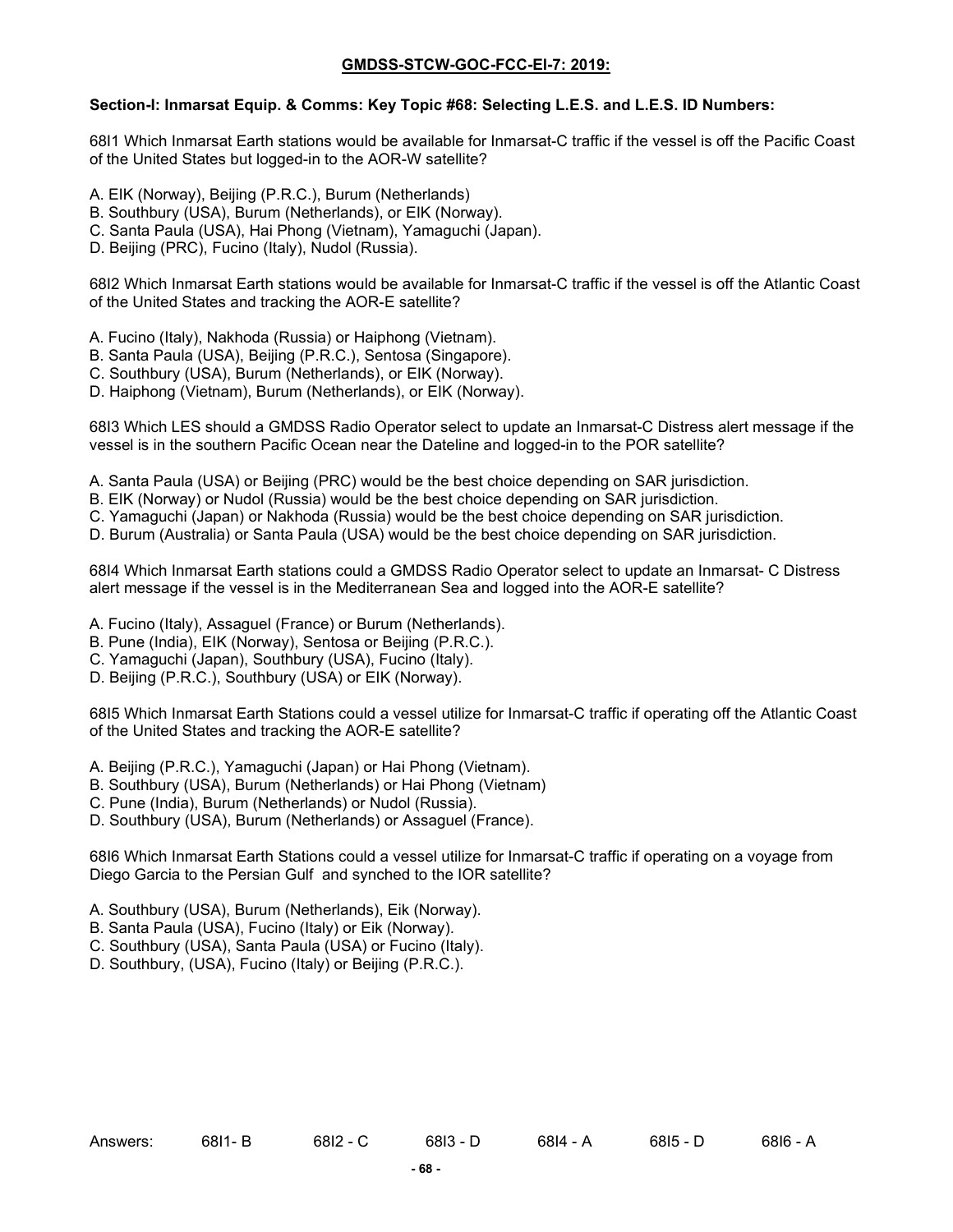**GMDSS-STCW-GOC-FCC-EI-7: 2019:**

**Section-I: Inmarsat Equip. & Comms: Key Topic #68: Selecting L.E.S. and L.E.S. ID Numbers:**

68I1 Which Inmarsat Earth stations would be available for Inmarsat-C traffic if the vessel is off the Pacific Coast of the United States but logged-in to the AOR-W satellite?

A. EIK (Norway), Beijing (P.R.C.), Burum (Netherlands)
B. Southbury (USA), Burum (Netherlands), or EIK (Norway).
C. Santa Paula (USA), Hai Phong (Vietnam), Yamaguchi (Japan).
D. Beijing (PRC), Fucino (Italy), Nudol (Russia).

68I2 Which Inmarsat Earth stations would be available for Inmarsat-C traffic if the vessel is off the Atlantic Coast of the United States and tracking the AOR-E satellite?

A. Fucino (Italy), Nakhoda (Russia) or Haiphong (Vietnam).
B. Santa Paula (USA), Beijing (P.R.C.), Sentosa (Singapore).
C. Southbury (USA), Burum (Netherlands), or EIK (Norway).
D. Haiphong (Vietnam), Burum (Netherlands), or EIK (Norway).

68I3 Which LES should a GMDSS Radio Operator select to update an Inmarsat-C Distress alert message if the vessel is in the southern Pacific Ocean near the Dateline and logged-in to the POR satellite?

A. Santa Paula (USA) or Beijing (PRC) would be the best choice depending on SAR jurisdiction.
B. EIK (Norway) or Nudol (Russia) would be the best choice depending on SAR jurisdiction.
C. Yamaguchi (Japan) or Nakhoda (Russia) would be the best choice depending on SAR jurisdiction.
D. Burum (Australia) or Santa Paula (USA) would be the best choice depending on SAR jurisdiction.

68I4 Which Inmarsat Earth stations could a GMDSS Radio Operator select to update an Inmarsat- C Distress alert message if the vessel is in the Mediterranean Sea and logged into the AOR-E satellite?

A. Fucino (Italy), Assaguel (France) or Burum (Netherlands).
B. Pune (India), EIK (Norway), Sentosa or Beijing (P.R.C.).
C. Yamaguchi (Japan), Southbury (USA), Fucino (Italy).
D. Beijing (P.R.C.), Southbury (USA) or EIK (Norway).

68I5 Which Inmarsat Earth Stations could a vessel utilize for Inmarsat-C traffic if operating off the Atlantic Coast of the United States and tracking the AOR-E satellite?

A. Beijing (P.R.C.), Yamaguchi (Japan) or Hai Phong (Vietnam).
B. Southbury (USA), Burum (Netherlands) or Hai Phong (Vietnam)
C. Pune (India), Burum (Netherlands) or Nudol (Russia).
D. Southbury (USA), Burum (Netherlands) or Assaguel (France).

68I6 Which Inmarsat Earth Stations could a vessel utilize for Inmarsat-C traffic if operating on a voyage from Diego Garcia to the Persian Gulf and synched to the IOR satellite?

A. Southbury (USA), Burum (Netherlands), Eik (Norway).
B. Santa Paula (USA), Fucino (Italy) or Eik (Norway).
C. Southbury (USA), Santa Paula (USA) or Fucino (Italy).
D. Southbury, (USA), Fucino (Italy) or Beijing (P.R.C.).

Answers: 68I1- B 68I2 - C 68I3 - D 68I4 - A 68I5 - D 68I6 - A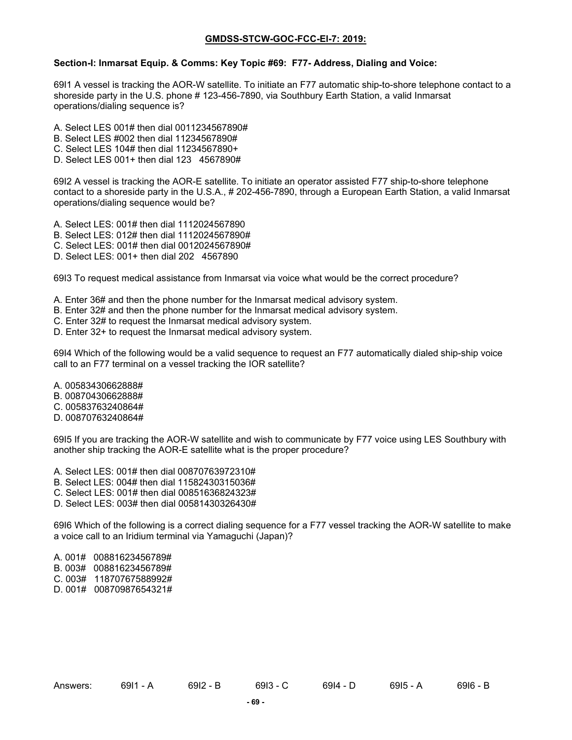**GMDSS-STCW-GOC-FCC-EI-7: 2019:**

**Section-I: Inmarsat Equip. & Comms: Key Topic #69: F77- Address, Dialing and Voice:**

69I1 A vessel is tracking the AOR-W satellite. To initiate an F77 automatic ship-to-shore telephone contact to a shoreside party in the U.S. phone # 123-456-7890, via Southbury Earth Station, a valid Inmarsat operations/dialing sequence is?

A. Select LES 001# then dial 0011234567890#
B. Select LES #002 then dial 11234567890#
C. Select LES 104# then dial 11234567890+
D. Select LES 001+ then dial 123 4567890#

69I2 A vessel is tracking the AOR-E satellite. To initiate an operator assisted F77 ship-to-shore telephone contact to a shoreside party in the U.S.A., # 202-456-7890, through a European Earth Station, a valid Inmarsat operations/dialing sequence would be?

A. Select LES: 001# then dial 1112024567890
B. Select LES: 012# then dial 1112024567890#
C. Select LES: 001# then dial 0012024567890#
D. Select LES: 001+ then dial 202 4567890

69I3 To request medical assistance from Inmarsat via voice what would be the correct procedure?

A. Enter 36# and then the phone number for the Inmarsat medical advisory system.
B. Enter 32# and then the phone number for the Inmarsat medical advisory system.
C. Enter 32# to request the Inmarsat medical advisory system.
D. Enter 32+ to request the Inmarsat medical advisory system.

69I4 Which of the following would be a valid sequence to request an F77 automatically dialed ship-ship voice call to an F77 terminal on a vessel tracking the IOR satellite?

A. 00583430662888#
B. 00870430662888#
C. 00583763240864#
D. 00870763240864#

69I5 If you are tracking the AOR-W satellite and wish to communicate by F77 voice using LES Southbury with another ship tracking the AOR-E satellite what is the proper procedure?

A. Select LES: 001# then dial 00870763972310#
B. Select LES: 004# then dial 11582430315036#
C. Select LES: 001# then dial 00851636824323#
D. Select LES: 003# then dial 00581430326430#

69I6 Which of the following is a correct dialing sequence for a F77 vessel tracking the AOR-W satellite to make a voice call to an Iridium terminal via Yamaguchi (Japan)?

A. 001# 00881623456789#
B. 003# 00881623456789#
C. 003# 11870767588992#
D. 001# 00870987654321#

Answers: 69I1 - A 69I2 - B 69I3 - C 69I4 - D 69I5 - A 69I6 - B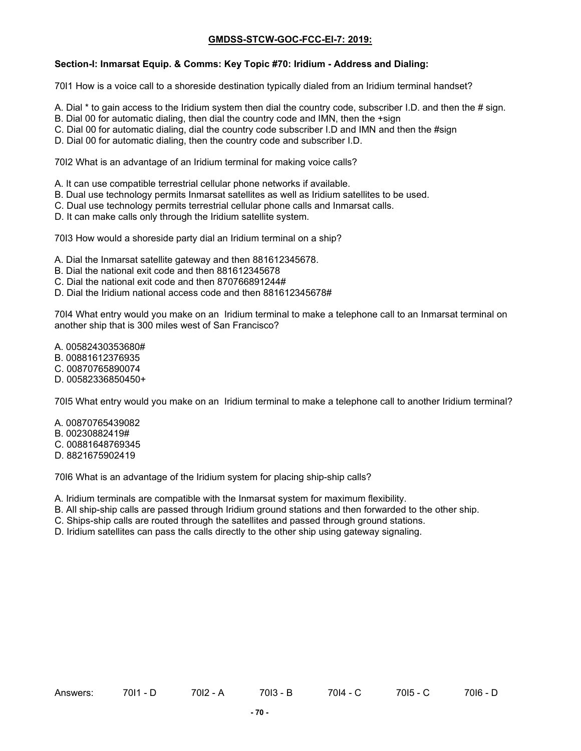**GMDSS-STCW-GOC-FCC-EI-7: 2019:**

**Section-I: Inmarsat Equip. & Comms: Key Topic #70: Iridium - Address and Dialing:**

70I1 How is a voice call to a shoreside destination typically dialed from an Iridium terminal handset?

A. Dial * to gain access to the Iridium system then dial the country code, subscriber I.D. and then the # sign.
B. Dial 00 for automatic dialing, then dial the country code and IMN, then the +sign
C. Dial 00 for automatic dialing, dial the country code subscriber I.D and IMN and then the #sign
D. Dial 00 for automatic dialing, then the country code and subscriber I.D.

70I2 What is an advantage of an Iridium terminal for making voice calls?

A. It can use compatible terrestrial cellular phone networks if available.
B. Dual use technology permits Inmarsat satellites as well as Iridium satellites to be used.
C. Dual use technology permits terrestrial cellular phone calls and Inmarsat calls.
D. It can make calls only through the Iridium satellite system.

70I3 How would a shoreside party dial an Iridium terminal on a ship?

A. Dial the Inmarsat satellite gateway and then 881612345678.
B. Dial the national exit code and then 881612345678
C. Dial the national exit code and then 870766891244#
D. Dial the Iridium national access code and then 881612345678#

70I4 What entry would you make on an Iridium terminal to make a telephone call to an Inmarsat terminal on another ship that is 300 miles west of San Francisco?

A. 00582430353680#
B. 00881612376935
C. 00870765890074
D. 00582336850450+

70I5 What entry would you make on an Iridium terminal to make a telephone call to another Iridium terminal?

A. 00870765439082
B. 00230882419#
C. 00881648769345
D. 8821675902419

70I6 What is an advantage of the Iridium system for placing ship-ship calls?

A. Iridium terminals are compatible with the Inmarsat system for maximum flexibility.
B. All ship-ship calls are passed through Iridium ground stations and then forwarded to the other ship.
C. Ships-ship calls are routed through the satellites and passed through ground stations.
D. Iridium satellites can pass the calls directly to the other ship using gateway signaling.

Answers: 70I1 - D 70I2 - A 70I3 - B 70I4 - C 70I5 - C 70I6 - D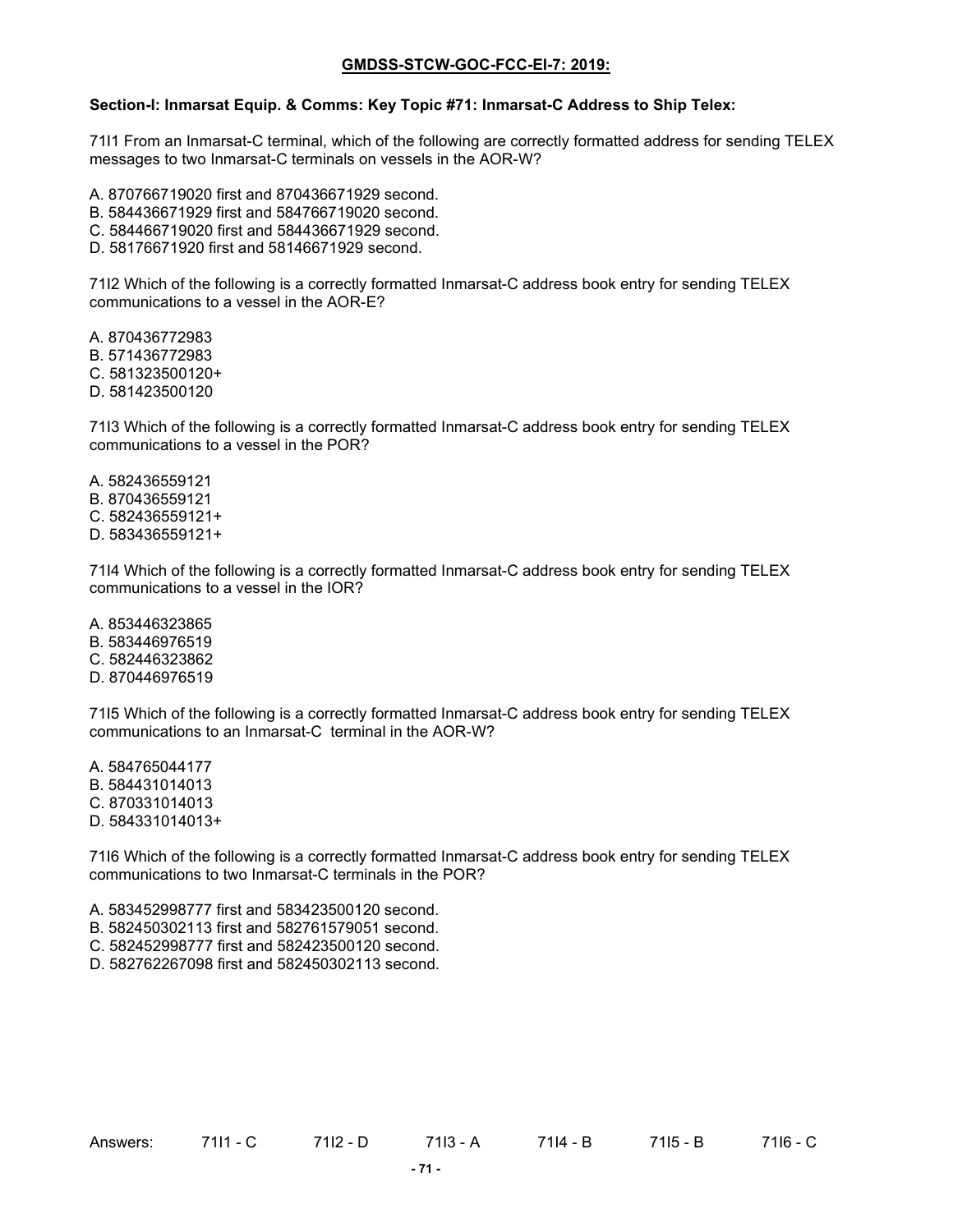**GMDSS-STCW-GOC-FCC-EI-7: 2019:**

**Section-I: Inmarsat Equip. & Comms: Key Topic #71: Inmarsat-C Address to Ship Telex:**

71I1 From an Inmarsat-C terminal, which of the following are correctly formatted address for sending TELEX messages to two Inmarsat-C terminals on vessels in the AOR-W?

A. 870766719020 first and 870436671929 second.
B. 584436671929 first and 584766719020 second.
C. 584466719020 first and 584436671929 second.
D. 58176671920 first and 58146671929 second.

71I2 Which of the following is a correctly formatted Inmarsat-C address book entry for sending TELEX communications to a vessel in the AOR-E?

A. 870436772983
B. 571436772983
C. 581323500120+
D. 581423500120

71I3 Which of the following is a correctly formatted Inmarsat-C address book entry for sending TELEX communications to a vessel in the POR?

A. 582436559121
B. 870436559121
C. 582436559121+
D. 583436559121+

71I4 Which of the following is a correctly formatted Inmarsat-C address book entry for sending TELEX communications to a vessel in the IOR?

A. 853446323865
B. 583446976519
C. 582446323862
D. 870446976519

71I5 Which of the following is a correctly formatted Inmarsat-C address book entry for sending TELEX communications to an Inmarsat-C terminal in the AOR-W?

A. 584765044177
B. 584431014013
C. 870331014013
D. 584331014013+

71I6 Which of the following is a correctly formatted Inmarsat-C address book entry for sending TELEX communications to two Inmarsat-C terminals in the POR?

A. 583452998777 first and 583423500120 second.
B. 582450302113 first and 582761579051 second.
C. 582452998777 first and 582423500120 second.
D. 582762267098 first and 582450302113 second.

Answers: 71I1 - C 71I2 - D 71I3 - A 71I4 - B 71I5 - B 71I6 - C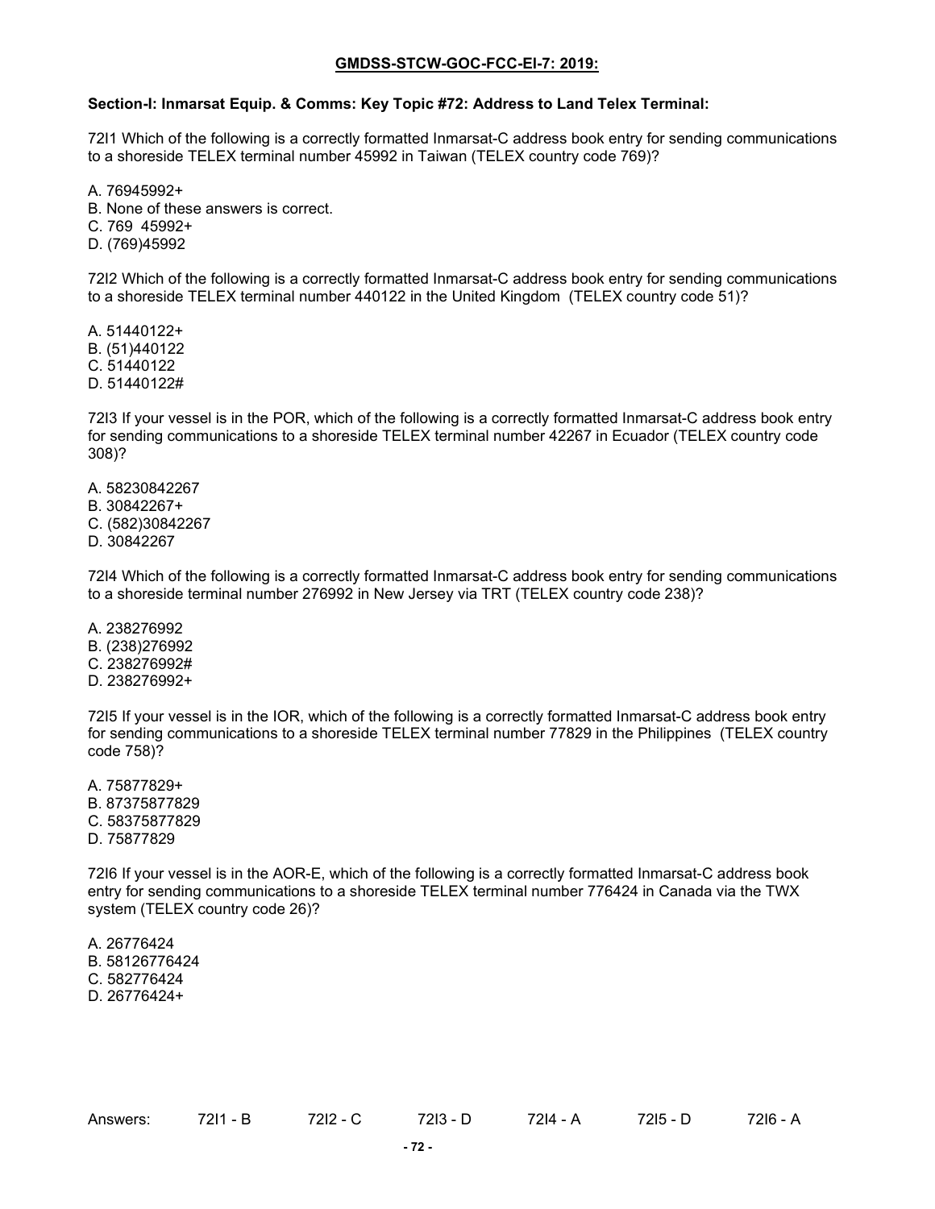**GMDSS-STCW-GOC-FCC-EI-7: 2019:**

**Section-I: Inmarsat Equip. & Comms: Key Topic #72: Address to Land Telex Terminal:**

72I1 Which of the following is a correctly formatted Inmarsat-C address book entry for sending communications to a shoreside TELEX terminal number 45992 in Taiwan (TELEX country code 769)?

A. 76945992+
B. None of these answers is correct.
C. 769 45992+
D. (769)45992

72I2 Which of the following is a correctly formatted Inmarsat-C address book entry for sending communications to a shoreside TELEX terminal number 440122 in the United Kingdom (TELEX country code 51)?

A. 51440122+
B. (51)440122
C. 51440122
D. 51440122#

72I3 If your vessel is in the POR, which of the following is a correctly formatted Inmarsat-C address book entry for sending communications to a shoreside TELEX terminal number 42267 in Ecuador (TELEX country code 308)?

A. 58230842267
B. 30842267+
C. (582)30842267
D. 30842267

72I4 Which of the following is a correctly formatted Inmarsat-C address book entry for sending communications to a shoreside terminal number 276992 in New Jersey via TRT (TELEX country code 238)?

A. 238276992
B. (238)276992
C. 238276992#
D. 238276992+

72I5 If your vessel is in the IOR, which of the following is a correctly formatted Inmarsat-C address book entry for sending communications to a shoreside TELEX terminal number 77829 in the Philippines (TELEX country code 758)?

A. 75877829+
B. 87375877829
C. 58375877829
D. 75877829

72I6 If your vessel is in the AOR-E, which of the following is a correctly formatted Inmarsat-C address book entry for sending communications to a shoreside TELEX terminal number 776424 in Canada via the TWX system (TELEX country code 26)?

A. 26776424
B. 58126776424
C. 582776424
D. 26776424+

Answers: 72I1 - B 72I2 - C 72I3 - D 72I4 - A 72I5 - D 72I6 - A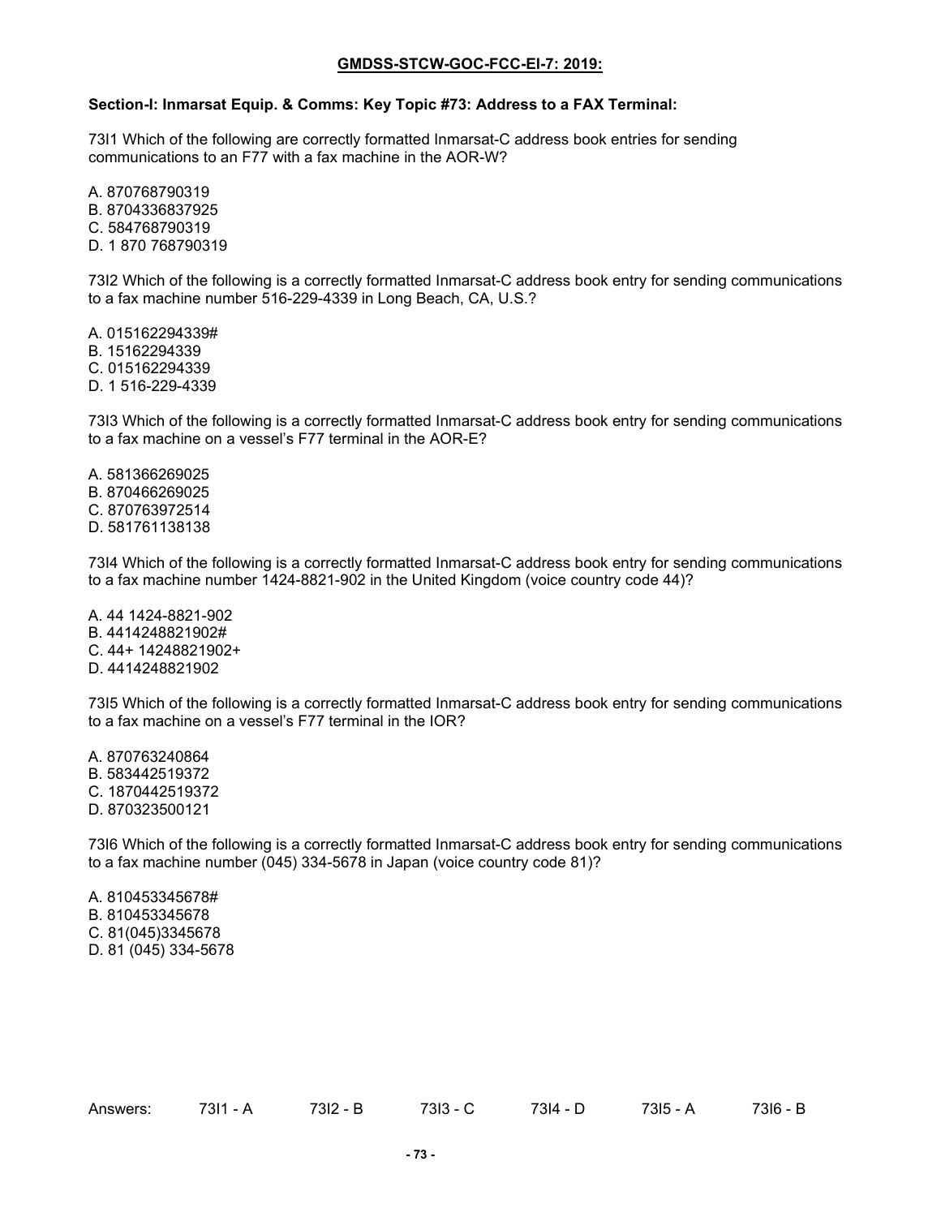**GMDSS-STCW-GOC-FCC-EI-7: 2019:**

**Section-I: Inmarsat Equip. & Comms: Key Topic #73: Address to a FAX Terminal:**

73I1 Which of the following are correctly formatted Inmarsat-C address book entries for sending communications to an F77 with a fax machine in the AOR-W?

A. 870768790319
B. 8704336837925
C. 584768790319
D. 1 870 768790319

73I2 Which of the following is a correctly formatted Inmarsat-C address book entry for sending communications to a fax machine number 516-229-4339 in Long Beach, CA, U.S.?

A. 015162294339#
B. 15162294339
C. 015162294339
D. 1 516-229-4339

73I3 Which of the following is a correctly formatted Inmarsat-C address book entry for sending communications to a fax machine on a vessel's F77 terminal in the AOR-E?

A. 581366269025
B. 870466269025
C. 870763972514
D. 581761138138

73I4 Which of the following is a correctly formatted Inmarsat-C address book entry for sending communications to a fax machine number 1424-8821-902 in the United Kingdom (voice country code 44)?

A. 44 1424-8821-902
B. 4414248821902#
C. 44+ 14248821902+
D. 4414248821902

73I5 Which of the following is a correctly formatted Inmarsat-C address book entry for sending communications to a fax machine on a vessel's F77 terminal in the IOR?

A. 870763240864
B. 583442519372
C. 1870442519372
D. 870323500121

73I6 Which of the following is a correctly formatted Inmarsat-C address book entry for sending communications to a fax machine number (045) 334-5678 in Japan (voice country code 81)?

A. 810453345678#
B. 810453345678
C. 81(045)3345678
D. 81 (045) 334-5678

Answers: 73I1 - A 73I2 - B 73I3 - C 73I4 - D 73I5 - A 73I6 - B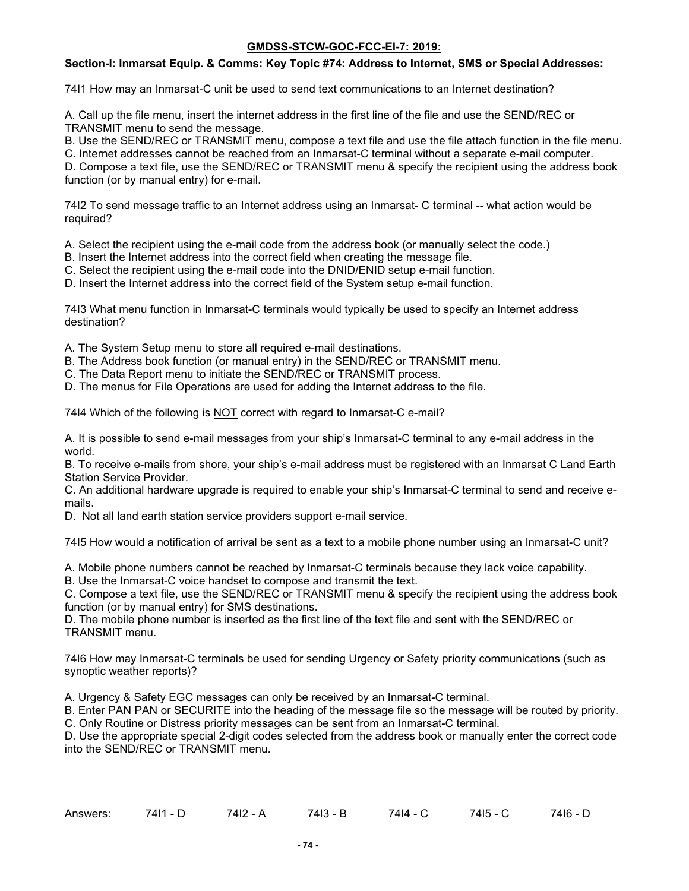**GMDSS-STCW-GOC-FCC-EI-7: 2019:**

**Section-I: Inmarsat Equip. & Comms: Key Topic #74: Address to Internet, SMS or Special Addresses:**

74I1 How may an Inmarsat-C unit be used to send text communications to an Internet destination?

A. Call up the file menu, insert the internet address in the first line of the file and use the SEND/REC or TRANSMIT menu to send the message.
B. Use the SEND/REC or TRANSMIT menu, compose a text file and use the file attach function in the file menu.
C. Internet addresses cannot be reached from an Inmarsat-C terminal without a separate e-mail computer.
D. Compose a text file, use the SEND/REC or TRANSMIT menu & specify the recipient using the address book function (or by manual entry) for e-mail.

74I2 To send message traffic to an Internet address using an Inmarsat- C terminal -- what action would be required?

A. Select the recipient using the e-mail code from the address book (or manually select the code.)
B. Insert the Internet address into the correct field when creating the message file.
C. Select the recipient using the e-mail code into the DNID/ENID setup e-mail function.
D. Insert the Internet address into the correct field of the System setup e-mail function.

74I3 What menu function in Inmarsat-C terminals would typically be used to specify an Internet address destination?

A. The System Setup menu to store all required e-mail destinations.
B. The Address book function (or manual entry) in the SEND/REC or TRANSMIT menu.
C. The Data Report menu to initiate the SEND/REC or TRANSMIT process.
D. The menus for File Operations are used for adding the Internet address to the file.

74I4 Which of the following is <u>NOT</u> correct with regard to Inmarsat-C e-mail?

A. It is possible to send e-mail messages from your ship's Inmarsat-C terminal to any e-mail address in the world.
B. To receive e-mails from shore, your ship's e-mail address must be registered with an Inmarsat C Land Earth Station Service Provider.
C. An additional hardware upgrade is required to enable your ship's Inmarsat-C terminal to send and receive e-mails.
D. Not all land earth station service providers support e-mail service.

74I5 How would a notification of arrival be sent as a text to a mobile phone number using an Inmarsat-C unit?

A. Mobile phone numbers cannot be reached by Inmarsat-C terminals because they lack voice capability.
B. Use the Inmarsat-C voice handset to compose and transmit the text.
C. Compose a text file, use the SEND/REC or TRANSMIT menu & specify the recipient using the address book function (or by manual entry) for SMS destinations.
D. The mobile phone number is inserted as the first line of the text file and sent with the SEND/REC or TRANSMIT menu.

74I6 How may Inmarsat-C terminals be used for sending Urgency or Safety priority communications (such as synoptic weather reports)?

A. Urgency & Safety EGC messages can only be received by an Inmarsat-C terminal.
B. Enter PAN PAN or SECURITE into the heading of the message file so the message will be routed by priority.
C. Only Routine or Distress priority messages can be sent from an Inmarsat-C terminal.
D. Use the appropriate special 2-digit codes selected from the address book or manually enter the correct code into the SEND/REC or TRANSMIT menu.

Answers: 74I1 - D 74I2 - A 74I3 - B 74I4 - C 74I5 - C 74I6 - D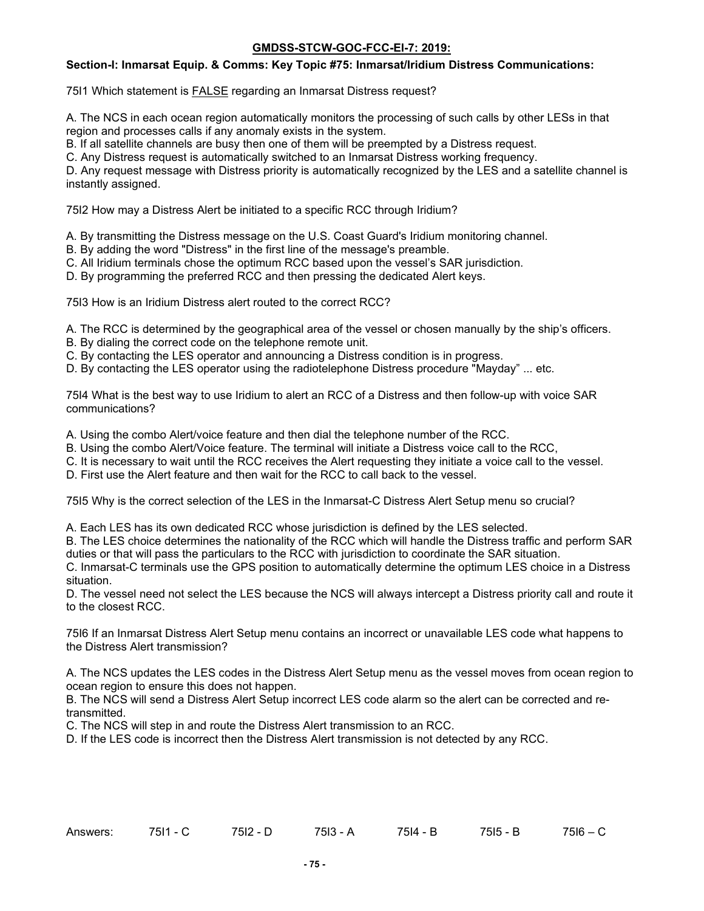## GMDSS-STCW-GOC-FCC-EI-7: 2019:

### Section-I: Inmarsat Equip. & Comms: Key Topic #75: Inmarsat/Iridium Distress Communications:

75I1 Which statement is FALSE regarding an Inmarsat Distress request?

A. The NCS in each ocean region automatically monitors the processing of such calls by other LESs in that region and processes calls if any anomaly exists in the system.
B. If all satellite channels are busy then one of them will be preempted by a Distress request.
C. Any Distress request is automatically switched to an Inmarsat Distress working frequency.
D. Any request message with Distress priority is automatically recognized by the LES and a satellite channel is instantly assigned.

75I2 How may a Distress Alert be initiated to a specific RCC through Iridium?

A. By transmitting the Distress message on the U.S. Coast Guard's Iridium monitoring channel.
B. By adding the word "Distress" in the first line of the message's preamble.
C. All Iridium terminals chose the optimum RCC based upon the vessel's SAR jurisdiction.
D. By programming the preferred RCC and then pressing the dedicated Alert keys.

75I3 How is an Iridium Distress alert routed to the correct RCC?

A. The RCC is determined by the geographical area of the vessel or chosen manually by the ship's officers.
B. By dialing the correct code on the telephone remote unit.
C. By contacting the LES operator and announcing a Distress condition is in progress.
D. By contacting the LES operator using the radiotelephone Distress procedure "Mayday" ... etc.

75I4 What is the best way to use Iridium to alert an RCC of a Distress and then follow-up with voice SAR communications?

A. Using the combo Alert/voice feature and then dial the telephone number of the RCC.
B. Using the combo Alert/Voice feature. The terminal will initiate a Distress voice call to the RCC,
C. It is necessary to wait until the RCC receives the Alert requesting they initiate a voice call to the vessel.
D. First use the Alert feature and then wait for the RCC to call back to the vessel.

75I5 Why is the correct selection of the LES in the Inmarsat-C Distress Alert Setup menu so crucial?

A. Each LES has its own dedicated RCC whose jurisdiction is defined by the LES selected.
B. The LES choice determines the nationality of the RCC which will handle the Distress traffic and perform SAR duties or that will pass the particulars to the RCC with jurisdiction to coordinate the SAR situation.
C. Inmarsat-C terminals use the GPS position to automatically determine the optimum LES choice in a Distress situation.
D. The vessel need not select the LES because the NCS will always intercept a Distress priority call and route it to the closest RCC.

75I6 If an Inmarsat Distress Alert Setup menu contains an incorrect or unavailable LES code what happens to the Distress Alert transmission?

A. The NCS updates the LES codes in the Distress Alert Setup menu as the vessel moves from ocean region to ocean region to ensure this does not happen.
B. The NCS will send a Distress Alert Setup incorrect LES code alarm so the alert can be corrected and re-transmitted.
C. The NCS will step in and route the Distress Alert transmission to an RCC.
D. If the LES code is incorrect then the Distress Alert transmission is not detected by any RCC.

Answers: 75I1 - C 75I2 - D 75I3 - A 75I4 - B 75I5 - B 75I6 – C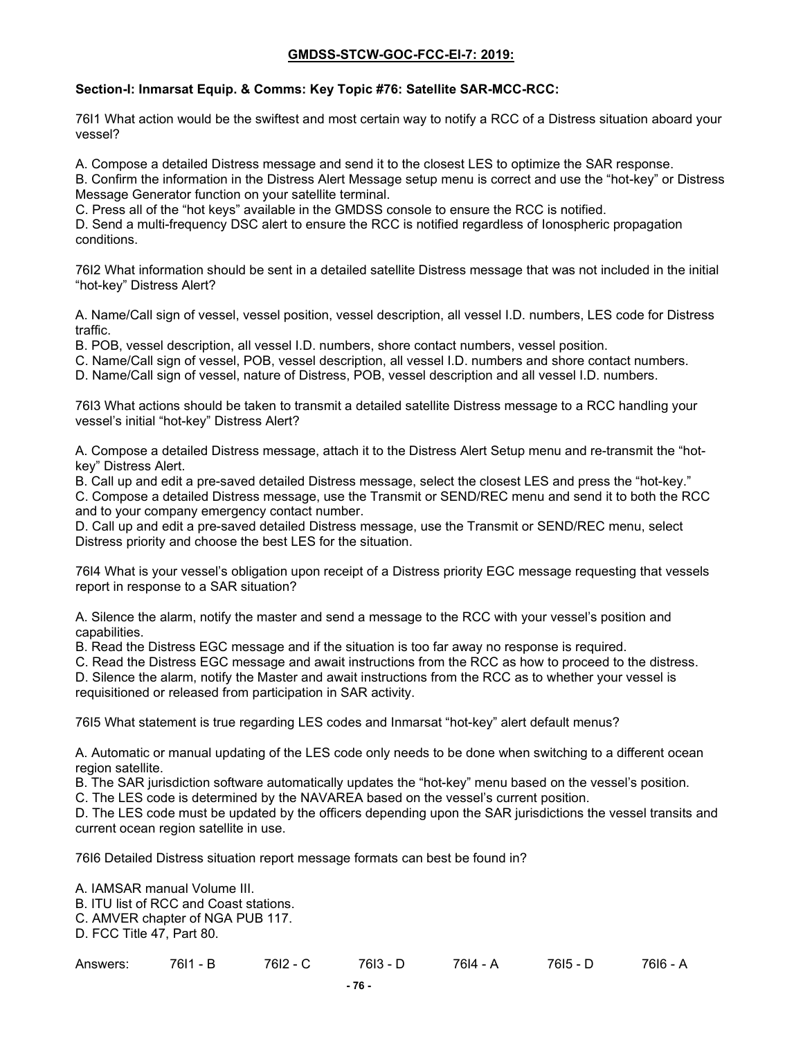**GMDSS-STCW-GOC-FCC-EI-7: 2019:**

**Section-I: Inmarsat Equip. & Comms: Key Topic #76: Satellite SAR-MCC-RCC:**

76I1 What action would be the swiftest and most certain way to notify a RCC of a Distress situation aboard your vessel?

A. Compose a detailed Distress message and send it to the closest LES to optimize the SAR response.
B. Confirm the information in the Distress Alert Message setup menu is correct and use the "hot-key" or Distress Message Generator function on your satellite terminal.
C. Press all of the "hot keys" available in the GMDSS console to ensure the RCC is notified.
D. Send a multi-frequency DSC alert to ensure the RCC is notified regardless of Ionospheric propagation conditions.

76I2 What information should be sent in a detailed satellite Distress message that was not included in the initial "hot-key" Distress Alert?

A. Name/Call sign of vessel, vessel position, vessel description, all vessel I.D. numbers, LES code for Distress traffic.
B. POB, vessel description, all vessel I.D. numbers, shore contact numbers, vessel position.
C. Name/Call sign of vessel, POB, vessel description, all vessel I.D. numbers and shore contact numbers.
D. Name/Call sign of vessel, nature of Distress, POB, vessel description and all vessel I.D. numbers.

76I3 What actions should be taken to transmit a detailed satellite Distress message to a RCC handling your vessel's initial "hot-key" Distress Alert?

A. Compose a detailed Distress message, attach it to the Distress Alert Setup menu and re-transmit the "hot-key" Distress Alert.
B. Call up and edit a pre-saved detailed Distress message, select the closest LES and press the "hot-key."
C. Compose a detailed Distress message, use the Transmit or SEND/REC menu and send it to both the RCC and to your company emergency contact number.
D. Call up and edit a pre-saved detailed Distress message, use the Transmit or SEND/REC menu, select Distress priority and choose the best LES for the situation.

76I4 What is your vessel's obligation upon receipt of a Distress priority EGC message requesting that vessels report in response to a SAR situation?

A. Silence the alarm, notify the master and send a message to the RCC with your vessel's position and capabilities.
B. Read the Distress EGC message and if the situation is too far away no response is required.
C. Read the Distress EGC message and await instructions from the RCC as how to proceed to the distress.
D. Silence the alarm, notify the Master and await instructions from the RCC as to whether your vessel is requisitioned or released from participation in SAR activity.

76I5 What statement is true regarding LES codes and Inmarsat "hot-key" alert default menus?

A. Automatic or manual updating of the LES code only needs to be done when switching to a different ocean region satellite.
B. The SAR jurisdiction software automatically updates the "hot-key" menu based on the vessel's position.
C. The LES code is determined by the NAVAREA based on the vessel's current position.
D. The LES code must be updated by the officers depending upon the SAR jurisdictions the vessel transits and current ocean region satellite in use.

76I6 Detailed Distress situation report message formats can best be found in?

A. IAMSAR manual Volume III.
B. ITU list of RCC and Coast stations.
C. AMVER chapter of NGA PUB 117.
D. FCC Title 47, Part 80.

Answers: 76I1 - B 76I2 - C 76I3 - D 76I4 - A 76I5 - D 76I6 - A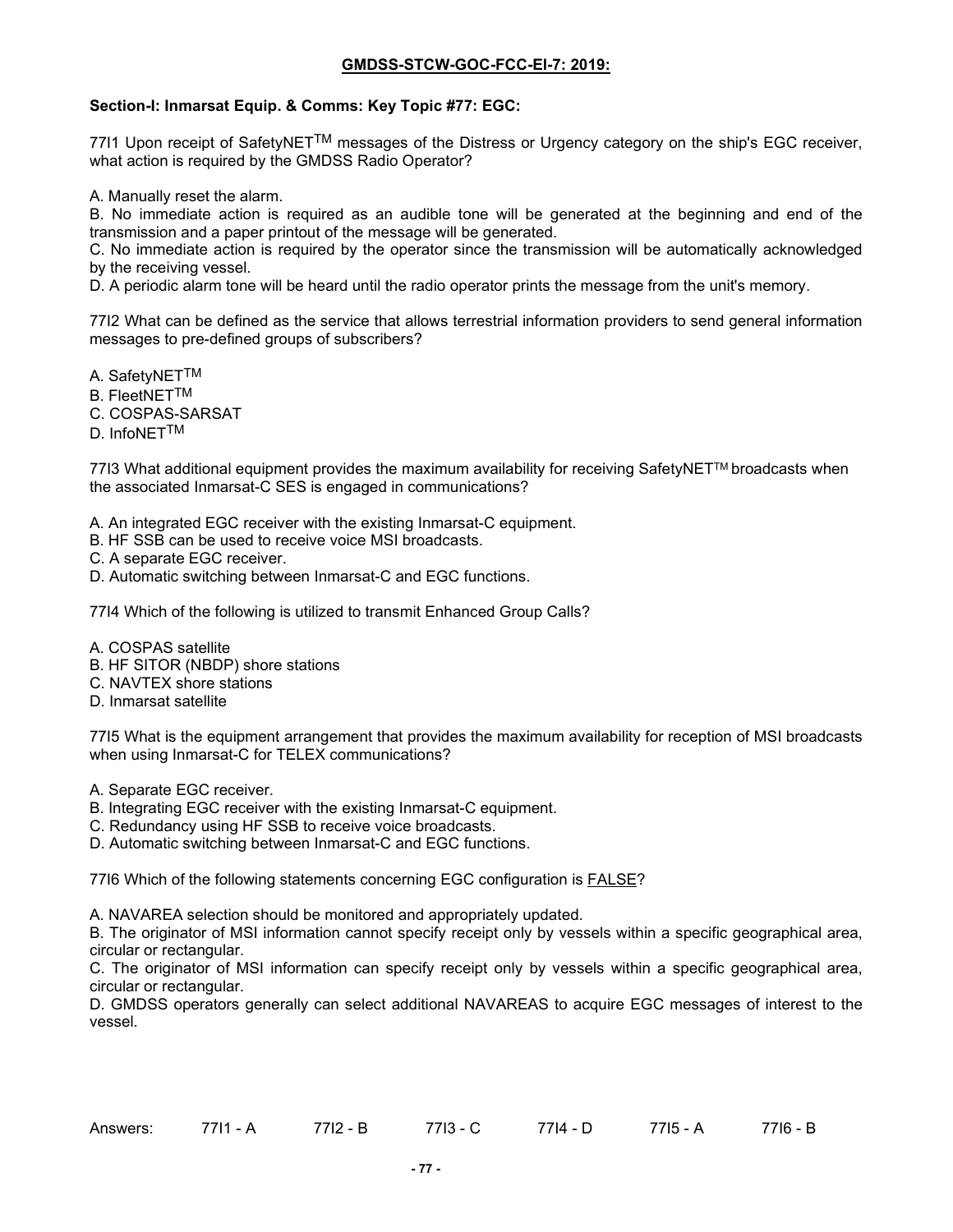**GMDSS-STCW-GOC-FCC-EI-7: 2019:**

**Section-I: Inmarsat Equip. & Comms: Key Topic #77: EGC:**

77I1 Upon receipt of SafetyNET$^{TM}$ messages of the Distress or Urgency category on the ship's EGC receiver, what action is required by the GMDSS Radio Operator?

A. Manually reset the alarm.
B. No immediate action is required as an audible tone will be generated at the beginning and end of the transmission and a paper printout of the message will be generated.
C. No immediate action is required by the operator since the transmission will be automatically acknowledged by the receiving vessel.
D. A periodic alarm tone will be heard until the radio operator prints the message from the unit's memory.

77I2 What can be defined as the service that allows terrestrial information providers to send general information messages to pre-defined groups of subscribers?

A. SafetyNET$^{TM}$
B. FleetNET$^{TM}$
C. COSPAS-SARSAT
D. InfoNET$^{TM}$

77I3 What additional equipment provides the maximum availability for receiving SafetyNET$^{TM}$ broadcasts when the associated Inmarsat-C SES is engaged in communications?

A. An integrated EGC receiver with the existing Inmarsat-C equipment.
B. HF SSB can be used to receive voice MSI broadcasts.
C. A separate EGC receiver.
D. Automatic switching between Inmarsat-C and EGC functions.

77I4 Which of the following is utilized to transmit Enhanced Group Calls?

A. COSPAS satellite
B. HF SITOR (NBDP) shore stations
C. NAVTEX shore stations
D. Inmarsat satellite

77I5 What is the equipment arrangement that provides the maximum availability for reception of MSI broadcasts when using Inmarsat-C for TELEX communications?

A. Separate EGC receiver.
B. Integrating EGC receiver with the existing Inmarsat-C equipment.
C. Redundancy using HF SSB to receive voice broadcasts.
D. Automatic switching between Inmarsat-C and EGC functions.

77I6 Which of the following statements concerning EGC configuration is <u>FALSE</u>?

A. NAVAREA selection should be monitored and appropriately updated.
B. The originator of MSI information cannot specify receipt only by vessels within a specific geographical area, circular or rectangular.
C. The originator of MSI information can specify receipt only by vessels within a specific geographical area, circular or rectangular.
D. GMDSS operators generally can select additional NAVAREAS to acquire EGC messages of interest to the vessel.

Answers: 77I1 - A 77I2 - B 77I3 - C 77I4 - D 77I5 - A 77I6 - B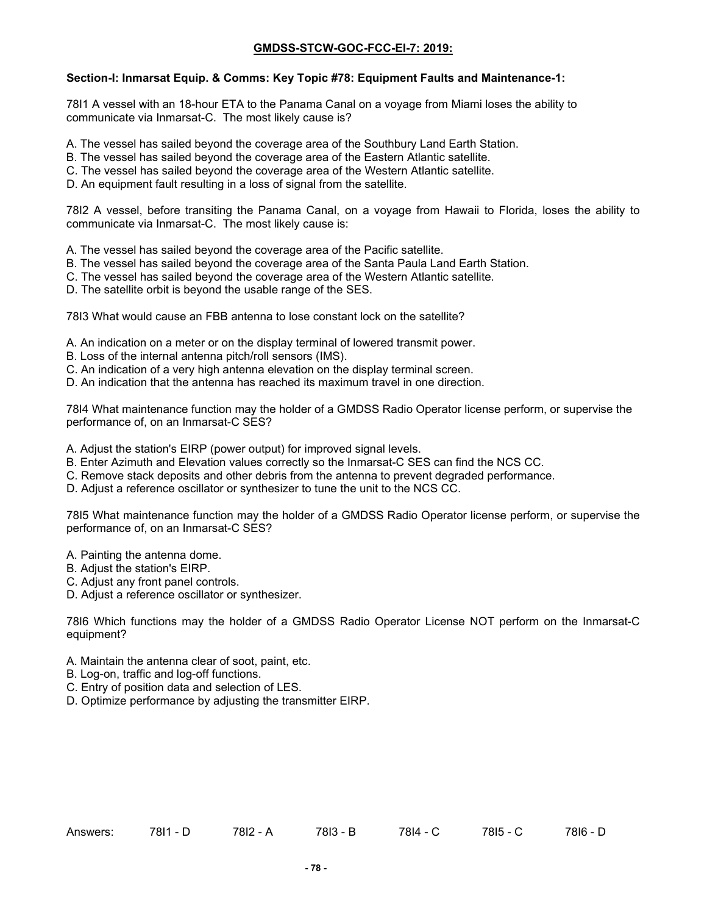**GMDSS-STCW-GOC-FCC-El-7: 2019:**

**Section-I: Inmarsat Equip. & Comms: Key Topic #78: Equipment Faults and Maintenance-1:**

78I1 A vessel with an 18-hour ETA to the Panama Canal on a voyage from Miami loses the ability to communicate via Inmarsat-C. The most likely cause is?

A. The vessel has sailed beyond the coverage area of the Southbury Land Earth Station.
B. The vessel has sailed beyond the coverage area of the Eastern Atlantic satellite.
C. The vessel has sailed beyond the coverage area of the Western Atlantic satellite.
D. An equipment fault resulting in a loss of signal from the satellite.

78I2 A vessel, before transiting the Panama Canal, on a voyage from Hawaii to Florida, loses the ability to communicate via Inmarsat-C. The most likely cause is:

A. The vessel has sailed beyond the coverage area of the Pacific satellite.
B. The vessel has sailed beyond the coverage area of the Santa Paula Land Earth Station.
C. The vessel has sailed beyond the coverage area of the Western Atlantic satellite.
D. The satellite orbit is beyond the usable range of the SES.

78I3 What would cause an FBB antenna to lose constant lock on the satellite?

A. An indication on a meter or on the display terminal of lowered transmit power.
B. Loss of the internal antenna pitch/roll sensors (IMS).
C. An indication of a very high antenna elevation on the display terminal screen.
D. An indication that the antenna has reached its maximum travel in one direction.

78I4 What maintenance function may the holder of a GMDSS Radio Operator license perform, or supervise the performance of, on an Inmarsat-C SES?

A. Adjust the station's EIRP (power output) for improved signal levels.
B. Enter Azimuth and Elevation values correctly so the Inmarsat-C SES can find the NCS CC.
C. Remove stack deposits and other debris from the antenna to prevent degraded performance.
D. Adjust a reference oscillator or synthesizer to tune the unit to the NCS CC.

78I5 What maintenance function may the holder of a GMDSS Radio Operator license perform, or supervise the performance of, on an Inmarsat-C SES?

A. Painting the antenna dome.
B. Adjust the station's EIRP.
C. Adjust any front panel controls.
D. Adjust a reference oscillator or synthesizer.

78I6 Which functions may the holder of a GMDSS Radio Operator License NOT perform on the Inmarsat-C equipment?

A. Maintain the antenna clear of soot, paint, etc.
B. Log-on, traffic and log-off functions.
C. Entry of position data and selection of LES.
D. Optimize performance by adjusting the transmitter EIRP.

Answers: 78I1 - D 78I2 - A 78I3 - B 78I4 - C 78I5 - C 78I6 - D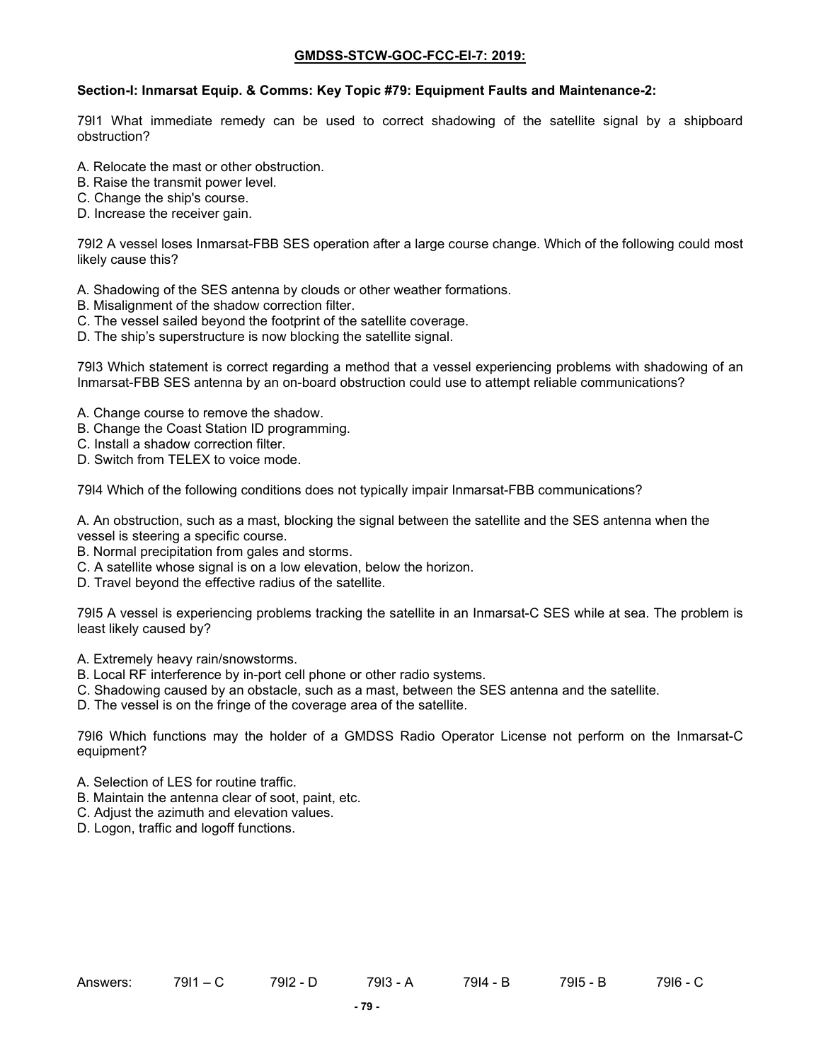**GMDSS-STCW-GOC-FCC-EI-7: 2019:**

**Section-I: Inmarsat Equip. & Comms: Key Topic #79: Equipment Faults and Maintenance-2:**

79I1 What immediate remedy can be used to correct shadowing of the satellite signal by a shipboard obstruction?

A. Relocate the mast or other obstruction.
B. Raise the transmit power level.
C. Change the ship's course.
D. Increase the receiver gain.

79I2 A vessel loses Inmarsat-FBB SES operation after a large course change. Which of the following could most likely cause this?

A. Shadowing of the SES antenna by clouds or other weather formations.
B. Misalignment of the shadow correction filter.
C. The vessel sailed beyond the footprint of the satellite coverage.
D. The ship's superstructure is now blocking the satellite signal.

79I3 Which statement is correct regarding a method that a vessel experiencing problems with shadowing of an Inmarsat-FBB SES antenna by an on-board obstruction could use to attempt reliable communications?

A. Change course to remove the shadow.
B. Change the Coast Station ID programming.
C. Install a shadow correction filter.
D. Switch from TELEX to voice mode.

79I4 Which of the following conditions does not typically impair Inmarsat-FBB communications?

A. An obstruction, such as a mast, blocking the signal between the satellite and the SES antenna when the vessel is steering a specific course.
B. Normal precipitation from gales and storms.
C. A satellite whose signal is on a low elevation, below the horizon.
D. Travel beyond the effective radius of the satellite.

79I5 A vessel is experiencing problems tracking the satellite in an Inmarsat-C SES while at sea. The problem is least likely caused by?

A. Extremely heavy rain/snowstorms.
B. Local RF interference by in-port cell phone or other radio systems.
C. Shadowing caused by an obstacle, such as a mast, between the SES antenna and the satellite.
D. The vessel is on the fringe of the coverage area of the satellite.

79I6 Which functions may the holder of a GMDSS Radio Operator License not perform on the Inmarsat-C equipment?

A. Selection of LES for routine traffic.
B. Maintain the antenna clear of soot, paint, etc.
C. Adjust the azimuth and elevation values.
D. Logon, traffic and logoff functions.

Answers: 79I1 – C 79I2 - D 79I3 - A 79I4 - B 79I5 - B 79I6 - C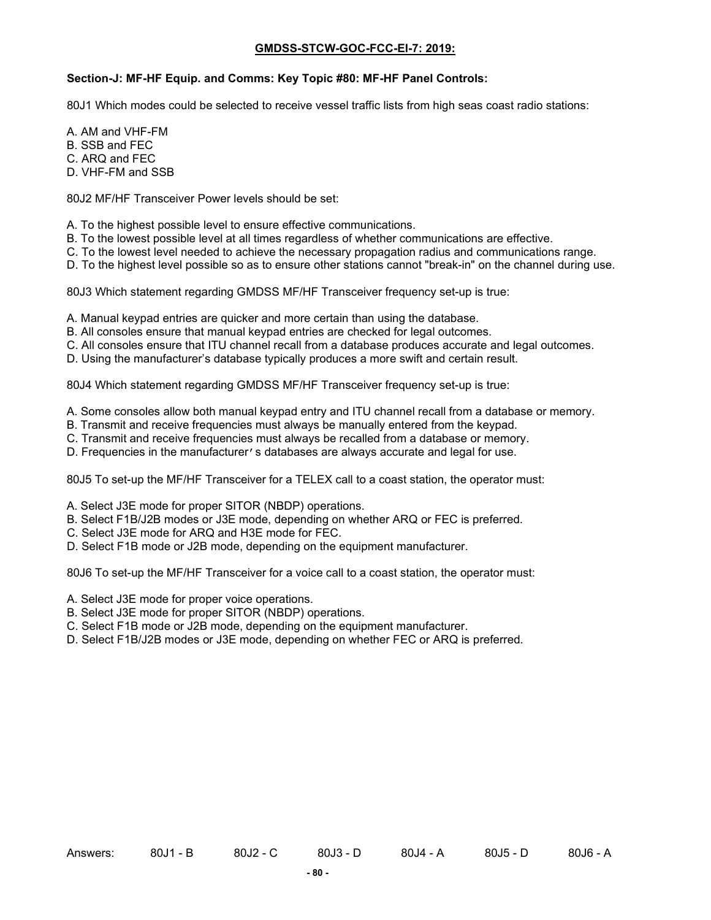## GMDSS-STCW-GOC-FCC-El-7: 2019:

**Section-J: MF-HF Equip. and Comms: Key Topic #80: MF-HF Panel Controls:**

80J1 Which modes could be selected to receive vessel traffic lists from high seas coast radio stations:

A. AM and VHF-FM
B. SSB and FEC
C. ARQ and FEC
D. VHF-FM and SSB

80J2 MF/HF Transceiver Power levels should be set:

A. To the highest possible level to ensure effective communications.
B. To the lowest possible level at all times regardless of whether communications are effective.
C. To the lowest level needed to achieve the necessary propagation radius and communications range.
D. To the highest level possible so as to ensure other stations cannot "break-in" on the channel during use.

80J3 Which statement regarding GMDSS MF/HF Transceiver frequency set-up is true:

A. Manual keypad entries are quicker and more certain than using the database.
B. All consoles ensure that manual keypad entries are checked for legal outcomes.
C. All consoles ensure that ITU channel recall from a database produces accurate and legal outcomes.
D. Using the manufacturer's database typically produces a more swift and certain result.

80J4 Which statement regarding GMDSS MF/HF Transceiver frequency set-up is true:

A. Some consoles allow both manual keypad entry and ITU channel recall from a database or memory.
B. Transmit and receive frequencies must always be manually entered from the keypad.
C. Transmit and receive frequencies must always be recalled from a database or memory.
D. Frequencies in the manufacturer's databases are always accurate and legal for use.

80J5 To set-up the MF/HF Transceiver for a TELEX call to a coast station, the operator must:

A. Select J3E mode for proper SITOR (NBDP) operations.
B. Select F1B/J2B modes or J3E mode, depending on whether ARQ or FEC is preferred.
C. Select J3E mode for ARQ and H3E mode for FEC.
D. Select F1B mode or J2B mode, depending on the equipment manufacturer.

80J6 To set-up the MF/HF Transceiver for a voice call to a coast station, the operator must:

A. Select J3E mode for proper voice operations.
B. Select J3E mode for proper SITOR (NBDP) operations.
C. Select F1B mode or J2B mode, depending on the equipment manufacturer.
D. Select F1B/J2B modes or J3E mode, depending on whether FEC or ARQ is preferred.

Answers: 80J1 - B 80J2 - C 80J3 - D 80J4 - A 80J5 - D 80J6 - A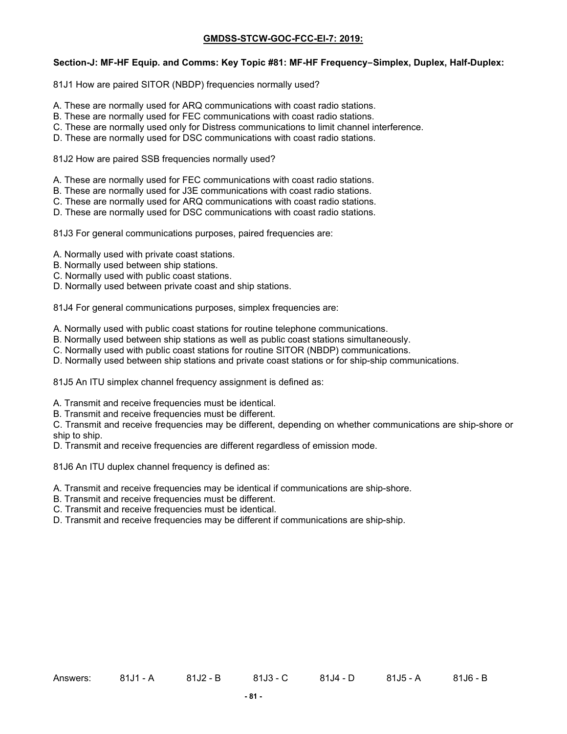**GMDSS-STCW-GOC-FCC-EI-7: 2019:**

**Section-J: MF-HF Equip. and Comms: Key Topic #81: MF-HF Frequency−Simplex, Duplex, Half-Duplex:**

81J1 How are paired SITOR (NBDP) frequencies normally used?

A. These are normally used for ARQ communications with coast radio stations.
B. These are normally used for FEC communications with coast radio stations.
C. These are normally used only for Distress communications to limit channel interference.
D. These are normally used for DSC communications with coast radio stations.

81J2 How are paired SSB frequencies normally used?

A. These are normally used for FEC communications with coast radio stations.
B. These are normally used for J3E communications with coast radio stations.
C. These are normally used for ARQ communications with coast radio stations.
D. These are normally used for DSC communications with coast radio stations.

81J3 For general communications purposes, paired frequencies are:

A. Normally used with private coast stations.
B. Normally used between ship stations.
C. Normally used with public coast stations.
D. Normally used between private coast and ship stations.

81J4 For general communications purposes, simplex frequencies are:

A. Normally used with public coast stations for routine telephone communications.
B. Normally used between ship stations as well as public coast stations simultaneously.
C. Normally used with public coast stations for routine SITOR (NBDP) communications.
D. Normally used between ship stations and private coast stations or for ship-ship communications.

81J5 An ITU simplex channel frequency assignment is defined as:

A. Transmit and receive frequencies must be identical.
B. Transmit and receive frequencies must be different.
C. Transmit and receive frequencies may be different, depending on whether communications are ship-shore or ship to ship.
D. Transmit and receive frequencies are different regardless of emission mode.

81J6 An ITU duplex channel frequency is defined as:

A. Transmit and receive frequencies may be identical if communications are ship-shore.
B. Transmit and receive frequencies must be different.
C. Transmit and receive frequencies must be identical.
D. Transmit and receive frequencies may be different if communications are ship-ship.

Answers: 81J1 - A 81J2 - B 81J3 - C 81J4 - D 81J5 - A 81J6 - B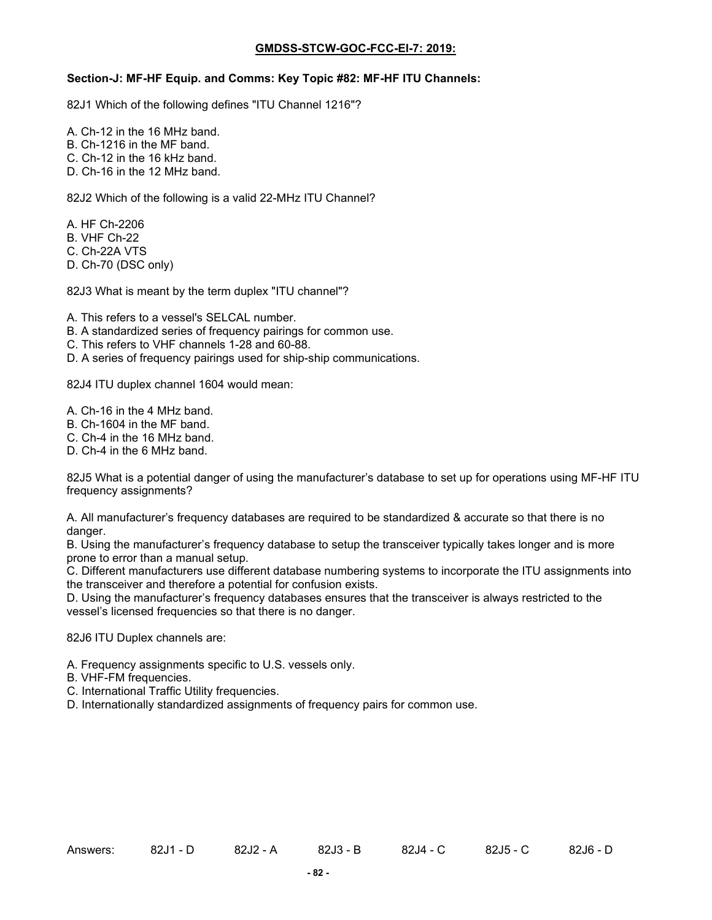**GMDSS-STCW-GOC-FCC-EI-7: 2019:**

**Section-J: MF-HF Equip. and Comms: Key Topic #82: MF-HF ITU Channels:**

82J1 Which of the following defines "ITU Channel 1216"?

A. Ch-12 in the 16 MHz band.
B. Ch-1216 in the MF band.
C. Ch-12 in the 16 kHz band.
D. Ch-16 in the 12 MHz band.

82J2 Which of the following is a valid 22-MHz ITU Channel?

A. HF Ch-2206
B. VHF Ch-22
C. Ch-22A VTS
D. Ch-70 (DSC only)

82J3 What is meant by the term duplex "ITU channel"?

A. This refers to a vessel's SELCAL number.
B. A standardized series of frequency pairings for common use.
C. This refers to VHF channels 1-28 and 60-88.
D. A series of frequency pairings used for ship-ship communications.

82J4 ITU duplex channel 1604 would mean:

A. Ch-16 in the 4 MHz band.
B. Ch-1604 in the MF band.
C. Ch-4 in the 16 MHz band.
D. Ch-4 in the 6 MHz band.

82J5 What is a potential danger of using the manufacturer's database to set up for operations using MF-HF ITU frequency assignments?

A. All manufacturer's frequency databases are required to be standardized & accurate so that there is no danger.
B. Using the manufacturer's frequency database to setup the transceiver typically takes longer and is more prone to error than a manual setup.
C. Different manufacturers use different database numbering systems to incorporate the ITU assignments into the transceiver and therefore a potential for confusion exists.
D. Using the manufacturer's frequency databases ensures that the transceiver is always restricted to the vessel's licensed frequencies so that there is no danger.

82J6 ITU Duplex channels are:

A. Frequency assignments specific to U.S. vessels only.
B. VHF-FM frequencies.
C. International Traffic Utility frequencies.
D. Internationally standardized assignments of frequency pairs for common use.

Answers: 82J1 - D 82J2 - A 82J3 - B 82J4 - C 82J5 - C 82J6 - D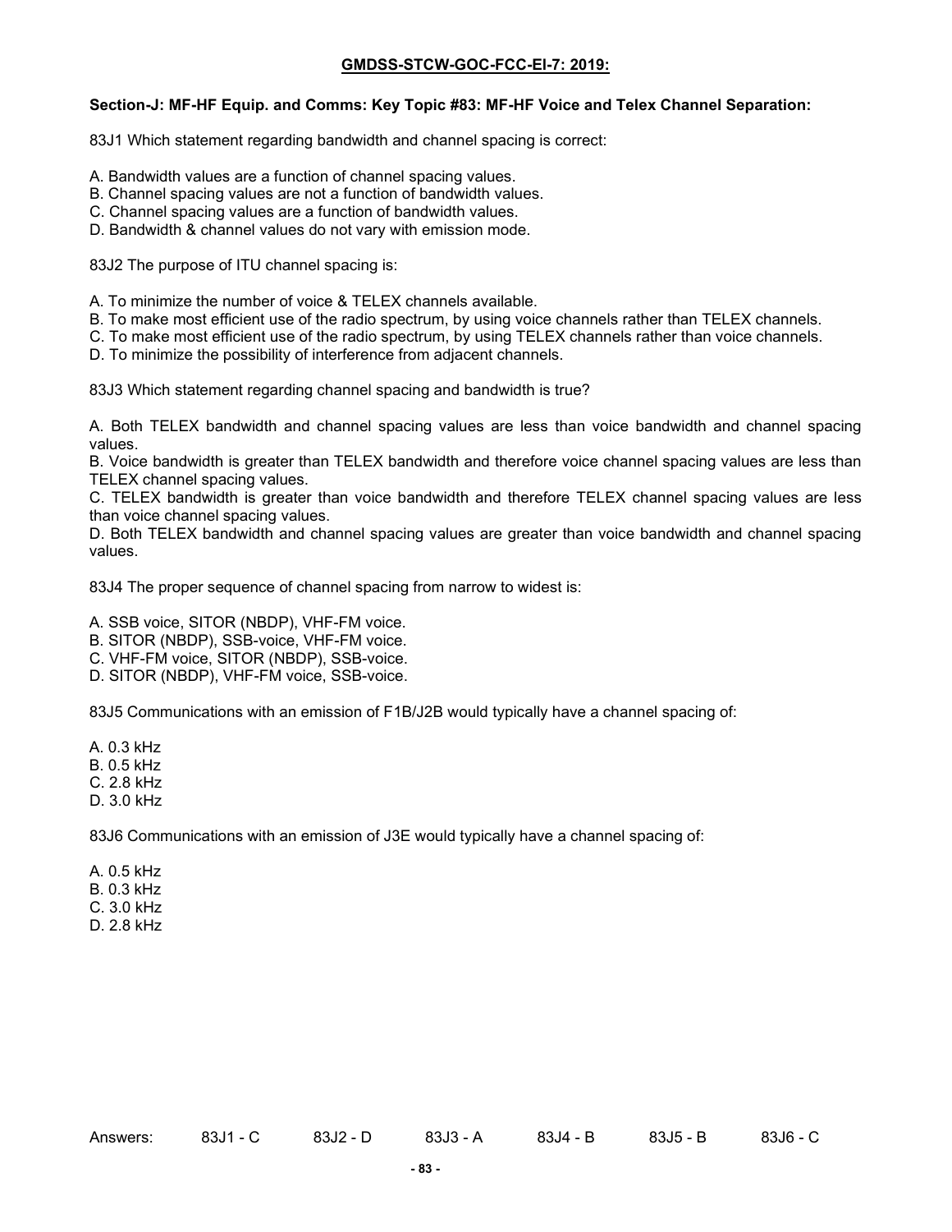**GMDSS-STCW-GOC-FCC-EI-7: 2019:**

**Section-J: MF-HF Equip. and Comms: Key Topic #83: MF-HF Voice and Telex Channel Separation:**

83J1 Which statement regarding bandwidth and channel spacing is correct:

A. Bandwidth values are a function of channel spacing values.
B. Channel spacing values are not a function of bandwidth values.
C. Channel spacing values are a function of bandwidth values.
D. Bandwidth & channel values do not vary with emission mode.

83J2 The purpose of ITU channel spacing is:

A. To minimize the number of voice & TELEX channels available.
B. To make most efficient use of the radio spectrum, by using voice channels rather than TELEX channels.
C. To make most efficient use of the radio spectrum, by using TELEX channels rather than voice channels.
D. To minimize the possibility of interference from adjacent channels.

83J3 Which statement regarding channel spacing and bandwidth is true?

A. Both TELEX bandwidth and channel spacing values are less than voice bandwidth and channel spacing values.
B. Voice bandwidth is greater than TELEX bandwidth and therefore voice channel spacing values are less than TELEX channel spacing values.
C. TELEX bandwidth is greater than voice bandwidth and therefore TELEX channel spacing values are less than voice channel spacing values.
D. Both TELEX bandwidth and channel spacing values are greater than voice bandwidth and channel spacing values.

83J4 The proper sequence of channel spacing from narrow to widest is:

A. SSB voice, SITOR (NBDP), VHF-FM voice.
B. SITOR (NBDP), SSB-voice, VHF-FM voice.
C. VHF-FM voice, SITOR (NBDP), SSB-voice.
D. SITOR (NBDP), VHF-FM voice, SSB-voice.

83J5 Communications with an emission of F1B/J2B would typically have a channel spacing of:

A. 0.3 kHz
B. 0.5 kHz
C. 2.8 kHz
D. 3.0 kHz

83J6 Communications with an emission of J3E would typically have a channel spacing of:

A. 0.5 kHz
B. 0.3 kHz
C. 3.0 kHz
D. 2.8 kHz

Answers: 83J1 - C 83J2 - D 83J3 - A 83J4 - B 83J5 - B 83J6 - C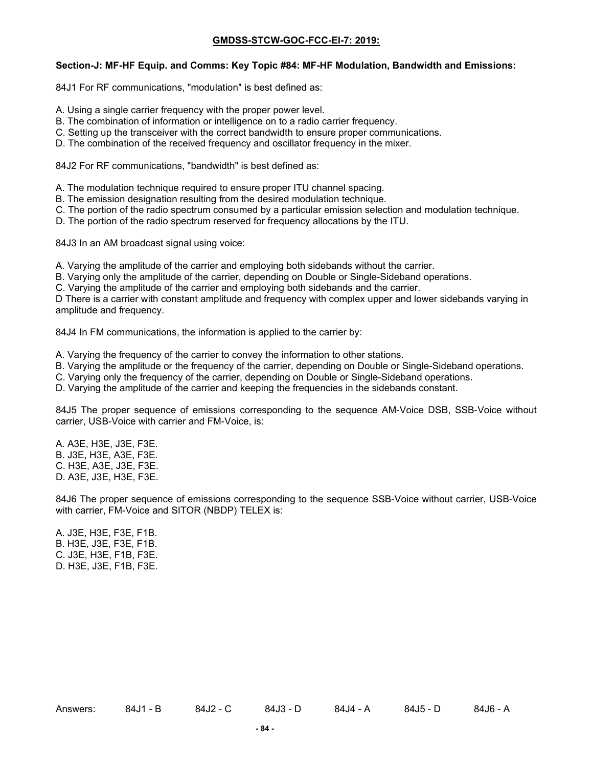**GMDSS-STCW-GOC-FCC-El-7: 2019:**

**Section-J: MF-HF Equip. and Comms: Key Topic #84: MF-HF Modulation, Bandwidth and Emissions:**

84J1 For RF communications, "modulation" is best defined as:

A. Using a single carrier frequency with the proper power level.
B. The combination of information or intelligence on to a radio carrier frequency.
C. Setting up the transceiver with the correct bandwidth to ensure proper communications.
D. The combination of the received frequency and oscillator frequency in the mixer.

84J2 For RF communications, "bandwidth" is best defined as:

A. The modulation technique required to ensure proper ITU channel spacing.
B. The emission designation resulting from the desired modulation technique.
C. The portion of the radio spectrum consumed by a particular emission selection and modulation technique.
D. The portion of the radio spectrum reserved for frequency allocations by the ITU.

84J3 In an AM broadcast signal using voice:

A. Varying the amplitude of the carrier and employing both sidebands without the carrier.
B. Varying only the amplitude of the carrier, depending on Double or Single-Sideband operations.
C. Varying the amplitude of the carrier and employing both sidebands and the carrier.
D There is a carrier with constant amplitude and frequency with complex upper and lower sidebands varying in amplitude and frequency.

84J4 In FM communications, the information is applied to the carrier by:

A. Varying the frequency of the carrier to convey the information to other stations.
B. Varying the amplitude or the frequency of the carrier, depending on Double or Single-Sideband operations.
C. Varying only the frequency of the carrier, depending on Double or Single-Sideband operations.
D. Varying the amplitude of the carrier and keeping the frequencies in the sidebands constant.

84J5 The proper sequence of emissions corresponding to the sequence AM-Voice DSB, SSB-Voice without carrier, USB-Voice with carrier and FM-Voice, is:

A. A3E, H3E, J3E, F3E.
B. J3E, H3E, A3E, F3E.
C. H3E, A3E, J3E, F3E.
D. A3E, J3E, H3E, F3E.

84J6 The proper sequence of emissions corresponding to the sequence SSB-Voice without carrier, USB-Voice with carrier, FM-Voice and SITOR (NBDP) TELEX is:

A. J3E, H3E, F3E, F1B.
B. H3E, J3E, F3E, F1B.
C. J3E, H3E, F1B, F3E.
D. H3E, J3E, F1B, F3E.

Answers: 84J1 - B 84J2 - C 84J3 - D 84J4 - A 84J5 - D 84J6 - A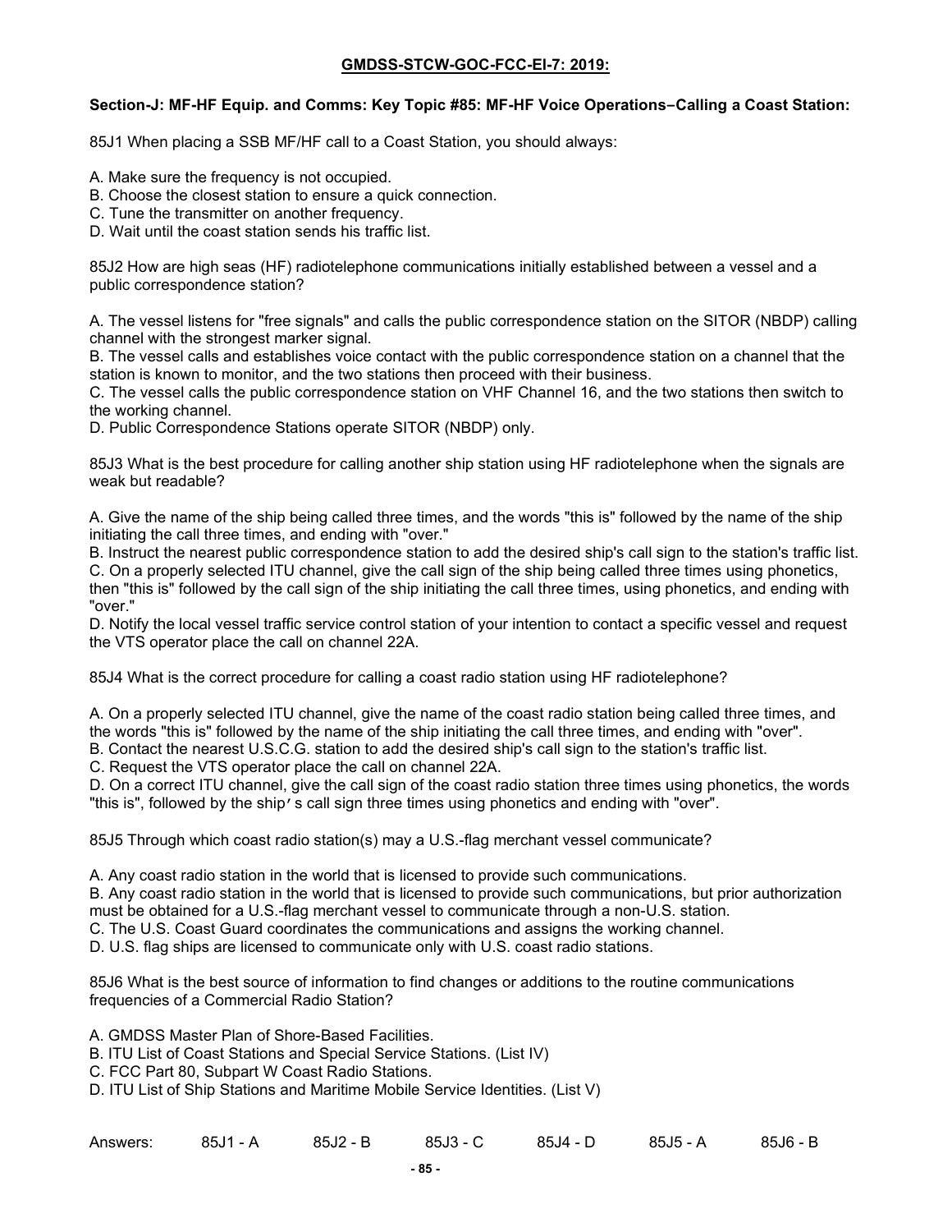**GMDSS-STCW-GOC-FCC-El-7: 2019:**

**Section-J: MF-HF Equip. and Comms: Key Topic #85: MF-HF Voice Operations–Calling a Coast Station:**

85J1 When placing a SSB MF/HF call to a Coast Station, you should always:

A. Make sure the frequency is not occupied.
B. Choose the closest station to ensure a quick connection.
C. Tune the transmitter on another frequency.
D. Wait until the coast station sends his traffic list.

85J2 How are high seas (HF) radiotelephone communications initially established between a vessel and a public correspondence station?

A. The vessel listens for "free signals" and calls the public correspondence station on the SITOR (NBDP) calling channel with the strongest marker signal.
B. The vessel calls and establishes voice contact with the public correspondence station on a channel that the station is known to monitor, and the two stations then proceed with their business.
C. The vessel calls the public correspondence station on VHF Channel 16, and the two stations then switch to the working channel.
D. Public Correspondence Stations operate SITOR (NBDP) only.

85J3 What is the best procedure for calling another ship station using HF radiotelephone when the signals are weak but readable?

A. Give the name of the ship being called three times, and the words "this is" followed by the name of the ship initiating the call three times, and ending with "over."
B. Instruct the nearest public correspondence station to add the desired ship's call sign to the station's traffic list.
C. On a properly selected ITU channel, give the call sign of the ship being called three times using phonetics, then "this is" followed by the call sign of the ship initiating the call three times, using phonetics, and ending with "over."
D. Notify the local vessel traffic service control station of your intention to contact a specific vessel and request the VTS operator place the call on channel 22A.

85J4 What is the correct procedure for calling a coast radio station using HF radiotelephone?

A. On a properly selected ITU channel, give the name of the coast radio station being called three times, and the words "this is" followed by the name of the ship initiating the call three times, and ending with "over".
B. Contact the nearest U.S.C.G. station to add the desired ship's call sign to the station's traffic list.
C. Request the VTS operator place the call on channel 22A.
D. On a correct ITU channel, give the call sign of the coast radio station three times using phonetics, the words "this is", followed by the ship's call sign three times using phonetics and ending with "over".

85J5 Through which coast radio station(s) may a U.S.-flag merchant vessel communicate?

A. Any coast radio station in the world that is licensed to provide such communications.
B. Any coast radio station in the world that is licensed to provide such communications, but prior authorization must be obtained for a U.S.-flag merchant vessel to communicate through a non-U.S. station.
C. The U.S. Coast Guard coordinates the communications and assigns the working channel.
D. U.S. flag ships are licensed to communicate only with U.S. coast radio stations.

85J6 What is the best source of information to find changes or additions to the routine communications frequencies of a Commercial Radio Station?

A. GMDSS Master Plan of Shore-Based Facilities.
B. ITU List of Coast Stations and Special Service Stations. (List IV)
C. FCC Part 80, Subpart W Coast Radio Stations.
D. ITU List of Ship Stations and Maritime Mobile Service Identities. (List V)

Answers: 85J1 - A 85J2 - B 85J3 - C 85J4 - D 85J5 - A 85J6 - B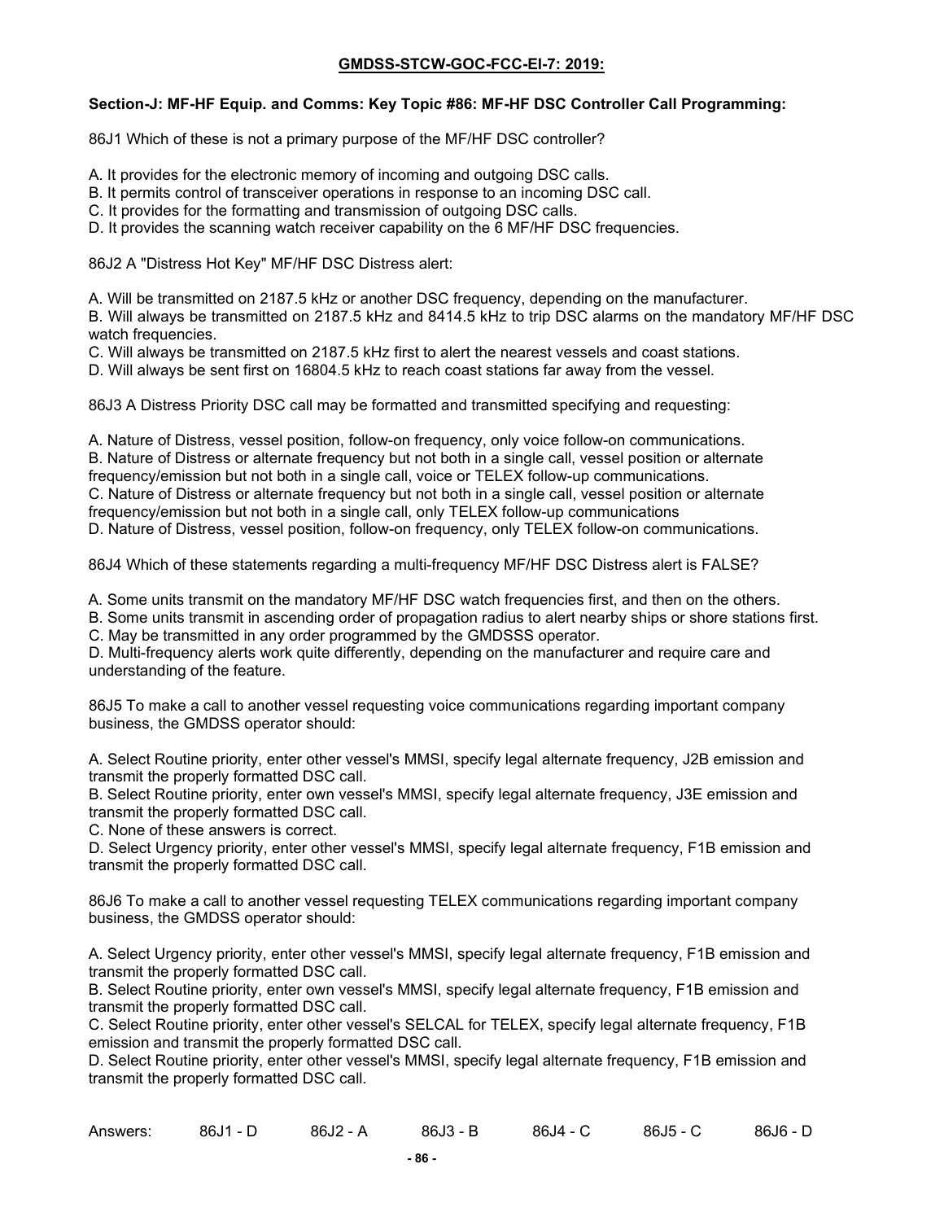**GMDSS-STCW-GOC-FCC-El-7: 2019:**

**Section-J: MF-HF Equip. and Comms: Key Topic #86: MF-HF DSC Controller Call Programming:**

86J1 Which of these is not a primary purpose of the MF/HF DSC controller?

A. It provides for the electronic memory of incoming and outgoing DSC calls.
B. It permits control of transceiver operations in response to an incoming DSC call.
C. It provides for the formatting and transmission of outgoing DSC calls.
D. It provides the scanning watch receiver capability on the 6 MF/HF DSC frequencies.

86J2 A "Distress Hot Key" MF/HF DSC Distress alert:

A. Will be transmitted on 2187.5 kHz or another DSC frequency, depending on the manufacturer.
B. Will always be transmitted on 2187.5 kHz and 8414.5 kHz to trip DSC alarms on the mandatory MF/HF DSC watch frequencies.
C. Will always be transmitted on 2187.5 kHz first to alert the nearest vessels and coast stations.
D. Will always be sent first on 16804.5 kHz to reach coast stations far away from the vessel.

86J3 A Distress Priority DSC call may be formatted and transmitted specifying and requesting:

A. Nature of Distress, vessel position, follow-on frequency, only voice follow-on communications.
B. Nature of Distress or alternate frequency but not both in a single call, vessel position or alternate frequency/emission but not both in a single call, voice or TELEX follow-up communications.
C. Nature of Distress or alternate frequency but not both in a single call, vessel position or alternate frequency/emission but not both in a single call, only TELEX follow-up communications
D. Nature of Distress, vessel position, follow-on frequency, only TELEX follow-on communications.

86J4 Which of these statements regarding a multi-frequency MF/HF DSC Distress alert is FALSE?

A. Some units transmit on the mandatory MF/HF DSC watch frequencies first, and then on the others.
B. Some units transmit in ascending order of propagation radius to alert nearby ships or shore stations first.
C. May be transmitted in any order programmed by the GMDSSS operator.
D. Multi-frequency alerts work quite differently, depending on the manufacturer and require care and understanding of the feature.

86J5 To make a call to another vessel requesting voice communications regarding important company business, the GMDSS operator should:

A. Select Routine priority, enter other vessel's MMSI, specify legal alternate frequency, J2B emission and transmit the properly formatted DSC call.
B. Select Routine priority, enter own vessel's MMSI, specify legal alternate frequency, J3E emission and transmit the properly formatted DSC call.
C. None of these answers is correct.
D. Select Urgency priority, enter other vessel's MMSI, specify legal alternate frequency, F1B emission and transmit the properly formatted DSC call.

86J6 To make a call to another vessel requesting TELEX communications regarding important company business, the GMDSS operator should:

A. Select Urgency priority, enter other vessel's MMSI, specify legal alternate frequency, F1B emission and transmit the properly formatted DSC call.
B. Select Routine priority, enter own vessel's MMSI, specify legal alternate frequency, F1B emission and transmit the properly formatted DSC call.
C. Select Routine priority, enter other vessel's SELCAL for TELEX, specify legal alternate frequency, F1B emission and transmit the properly formatted DSC call.
D. Select Routine priority, enter other vessel's MMSI, specify legal alternate frequency, F1B emission and transmit the properly formatted DSC call.

Answers: 86J1 - D 86J2 - A 86J3 - B 86J4 - C 86J5 - C 86J6 - D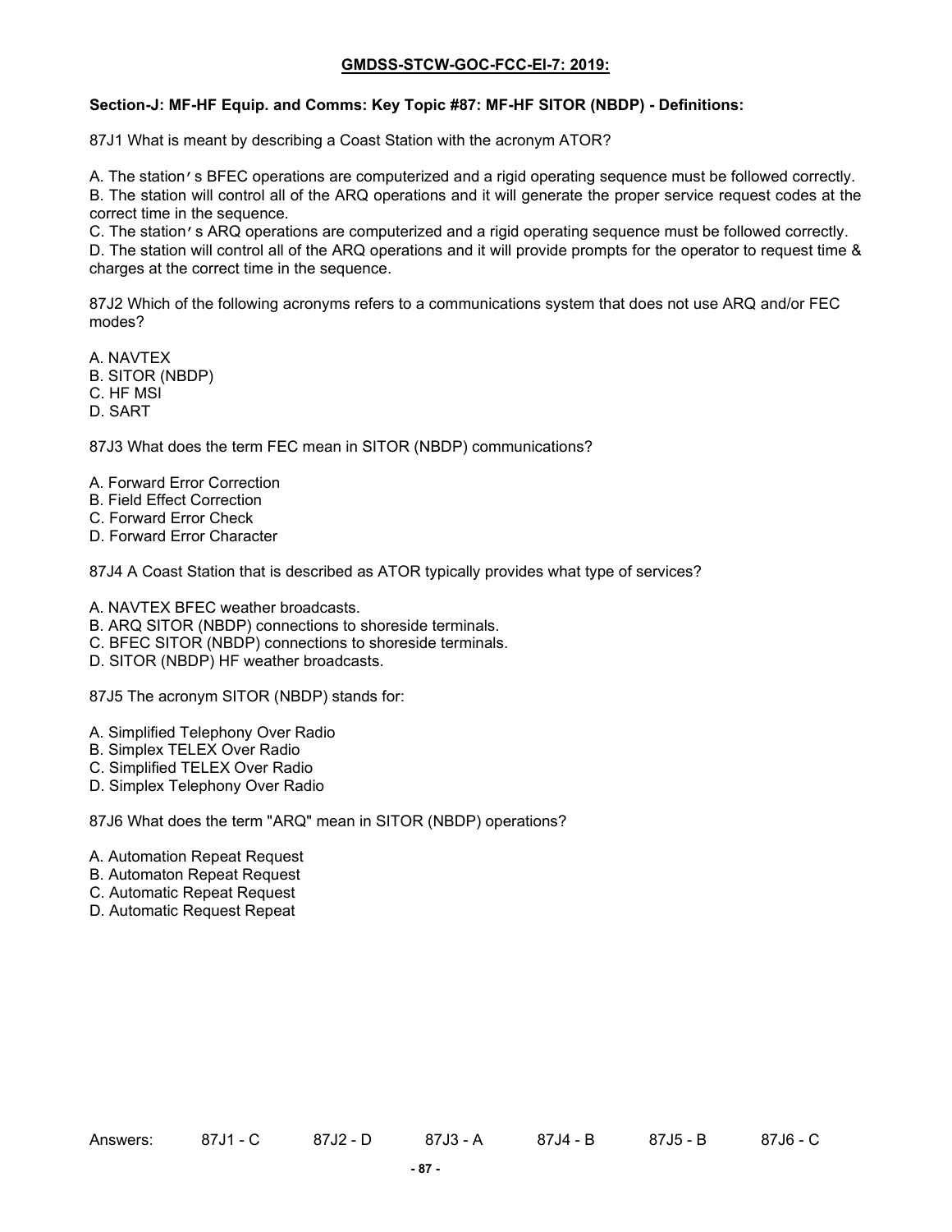**GMDSS-STCW-GOC-FCC-El-7: 2019:**

**Section-J: MF-HF Equip. and Comms: Key Topic #87: MF-HF SITOR (NBDP) - Definitions:**

87J1 What is meant by describing a Coast Station with the acronym ATOR?

A. The station's BFEC operations are computerized and a rigid operating sequence must be followed correctly.
B. The station will control all of the ARQ operations and it will generate the proper service request codes at the correct time in the sequence.
C. The station's ARQ operations are computerized and a rigid operating sequence must be followed correctly.
D. The station will control all of the ARQ operations and it will provide prompts for the operator to request time & charges at the correct time in the sequence.

87J2 Which of the following acronyms refers to a communications system that does not use ARQ and/or FEC modes?

A. NAVTEX
B. SITOR (NBDP)
C. HF MSI
D. SART

87J3 What does the term FEC mean in SITOR (NBDP) communications?

A. Forward Error Correction
B. Field Effect Correction
C. Forward Error Check
D. Forward Error Character

87J4 A Coast Station that is described as ATOR typically provides what type of services?

A. NAVTEX BFEC weather broadcasts.
B. ARQ SITOR (NBDP) connections to shoreside terminals.
C. BFEC SITOR (NBDP) connections to shoreside terminals.
D. SITOR (NBDP) HF weather broadcasts.

87J5 The acronym SITOR (NBDP) stands for:

A. Simplified Telephony Over Radio
B. Simplex TELEX Over Radio
C. Simplified TELEX Over Radio
D. Simplex Telephony Over Radio

87J6 What does the term "ARQ" mean in SITOR (NBDP) operations?

A. Automation Repeat Request
B. Automaton Repeat Request
C. Automatic Repeat Request
D. Automatic Request Repeat

Answers: 87J1 - C 87J2 - D 87J3 - A 87J4 - B 87J5 - B 87J6 - C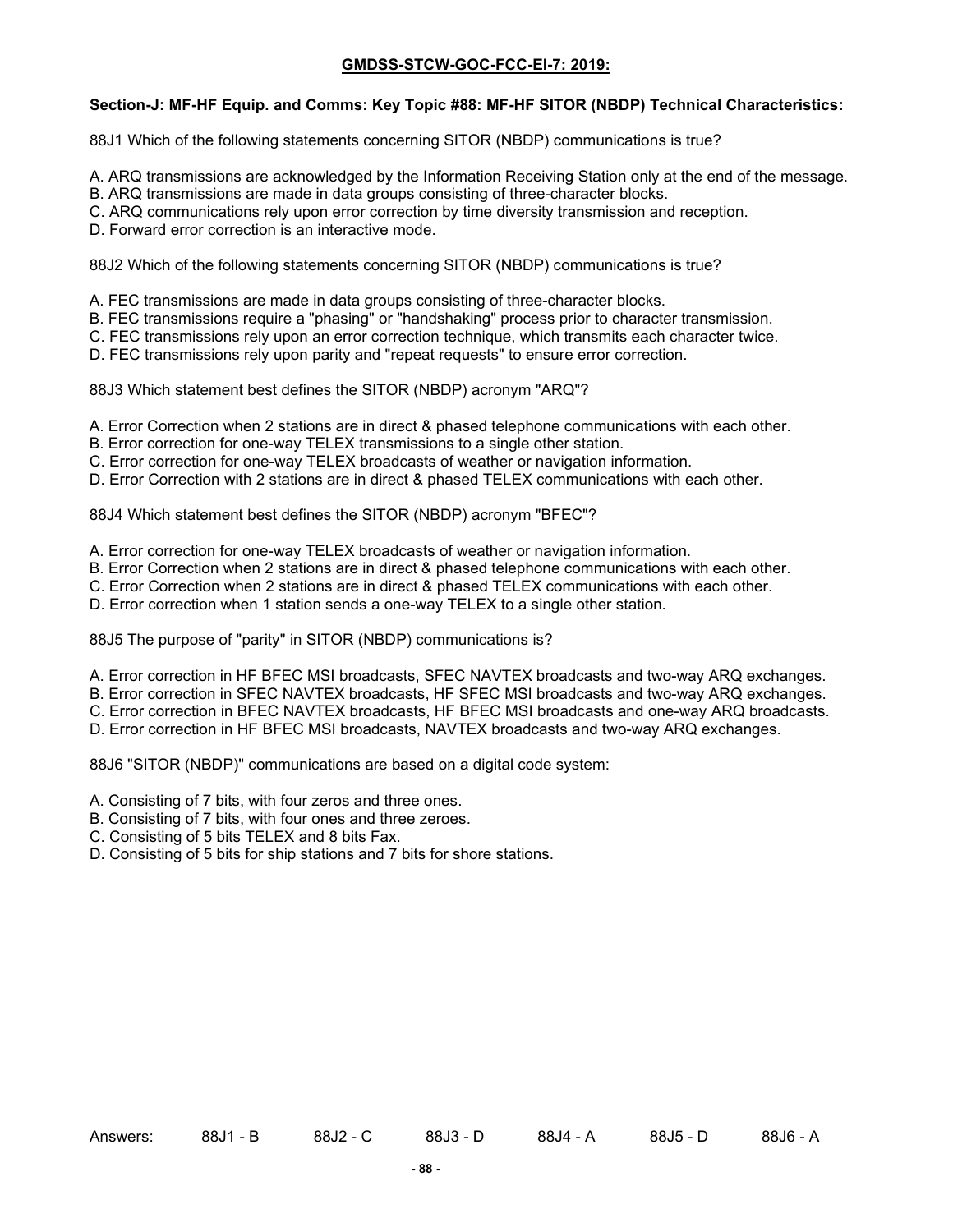**GMDSS-STCW-GOC-FCC-El-7: 2019:**

**Section-J: MF-HF Equip. and Comms: Key Topic #88: MF-HF SITOR (NBDP) Technical Characteristics:**

88J1 Which of the following statements concerning SITOR (NBDP) communications is true?

A. ARQ transmissions are acknowledged by the Information Receiving Station only at the end of the message.
B. ARQ transmissions are made in data groups consisting of three-character blocks.
C. ARQ communications rely upon error correction by time diversity transmission and reception.
D. Forward error correction is an interactive mode.

88J2 Which of the following statements concerning SITOR (NBDP) communications is true?

A. FEC transmissions are made in data groups consisting of three-character blocks.
B. FEC transmissions require a "phasing" or "handshaking" process prior to character transmission.
C. FEC transmissions rely upon an error correction technique, which transmits each character twice.
D. FEC transmissions rely upon parity and "repeat requests" to ensure error correction.

88J3 Which statement best defines the SITOR (NBDP) acronym "ARQ"?

A. Error Correction when 2 stations are in direct & phased telephone communications with each other.
B. Error correction for one-way TELEX transmissions to a single other station.
C. Error correction for one-way TELEX broadcasts of weather or navigation information.
D. Error Correction with 2 stations are in direct & phased TELEX communications with each other.

88J4 Which statement best defines the SITOR (NBDP) acronym "BFEC"?

A. Error correction for one-way TELEX broadcasts of weather or navigation information.
B. Error Correction when 2 stations are in direct & phased telephone communications with each other.
C. Error Correction when 2 stations are in direct & phased TELEX communications with each other.
D. Error correction when 1 station sends a one-way TELEX to a single other station.

88J5 The purpose of "parity" in SITOR (NBDP) communications is?

A. Error correction in HF BFEC MSI broadcasts, SFEC NAVTEX broadcasts and two-way ARQ exchanges.
B. Error correction in SFEC NAVTEX broadcasts, HF SFEC MSI broadcasts and two-way ARQ exchanges.
C. Error correction in BFEC NAVTEX broadcasts, HF BFEC MSI broadcasts and one-way ARQ broadcasts.
D. Error correction in HF BFEC MSI broadcasts, NAVTEX broadcasts and two-way ARQ exchanges.

88J6 "SITOR (NBDP)" communications are based on a digital code system:

A. Consisting of 7 bits, with four zeros and three ones.
B. Consisting of 7 bits, with four ones and three zeroes.
C. Consisting of 5 bits TELEX and 8 bits Fax.
D. Consisting of 5 bits for ship stations and 7 bits for shore stations.

Answers: 88J1 - B 88J2 - C 88J3 - D 88J4 - A 88J5 - D 88J6 - A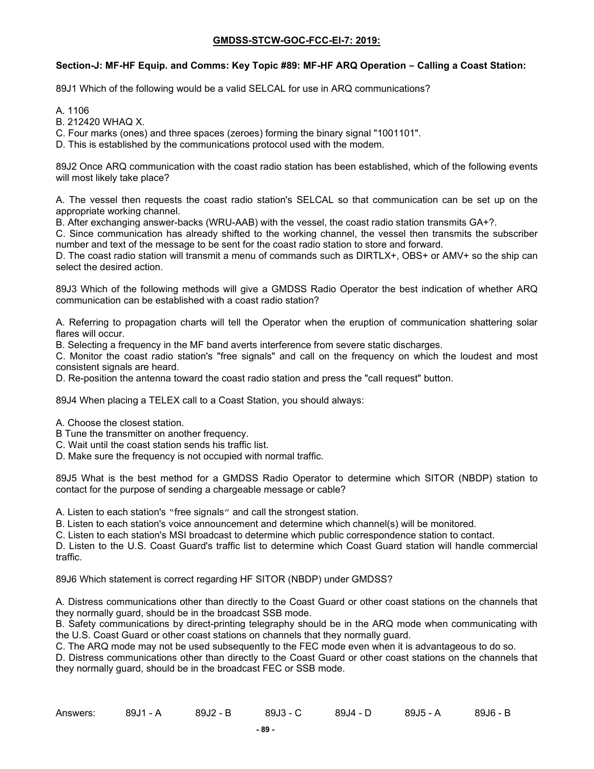**GMDSS-STCW-GOC-FCC-EI-7: 2019:**

**Section-J: MF-HF Equip. and Comms: Key Topic #89: MF-HF ARQ Operation – Calling a Coast Station:**

89J1 Which of the following would be a valid SELCAL for use in ARQ communications?

A. 1106
B. 212420 WHAQ X.
C. Four marks (ones) and three spaces (zeroes) forming the binary signal "1001101".
D. This is established by the communications protocol used with the modem.

89J2 Once ARQ communication with the coast radio station has been established, which of the following events will most likely take place?

A. The vessel then requests the coast radio station's SELCAL so that communication can be set up on the appropriate working channel.
B. After exchanging answer-backs (WRU-AAB) with the vessel, the coast radio station transmits GA+?.
C. Since communication has already shifted to the working channel, the vessel then transmits the subscriber number and text of the message to be sent for the coast radio station to store and forward.
D. The coast radio station will transmit a menu of commands such as DIRTLX+, OBS+ or AMV+ so the ship can select the desired action.

89J3 Which of the following methods will give a GMDSS Radio Operator the best indication of whether ARQ communication can be established with a coast radio station?

A. Referring to propagation charts will tell the Operator when the eruption of communication shattering solar flares will occur.
B. Selecting a frequency in the MF band averts interference from severe static discharges.
C. Monitor the coast radio station's "free signals" and call on the frequency on which the loudest and most consistent signals are heard.
D. Re-position the antenna toward the coast radio station and press the "call request" button.

89J4 When placing a TELEX call to a Coast Station, you should always:

A. Choose the closest station.
B Tune the transmitter on another frequency.
C. Wait until the coast station sends his traffic list.
D. Make sure the frequency is not occupied with normal traffic.

89J5 What is the best method for a GMDSS Radio Operator to determine which SITOR (NBDP) station to contact for the purpose of sending a chargeable message or cable?

A. Listen to each station's "free signals" and call the strongest station.
B. Listen to each station's voice announcement and determine which channel(s) will be monitored.
C. Listen to each station's MSI broadcast to determine which public correspondence station to contact.
D. Listen to the U.S. Coast Guard's traffic list to determine which Coast Guard station will handle commercial traffic.

89J6 Which statement is correct regarding HF SITOR (NBDP) under GMDSS?

A. Distress communications other than directly to the Coast Guard or other coast stations on the channels that they normally guard, should be in the broadcast SSB mode.
B. Safety communications by direct-printing telegraphy should be in the ARQ mode when communicating with the U.S. Coast Guard or other coast stations on channels that they normally guard.
C. The ARQ mode may not be used subsequently to the FEC mode even when it is advantageous to do so.
D. Distress communications other than directly to the Coast Guard or other coast stations on the channels that they normally guard, should be in the broadcast FEC or SSB mode.

Answers: 89J1 - A 89J2 - B 89J3 - C 89J4 - D 89J5 - A 89J6 - B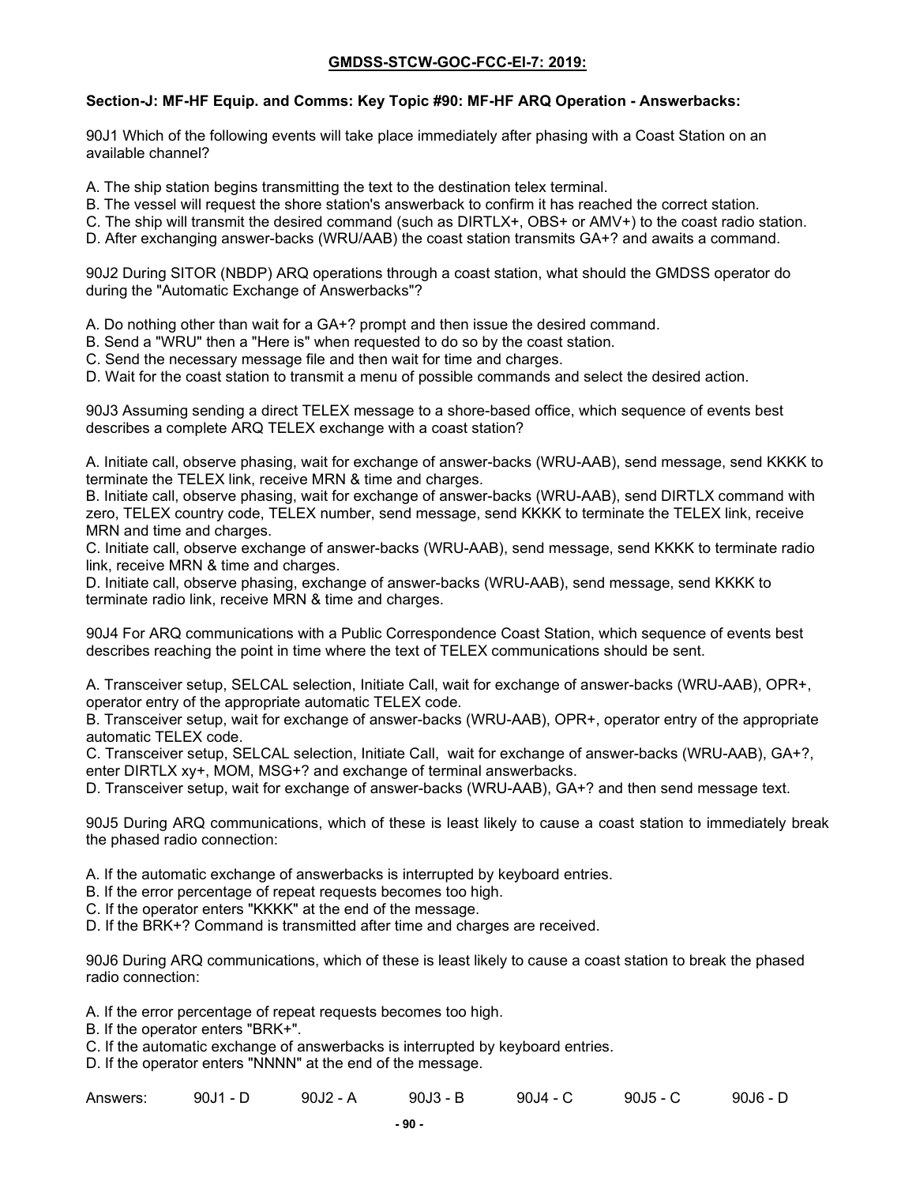## GMDSS-STCW-GOC-FCC-El-7: 2019:

**Section-J: MF-HF Equip. and Comms: Key Topic #90: MF-HF ARQ Operation - Answerbacks:**

90J1 Which of the following events will take place immediately after phasing with a Coast Station on an available channel?

A. The ship station begins transmitting the text to the destination telex terminal.
B. The vessel will request the shore station's answerback to confirm it has reached the correct station.
C. The ship will transmit the desired command (such as DIRTLX+, OBS+ or AMV+) to the coast radio station.
D. After exchanging answer-backs (WRU/AAB) the coast station transmits GA+? and awaits a command.

90J2 During SITOR (NBDP) ARQ operations through a coast station, what should the GMDSS operator do during the "Automatic Exchange of Answerbacks"?

A. Do nothing other than wait for a GA+? prompt and then issue the desired command.
B. Send a "WRU" then a "Here is" when requested to do so by the coast station.
C. Send the necessary message file and then wait for time and charges.
D. Wait for the coast station to transmit a menu of possible commands and select the desired action.

90J3 Assuming sending a direct TELEX message to a shore-based office, which sequence of events best describes a complete ARQ TELEX exchange with a coast station?

A. Initiate call, observe phasing, wait for exchange of answer-backs (WRU-AAB), send message, send KKKK to terminate the TELEX link, receive MRN & time and charges.
B. Initiate call, observe phasing, wait for exchange of answer-backs (WRU-AAB), send DIRTLX command with zero, TELEX country code, TELEX number, send message, send KKKK to terminate the TELEX link, receive MRN and time and charges.
C. Initiate call, observe exchange of answer-backs (WRU-AAB), send message, send KKKK to terminate radio link, receive MRN & time and charges.
D. Initiate call, observe phasing, exchange of answer-backs (WRU-AAB), send message, send KKKK to terminate radio link, receive MRN & time and charges.

90J4 For ARQ communications with a Public Correspondence Coast Station, which sequence of events best describes reaching the point in time where the text of TELEX communications should be sent.

A. Transceiver setup, SELCAL selection, Initiate Call, wait for exchange of answer-backs (WRU-AAB), OPR+, operator entry of the appropriate automatic TELEX code.
B. Transceiver setup, wait for exchange of answer-backs (WRU-AAB), OPR+, operator entry of the appropriate automatic TELEX code.
C. Transceiver setup, SELCAL selection, Initiate Call, wait for exchange of answer-backs (WRU-AAB), GA+?, enter DIRTLX xy+, MOM, MSG+? and exchange of terminal answerbacks.
D. Transceiver setup, wait for exchange of answer-backs (WRU-AAB), GA+? and then send message text.

90J5 During ARQ communications, which of these is least likely to cause a coast station to immediately break the phased radio connection:

A. If the automatic exchange of answerbacks is interrupted by keyboard entries.
B. If the error percentage of repeat requests becomes too high.
C. If the operator enters "KKKK" at the end of the message.
D. If the BRK+? Command is transmitted after time and charges are received.

90J6 During ARQ communications, which of these is least likely to cause a coast station to break the phased radio connection:

A. If the error percentage of repeat requests becomes too high.
B. If the operator enters "BRK+".
C. If the automatic exchange of answerbacks is interrupted by keyboard entries.
D. If the operator enters "NNNN" at the end of the message.

Answers: 90J1 - D 90J2 - A 90J3 - B 90J4 - C 90J5 - C 90J6 - D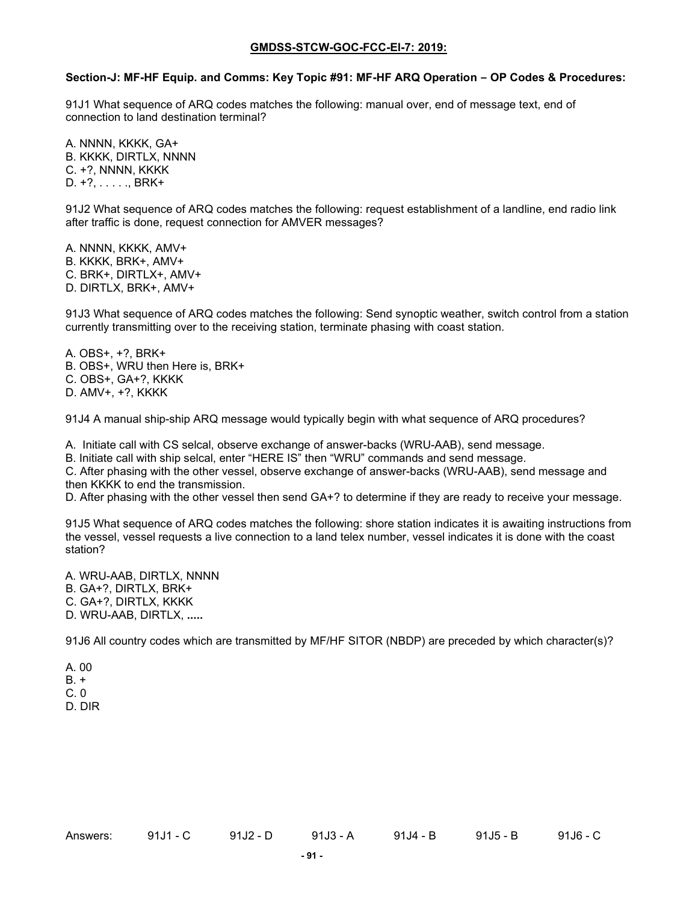**GMDSS-STCW-GOC-FCC-EI-7: 2019:**

**Section-J: MF-HF Equip. and Comms: Key Topic #91: MF-HF ARQ Operation – OP Codes & Procedures:**

91J1 What sequence of ARQ codes matches the following: manual over, end of message text, end of connection to land destination terminal?

A. NNNN, KKKK, GA+
B. KKKK, DIRTLX, NNNN
C. +?, NNNN, KKKK
D. +?, . . . . ., BRK+

91J2 What sequence of ARQ codes matches the following: request establishment of a landline, end radio link after traffic is done, request connection for AMVER messages?

A. NNNN, KKKK, AMV+
B. KKKK, BRK+, AMV+
C. BRK+, DIRTLX+, AMV+
D. DIRTLX, BRK+, AMV+

91J3 What sequence of ARQ codes matches the following: Send synoptic weather, switch control from a station currently transmitting over to the receiving station, terminate phasing with coast station.

A. OBS+, +?, BRK+
B. OBS+, WRU then Here is, BRK+
C. OBS+, GA+?, KKKK
D. AMV+, +?, KKKK

91J4 A manual ship-ship ARQ message would typically begin with what sequence of ARQ procedures?

A. Initiate call with CS selcal, observe exchange of answer-backs (WRU-AAB), send message.
B. Initiate call with ship selcal, enter "HERE IS" then "WRU" commands and send message.
C. After phasing with the other vessel, observe exchange of answer-backs (WRU-AAB), send message and then KKKK to end the transmission.
D. After phasing with the other vessel then send GA+? to determine if they are ready to receive your message.

91J5 What sequence of ARQ codes matches the following: shore station indicates it is awaiting instructions from the vessel, vessel requests a live connection to a land telex number, vessel indicates it is done with the coast station?

A. WRU-AAB, DIRTLX, NNNN
B. GA+?, DIRTLX, BRK+
C. GA+?, DIRTLX, KKKK
D. WRU-AAB, DIRTLX, **.....**

91J6 All country codes which are transmitted by MF/HF SITOR (NBDP) are preceded by which character(s)?

A. 00
B. +
C. 0
D. DIR

Answers: 91J1 - C 91J2 - D 91J3 - A 91J4 - B 91J5 - B 91J6 - C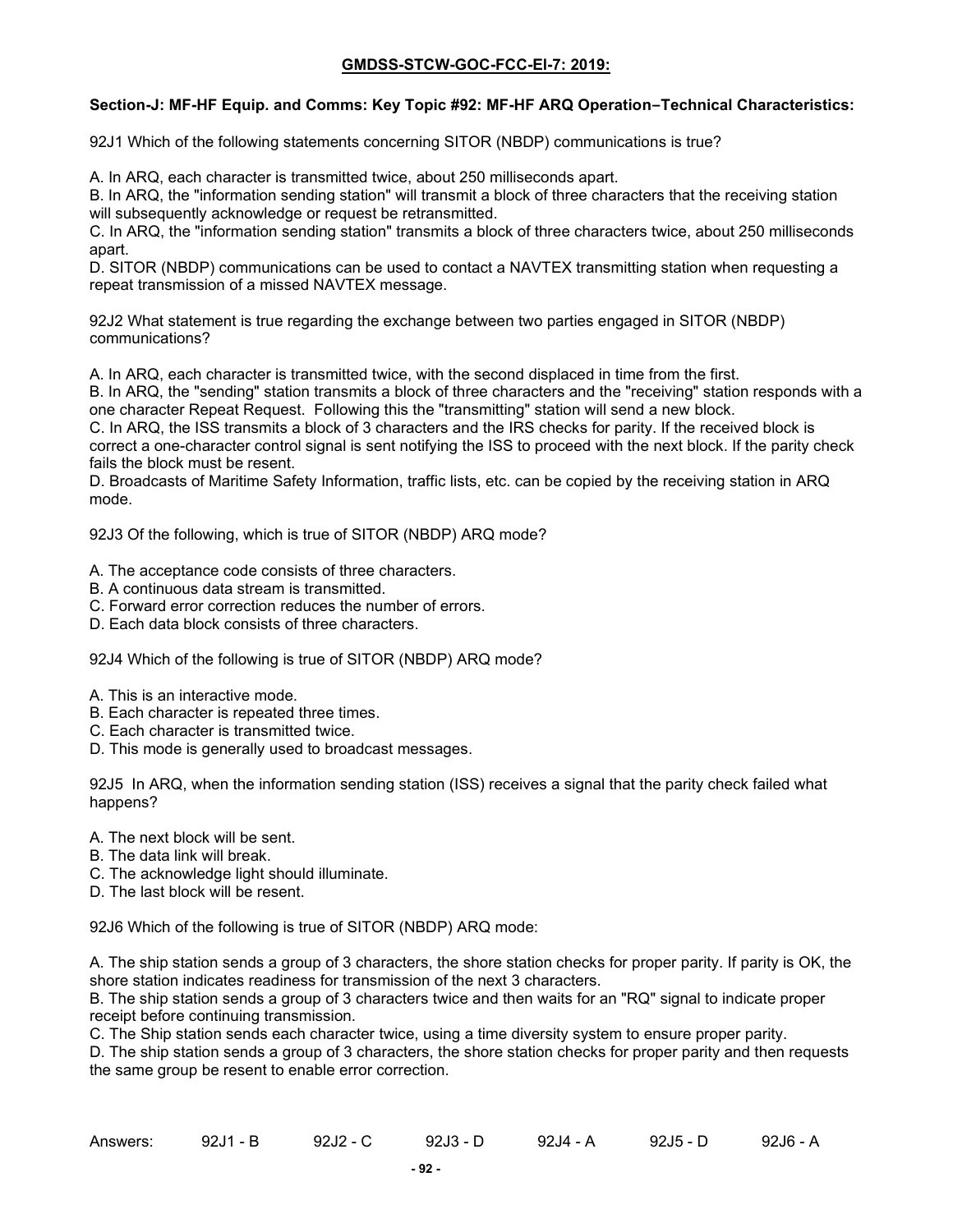**GMDSS-STCW-GOC-FCC-EI-7: 2019:**

**Section-J: MF-HF Equip. and Comms: Key Topic #92: MF-HF ARQ Operation−Technical Characteristics:**

92J1 Which of the following statements concerning SITOR (NBDP) communications is true?

A. In ARQ, each character is transmitted twice, about 250 milliseconds apart.
B. In ARQ, the "information sending station" will transmit a block of three characters that the receiving station will subsequently acknowledge or request be retransmitted.
C. In ARQ, the "information sending station" transmits a block of three characters twice, about 250 milliseconds apart.
D. SITOR (NBDP) communications can be used to contact a NAVTEX transmitting station when requesting a repeat transmission of a missed NAVTEX message.

92J2 What statement is true regarding the exchange between two parties engaged in SITOR (NBDP) communications?

A. In ARQ, each character is transmitted twice, with the second displaced in time from the first.
B. In ARQ, the "sending" station transmits a block of three characters and the "receiving" station responds with a one character Repeat Request. Following this the "transmitting" station will send a new block.
C. In ARQ, the ISS transmits a block of 3 characters and the IRS checks for parity. If the received block is correct a one-character control signal is sent notifying the ISS to proceed with the next block. If the parity check fails the block must be resent.
D. Broadcasts of Maritime Safety Information, traffic lists, etc. can be copied by the receiving station in ARQ mode.

92J3 Of the following, which is true of SITOR (NBDP) ARQ mode?

A. The acceptance code consists of three characters.
B. A continuous data stream is transmitted.
C. Forward error correction reduces the number of errors.
D. Each data block consists of three characters.

92J4 Which of the following is true of SITOR (NBDP) ARQ mode?

A. This is an interactive mode.
B. Each character is repeated three times.
C. Each character is transmitted twice.
D. This mode is generally used to broadcast messages.

92J5 In ARQ, when the information sending station (ISS) receives a signal that the parity check failed what happens?

A. The next block will be sent.
B. The data link will break.
C. The acknowledge light should illuminate.
D. The last block will be resent.

92J6 Which of the following is true of SITOR (NBDP) ARQ mode:

A. The ship station sends a group of 3 characters, the shore station checks for proper parity. If parity is OK, the shore station indicates readiness for transmission of the next 3 characters.
B. The ship station sends a group of 3 characters twice and then waits for an "RQ" signal to indicate proper receipt before continuing transmission.
C. The Ship station sends each character twice, using a time diversity system to ensure proper parity.
D. The ship station sends a group of 3 characters, the shore station checks for proper parity and then requests the same group be resent to enable error correction.

Answers: 92J1 - B 92J2 - C 92J3 - D 92J4 - A 92J5 - D 92J6 - A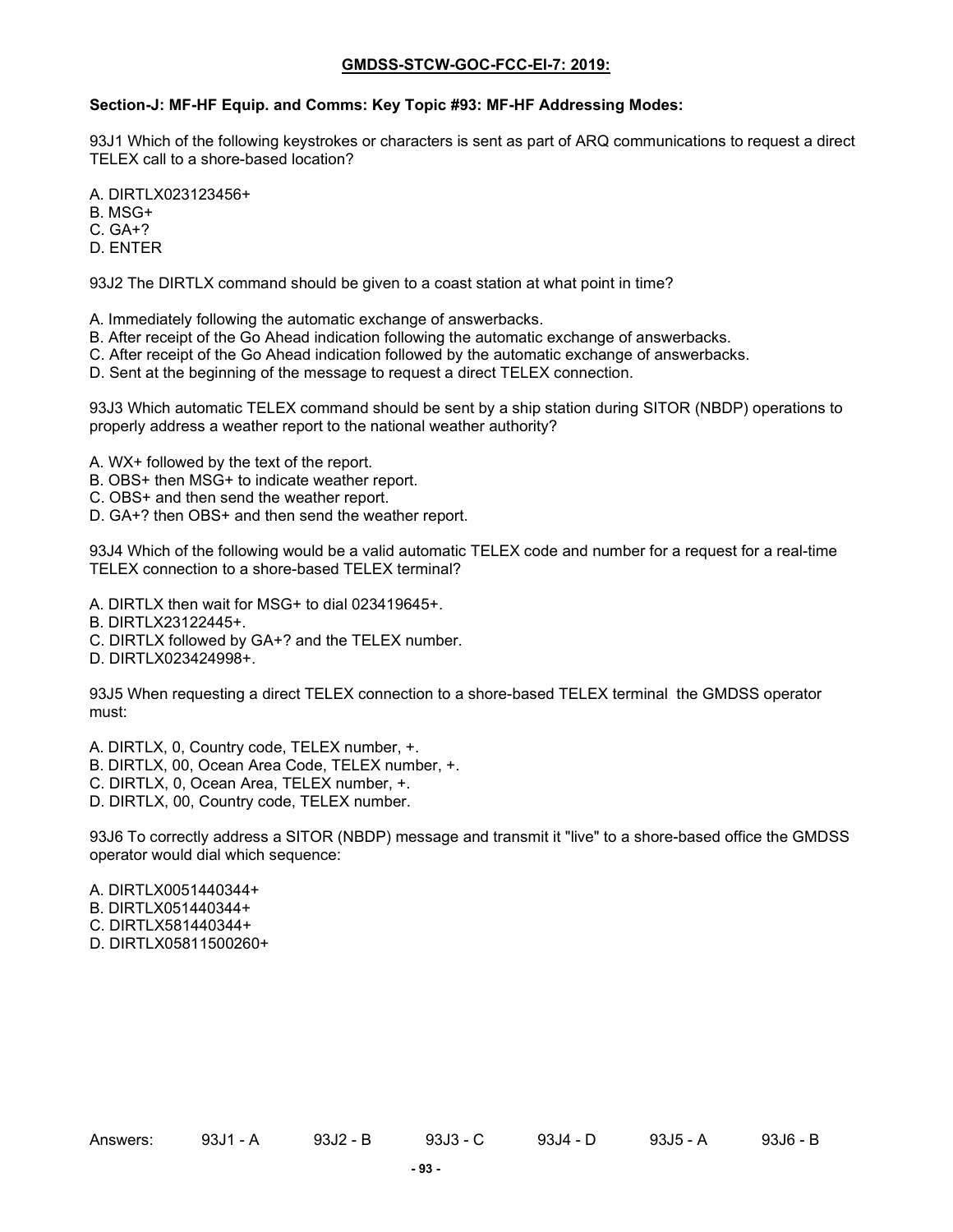**GMDSS-STCW-GOC-FCC-EI-7: 2019:**

**Section-J: MF-HF Equip. and Comms: Key Topic #93: MF-HF Addressing Modes:**

93J1 Which of the following keystrokes or characters is sent as part of ARQ communications to request a direct TELEX call to a shore-based location?

A. DIRTLX023123456+
B. MSG+
C. GA+?
D. ENTER

93J2 The DIRTLX command should be given to a coast station at what point in time?

A. Immediately following the automatic exchange of answerbacks.
B. After receipt of the Go Ahead indication following the automatic exchange of answerbacks.
C. After receipt of the Go Ahead indication followed by the automatic exchange of answerbacks.
D. Sent at the beginning of the message to request a direct TELEX connection.

93J3 Which automatic TELEX command should be sent by a ship station during SITOR (NBDP) operations to properly address a weather report to the national weather authority?

A. WX+ followed by the text of the report.
B. OBS+ then MSG+ to indicate weather report.
C. OBS+ and then send the weather report.
D. GA+? then OBS+ and then send the weather report.

93J4 Which of the following would be a valid automatic TELEX code and number for a request for a real-time TELEX connection to a shore-based TELEX terminal?

A. DIRTLX then wait for MSG+ to dial 023419645+.
B. DIRTLX23122445+.
C. DIRTLX followed by GA+? and the TELEX number.
D. DIRTLX023424998+.

93J5 When requesting a direct TELEX connection to a shore-based TELEX terminal the GMDSS operator must:

A. DIRTLX, 0, Country code, TELEX number, +.
B. DIRTLX, 00, Ocean Area Code, TELEX number, +.
C. DIRTLX, 0, Ocean Area, TELEX number, +.
D. DIRTLX, 00, Country code, TELEX number.

93J6 To correctly address a SITOR (NBDP) message and transmit it "live" to a shore-based office the GMDSS operator would dial which sequence:

A. DIRTLX0051440344+
B. DIRTLX051440344+
C. DIRTLX581440344+
D. DIRTLX05811500260+

Answers: 93J1 - A 93J2 - B 93J3 - C 93J4 - D 93J5 - A 93J6 - B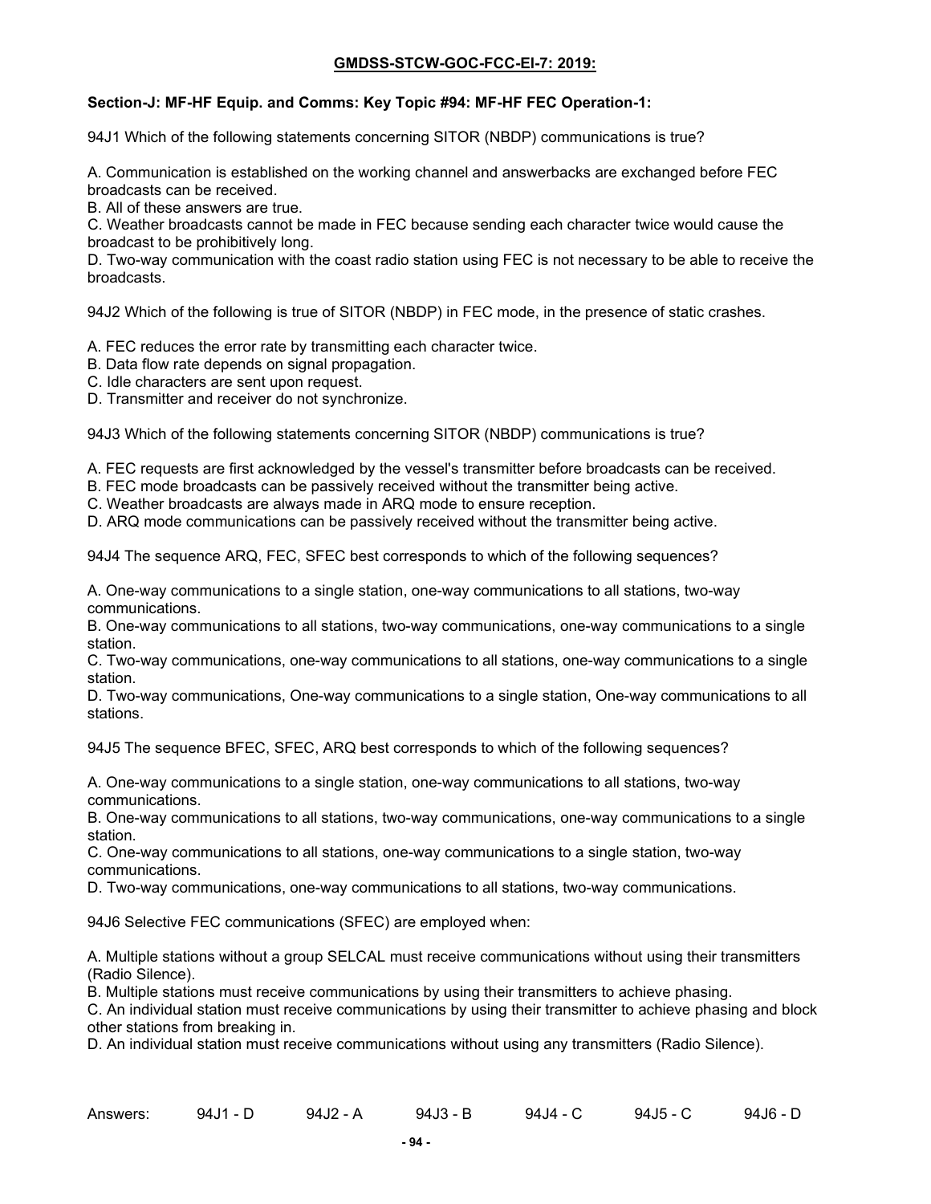## GMDSS-STCW-GOC-FCC-EI-7: 2019:

### Section-J: MF-HF Equip. and Comms: Key Topic #94: MF-HF FEC Operation-1:

94J1 Which of the following statements concerning SITOR (NBDP) communications is true?

A. Communication is established on the working channel and answerbacks are exchanged before FEC broadcasts can be received.
B. All of these answers are true.
C. Weather broadcasts cannot be made in FEC because sending each character twice would cause the broadcast to be prohibitively long.
D. Two-way communication with the coast radio station using FEC is not necessary to be able to receive the broadcasts.

94J2 Which of the following is true of SITOR (NBDP) in FEC mode, in the presence of static crashes.

A. FEC reduces the error rate by transmitting each character twice.
B. Data flow rate depends on signal propagation.
C. Idle characters are sent upon request.
D. Transmitter and receiver do not synchronize.

94J3 Which of the following statements concerning SITOR (NBDP) communications is true?

A. FEC requests are first acknowledged by the vessel's transmitter before broadcasts can be received.
B. FEC mode broadcasts can be passively received without the transmitter being active.
C. Weather broadcasts are always made in ARQ mode to ensure reception.
D. ARQ mode communications can be passively received without the transmitter being active.

94J4 The sequence ARQ, FEC, SFEC best corresponds to which of the following sequences?

A. One-way communications to a single station, one-way communications to all stations, two-way communications.
B. One-way communications to all stations, two-way communications, one-way communications to a single station.
C. Two-way communications, one-way communications to all stations, one-way communications to a single station.
D. Two-way communications, One-way communications to a single station, One-way communications to all stations.

94J5 The sequence BFEC, SFEC, ARQ best corresponds to which of the following sequences?

A. One-way communications to a single station, one-way communications to all stations, two-way communications.
B. One-way communications to all stations, two-way communications, one-way communications to a single station.
C. One-way communications to all stations, one-way communications to a single station, two-way communications.
D. Two-way communications, one-way communications to all stations, two-way communications.

94J6 Selective FEC communications (SFEC) are employed when:

A. Multiple stations without a group SELCAL must receive communications without using their transmitters (Radio Silence).
B. Multiple stations must receive communications by using their transmitters to achieve phasing.
C. An individual station must receive communications by using their transmitter to achieve phasing and block other stations from breaking in.
D. An individual station must receive communications without using any transmitters (Radio Silence).

Answers: 94J1 - D 94J2 - A 94J3 - B 94J4 - C 94J5 - C 94J6 - D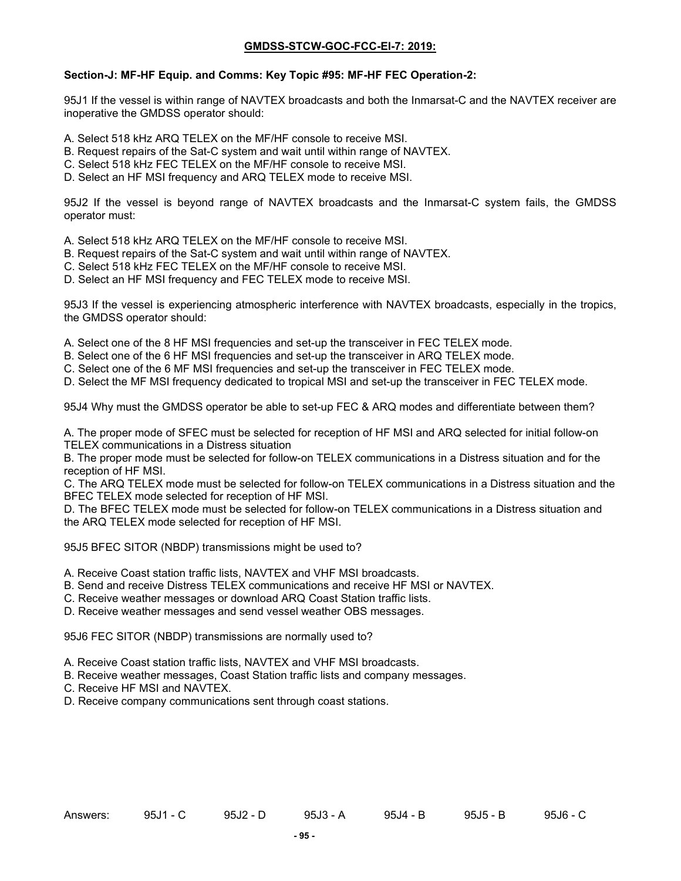**GMDSS-STCW-GOC-FCC-EI-7: 2019:**

**Section-J: MF-HF Equip. and Comms: Key Topic #95: MF-HF FEC Operation-2:**

95J1 If the vessel is within range of NAVTEX broadcasts and both the Inmarsat-C and the NAVTEX receiver are inoperative the GMDSS operator should:

A. Select 518 kHz ARQ TELEX on the MF/HF console to receive MSI.
B. Request repairs of the Sat-C system and wait until within range of NAVTEX.
C. Select 518 kHz FEC TELEX on the MF/HF console to receive MSI.
D. Select an HF MSI frequency and ARQ TELEX mode to receive MSI.

95J2 If the vessel is beyond range of NAVTEX broadcasts and the Inmarsat-C system fails, the GMDSS operator must:

A. Select 518 kHz ARQ TELEX on the MF/HF console to receive MSI.
B. Request repairs of the Sat-C system and wait until within range of NAVTEX.
C. Select 518 kHz FEC TELEX on the MF/HF console to receive MSI.
D. Select an HF MSI frequency and FEC TELEX mode to receive MSI.

95J3 If the vessel is experiencing atmospheric interference with NAVTEX broadcasts, especially in the tropics, the GMDSS operator should:

A. Select one of the 8 HF MSI frequencies and set-up the transceiver in FEC TELEX mode.
B. Select one of the 6 HF MSI frequencies and set-up the transceiver in ARQ TELEX mode.
C. Select one of the 6 MF MSI frequencies and set-up the transceiver in FEC TELEX mode.
D. Select the MF MSI frequency dedicated to tropical MSI and set-up the transceiver in FEC TELEX mode.

95J4 Why must the GMDSS operator be able to set-up FEC & ARQ modes and differentiate between them?

A. The proper mode of SFEC must be selected for reception of HF MSI and ARQ selected for initial follow-on TELEX communications in a Distress situation
B. The proper mode must be selected for follow-on TELEX communications in a Distress situation and for the reception of HF MSI.
C. The ARQ TELEX mode must be selected for follow-on TELEX communications in a Distress situation and the BFEC TELEX mode selected for reception of HF MSI.
D. The BFEC TELEX mode must be selected for follow-on TELEX communications in a Distress situation and the ARQ TELEX mode selected for reception of HF MSI.

95J5 BFEC SITOR (NBDP) transmissions might be used to?

A. Receive Coast station traffic lists, NAVTEX and VHF MSI broadcasts.
B. Send and receive Distress TELEX communications and receive HF MSI or NAVTEX.
C. Receive weather messages or download ARQ Coast Station traffic lists.
D. Receive weather messages and send vessel weather OBS messages.

95J6 FEC SITOR (NBDP) transmissions are normally used to?

A. Receive Coast station traffic lists, NAVTEX and VHF MSI broadcasts.
B. Receive weather messages, Coast Station traffic lists and company messages.
C. Receive HF MSI and NAVTEX.
D. Receive company communications sent through coast stations.

Answers: 95J1 - C 95J2 - D 95J3 - A 95J4 - B 95J5 - B 95J6 - C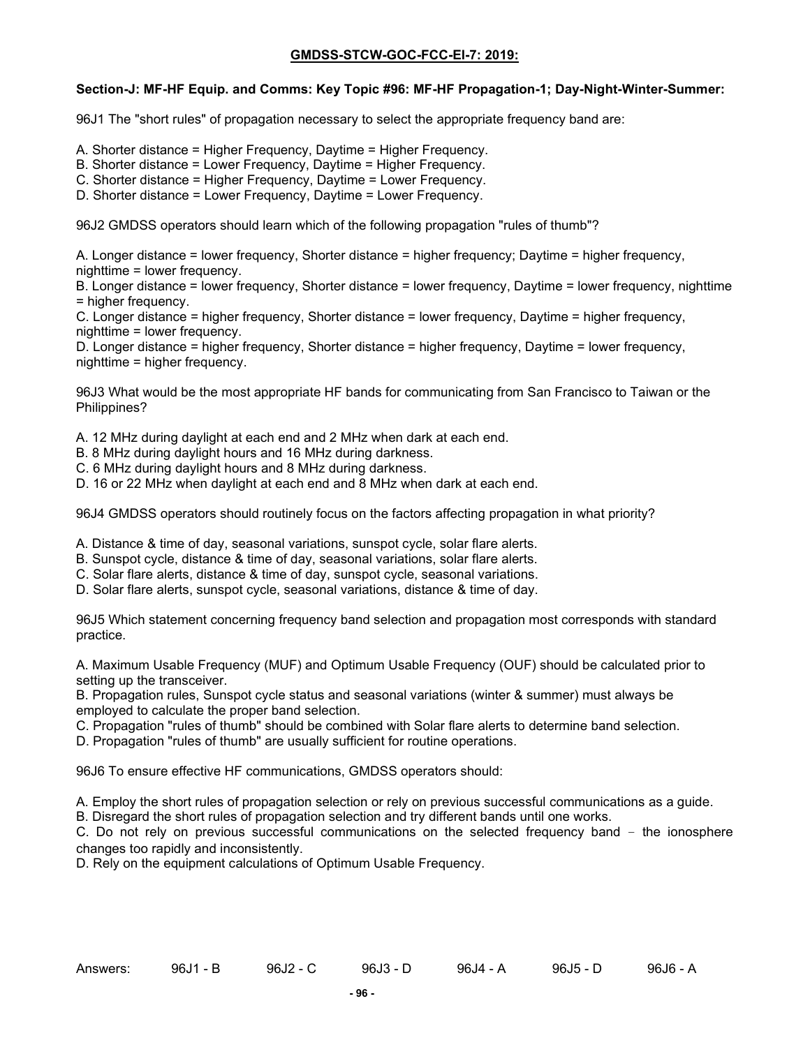**GMDSS-STCW-GOC-FCC-El-7: 2019:**

**Section-J: MF-HF Equip. and Comms: Key Topic #96: MF-HF Propagation-1; Day-Night-Winter-Summer:**

96J1 The "short rules" of propagation necessary to select the appropriate frequency band are:

A. Shorter distance = Higher Frequency, Daytime = Higher Frequency.
B. Shorter distance = Lower Frequency, Daytime = Higher Frequency.
C. Shorter distance = Higher Frequency, Daytime = Lower Frequency.
D. Shorter distance = Lower Frequency, Daytime = Lower Frequency.

96J2 GMDSS operators should learn which of the following propagation "rules of thumb"?

A. Longer distance = lower frequency, Shorter distance = higher frequency; Daytime = higher frequency, nighttime = lower frequency.
B. Longer distance = lower frequency, Shorter distance = lower frequency, Daytime = lower frequency, nighttime = higher frequency.
C. Longer distance = higher frequency, Shorter distance = lower frequency, Daytime = higher frequency, nighttime = lower frequency.
D. Longer distance = higher frequency, Shorter distance = higher frequency, Daytime = lower frequency, nighttime = higher frequency.

96J3 What would be the most appropriate HF bands for communicating from San Francisco to Taiwan or the Philippines?

A. 12 MHz during daylight at each end and 2 MHz when dark at each end.
B. 8 MHz during daylight hours and 16 MHz during darkness.
C. 6 MHz during daylight hours and 8 MHz during darkness.
D. 16 or 22 MHz when daylight at each end and 8 MHz when dark at each end.

96J4 GMDSS operators should routinely focus on the factors affecting propagation in what priority?

A. Distance & time of day, seasonal variations, sunspot cycle, solar flare alerts.
B. Sunspot cycle, distance & time of day, seasonal variations, solar flare alerts.
C. Solar flare alerts, distance & time of day, sunspot cycle, seasonal variations.
D. Solar flare alerts, sunspot cycle, seasonal variations, distance & time of day.

96J5 Which statement concerning frequency band selection and propagation most corresponds with standard practice.

A. Maximum Usable Frequency (MUF) and Optimum Usable Frequency (OUF) should be calculated prior to setting up the transceiver.
B. Propagation rules, Sunspot cycle status and seasonal variations (winter & summer) must always be employed to calculate the proper band selection.
C. Propagation "rules of thumb" should be combined with Solar flare alerts to determine band selection.
D. Propagation "rules of thumb" are usually sufficient for routine operations.

96J6 To ensure effective HF communications, GMDSS operators should:

A. Employ the short rules of propagation selection or rely on previous successful communications as a guide.
B. Disregard the short rules of propagation selection and try different bands until one works.
C. Do not rely on previous successful communications on the selected frequency band – the ionosphere changes too rapidly and inconsistently.
D. Rely on the equipment calculations of Optimum Usable Frequency.

Answers: 96J1 - B 96J2 - C 96J3 - D 96J4 - A 96J5 - D 96J6 - A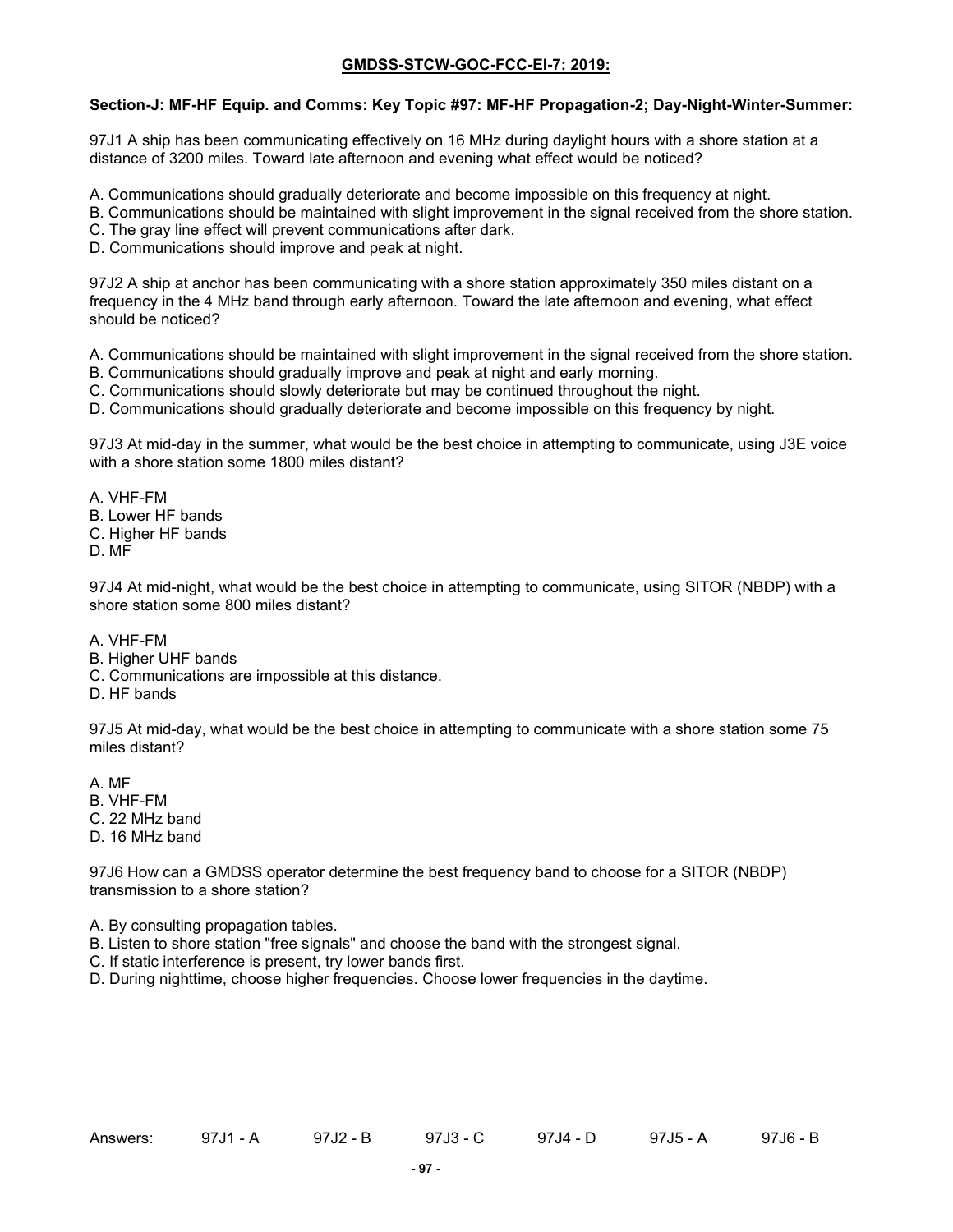**GMDSS-STCW-GOC-FCC-EI-7: 2019:**

**Section-J: MF-HF Equip. and Comms: Key Topic #97: MF-HF Propagation-2; Day-Night-Winter-Summer:**

97J1 A ship has been communicating effectively on 16 MHz during daylight hours with a shore station at a distance of 3200 miles. Toward late afternoon and evening what effect would be noticed?

A. Communications should gradually deteriorate and become impossible on this frequency at night.
B. Communications should be maintained with slight improvement in the signal received from the shore station.
C. The gray line effect will prevent communications after dark.
D. Communications should improve and peak at night.

97J2 A ship at anchor has been communicating with a shore station approximately 350 miles distant on a frequency in the 4 MHz band through early afternoon. Toward the late afternoon and evening, what effect should be noticed?

A. Communications should be maintained with slight improvement in the signal received from the shore station.
B. Communications should gradually improve and peak at night and early morning.
C. Communications should slowly deteriorate but may be continued throughout the night.
D. Communications should gradually deteriorate and become impossible on this frequency by night.

97J3 At mid-day in the summer, what would be the best choice in attempting to communicate, using J3E voice with a shore station some 1800 miles distant?

A. VHF-FM
B. Lower HF bands
C. Higher HF bands
D. MF

97J4 At mid-night, what would be the best choice in attempting to communicate, using SITOR (NBDP) with a shore station some 800 miles distant?

A. VHF-FM
B. Higher UHF bands
C. Communications are impossible at this distance.
D. HF bands

97J5 At mid-day, what would be the best choice in attempting to communicate with a shore station some 75 miles distant?

A. MF
B. VHF-FM
C. 22 MHz band
D. 16 MHz band

97J6 How can a GMDSS operator determine the best frequency band to choose for a SITOR (NBDP) transmission to a shore station?

A. By consulting propagation tables.
B. Listen to shore station "free signals" and choose the band with the strongest signal.
C. If static interference is present, try lower bands first.
D. During nighttime, choose higher frequencies. Choose lower frequencies in the daytime.

Answers: 97J1 - A 97J2 - B 97J3 - C 97J4 - D 97J5 - A 97J6 - B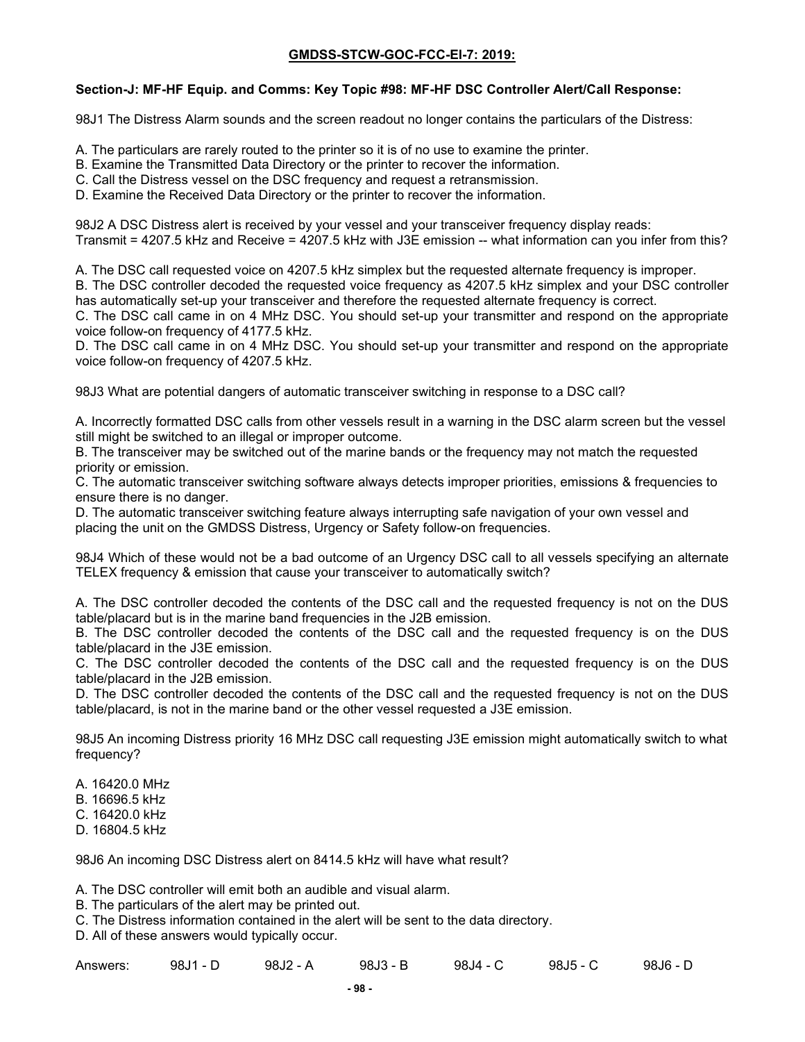**GMDSS-STCW-GOC-FCC-El-7: 2019:**

**Section-J: MF-HF Equip. and Comms: Key Topic #98: MF-HF DSC Controller Alert/Call Response:**

98J1 The Distress Alarm sounds and the screen readout no longer contains the particulars of the Distress:

A. The particulars are rarely routed to the printer so it is of no use to examine the printer.
B. Examine the Transmitted Data Directory or the printer to recover the information.
C. Call the Distress vessel on the DSC frequency and request a retransmission.
D. Examine the Received Data Directory or the printer to recover the information.

98J2 A DSC Distress alert is received by your vessel and your transceiver frequency display reads: Transmit = 4207.5 kHz and Receive = 4207.5 kHz with J3E emission -- what information can you infer from this?

A. The DSC call requested voice on 4207.5 kHz simplex but the requested alternate frequency is improper.
B. The DSC controller decoded the requested voice frequency as 4207.5 kHz simplex and your DSC controller has automatically set-up your transceiver and therefore the requested alternate frequency is correct.
C. The DSC call came in on 4 MHz DSC. You should set-up your transmitter and respond on the appropriate voice follow-on frequency of 4177.5 kHz.
D. The DSC call came in on 4 MHz DSC. You should set-up your transmitter and respond on the appropriate voice follow-on frequency of 4207.5 kHz.

98J3 What are potential dangers of automatic transceiver switching in response to a DSC call?

A. Incorrectly formatted DSC calls from other vessels result in a warning in the DSC alarm screen but the vessel still might be switched to an illegal or improper outcome.
B. The transceiver may be switched out of the marine bands or the frequency may not match the requested priority or emission.
C. The automatic transceiver switching software always detects improper priorities, emissions & frequencies to ensure there is no danger.
D. The automatic transceiver switching feature always interrupting safe navigation of your own vessel and placing the unit on the GMDSS Distress, Urgency or Safety follow-on frequencies.

98J4 Which of these would not be a bad outcome of an Urgency DSC call to all vessels specifying an alternate TELEX frequency & emission that cause your transceiver to automatically switch?

A. The DSC controller decoded the contents of the DSC call and the requested frequency is not on the DUS table/placard but is in the marine band frequencies in the J2B emission.
B. The DSC controller decoded the contents of the DSC call and the requested frequency is on the DUS table/placard in the J3E emission.
C. The DSC controller decoded the contents of the DSC call and the requested frequency is on the DUS table/placard in the J2B emission.
D. The DSC controller decoded the contents of the DSC call and the requested frequency is not on the DUS table/placard, is not in the marine band or the other vessel requested a J3E emission.

98J5 An incoming Distress priority 16 MHz DSC call requesting J3E emission might automatically switch to what frequency?

A. 16420.0 MHz
B. 16696.5 kHz
C. 16420.0 kHz
D. 16804.5 kHz

98J6 An incoming DSC Distress alert on 8414.5 kHz will have what result?

A. The DSC controller will emit both an audible and visual alarm.
B. The particulars of the alert may be printed out.
C. The Distress information contained in the alert will be sent to the data directory.
D. All of these answers would typically occur.

Answers: 98J1 - D 98J2 - A 98J3 - B 98J4 - C 98J5 - C 98J6 - D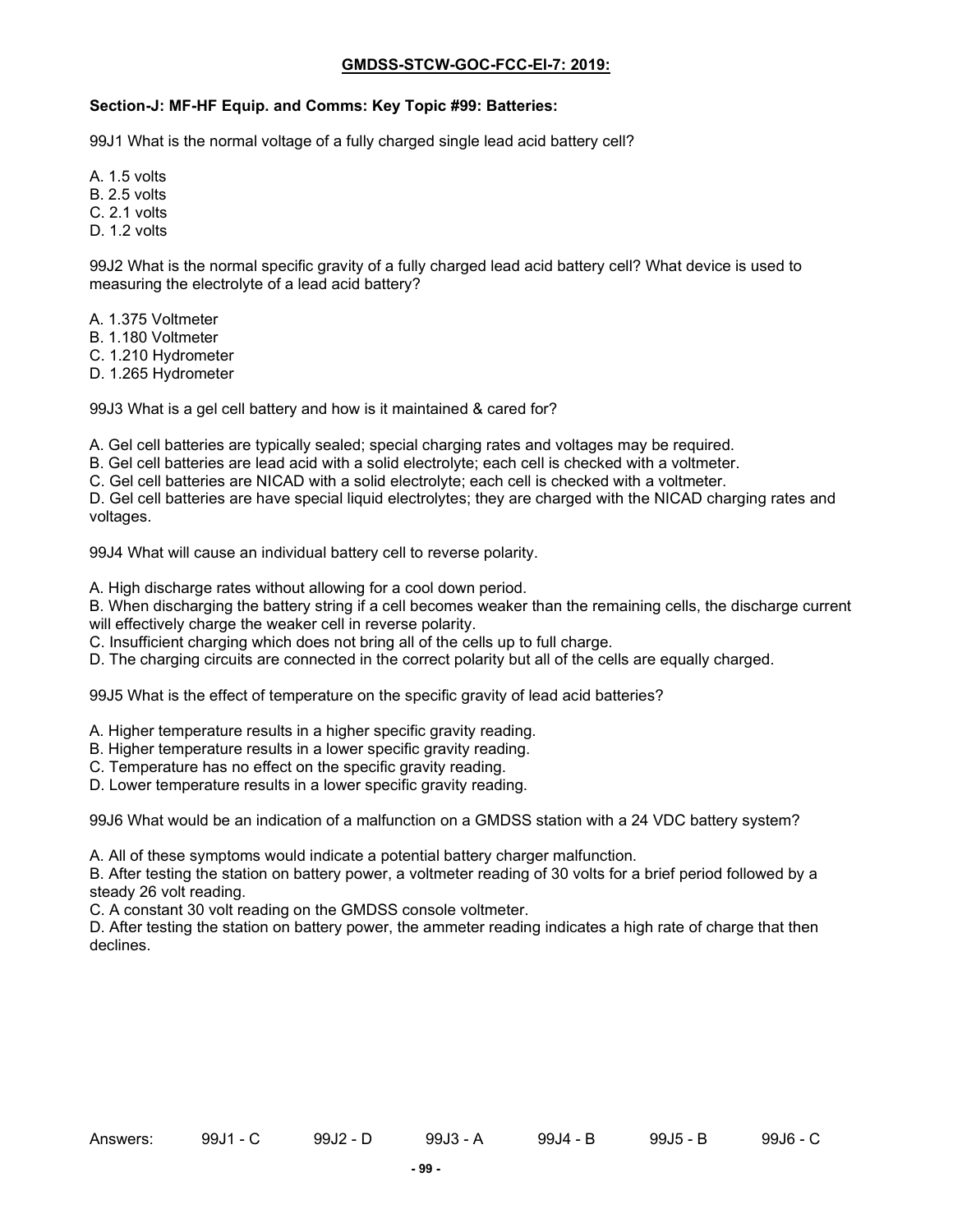**GMDSS-STCW-GOC-FCC-EI-7: 2019:**

**Section-J: MF-HF Equip. and Comms: Key Topic #99: Batteries:**

99J1 What is the normal voltage of a fully charged single lead acid battery cell?

A. 1.5 volts
B. 2.5 volts
C. 2.1 volts
D. 1.2 volts

99J2 What is the normal specific gravity of a fully charged lead acid battery cell? What device is used to measuring the electrolyte of a lead acid battery?

A. 1.375 Voltmeter
B. 1.180 Voltmeter
C. 1.210 Hydrometer
D. 1.265 Hydrometer

99J3 What is a gel cell battery and how is it maintained & cared for?

A. Gel cell batteries are typically sealed; special charging rates and voltages may be required.
B. Gel cell batteries are lead acid with a solid electrolyte; each cell is checked with a voltmeter.
C. Gel cell batteries are NICAD with a solid electrolyte; each cell is checked with a voltmeter.
D. Gel cell batteries are have special liquid electrolytes; they are charged with the NICAD charging rates and voltages.

99J4 What will cause an individual battery cell to reverse polarity.

A. High discharge rates without allowing for a cool down period.
B. When discharging the battery string if a cell becomes weaker than the remaining cells, the discharge current will effectively charge the weaker cell in reverse polarity.
C. Insufficient charging which does not bring all of the cells up to full charge.
D. The charging circuits are connected in the correct polarity but all of the cells are equally charged.

99J5 What is the effect of temperature on the specific gravity of lead acid batteries?

A. Higher temperature results in a higher specific gravity reading.
B. Higher temperature results in a lower specific gravity reading.
C. Temperature has no effect on the specific gravity reading.
D. Lower temperature results in a lower specific gravity reading.

99J6 What would be an indication of a malfunction on a GMDSS station with a 24 VDC battery system?

A. All of these symptoms would indicate a potential battery charger malfunction.
B. After testing the station on battery power, a voltmeter reading of 30 volts for a brief period followed by a steady 26 volt reading.
C. A constant 30 volt reading on the GMDSS console voltmeter.
D. After testing the station on battery power, the ammeter reading indicates a high rate of charge that then declines.

Answers: 99J1 - C 99J2 - D 99J3 - A 99J4 - B 99J5 - B 99J6 - C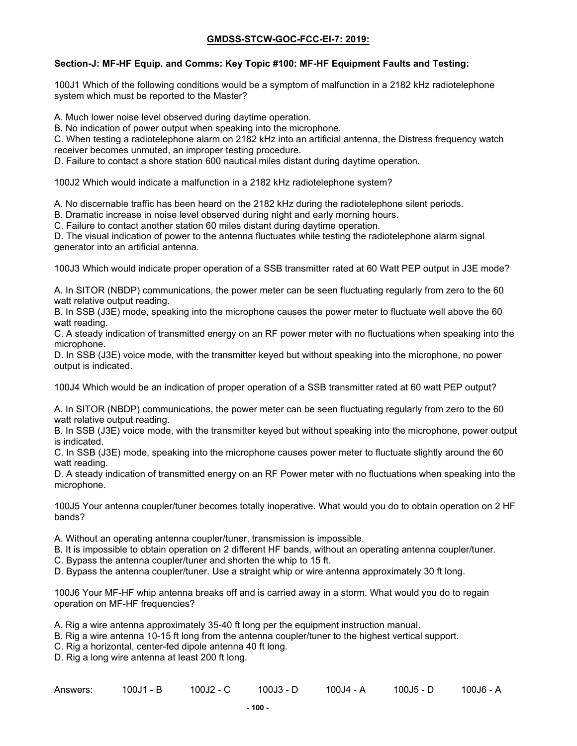**GMDSS-STCW-GOC-FCC-El-7: 2019:**

**Section-J: MF-HF Equip. and Comms: Key Topic #100: MF-HF Equipment Faults and Testing:**

100J1 Which of the following conditions would be a symptom of malfunction in a 2182 kHz radiotelephone system which must be reported to the Master?

A. Much lower noise level observed during daytime operation.
B. No indication of power output when speaking into the microphone.
C. When testing a radiotelephone alarm on 2182 kHz into an artificial antenna, the Distress frequency watch receiver becomes unmuted, an improper testing procedure.
D. Failure to contact a shore station 600 nautical miles distant during daytime operation.

100J2 Which would indicate a malfunction in a 2182 kHz radiotelephone system?

A. No discernable traffic has been heard on the 2182 kHz during the radiotelephone silent periods.
B. Dramatic increase in noise level observed during night and early morning hours.
C. Failure to contact another station 60 miles distant during daytime operation.
D. The visual indication of power to the antenna fluctuates while testing the radiotelephone alarm signal generator into an artificial antenna.

100J3 Which would indicate proper operation of a SSB transmitter rated at 60 Watt PEP output in J3E mode?

A. In SITOR (NBDP) communications, the power meter can be seen fluctuating regularly from zero to the 60 watt relative output reading.
B. In SSB (J3E) mode, speaking into the microphone causes the power meter to fluctuate well above the 60 watt reading.
C. A steady indication of transmitted energy on an RF power meter with no fluctuations when speaking into the microphone.
D. In SSB (J3E) voice mode, with the transmitter keyed but without speaking into the microphone, no power output is indicated.

100J4 Which would be an indication of proper operation of a SSB transmitter rated at 60 watt PEP output?

A. In SITOR (NBDP) communications, the power meter can be seen fluctuating regularly from zero to the 60 watt relative output reading.
B. In SSB (J3E) voice mode, with the transmitter keyed but without speaking into the microphone, power output is indicated.
C. In SSB (J3E) mode, speaking into the microphone causes power meter to fluctuate slightly around the 60 watt reading.
D. A steady indication of transmitted energy on an RF Power meter with no fluctuations when speaking into the microphone.

100J5 Your antenna coupler/tuner becomes totally inoperative. What would you do to obtain operation on 2 HF bands?

A. Without an operating antenna coupler/tuner, transmission is impossible.
B. It is impossible to obtain operation on 2 different HF bands, without an operating antenna coupler/tuner.
C. Bypass the antenna coupler/tuner and shorten the whip to 15 ft.
D. Bypass the antenna coupler/tuner. Use a straight whip or wire antenna approximately 30 ft long.

100J6 Your MF-HF whip antenna breaks off and is carried away in a storm. What would you do to regain operation on MF-HF frequencies?

A. Rig a wire antenna approximately 35-40 ft long per the equipment instruction manual.
B. Rig a wire antenna 10-15 ft long from the antenna coupler/tuner to the highest vertical support.
C. Rig a horizontal, center-fed dipole antenna 40 ft long.
D. Rig a long wire antenna at least 200 ft long.

Answers: 100J1 - B 100J2 - C 100J3 - D 100J4 - A 100J5 - D 100J6 - A